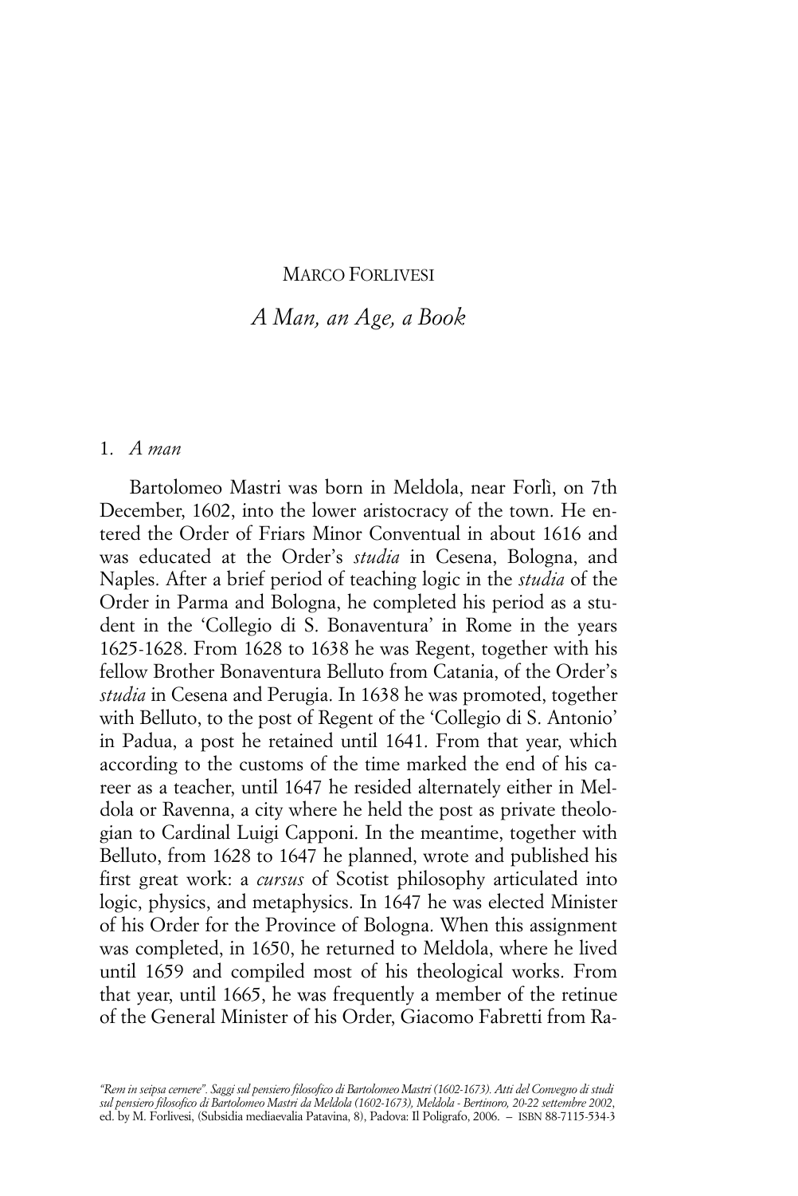MARCO FORLIVESI

# *A Man, an Age, a Book*

## 1. *A man*

Bartolomeo Mastri was born in Meldola, near Forlì, on 7th December, 1602, into the lower aristocracy of the town. He entered the Order of Friars Minor Conventual in about 1616 and was educated at the Order's *studia* in Cesena, Bologna, and Naples. After a brief period of teaching logic in the *studia* of the Order in Parma and Bologna, he completed his period as a student in the 'Collegio di S. Bonaventura' in Rome in the years 1625-1628. From 1628 to 1638 he was Regent, together with his fellow Brother Bonaventura Belluto from Catania, of the Order's *studia* in Cesena and Perugia. In 1638 he was promoted, together with Belluto, to the post of Regent of the 'Collegio di S. Antonio' in Padua, a post he retained until 1641. From that year, which according to the customs of the time marked the end of his career as a teacher, until 1647 he resided alternately either in Meldola or Ravenna, a city where he held the post as private theologian to Cardinal Luigi Capponi. In the meantime, together with Belluto, from 1628 to 1647 he planned, wrote and published his first great work: a *cursus* of Scotist philosophy articulated into logic, physics, and metaphysics. In 1647 he was elected Minister of his Order for the Province of Bologna. When this assignment was completed, in 1650, he returned to Meldola, where he lived until 1659 and compiled most of his theological works. From that year, until 1665, he was frequently a member of the retinue of the General Minister of his Order, Giacomo Fabretti from Ra-

*"Rem in seipsa cernere". Saggi sul pensiero filosofico di Bartolomeo Mastri (1602-1673). Atti del Convegno di studi sul pensiero filosofico di Bartolomeo Mastri da Meldola (1602-1673), Meldola - Bertinoro, 20-22 settembre 2002*, ed. by M. Forlivesi, (Subsidia mediaevalia Patavina, 8), Padova: Il Poligrafo, 2006. – ISBN 88-7115-534-3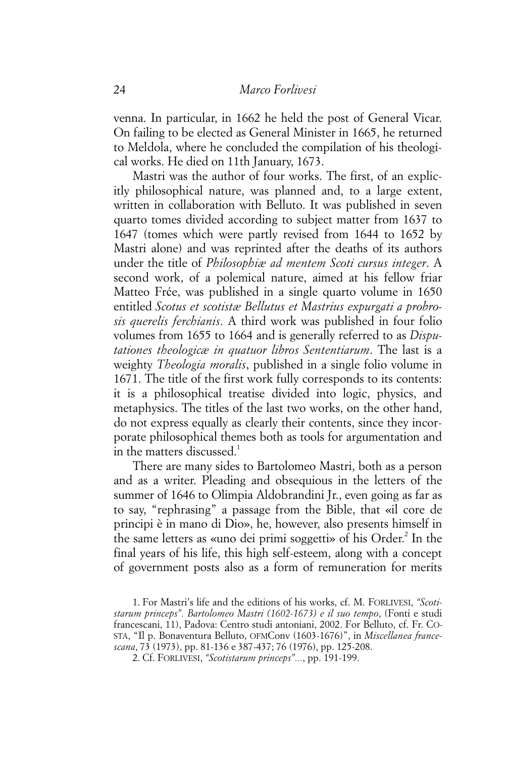venna. In particular, in 1662 he held the post of General Vicar. On failing to be elected as General Minister in 1665, he returned to Meldola, where he concluded the compilation of his theological works. He died on 11th January, 1673.

Mastri was the author of four works. The first, of an explicitly philosophical nature, was planned and, to a large extent, written in collaboration with Belluto. It was published in seven quarto tomes divided according to subject matter from 1637 to 1647 (tomes which were partly revised from 1644 to 1652 by Mastri alone) and was reprinted after the deaths of its authors under the title of *Philosophiæ ad mentem Scoti cursus integer*. A second work, of a polemical nature, aimed at his fellow friar Matteo Frćе, was published in a single quarto volume in 1650 entitled *Scotus et scotistæ Bellutus et Mastrius expurgati a probrosis querelis ferchianis*. A third work was published in four folio volumes from 1655 to 1664 and is generally referred to as *Disputationes theologicæ in quatuor libros Sententiarum*. The last is a weighty *Theologia moralis*, published in a single folio volume in 1671. The title of the first work fully corresponds to its contents: it is a philosophical treatise divided into logic, physics, and metaphysics. The titles of the last two works, on the other hand, do not express equally as clearly their contents, since they incorporate philosophical themes both as tools for argumentation and in the matters discussed.[1]

There are many sides to Bartolomeo Mastri, both as a person and as a writer. Pleading and obsequious in the letters of the summer of 1646 to Olimpia Aldobrandini Jr., even going as far as to say, "rephrasing" a passage from the Bible, that «il core de principi è in mano di Dio», he, however, also presents himself in the same letters as «uno dei primi soggetti» of his Order.[2] In the final years of his life, this high self-esteem, along with a concept of government posts also as a form of remuneration for merits

1. For Mastri's life and the editions of his works, cf. M. FORLIVESI, *"Scotistarum princeps". Bartolomeo Mastri (1602-1673) e il suo tempo*, (Fonti e studi francescani, 11), Padova: Centro studi antoniani, 2002. For Belluto, cf. Fr. COSTA, "Il p. Bonaventura Belluto, OFMConv (1603-1676)", in *Miscellanea francescana*, 73 (1973), pp. 81-136 e 387-437; 76 (1976), pp. 125-208.

2. Cf. FORLIVESI, *"Scotistarum princeps"...*, pp. 191-199.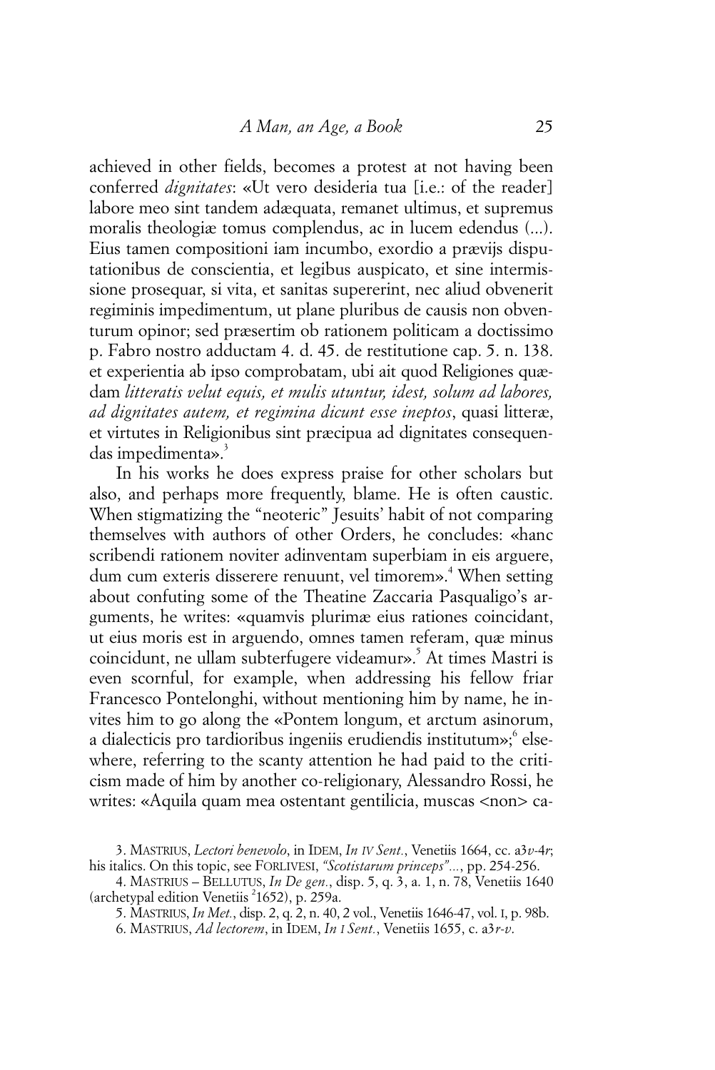achieved in other fields, becomes a protest at not having been conferred *dignitates*: «Ut vero desideria tua [i.e.: of the reader] labore meo sint tandem adæquata, remanet ultimus, et supremus moralis theologiæ tomus complendus, ac in lucem edendus (...). Eius tamen compositioni iam incumbo, exordio a prævijs disputationibus de conscientia, et legibus auspicato, et sine intermissione prosequar, si vita, et sanitas superererint, nec aliud obvenerit regiminis impedimentum, ut plane pluribus de causis non obventurum opinor; sed præsertim ob rationem politicam a doctissimo p. Fabro nostro adductam 4. d. 45. de restitutione cap. 5. n. 138. et experientia ab ipso comprobatam, ubi ait quod Religiones quædam *litteratis velut equis, et mulis utuntur, idest, solum ad labores, ad dignitates autem, et regimina dicunt esse ineptos*, quasi litteræ, et virtutes in Religionibus sint præcipua ad dignitates consequendas impedimenta».[3]

In his works he does express praise for other scholars but also, and perhaps more frequently, blame. He is often caustic. When stigmatizing the "neoteric" Jesuits' habit of not comparing themselves with authors of other Orders, he concludes: «hanc scribendi rationem noviter adinventam superbiam in eis arguere, dum cum exteris disserere renuunt, vel timorem».[4] When setting about confuting some of the Theatine Zaccaria Pasqualigo's arguments, he writes: «quamvis plurimæ eius rationes coincidant, ut eius moris est in arguendo, omnes tamen referam, quæ minus coincidunt, ne ullam subterfugere videamur».[5] At times Mastri is even scornful, for example, when addressing his fellow friar Francesco Pontelonghi, without mentioning him by name, he invites him to go along the «Pontem longum, et arctum asinorum, a dialecticis pro tardioribus ingeniis erudiendis institutum»;[6] elsewhere, referring to the scanty attention he had paid to the criticism made of him by another co-religionary, Alessandro Rossi, he writes: «Aquila quam mea ostentant gentilicia, muscas <non> ca-

---

3. MASTRIUS, *Lectori benevolo*, in IDEM, *In IV Sent.*, Venetiis 1664, cc. a3*v*-4*r*; his italics. On this topic, see FORLIVESI, *"Scotistarum princeps"...*, pp. 254-256.

4. MASTRIUS – BELLUTUS, *In De gen.*, disp. 5, q. 3, a. 1, n. 78, Venetiis 1640 (archetypal edition Venetiis [2]1652), p. 259a.

5. MASTRIUS, *In Met.*, disp. 2, q. 2, n. 40, 2 vol., Venetiis 1646-47, vol. I, p. 98b.

6. MASTRIUS, *Ad lectorem*, in IDEM, *In I Sent.*, Venetiis 1655, c. a3*r*-*v*.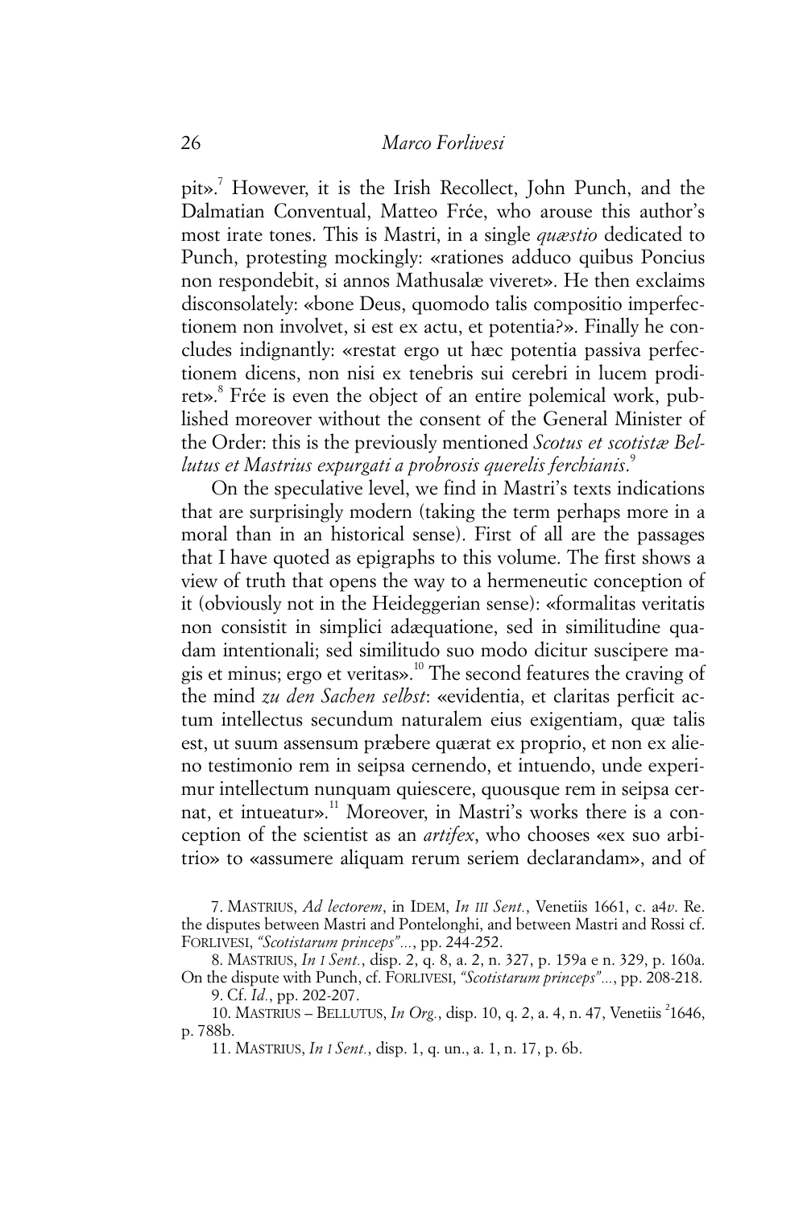pit».[7] However, it is the Irish Recollect, John Punch, and the Dalmatian Conventual, Matteo Frće, who arouse this author's most irate tones. This is Mastri, in a single *quæstio* dedicated to Punch, protesting mockingly: «rationes adduco quibus Poncius non respondebit, si annos Mathusalæ viveret». He then exclaims disconsolately: «bone Deus, quomodo talis compositio imperfectionem non involvet, si est ex actu, et potentia?». Finally he concludes indignantly: «restat ergo ut hæc potentia passiva perfectionem dicens, non nisi ex tenebris sui cerebri in lucem prodiret».[8] Frće is even the object of an entire polemical work, published moreover without the consent of the General Minister of the Order: this is the previously mentioned *Scotus et scotistæ Bellutus et Mastrius expurgati a probrosis querelis ferchianis*.[9]

On the speculative level, we find in Mastri's texts indications that are surprisingly modern (taking the term perhaps more in a moral than in an historical sense). First of all are the passages that I have quoted as epigraphs to this volume. The first shows a view of truth that opens the way to a hermeneutic conception of it (obviously not in the Heideggerian sense): «formalitas veritatis non consistit in simplici adæquatione, sed in similitudine quadam intentionali; sed similitudo suo modo dicitur suscipere magis et minus; ergo et veritas».[10] The second features the craving of the mind *zu den Sachen selbst*: «evidentia, et claritas perficit actum intellectus secundum naturalem eius exigentiam, quæ talis est, ut suum assensum præbere quærat ex proprio, et non ex alieno testimonio rem in seipsa cernendo, et intuendo, unde experimur intellectum nunquam quiescere, quousque rem in seipsa cernat, et intueatur».[11] Moreover, in Mastri's works there is a conception of the scientist as an *artifex*, who chooses «ex suo arbitrio» to «assumere aliquam rerum seriem declarandam», and of

7. MASTRIUS, *Ad lectorem*, in IDEM, *In III Sent.*, Venetiis 1661, c. a4*v*. Re. the disputes between Mastri and Pontelonghi, and between Mastri and Rossi cf. FORLIVESI, *"Scotistarum princeps"...*, pp. 244-252.

8. MASTRIUS, *In I Sent.*, disp. 2, q. 8, a. 2, n. 327, p. 159a e n. 329, p. 160a. On the dispute with Punch, cf. FORLIVESI, *"Scotistarum princeps"...*, pp. 208-218.

9. Cf. *Id.*, pp. 202-207.

10. MASTRIUS – BELLUTUS, *In Org.*, disp. 10, q. 2, a. 4, n. 47, Venetiis $^{2}$1646, p. 788b.

11. MASTRIUS, *In I Sent.*, disp. 1, q. un., a. 1, n. 17, p. 6b.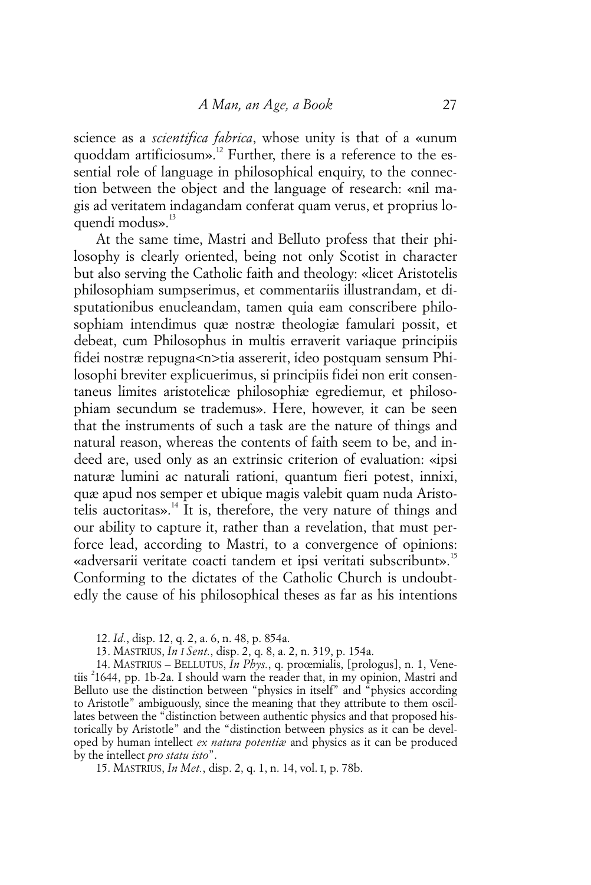science as a *scientifica fabrica*, whose unity is that of a «unum quoddam artificiosum».[12] Further, there is a reference to the essential role of language in philosophical enquiry, to the connection between the object and the language of research: «nil magis ad veritatem indagandam conferat quam verus, et proprius loquendi modus».[13]

At the same time, Mastri and Belluto profess that their philosophy is clearly oriented, being not only Scotist in character but also serving the Catholic faith and theology: «licet Aristotelis philosophiam sumpserimus, et commentariis illustrandam, et disputationibus enucleandam, tamen quia eam conscribere philosophiam intendimus quæ nostræ theologiæ famulari possit, et debeat, cum Philosophus in multis erraverit variaque principiis fidei nostræ repugna<n>tia assererit, ideo postquam sensum Philosophi breviter explicuerimus, si principiis fidei non erit consentaneus limites aristotelicæ philosophiæ egrediemur, et philosophiam secundum se trademus». Here, however, it can be seen that the instruments of such a task are the nature of things and natural reason, whereas the contents of faith seem to be, and indeed are, used only as an extrinsic criterion of evaluation: «ipsi naturæ lumini ac naturali rationi, quantum fieri potest, innixi, quæ apud nos semper et ubique magis valebit quam nuda Aristotelis auctoritas».[14] It is, therefore, the very nature of things and our ability to capture it, rather than a revelation, that must perforce lead, according to Mastri, to a convergence of opinions: «adversarii veritate coacti tandem et ipsi veritati subscribunt».[15] Conforming to the dictates of the Catholic Church is undoubtedly the cause of his philosophical theses as far as his intentions

12. *Id.*, disp. 12, q. 2, a. 6, n. 48, p. 854a.

13. MASTRIUS, *In I Sent.*, disp. 2, q. 8, a. 2, n. 319, p. 154a.

14. MASTRIUS – BELLUTUS, *In Phys.*, q. procemialis, [prologus], n. 1, Venetiis [2]1644, pp. 1b-2a. I should warn the reader that, in my opinion, Mastri and Belluto use the distinction between "physics in itself" and "physics according to Aristotle" ambiguously, since the meaning that they attribute to them oscillates between the "distinction between authentic physics and that proposed historically by Aristotle" and the "distinction between physics as it can be developed by human intellect *ex natura potentiæ* and physics as it can be produced by the intellect *pro statu isto*".

15. MASTRIUS, *In Met.*, disp. 2, q. 1, n. 14, vol. I, p. 78b.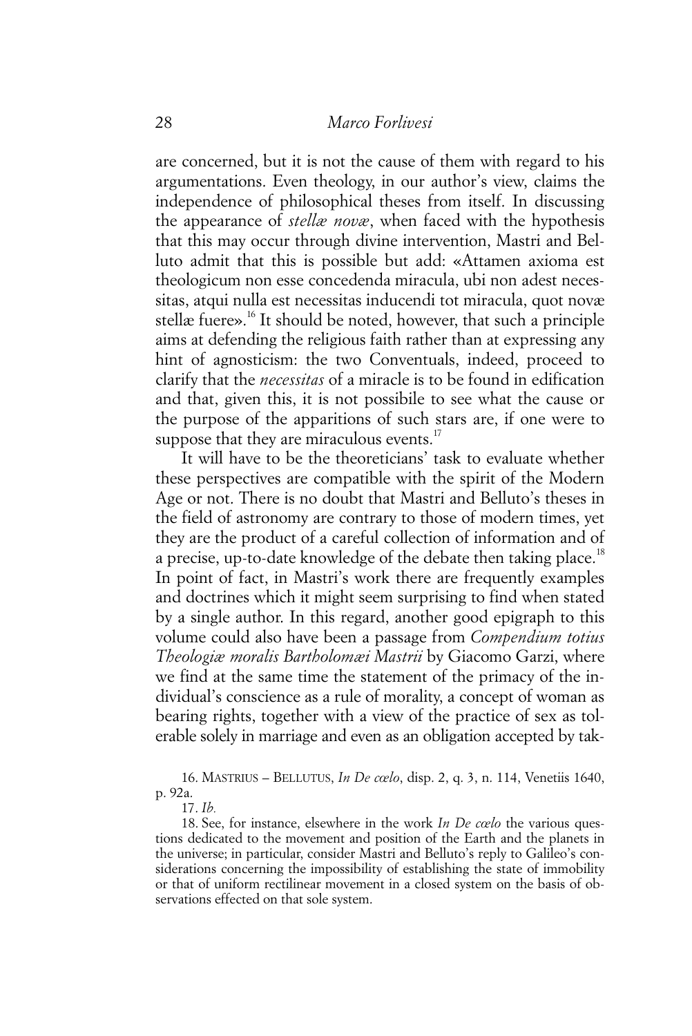are concerned, but it is not the cause of them with regard to his argumentations. Even theology, in our author's view, claims the independence of philosophical theses from itself. In discussing the appearance of *stellæ novæ*, when faced with the hypothesis that this may occur through divine intervention, Mastri and Belluto admit that this is possible but add: «Attamen axioma est theologicum non esse concedenda miracula, ubi non adest necessitas, atqui nulla est necessitas inducendi tot miracula, quot novæ stellæ fuere».[16] It should be noted, however, that such a principle aims at defending the religious faith rather than at expressing any hint of agnosticism: the two Conventuals, indeed, proceed to clarify that the *necessitas* of a miracle is to be found in edification and that, given this, it is not possibile to see what the cause or the purpose of the apparitions of such stars are, if one were to suppose that they are miraculous events.[17]

It will have to be the theoreticians' task to evaluate whether these perspectives are compatible with the spirit of the Modern Age or not. There is no doubt that Mastri and Belluto's theses in the field of astronomy are contrary to those of modern times, yet they are the product of a careful collection of information and of a precise, up-to-date knowledge of the debate then taking place.[18] In point of fact, in Mastri's work there are frequently examples and doctrines which it might seem surprising to find when stated by a single author. In this regard, another good epigraph to this volume could also have been a passage from *Compendium totius Theologiæ moralis Bartholomæi Mastrii* by Giacomo Garzi, where we find at the same time the statement of the primacy of the individual's conscience as a rule of morality, a concept of woman as bearing rights, together with a view of the practice of sex as tolerable solely in marriage and even as an obligation accepted by tak-

16. MASTRIUS – BELLUTUS, *In De cœlo*, disp. 2, q. 3, n. 114, Venetiis 1640, p. 92a.

17. *Ib.*

18. See, for instance, elsewhere in the work *In De cœlo* the various questions dedicated to the movement and position of the Earth and the planets in the universe; in particular, consider Mastri and Belluto's reply to Galileo's considerations concerning the impossibility of establishing the state of immobility or that of uniform rectilinear movement in a closed system on the basis of observations effected on that sole system.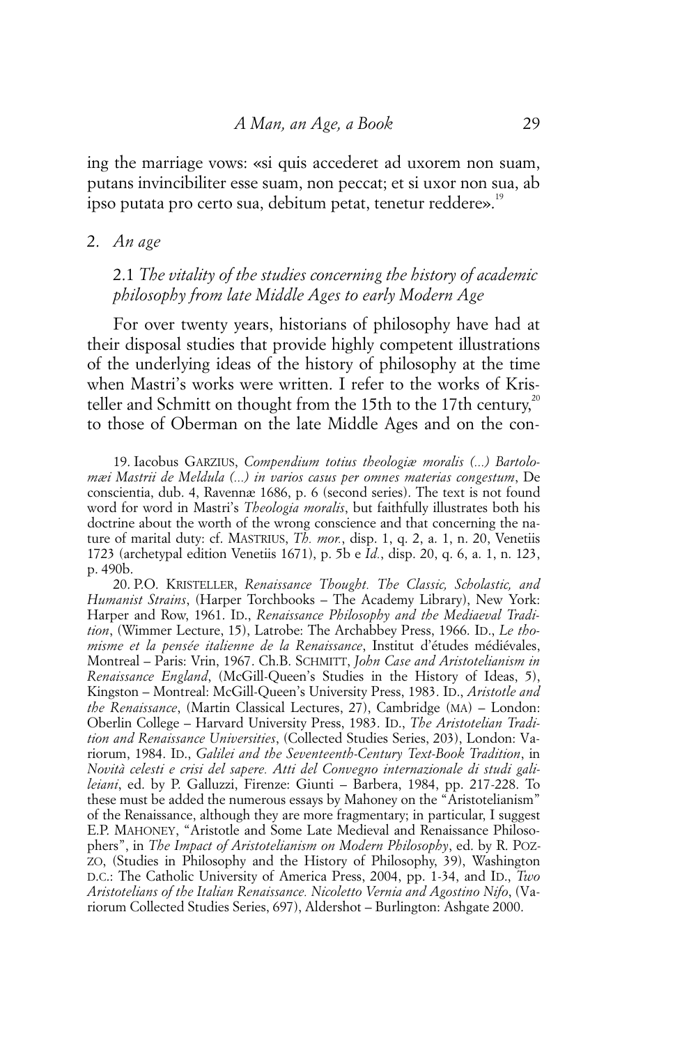ing the marriage vows: «si quis accederet ad uxorem non suam, putans invincibiliter esse suam, non peccat; et si uxor non sua, ab ipso putata pro certo sua, debitum petat, tenetur reddere».[19]

## 2. *An age*

### 2.1 *The vitality of the studies concerning the history of academic philosophy from late Middle Ages to early Modern Age*

For over twenty years, historians of philosophy have had at their disposal studies that provide highly competent illustrations of the underlying ideas of the history of philosophy at the time when Mastri's works were written. I refer to the works of Kristeller and Schmitt on thought from the 15th to the 17th century,[20] to those of Oberman on the late Middle Ages and on the con-

19. Iacobus GARZIUS, *Compendium totius theologiæ moralis (...) Bartolomæi Mastrii de Meldula (...) in varios casus per omnes materias congestum*, De conscientia, dub. 4, Ravennæ 1686, p. 6 (second series). The text is not found word for word in Mastri's *Theologia moralis*, but faithfully illustrates both his doctrine about the worth of the wrong conscience and that concerning the nature of marital duty: cf. MASTRIUS, *Th. mor.*, disp. 1, q. 2, a. 1, n. 20, Venetiis 1723 (archetypal edition Venetiis 1671), p. 5b e *Id.*, disp. 20, q. 6, a. 1, n. 123, p. 490b.

20. P.O. KRISTELLER, *Renaissance Thought. The Classic, Scholastic, and Humanist Strains*, (Harper Torchbooks – The Academy Library), New York: Harper and Row, 1961. ID., *Renaissance Philosophy and the Mediaeval Tradition*, (Wimmer Lecture, 15), Latrobe: The Archabbey Press, 1966. ID., *Le thomisme et la pensée italienne de la Renaissance*, Institut d'études médiévales, Montreal – Paris: Vrin, 1967. Ch.B. SCHMITT, *John Case and Aristotelianism in Renaissance England*, (McGill-Queen's Studies in the History of Ideas, 5), Kingston – Montreal: McGill-Queen's University Press, 1983. ID., *Aristotle and the Renaissance*, (Martin Classical Lectures, 27), Cambridge (MA) – London: Oberlin College – Harvard University Press, 1983. ID., *The Aristotelian Tradition and Renaissance Universities*, (Collected Studies Series, 203), London: Variorum, 1984. ID., *Galilei and the Seventeenth-Century Text-Book Tradition*, in *Novità celesti e crisi del sapere. Atti del Convegno internazionale di studi galileiani*, ed. by P. Galluzzi, Firenze: Giunti – Barbera, 1984, pp. 217-228. To these must be added the numerous essays by Mahoney on the "Aristotelianism" of the Renaissance, although they are more fragmentary; in particular, I suggest E.P. MAHONEY, "Aristotle and Some Late Medieval and Renaissance Philosophers", in *The Impact of Aristotelianism on Modern Philosophy*, ed. by R. POZZO, (Studies in Philosophy and the History of Philosophy, 39), Washington D.C.: The Catholic University of America Press, 2004, pp. 1-34, and ID., *Two Aristotelians of the Italian Renaissance. Nicoletto Vernia and Agostino Nifo*, (Variorum Collected Studies Series, 697), Aldershot – Burlington: Ashgate 2000.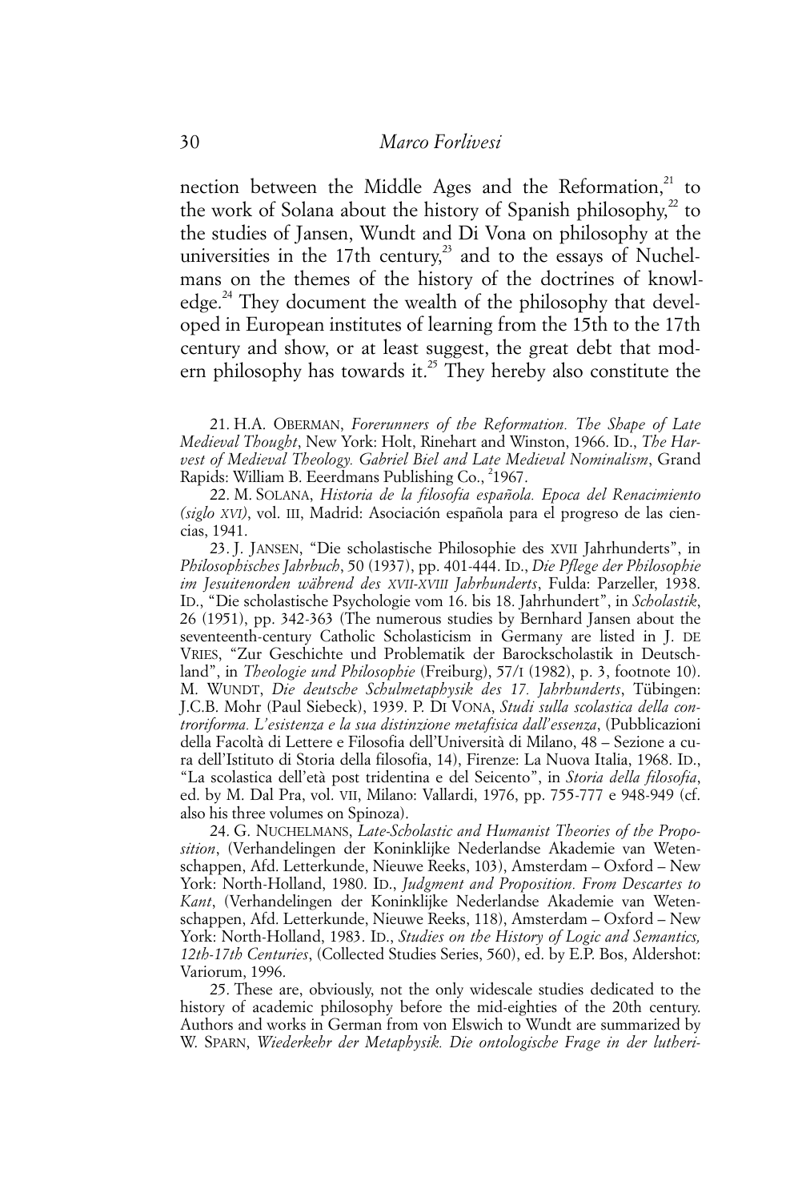nection between the Middle Ages and the Reformation,[21] to the work of Solana about the history of Spanish philosophy,[22] to the studies of Jansen, Wundt and Di Vona on philosophy at the universities in the 17th century,[23] and to the essays of Nuchelmans on the themes of the history of the doctrines of knowledge.[24] They document the wealth of the philosophy that developed in European institutes of learning from the 15th to the 17th century and show, or at least suggest, the great debt that modern philosophy has towards it.[25] They hereby also constitute the

21. H.A. OBERMAN, *Forerunners of the Reformation. The Shape of Late Medieval Thought*, New York: Holt, Rinehart and Winston, 1966. ID., *The Harvest of Medieval Theology. Gabriel Biel and Late Medieval Nominalism*, Grand Rapids: William B. Eeerdmans Publishing Co., [2]1967.

22. M. SOLANA, *Historia de la filosofia española. Epoca del Renacimiento (siglo XVI)*, vol. III, Madrid: Asociación española para el progreso de las ciencias, 1941.

23. J. JANSEN, "Die scholastische Philosophie des XVII Jahrhunderts", in *Philosophisches Jahrbuch*, 50 (1937), pp. 401-444. ID., *Die Pflege der Philosophie im Jesuitenorden während des XVII-XVIII Jahrhunderts*, Fulda: Parzeller, 1938. ID., "Die scholastische Psychologie vom 16. bis 18. Jahrhundert", in *Scholastik*, 26 (1951), pp. 342-363 (The numerous studies by Bernhard Jansen about the seventeenth-century Catholic Scholasticism in Germany are listed in J. DE VRIES, "Zur Geschichte und Problematik der Barockscholastik in Deutschland", in *Theologie und Philosophie* (Freiburg), 57/I (1982), p. 3, footnote 10). M. WUNDT, *Die deutsche Schulmetaphysik des 17. Jahrhunderts*, Tübingen: J.C.B. Mohr (Paul Siebeck), 1939. P. DI VONA, *Studi sulla scolastica della controriforma. L'esistenza e la sua distinzione metafisica dall'essenza*, (Pubblicazioni della Facoltà di Lettere e Filosofia dell'Università di Milano, 48 – Sezione a cura dell'Istituto di Storia della filosofia, 14), Firenze: La Nuova Italia, 1968. ID., "La scolastica dell'età post tridentina e del Seicento", in *Storia della filosofia*, ed. by M. Dal Pra, vol. VII, Milano: Vallardi, 1976, pp. 755-777 e 948-949 (cf. also his three volumes on Spinoza).

24. G. NUCHELMANS, *Late-Scholastic and Humanist Theories of the Proposition*, (Verhandelingen der Koninklijke Nederlandse Akademie van Wetenschappen, Afd. Letterkunde, Nieuwe Reeks, 103), Amsterdam – Oxford – New York: North-Holland, 1980. ID., *Judgment and Proposition. From Descartes to Kant*, (Verhandelingen der Koninklijke Nederlandse Akademie van Wetenschappen, Afd. Letterkunde, Nieuwe Reeks, 118), Amsterdam – Oxford – New York: North-Holland, 1983. ID., *Studies on the History of Logic and Semantics, 12th-17th Centuries*, (Collected Studies Series, 560), ed. by E.P. Bos, Aldershot: Variorum, 1996.

25. These are, obviously, not the only widescale studies dedicated to the history of academic philosophy before the mid-eighties of the 20th century. Authors and works in German from von Elswich to Wundt are summarized by W. SPARN, *Wiederkehr der Metaphysik. Die ontologische Frage in der lutheri-*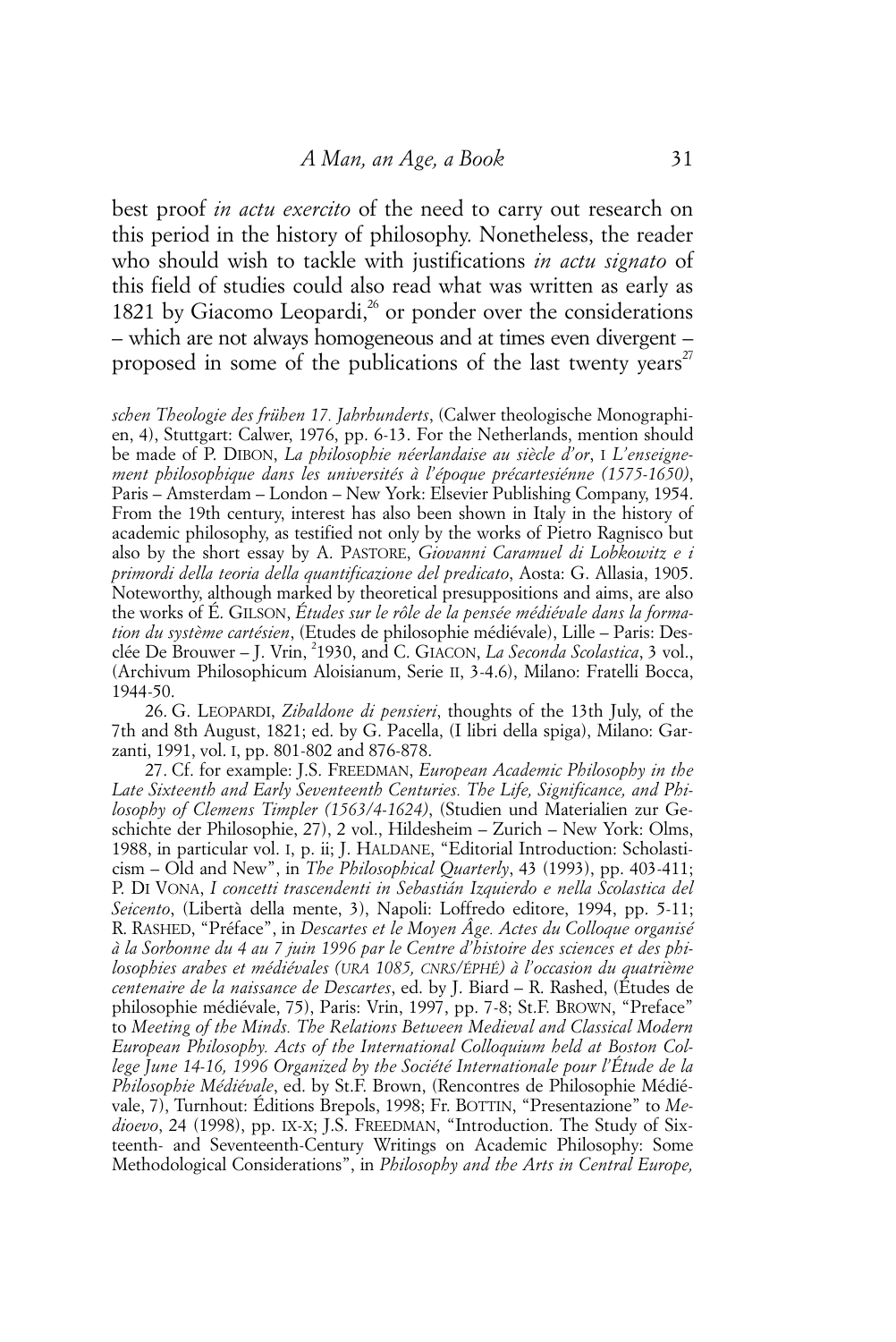best proof *in actu exercito* of the need to carry out research on this period in the history of philosophy. Nonetheless, the reader who should wish to tackle with justifications *in actu signato* of this field of studies could also read what was written as early as 1821 by Giacomo Leopardi,[26] or ponder over the considerations – which are not always homogeneous and at times even divergent – proposed in some of the publications of the last twenty years[27]

*schen Theologie des frühen 17. Jahrhunderts*, (Calwer theologische Monographien, 4), Stuttgart: Calwer, 1976, pp. 6-13. For the Netherlands, mention should be made of P. DIBON, *La philosophie néerlandaise au siècle d'or*, I *L'enseignement philosophique dans les universités à l'époque précartesiénne (1575-1650)*, Paris – Amsterdam – London – New York: Elsevier Publishing Company, 1954. From the 19th century, interest has also been shown in Italy in the history of academic philosophy, as testified not only by the works of Pietro Ragnisco but also by the short essay by A. PASTORE, *Giovanni Caramuel di Lobkowitz e i primordi della teoria della quantificazione del predicato*, Aosta: G. Allasia, 1905. Noteworthy, although marked by theoretical presuppositions and aims, are also the works of É. GILSON, *Études sur le rôle de la pensée médiévale dans la formation du système cartésien*, (Etudes de philosophie médiévale), Lille – Paris: Desclée De Brouwer – J. Vrin, [2]1930, and C. GIACON, *La Seconda Scolastica*, 3 vol., (Archivum Philosophicum Aloisianum, Serie II, 3-4.6), Milano: Fratelli Bocca, 1944-50.

26. G. LEOPARDI, *Zibaldone di pensieri*, thoughts of the 13th July, of the 7th and 8th August, 1821; ed. by G. Pacella, (I libri della spiga), Milano: Garzanti, 1991, vol. I, pp. 801-802 and 876-878.

27. Cf. for example: J.S. FREEDMAN, *European Academic Philosophy in the Late Sixteenth and Early Seventeenth Centuries. The Life, Significance, and Philosophy of Clemens Timpler (1563/4-1624)*, (Studien und Materialien zur Geschichte der Philosophie, 27), 2 vol., Hildesheim – Zurich – New York: Olms, 1988, in particular vol. I, p. ii; J. HALDANE, "Editorial Introduction: Scholasticism – Old and New", in *The Philosophical Quarterly*, 43 (1993), pp. 403-411; P. DI VONA, *I concetti trascendenti in Sebastián Izquierdo e nella Scolastica del Seicento*, (Libertà della mente, 3), Napoli: Loffredo editore, 1994, pp. 5-11; R. RASHED, "Préface", in *Descartes et le Moyen Âge. Actes du Colloque organisé à la Sorbonne du 4 au 7 juin 1996 par le Centre d'histoire des sciences et des philosophies arabes et médiévales (URA 1085, CNRS/ÉPHÉ) à l'occasion du quatrième centenaire de la naissance de Descartes*, ed. by J. Biard – R. Rashed, (Études de philosophie médiévale, 75), Paris: Vrin, 1997, pp. 7-8; St.F. BROWN, "Preface" to *Meeting of the Minds. The Relations Between Medieval and Classical Modern European Philosophy. Acts of the International Colloquium held at Boston College June 14-16, 1996 Organized by the Société Internationale pour l'Étude de la Philosophie Médiévale*, ed. by St.F. Brown, (Rencontres de Philosophie Médiévale, 7), Turnhout: Éditions Brepols, 1998; Fr. BOTTIN, "Presentazione" to *Medioevo*, 24 (1998), pp. IX-X; J.S. FREEDMAN, "Introduction. The Study of Sixteenth- and Seventeenth-Century Writings on Academic Philosophy: Some Methodological Considerations", in *Philosophy and the Arts in Central Europe,*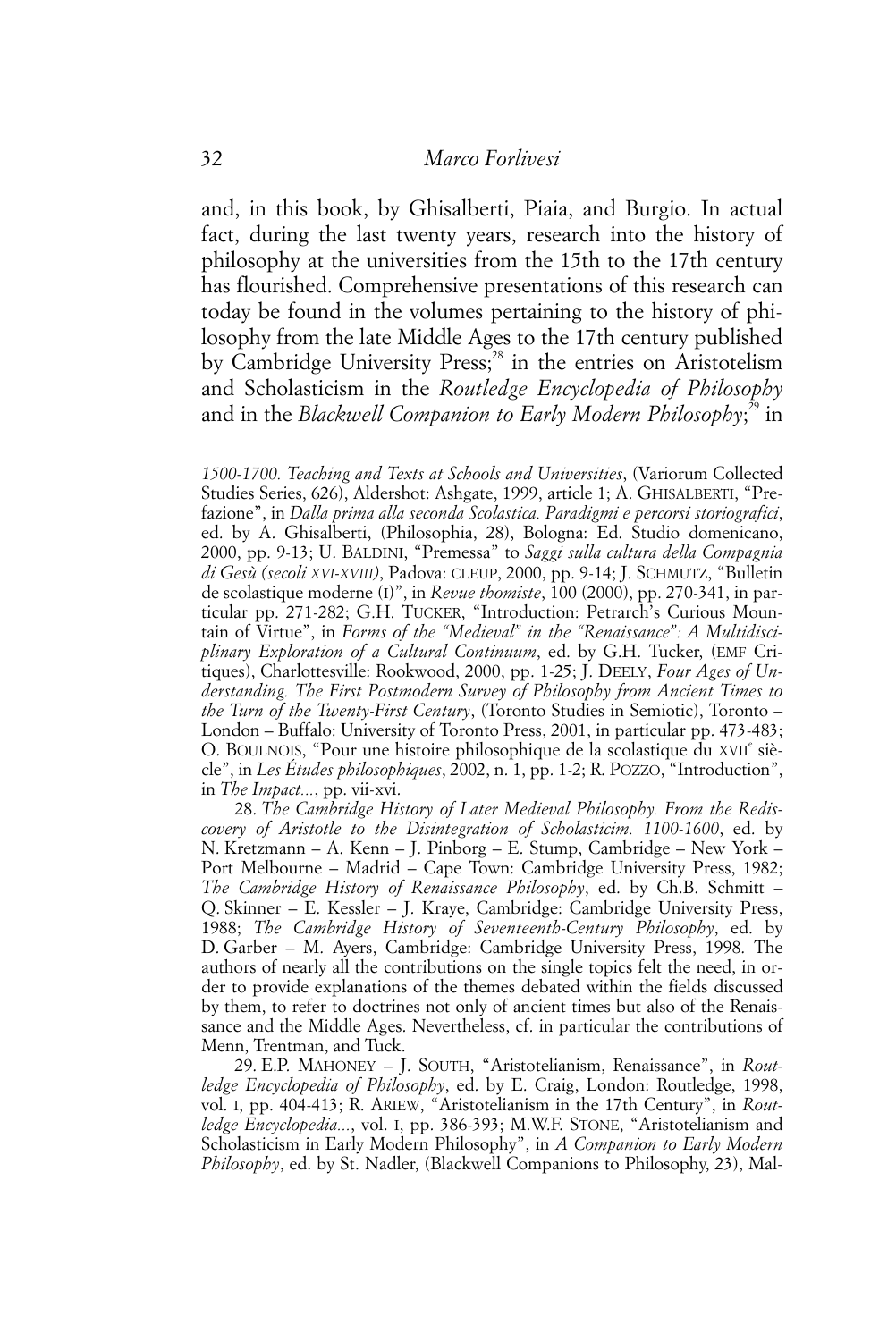and, in this book, by Ghisalberti, Piaia, and Burgio. In actual fact, during the last twenty years, research into the history of philosophy at the universities from the 15th to the 17th century has flourished. Comprehensive presentations of this research can today be found in the volumes pertaining to the history of philosophy from the late Middle Ages to the 17th century published by Cambridge University Press;[28] in the entries on Aristotelism and Scholasticism in the *Routledge Encyclopedia of Philosophy* and in the *Blackwell Companion to Early Modern Philosophy*;[29] in

*1500-1700. Teaching and Texts at Schools and Universities*, (Variorum Collected Studies Series, 626), Aldershot: Ashgate, 1999, article 1; A. GHISALBERTI, "Prefazione", in *Dalla prima alla seconda Scolastica. Paradigmi e percorsi storiografici*, ed. by A. Ghisalberti, (Philosophia, 28), Bologna: Ed. Studio domenicano, 2000, pp. 9-13; U. BALDINI, "Premessa" to *Saggi sulla cultura della Compagnia di Gesù (secoli XVI-XVIII)*, Padova: CLEUP, 2000, pp. 9-14; J. SCHMUTZ, "Bulletin de scolastique moderne (I)", in *Revue thomiste*, 100 (2000), pp. 270-341, in particular pp. 271-282; G.H. TUCKER, "Introduction: Petrarch's Curious Mountain of Virtue", in *Forms of the "Medieval" in the "Renaissance": A Multidisciplinary Exploration of a Cultural Continuum*, ed. by G.H. Tucker, (EMF Critiques), Charlottesville: Rookwood, 2000, pp. 1-25; J. DEELY, *Four Ages of Understanding. The First Postmodern Survey of Philosophy from Ancient Times to the Turn of the Twenty-First Century*, (Toronto Studies in Semiotic), Toronto – London – Buffalo: University of Toronto Press, 2001, in particular pp. 473-483; O. BOULNOIS, "Pour une histoire philosophique de la scolastique du XVII[e] siècle", in *Les Études philosophiques*, 2002, n. 1, pp. 1-2; R. POZZO, "Introduction", in *The Impact...*, pp. vii-xvi.

28. *The Cambridge History of Later Medieval Philosophy. From the Rediscovery of Aristotle to the Disintegration of Scholasticim. 1100-1600*, ed. by N. Kretzmann – A. Kenn – J. Pinborg – E. Stump, Cambridge – New York – Port Melbourne – Madrid – Cape Town: Cambridge University Press, 1982; *The Cambridge History of Renaissance Philosophy*, ed. by Ch.B. Schmitt – Q. Skinner – E. Kessler – J. Kraye, Cambridge: Cambridge University Press, 1988; *The Cambridge History of Seventeenth-Century Philosophy*, ed. by D. Garber – M. Ayers, Cambridge: Cambridge University Press, 1998. The authors of nearly all the contributions on the single topics felt the need, in order to provide explanations of the themes debated within the fields discussed by them, to refer to doctrines not only of ancient times but also of the Renaissance and the Middle Ages. Nevertheless, cf. in particular the contributions of Menn, Trentman, and Tuck.

29. E.P. MAHONEY – J. SOUTH, "Aristotelianism, Renaissance", in *Routledge Encyclopedia of Philosophy*, ed. by E. Craig, London: Routledge, 1998, vol. I, pp. 404-413; R. ARIEW, "Aristotelianism in the 17th Century", in *Routledge Encyclopedia...*, vol. I, pp. 386-393; M.W.F. STONE, "Aristotelianism and Scholasticism in Early Modern Philosophy", in *A Companion to Early Modern Philosophy*, ed. by St. Nadler, (Blackwell Companions to Philosophy, 23), Mal-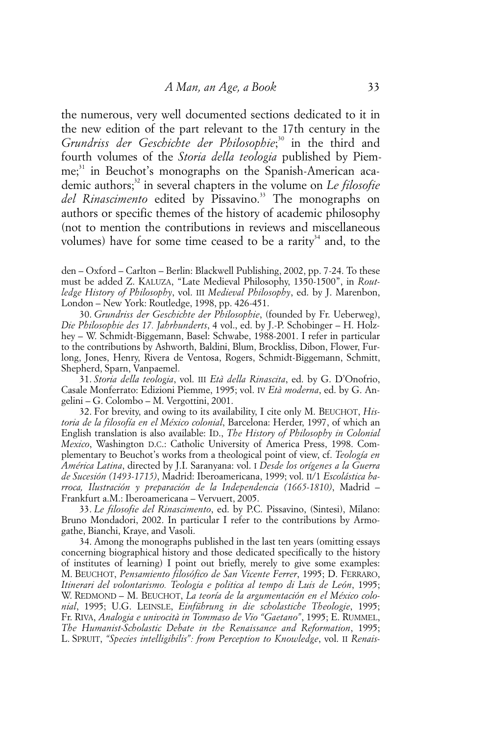the numerous, very well documented sections dedicated to it in the new edition of the part relevant to the 17th century in the *Grundriss der Geschichte der Philosophie*;[30] in the third and fourth volumes of the *Storia della teologia* published by Piemme;[31] in Beuchot's monographs on the Spanish-American academic authors;[32] in several chapters in the volume on *Le filosofie del Rinascimento* edited by Pissavino.[33] The monographs on authors or specific themes of the history of academic philosophy (not to mention the contributions in reviews and miscellaneous volumes) have for some time ceased to be a rarity[34] and, to the

den – Oxford – Carlton – Berlin: Blackwell Publishing, 2002, pp. 7-24. To these must be added Z. KALUZA, "Late Medieval Philosophy, 1350-1500", in *Routledge History of Philosophy*, vol. III *Medieval Philosophy*, ed. by J. Marenbon, London – New York: Routledge, 1998, pp. 426-451.

30. *Grundriss der Geschichte der Philosophie*, (founded by Fr. Ueberweg), *Die Philosophie des 17. Jahrhunderts*, 4 vol., ed. by J.-P. Schobinger – H. Holzhey – W. Schmidt-Biggemann, Basel: Schwabe, 1988-2001. I refer in particular to the contributions by Ashworth, Baldini, Blum, Brockliss, Dibon, Flower, Furlong, Jones, Henry, Rivera de Ventosa, Rogers, Schmidt-Biggemann, Schmitt, Shepherd, Sparn, Vanpaemel.

31. *Storia della teologia*, vol. III *Età della Rinascita*, ed. by G. D'Onofrio, Casale Monferrato: Edizioni Piemme, 1995; vol. IV *Età moderna*, ed. by G. Angelini – G. Colombo – M. Vergottini, 2001.

32. For brevity, and owing to its availability, I cite only M. BEUCHOT, *Historia de la filosofía en el México colonial*, Barcelona: Herder, 1997, of which an English translation is also available: ID., *The History of Philosophy in Colonial Mexico*, Washington D.C.: Catholic University of America Press, 1998. Complementary to Beuchot's works from a theological point of view, cf. *Teología en América Latina*, directed by J.I. Saranyana: vol. I *Desde los orígenes a la Guerra de Sucesión (1493-1715)*, Madrid: Iberoamericana, 1999; vol. II/1 *Escolástica barroca, Ilustración y preparación de la Independencia (1665-1810)*, Madrid – Frankfurt a.M.: Iberoamericana – Vervuert, 2005.

33. *Le filosofie del Rinascimento*, ed. by P.C. Pissavino, (Sintesi), Milano: Bruno Mondadori, 2002. In particular I refer to the contributions by Armogathe, Bianchi, Kraye, and Vasoli.

34. Among the monographs published in the last ten years (omitting essays concerning biographical history and those dedicated specifically to the history of institutes of learning) I point out briefly, merely to give some examples: M. BEUCHOT, *Pensamiento filosófico de San Vicente Ferrer*, 1995; D. FERRARO, *Itinerari del volontarismo. Teologia e politica al tempo di Luis de León*, 1995; W. REDMOND – M. BEUCHOT, *La teoría de la argumentación en el México colonial*, 1995; U.G. LEINSLE, *Einführung in die scholastiche Theologie*, 1995; Fr. RIVA, *Analogia e univocità in Tommaso de Vio "Gaetano"*, 1995; E. RUMMEL, *The Humanist-Scholastic Debate in the Renaissance and Reformation*, 1995; L. SPRUIT, *"Species intelligibilis": from Perception to Knowledge*, vol. II *Renais-*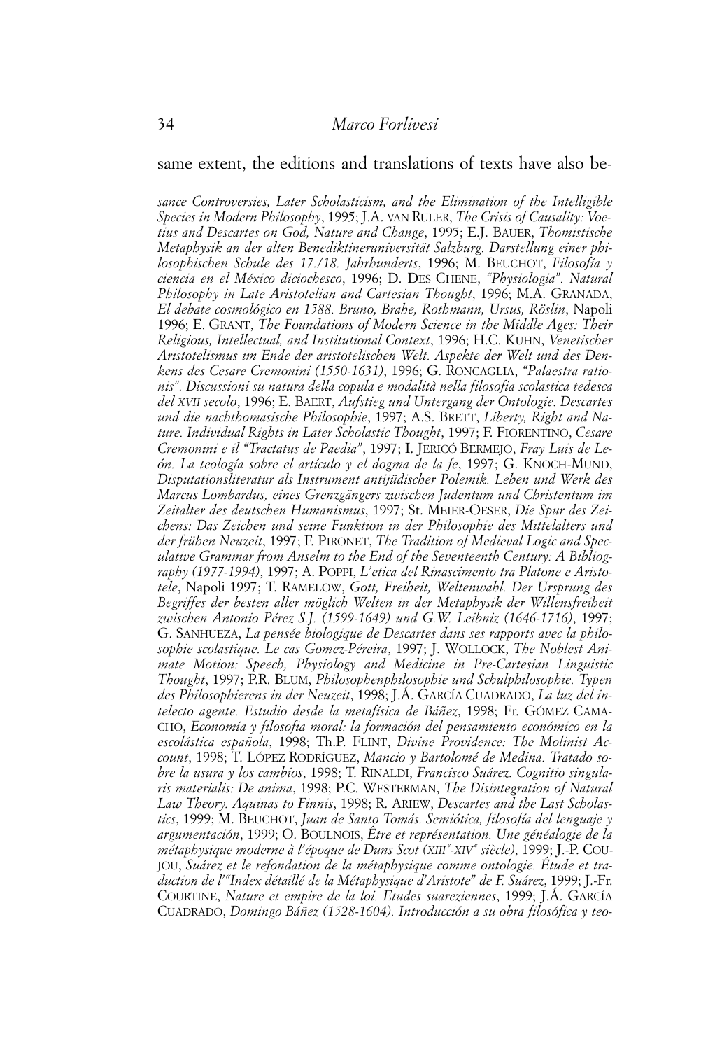same extent, the editions and translations of texts have also be-

*sance Controversies, Later Scholasticism, and the Elimination of the Intelligible Species in Modern Philosophy*, 1995; J.A. van Ruler, *The Crisis of Causality: Voetius and Descartes on God, Nature and Change*, 1995; E.J. Bauer, *Thomistische Metaphysik an der alten Benediktineruniversität Salzburg. Darstellung einer philosophischen Schule des 17./18. Jahrhunderts*, 1996; M. Beuchot, *Filosofía y ciencia en el México diciochesco*, 1996; D. Des Chene, *"Physiologia". Natural Philosophy in Late Aristotelian and Cartesian Thought*, 1996; M.A. Granada, *El debate cosmológico en 1588. Bruno, Brahe, Rothmann, Ursus, Röslin*, Napoli 1996; E. Grant, *The Foundations of Modern Science in the Middle Ages: Their Religious, Intellectual, and Institutional Context*, 1996; H.C. Kuhn, *Venetischer Aristotelismus im Ende der aristotelischen Welt. Aspekte der Welt und des Denkens des Cesare Cremonini (1550-1631)*, 1996; G. Roncaglia, *"Palaestra rationis". Discussioni su natura della copula e modalità nella filosofia scolastica tedesca del XVII secolo*, 1996; E. Baert, *Aufstieg und Untergang der Ontologie. Descartes und die nachthomasische Philosophie*, 1997; A.S. Brett, *Liberty, Right and Nature. Individual Rights in Later Scholastic Thought*, 1997; F. Fiorentino, *Cesare Cremonini e il "Tractatus de Paedia"*, 1997; I. Jericó Bermejo, *Fray Luis de León. La teología sobre el artículo y el dogma de la fe*, 1997; G. Knoch-Mund, *Disputationsliteratur als Instrument antijüdischer Polemik. Leben und Werk des Marcus Lombardus, eines Grenzgängers zwischen Judentum und Christentum im Zeitalter des deutschen Humanismus*, 1997; St. Meier-Oeser, *Die Spur des Zeichens: Das Zeichen und seine Funktion in der Philosophie des Mittelalters und der frühen Neuzeit*, 1997; F. Pironet, *The Tradition of Medieval Logic and Speculative Grammar from Anselm to the End of the Seventeenth Century: A Bibliography (1977-1994)*, 1997; A. Poppi, *L'etica del Rinascimento tra Platone e Aristotele*, Napoli 1997; T. Ramelow, *Gott, Freiheit, Weltenwahl. Der Ursprung des Begriffes der besten aller möglich Welten in der Metaphysik der Willensfreiheit zwischen Antonio Pérez S.J. (1599-1649) und G.W. Leibniz (1646-1716)*, 1997; G. Sanhueza, *La pensée biologique de Descartes dans ses rapports avec la philosophie scolastique. Le cas Gomez-Péreira*, 1997; J. Wollock, *The Noblest Animate Motion: Speech, Physiology and Medicine in Pre-Cartesian Linguistic Thought*, 1997; P.R. Blum, *Philosophenphilosophie und Schulphilosophie. Typen des Philosophierens in der Neuzeit*, 1998; J.Á. García Cuadrado, *La luz del intelecto agente. Estudio desde la metafísica de Báñez*, 1998; Fr. Gómez Camacho, *Economía y filosofia moral: la formación del pensamiento económico en la escolástica española*, 1998; Th.P. Flint, *Divine Providence: The Molinist Account*, 1998; T. López Rodríguez, *Mancio y Bartolomé de Medina. Tratado sobre la usura y los cambios*, 1998; T. Rinaldi, *Francisco Suárez. Cognitio singularis materialis: De anima*, 1998; P.C. Westerman, *The Disintegration of Natural Law Theory. Aquinas to Finnis*, 1998; R. Ariew, *Descartes and the Last Scholastics*, 1999; M. Beuchot, *Juan de Santo Tomás. Semiótica, filosofía del lenguaje y argumentación*, 1999; O. Boulnois, *Être et représentation. Une généalogie de la métaphysique moderne à l'époque de Duns Scot (XIII*[e]*-XIV*[e] *siècle)*, 1999; J.-P. Coujou, *Suárez et le refondation de la métaphysique comme ontologie. Étude et traduction de l'"Index détaillé de la Métaphysique d'Aristote" de F. Suárez*, 1999; J.-Fr. Courtine, *Nature et empire de la loi. Etudes suareziennes*, 1999; J.Á. García Cuadrado, *Domingo Báñez (1528-1604). Introducción a su obra filosófica y teo-*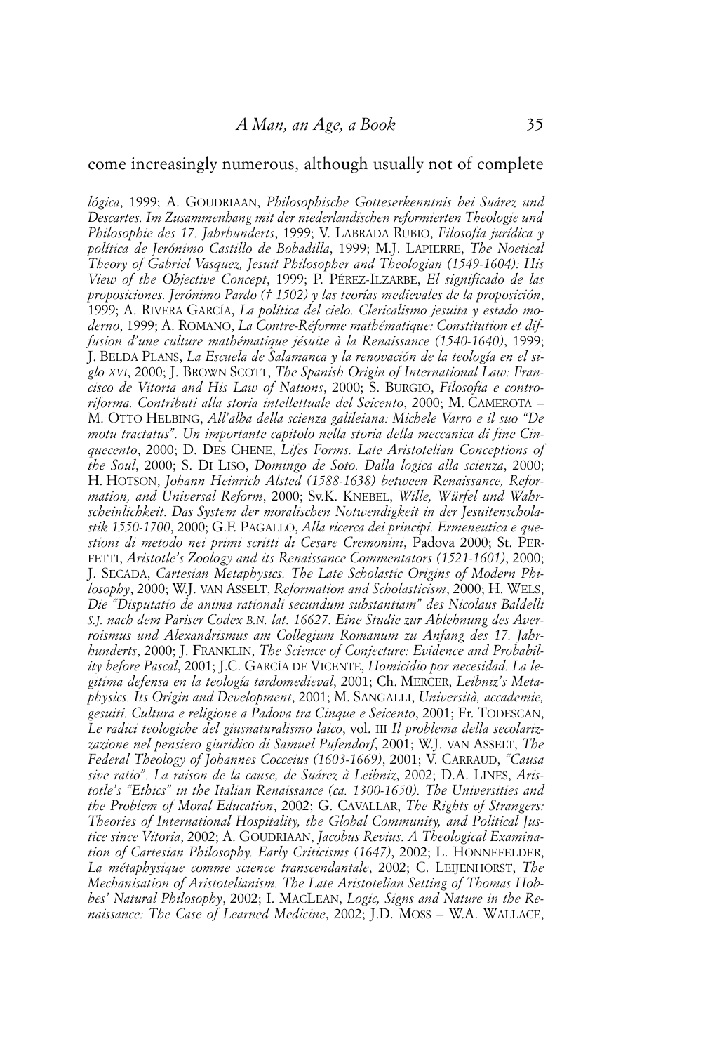come increasingly numerous, although usually not of complete

*lógica*, 1999; A. GOUDRIAAN, *Philosophische Gotteserkenntnis bei Suárez und Descartes. Im Zusammenhang mit der niederlandischen reformierten Theologie und Philosophie des 17. Jahrhunderts*, 1999; V. LABRADA RUBIO, *Filosofía jurídica y política de Jerónimo Castillo de Bobadilla*, 1999; M.J. LAPIERRE, *The Noetical Theory of Gabriel Vasquez, Jesuit Philosopher and Theologian (1549-1604): His View of the Objective Concept*, 1999; P. PÉREZ-ILZARBE, *El significado de las proposiciones. Jerónimo Pardo († 1502) y las teorías medievales de la proposición*, 1999; A. RIVERA GARCÍA, *La política del cielo. Clericalismo jesuita y estado moderno*, 1999; A. ROMANO, *La Contre-Réforme mathématique: Constitution et diffusion d'une culture mathématique jésuite à la Renaissance (1540-1640)*, 1999; J. BELDA PLANS, *La Escuela de Salamanca y la renovación de la teología en el siglo XVI*, 2000; J. BROWN SCOTT, *The Spanish Origin of International Law: Francisco de Vitoria and His Law of Nations*, 2000; S. BURGIO, *Filosofia e controriforma. Contributi alla storia intellettuale del Seicento*, 2000; M. CAMEROTA – M. OTTO HELBING, *All'alba della scienza galileiana: Michele Varro e il suo "De motu tractatus". Un importante capitolo nella storia della meccanica di fine Cinquecento*, 2000; D. DES CHENE, *Lifes Forms. Late Aristotelian Conceptions of the Soul*, 2000; S. DI LISO, *Domingo de Soto. Dalla logica alla scienza*, 2000; H. HOTSON, *Johann Heinrich Alsted (1588-1638) between Renaissance, Reformation, and Universal Reform*, 2000; Sv.K. KNEBEL, *Wille, Würfel und Wahrscheinlichkeit. Das System der moralischen Notwendigkeit in der Jesuitenscholastik 1550-1700*, 2000; G.F. PAGALLO, *Alla ricerca dei principi. Ermeneutica e questioni di metodo nei primi scritti di Cesare Cremonini*, Padova 2000; St. PERFETTI, *Aristotle's Zoology and its Renaissance Commentators (1521-1601)*, 2000; J. SECADA, *Cartesian Metaphysics. The Late Scholastic Origins of Modern Philosophy*, 2000; W.J. VAN ASSELT, *Reformation and Scholasticism*, 2000; H. WELS, *Die "Disputatio de anima rationali secundum substantiam" des Nicolaus Baldelli S.J. nach dem Pariser Codex B.N. lat. 16627. Eine Studie zur Ablehnung des Averroismus und Alexandrismus am Collegium Romanum zu Anfang des 17. Jahrhunderts*, 2000; J. FRANKLIN, *The Science of Conjecture: Evidence and Probability before Pascal*, 2001; J.C. GARCÍA DE VICENTE, *Homicidio por necesidad. La legitima defensa en la teología tardomedieval*, 2001; Ch. MERCER, *Leibniz's Metaphysics. Its Origin and Development*, 2001; M. SANGALLI, *Università, accademie, gesuiti. Cultura e religione a Padova tra Cinque e Seicento*, 2001; Fr. TODESCAN, *Le radici teologiche del giusnaturalismo laico*, vol. III *Il problema della secolarizzazione nel pensiero giuridico di Samuel Pufendorf*, 2001; W.J. VAN ASSELT, *The Federal Theology of Johannes Cocceius (1603-1669)*, 2001; V. CARRAUD, *"Causa sive ratio". La raison de la cause, de Suárez à Leibniz*, 2002; D.A. LINES, *Aristotle's "Ethics" in the Italian Renaissance (ca. 1300-1650). The Universities and the Problem of Moral Education*, 2002; G. CAVALLAR, *The Rights of Strangers: Theories of International Hospitality, the Global Community, and Political Justice since Vitoria*, 2002; A. GOUDRIAAN, *Jacobus Revius. A Theological Examination of Cartesian Philosophy. Early Criticisms (1647)*, 2002; L. HONNEFELDER, *La métaphysique comme science transcendantale*, 2002; C. LEIJENHORST, *The Mechanisation of Aristotelianism. The Late Aristotelian Setting of Thomas Hobbes' Natural Philosophy*, 2002; I. MACLEAN, *Logic, Signs and Nature in the Renaissance: The Case of Learned Medicine*, 2002; J.D. MOSS – W.A. WALLACE,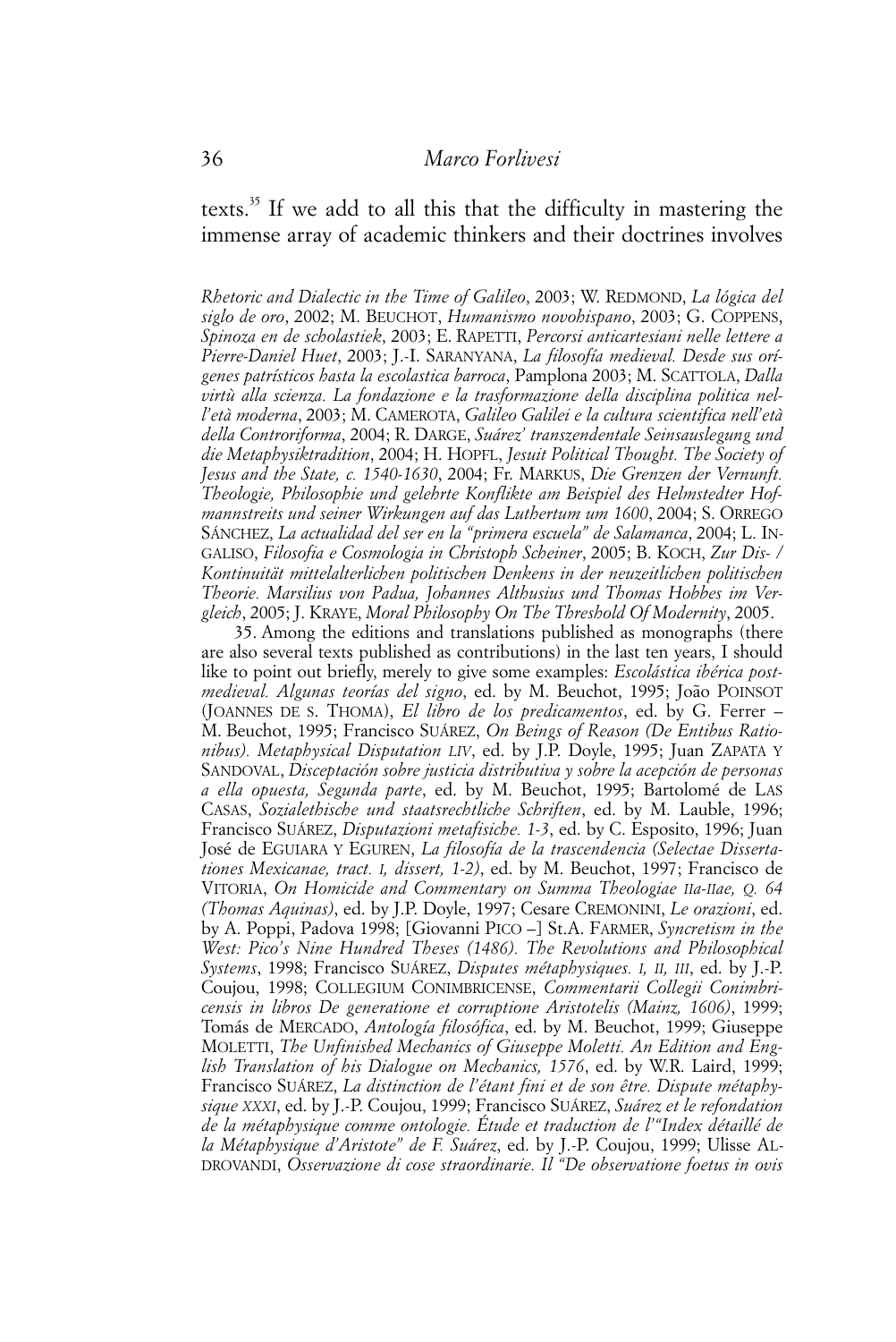texts.[35] If we add to all this that the difficulty in mastering the immense array of academic thinkers and their doctrines involves

*Rhetoric and Dialectic in the Time of Galileo*, 2003; W. REDMOND, *La lógica del siglo de oro*, 2002; M. BEUCHOT, *Humanismo novohispano*, 2003; G. COPPENS, *Spinoza en de scholastiek*, 2003; E. RAPETTI, *Percorsi anticartesiani nelle lettere a Pierre-Daniel Huet*, 2003; J.-I. SARANYANA, *La filosofía medieval. Desde sus orígenes patrísticos hasta la escolastica barroca*, Pamplona 2003; M. SCATTOLA, *Dalla virtù alla scienza. La fondazione e la trasformazione della disciplina politica nell'età moderna*, 2003; M. CAMEROTA, *Galileo Galilei e la cultura scientifica nell'età della Controriforma*, 2004; R. DARGE, *Suárez' transzendentale Seinsauslegung und die Metaphysiktradition*, 2004; H. HOPFL, *Jesuit Political Thought. The Society of Jesus and the State, c. 1540-1630*, 2004; Fr. MARKUS, *Die Grenzen der Vernunft. Theologie, Philosophie und gelehrte Konflikte am Beispiel des Helmstedter Hofmannstreits und seiner Wirkungen auf das Luthertum um 1600*, 2004; S. ORREGO SÁNCHEZ, *La actualidad del ser en la "primera escuela" de Salamanca*, 2004; L. INGALISO, *Filosofia e Cosmologia in Christoph Scheiner*, 2005; B. KOCH, *Zur Dis- / Kontinuität mittelalterlichen politischen Denkens in der neuzeitlichen politischen Theorie. Marsilius von Padua, Johannes Althusius und Thomas Hobbes im Vergleich*, 2005; J. KRAYE, *Moral Philosophy On The Threshold Of Modernity*, 2005.

35. Among the editions and translations published as monographs (there are also several texts published as contributions) in the last ten years, I should like to point out briefly, merely to give some examples: *Escolástica ibérica postmedieval. Algunas teorías del signo*, ed. by M. Beuchot, 1995; João POINSOT (JOANNES DE S. THOMA), *El libro de los predicamentos*, ed. by G. Ferrer – M. Beuchot, 1995; Francisco SUÁREZ, *On Beings of Reason (De Entibus Rationibus). Metaphysical Disputation LIV*, ed. by J.P. Doyle, 1995; Juan ZAPATA Y SANDOVAL, *Disceptación sobre justicia distributiva y sobre la acepción de personas a ella opuesta, Segunda parte*, ed. by M. Beuchot, 1995; Bartolomé de LAS CASAS, *Sozialethische und staatsrechtliche Schriften*, ed. by M. Lauble, 1996; Francisco SUÁREZ, *Disputazioni metafisiche. 1-3*, ed. by C. Esposito, 1996; Juan José de EGUIARA Y EGUREN, *La filosofía de la trascendencia (Selectae Dissertationes Mexicanae, tract. I, dissert, 1-2)*, ed. by M. Beuchot, 1997; Francisco de VITORIA, *On Homicide and Commentary on Summa Theologiae IIa-IIae, Q. 64 (Thomas Aquinas)*, ed. by J.P. Doyle, 1997; Cesare CREMONINI, *Le orazioni*, ed. by A. Poppi, Padova 1998; [Giovanni PICO –] St.A. FARMER, *Syncretism in the West: Pico's Nine Hundred Theses (1486). The Revolutions and Philosophical Systems*, 1998; Francisco SUÁREZ, *Disputes métaphysiques. I, II, III*, ed. by J.-P. Coujou, 1998; COLLEGIUM CONIMBRICENSE, *Commentarii Collegii Conimbricensis in libros De generatione et corruptione Aristotelis (Mainz, 1606)*, 1999; Tomás de MERCADO, *Antología filosófica*, ed. by M. Beuchot, 1999; Giuseppe MOLETTI, *The Unfinished Mechanics of Giuseppe Moletti. An Edition and English Translation of his Dialogue on Mechanics, 1576*, ed. by W.R. Laird, 1999; Francisco SUÁREZ, *La distinction de l'étant fini et de son être. Dispute métaphysique XXXI*, ed. by J.-P. Coujou, 1999; Francisco SUÁREZ, *Suárez et le refondation de la métaphysique comme ontologie. Étude et traduction de l'"Index détaillé de la Métaphysique d'Aristote" de F. Suárez*, ed. by J.-P. Coujou, 1999; Ulisse ALDROVANDI, *Osservazione di cose straordinarie. Il "De observatione foetus in ovis*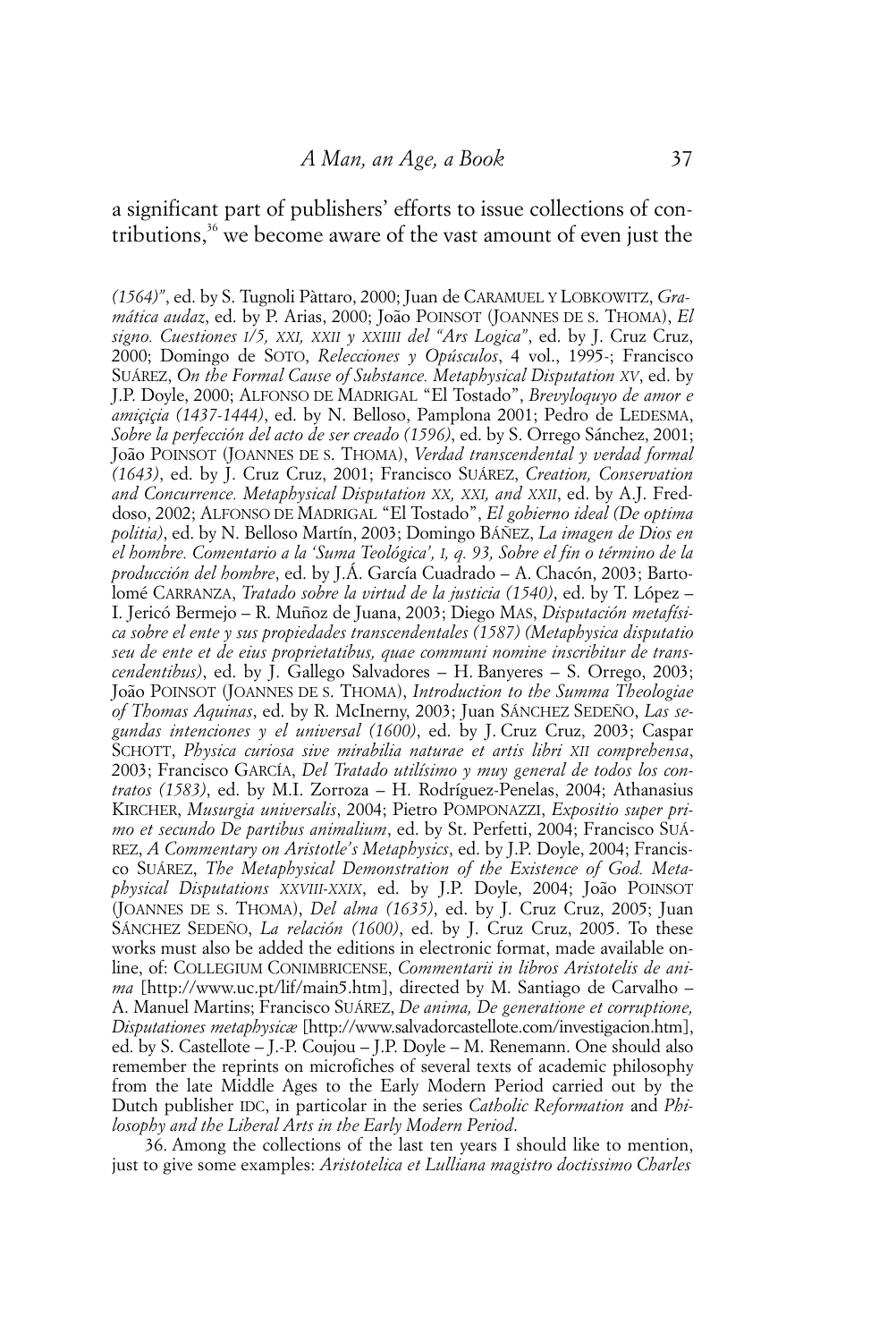a significant part of publishers' efforts to issue collections of contributions,[36] we become aware of the vast amount of even just the

*(1564)"*, ed. by S. Tugnoli Pàttaro, 2000; Juan de CARAMUEL Y LOBKOWITZ, *Gramática audaz*, ed. by P. Arias, 2000; João POINSOT (JOANNES DE S. THOMA), *El signo. Cuestiones I/5, XXI, XXII y XXIIII del "Ars Logica"*, ed. by J. Cruz Cruz, 2000; Domingo de SOTO, *Relecciones y Opúsculos*, 4 vol., 1995-; Francisco SUÁREZ, *On the Formal Cause of Substance. Metaphysical Disputation XV*, ed. by J.P. Doyle, 2000; ALFONSO DE MADRIGAL "El Tostado", *Brevyloquyo de amor e amiçiçia (1437-1444)*, ed. by N. Belloso, Pamplona 2001; Pedro de LEDESMA, *Sobre la perfección del acto de ser creado (1596)*, ed. by S. Orrego Sánchez, 2001; João POINSOT (JOANNES DE S. THOMA), *Verdad transcendental y verdad formal (1643)*, ed. by J. Cruz Cruz, 2001; Francisco SUÁREZ, *Creation, Conservation and Concurrence. Metaphysical Disputation XX, XXI, and XXII*, ed. by A.J. Freddoso, 2002; ALFONSO DE MADRIGAL "El Tostado", *El gobierno ideal (De optima politia)*, ed. by N. Belloso Martín, 2003; Domingo BÁÑEZ, *La imagen de Dios en el hombre. Comentario a la 'Suma Teológica', I, q. 93, Sobre el fin o término de la producción del hombre*, ed. by J.Á. García Cuadrado – A. Chacón, 2003; Bartolomé CARRANZA, *Tratado sobre la virtud de la justicia (1540)*, ed. by T. López – I. Jericó Bermejo – R. Muñoz de Juana, 2003; Diego MAS, *Disputación metafísica sobre el ente y sus propiedades transcendentales (1587) (Metaphysica disputatio seu de ente et de eius proprietatibus, quae communi nomine inscribitur de transcendentibus)*, ed. by J. Gallego Salvadores – H. Banyeres – S. Orrego, 2003; João POINSOT (JOANNES DE S. THOMA), *Introduction to the Summa Theologiae of Thomas Aquinas*, ed. by R. McInerny, 2003; Juan SÁNCHEZ SEDEÑO, *Las segundas intenciones y el universal (1600)*, ed. by J. Cruz Cruz, 2003; Caspar SCHOTT, *Physica curiosa sive mirabilia naturae et artis libri XII comprehensa*, 2003; Francisco GARCÍA, *Del Tratado utilísimo y muy general de todos los contratos (1583)*, ed. by M.I. Zorroza – H. Rodríguez-Penelas, 2004; Athanasius KIRCHER, *Musurgia universalis*, 2004; Pietro POMPONAZZI, *Expositio super primo et secundo De partibus animalium*, ed. by St. Perfetti, 2004; Francisco SUÁREZ, *A Commentary on Aristotle's Metaphysics*, ed. by J.P. Doyle, 2004; Francisco SUÁREZ, *The Metaphysical Demonstration of the Existence of God. Metaphysical Disputations XXVIII-XXIX*, ed. by J.P. Doyle, 2004; João POINSOT (JOANNES DE S. THOMA), *Del alma (1635)*, ed. by J. Cruz Cruz, 2005; Juan SÁNCHEZ SEDEÑO, *La relación (1600)*, ed. by J. Cruz Cruz, 2005. To these works must also be added the editions in electronic format, made available online, of: COLLEGIUM CONIMBRICENSE, *Commentarii in libros Aristotelis de anima* [http://www.uc.pt/lif/main5.htm], directed by M. Santiago de Carvalho – A. Manuel Martins; Francisco SUÁREZ, *De anima, De generatione et corruptione, Disputationes metaphysicæ* [http://www.salvadorcastellote.com/investigacion.htm], ed. by S. Castellote – J.-P. Coujou – J.P. Doyle – M. Renemann. One should also remember the reprints on microfiches of several texts of academic philosophy from the late Middle Ages to the Early Modern Period carried out by the Dutch publisher IDC, in particolar in the series *Catholic Reformation* and *Philosophy and the Liberal Arts in the Early Modern Period*.

36. Among the collections of the last ten years I should like to mention, just to give some examples: *Aristotelica et Lulliana magistro doctissimo Charles*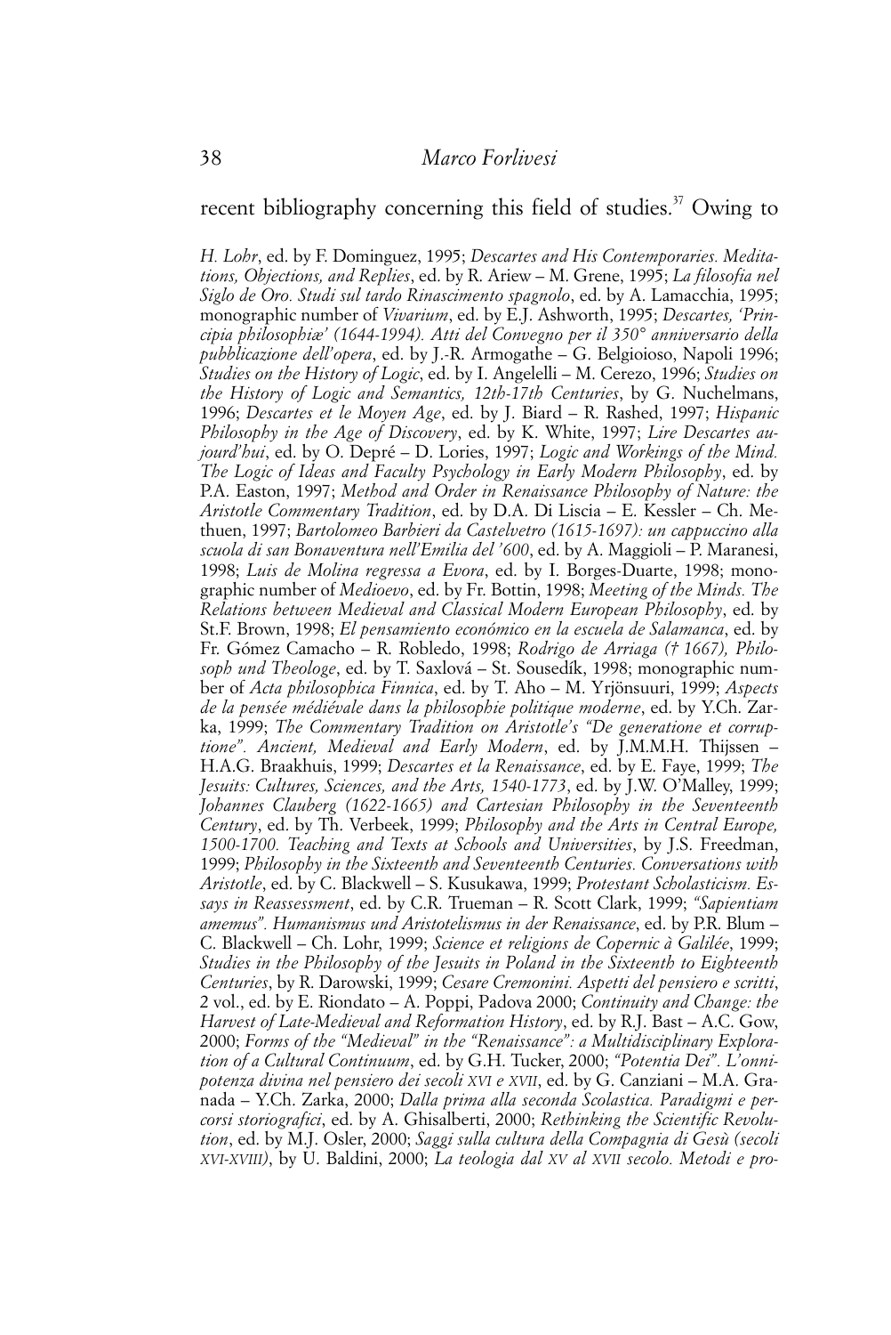recent bibliography concerning this field of studies.[37] Owing to

*H. Lohr*, ed. by F. Dominguez, 1995; *Descartes and His Contemporaries. Meditations, Objections, and Replies*, ed. by R. Ariew – M. Grene, 1995; *La filosofia nel Siglo de Oro. Studi sul tardo Rinascimento spagnolo*, ed. by A. Lamacchia, 1995; monographic number of *Vivarium*, ed. by E.J. Ashworth, 1995; *Descartes, 'Principia philosophiæ' (1644-1994). Atti del Convegno per il 350° anniversario della pubblicazione dell'opera*, ed. by J.-R. Armogathe – G. Belgioioso, Napoli 1996; *Studies on the History of Logic*, ed. by I. Angelelli – M. Cerezo, 1996; *Studies on the History of Logic and Semantics, 12th-17th Centuries*, by G. Nuchelmans, 1996; *Descartes et le Moyen Age*, ed. by J. Biard – R. Rashed, 1997; *Hispanic Philosophy in the Age of Discovery*, ed. by K. White, 1997; *Lire Descartes aujourd'hui*, ed. by O. Depré – D. Lories, 1997; *Logic and Workings of the Mind. The Logic of Ideas and Faculty Psychology in Early Modern Philosophy*, ed. by P.A. Easton, 1997; *Method and Order in Renaissance Philosophy of Nature: the Aristotle Commentary Tradition*, ed. by D.A. Di Liscia – E. Kessler – Ch. Methuen, 1997; *Bartolomeo Barbieri da Castelvetro (1615-1697): un cappuccino alla scuola di san Bonaventura nell'Emilia del '600*, ed. by A. Maggioli – P. Maranesi, 1998; *Luis de Molina regressa a Evora*, ed. by I. Borges-Duarte, 1998; monographic number of *Medioevo*, ed. by Fr. Bottin, 1998; *Meeting of the Minds. The Relations between Medieval and Classical Modern European Philosophy*, ed. by St.F. Brown, 1998; *El pensamiento económico en la escuela de Salamanca*, ed. by Fr. Gómez Camacho – R. Robledo, 1998; *Rodrigo de Arriaga († 1667), Philosoph und Theologe*, ed. by T. Saxlová – St. Sousedík, 1998; monographic number of *Acta philosophica Finnica*, ed. by T. Aho – M. Yrjönsuuri, 1999; *Aspects de la pensée médiévale dans la philosophie politique moderne*, ed. by Y.Ch. Zarka, 1999; *The Commentary Tradition on Aristotle's "De generatione et corruptione". Ancient, Medieval and Early Modern*, ed. by J.M.M.H. Thijssen – H.A.G. Braakhuis, 1999; *Descartes et la Renaissance*, ed. by E. Faye, 1999; *The Jesuits: Cultures, Sciences, and the Arts, 1540-1773*, ed. by J.W. O'Malley, 1999; *Johannes Clauberg (1622-1665) and Cartesian Philosophy in the Seventeenth Century*, ed. by Th. Verbeek, 1999; *Philosophy and the Arts in Central Europe, 1500-1700. Teaching and Texts at Schools and Universities*, by J.S. Freedman, 1999; *Philosophy in the Sixteenth and Seventeenth Centuries. Conversations with Aristotle*, ed. by C. Blackwell – S. Kusukawa, 1999; *Protestant Scholasticism. Essays in Reassessment*, ed. by C.R. Trueman – R. Scott Clark, 1999; *"Sapientiam amemus". Humanismus und Aristotelismus in der Renaissance*, ed. by P.R. Blum – C. Blackwell – Ch. Lohr, 1999; *Science et religions de Copernic à Galilée*, 1999; *Studies in the Philosophy of the Jesuits in Poland in the Sixteenth to Eighteenth Centuries*, by R. Darowski, 1999; *Cesare Cremonini. Aspetti del pensiero e scritti*, 2 vol., ed. by E. Riondato – A. Poppi, Padova 2000; *Continuity and Change: the Harvest of Late-Medieval and Reformation History*, ed. by R.J. Bast – A.C. Gow, 2000; *Forms of the "Medieval" in the "Renaissance": a Multidisciplinary Exploration of a Cultural Continuum*, ed. by G.H. Tucker, 2000; *"Potentia Dei". L'onnipotenza divina nel pensiero dei secoli XVI e XVII*, ed. by G. Canziani – M.A. Granada – Y.Ch. Zarka, 2000; *Dalla prima alla seconda Scolastica. Paradigmi e percorsi storiografici*, ed. by A. Ghisalberti, 2000; *Rethinking the Scientific Revolution*, ed. by M.J. Osler, 2000; *Saggi sulla cultura della Compagnia di Gesù (secoli XVI-XVIII)*, by U. Baldini, 2000; *La teologia dal XV al XVII secolo. Metodi e pro-*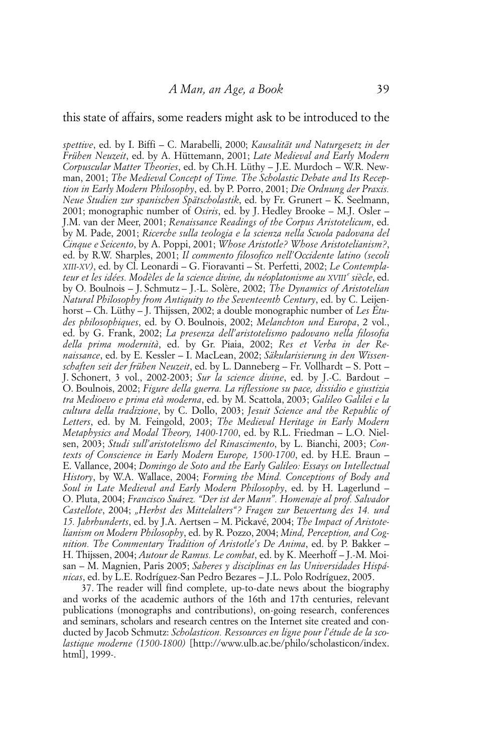this state of affairs, some readers might ask to be introduced to the

*spettive*, ed. by I. Biffi – C. Marabelli, 2000; *Kausalität und Naturgesetz in der Frühen Neuzeit*, ed. by A. Hüttemann, 2001; *Late Medieval and Early Modern Corpuscular Matter Theories*, ed. by Ch.H. Lüthy – J.E. Murdoch – W.R. Newman, 2001; *The Medieval Concept of Time. The Scholastic Debate and Its Reception in Early Modern Philosophy*, ed. by P. Porro, 2001; *Die Ordnung der Praxis. Neue Studien zur spanischen Spätscholastik*, ed. by Fr. Grunert – K. Seelmann, 2001; monographic number of *Osiris*, ed. by J. Hedley Brooke – M.J. Osler – J.M. van der Meer, 2001; *Renaissance Readings of the Corpus Aristotelicum*, ed. by M. Pade, 2001; *Ricerche sulla teologia e la scienza nella Scuola padovana del Cinque e Seicento*, by A. Poppi, 2001; *Whose Aristotle? Whose Aristotelianism?*, ed. by R.W. Sharples, 2001; *Il commento filosofico nell'Occidente latino (secoli XIII-XV)*, ed. by Cl. Leonardi – G. Fioravanti – St. Perfetti, 2002; *Le Contemplateur et les idées. Modèles de la science divine, du néoplatonisme au XVIIIe siècle*, ed. by O. Boulnois – J. Schmutz – J.-L. Solère, 2002; *The Dynamics of Aristotelian Natural Philosophy from Antiquity to the Seventeenth Century*, ed. by C. Leijenhorst – Ch. Lüthy – J. Thijssen, 2002; a double monographic number of *Les Études philosophiques*, ed. by O. Boulnois, 2002; *Melanchton und Europa*, 2 vol., ed. by G. Frank, 2002; *La presenza dell'aristotelismo padovano nella filosofia della prima modernità*, ed. by Gr. Piaia, 2002; *Res et Verba in der Renaissance*, ed. by E. Kessler – I. MacLean, 2002; *Säkularisierung in den Wissenschaften seit der frühen Neuzeit*, ed. by L. Danneberg – Fr. Vollhardt – S. Pott – J. Schonert, 3 vol., 2002-2003; *Sur la science divine*, ed. by J.-C. Bardout – O. Boulnois, 2002; *Figure della guerra. La riflessione su pace, dissidio e giustizia tra Medioevo e prima età moderna*, ed. by M. Scattola, 2003; *Galileo Galilei e la cultura della tradizione*, by C. Dollo, 2003; *Jesuit Science and the Republic of Letters*, ed. by M. Feingold, 2003; *The Medieval Heritage in Early Modern Metaphysics and Modal Theory, 1400-1700*, ed. by R.L. Friedman – L.O. Nielsen, 2003; *Studi sull'aristotelismo del Rinascimento*, by L. Bianchi, 2003; *Contexts of Conscience in Early Modern Europe, 1500-1700*, ed. by H.E. Braun – E. Vallance, 2004; *Domingo de Soto and the Early Galileo: Essays on Intellectual History*, by W.A. Wallace, 2004; *Forming the Mind. Conceptions of Body and Soul in Late Medieval and Early Modern Philosophy*, ed. by H. Lagerlund – O. Pluta, 2004; *Francisco Suárez. "Der ist der Mann". Homenaje al prof. Salvador Castellote*, 2004; *„Herbst des Mittelalters"? Fragen zur Bewertung des 14. und 15. Jahrhunderts*, ed. by J.A. Aertsen – M. Pickavé, 2004; *The Impact of Aristotelianism on Modern Philosophy*, ed. by R. Pozzo, 2004; *Mind, Perception, and Cognition. The Commentary Tradition of Aristotle's De Anima*, ed. by P. Bakker – H. Thijssen, 2004; *Autour de Ramus. Le combat*, ed. by K. Meerhoff – J.-M. Moisan – M. Magnien, Paris 2005; *Saberes y disciplinas en las Universidades Hispánicas*, ed. by L.E. Rodríguez-San Pedro Bezares – J.L. Polo Rodríguez, 2005.

37. The reader will find complete, up-to-date news about the biography and works of the academic authors of the 16th and 17th centuries, relevant publications (monographs and contributions), on-going research, conferences and seminars, scholars and research centres on the Internet site created and conducted by Jacob Schmutz: *Scholasticon. Ressources en ligne pour l'étude de la scolastique moderne (1500-1800)* [http://www.ulb.ac.be/philo/scholasticon/index.html], 1999-.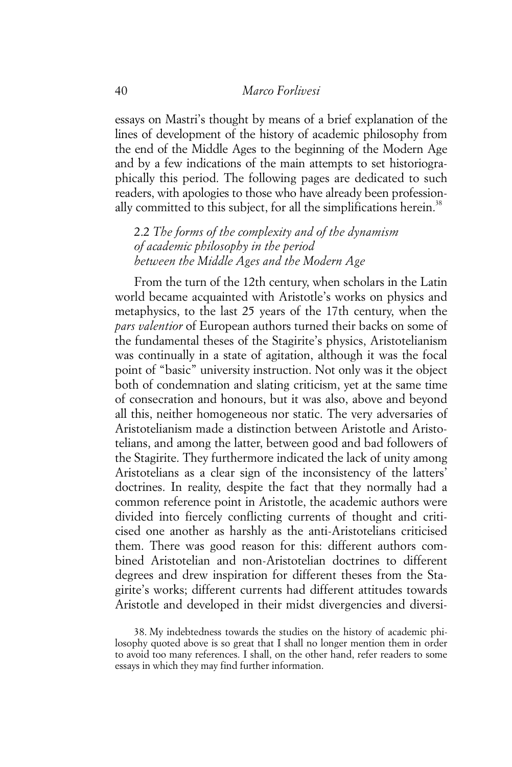essays on Mastri's thought by means of a brief explanation of the lines of development of the history of academic philosophy from the end of the Middle Ages to the beginning of the Modern Age and by a few indications of the main attempts to set historiographically this period. The following pages are dedicated to such readers, with apologies to those who have already been professionally committed to this subject, for all the simplifications herein.[38]

### 2.2 *The forms of the complexity and of the dynamism of academic philosophy in the period between the Middle Ages and the Modern Age*

From the turn of the 12th century, when scholars in the Latin world became acquainted with Aristotle's works on physics and metaphysics, to the last 25 years of the 17th century, when the *pars valentior* of European authors turned their backs on some of the fundamental theses of the Stagirite's physics, Aristotelianism was continually in a state of agitation, although it was the focal point of "basic" university instruction. Not only was it the object both of condemnation and slating criticism, yet at the same time of consecration and honours, but it was also, above and beyond all this, neither homogeneous nor static. The very adversaries of Aristotelianism made a distinction between Aristotle and Aristotelians, and among the latter, between good and bad followers of the Stagirite. They furthermore indicated the lack of unity among Aristotelians as a clear sign of the inconsistency of the latters' doctrines. In reality, despite the fact that they normally had a common reference point in Aristotle, the academic authors were divided into fiercely conflicting currents of thought and criticised one another as harshly as the anti-Aristotelians criticised them. There was good reason for this: different authors combined Aristotelian and non-Aristotelian doctrines to different degrees and drew inspiration for different theses from the Stagirite's works; different currents had different attitudes towards Aristotle and developed in their midst divergencies and diversi-

38. My indebtedness towards the studies on the history of academic philosophy quoted above is so great that I shall no longer mention them in order to avoid too many references. I shall, on the other hand, refer readers to some essays in which they may find further information.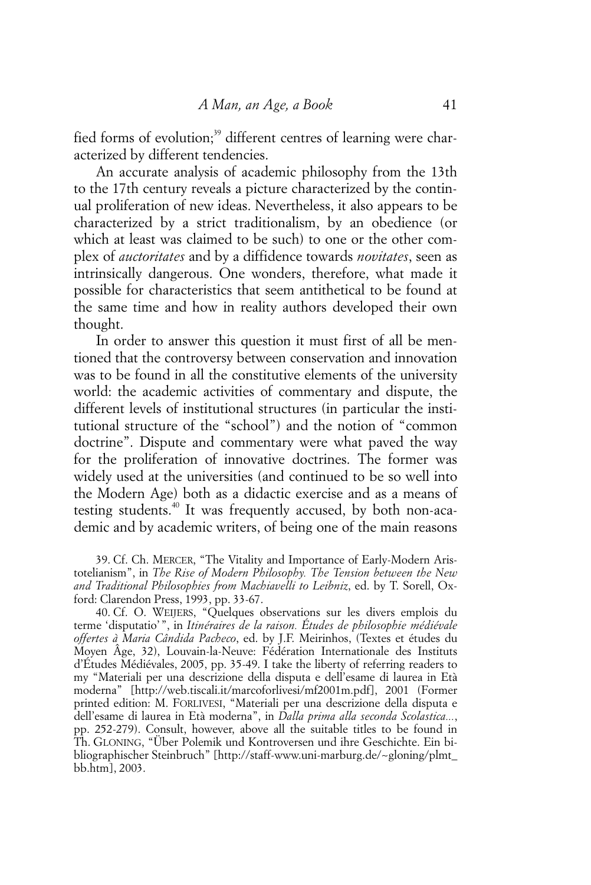fied forms of evolution;[39] different centres of learning were characterized by different tendencies.

An accurate analysis of academic philosophy from the 13th to the 17th century reveals a picture characterized by the continual proliferation of new ideas. Nevertheless, it also appears to be characterized by a strict traditionalism, by an obedience (or which at least was claimed to be such) to one or the other complex of *auctoritates* and by a diffidence towards *novitates*, seen as intrinsically dangerous. One wonders, therefore, what made it possible for characteristics that seem antithetical to be found at the same time and how in reality authors developed their own thought.

In order to answer this question it must first of all be mentioned that the controversy between conservation and innovation was to be found in all the constitutive elements of the university world: the academic activities of commentary and dispute, the different levels of institutional structures (in particular the institutional structure of the "school") and the notion of "common doctrine". Dispute and commentary were what paved the way for the proliferation of innovative doctrines. The former was widely used at the universities (and continued to be so well into the Modern Age) both as a didactic exercise and as a means of testing students.[40] It was frequently accused, by both non-academic and by academic writers, of being one of the main reasons

39. Cf. Ch. MERCER, "The Vitality and Importance of Early-Modern Aristotelianism", in *The Rise of Modern Philosophy. The Tension between the New and Traditional Philosophies from Machiavelli to Leibniz*, ed. by T. Sorell, Oxford: Clarendon Press, 1993, pp. 33-67.

40. Cf. O. WEIJERS, "Quelques observations sur les divers emplois du terme 'disputatio'", in *Itinéraires de la raison. Études de philosophie médiévale offertes à Maria Cândida Pacheco*, ed. by J.F. Meirinhos, (Textes et études du Moyen Âge, 32), Louvain-la-Neuve: Fédération Internationale des Instituts d'Études Médiévales, 2005, pp. 35-49. I take the liberty of referring readers to my "Materiali per una descrizione della disputa e dell'esame di laurea in Età moderna" [http://web.tiscali.it/marcoforlivesi/mf2001m.pdf], 2001 (Former printed edition: M. FORLIVESI, "Materiali per una descrizione della disputa e dell'esame di laurea in Età moderna", in *Dalla prima alla seconda Scolastica...*, pp. 252-279). Consult, however, above all the suitable titles to be found in Th. GLONING, "Über Polemik und Kontroversen und ihre Geschichte. Ein bibliographischer Steinbruch" [http://staff-www.uni-marburg.de/~gloning/plmt_bb.htm], 2003.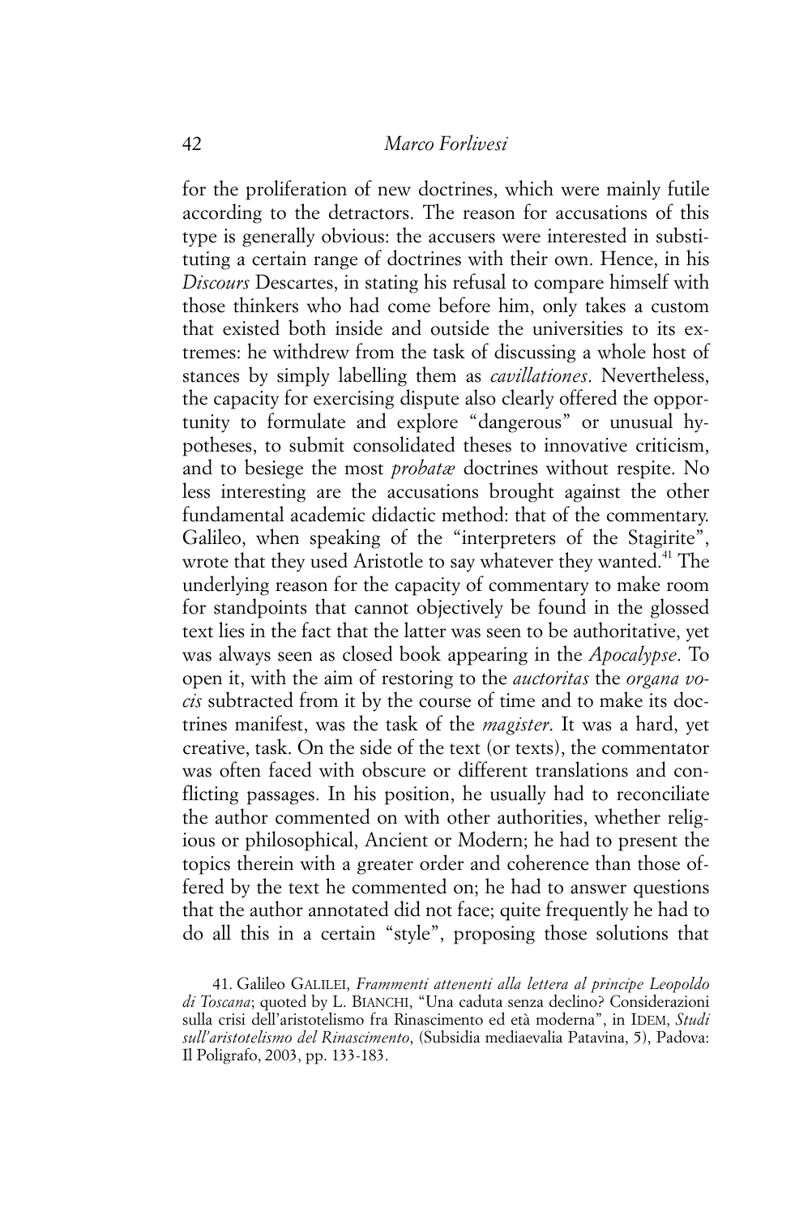for the proliferation of new doctrines, which were mainly futile according to the detractors. The reason for accusations of this type is generally obvious: the accusers were interested in substituting a certain range of doctrines with their own. Hence, in his *Discours* Descartes, in stating his refusal to compare himself with those thinkers who had come before him, only takes a custom that existed both inside and outside the universities to its extremes: he withdrew from the task of discussing a whole host of stances by simply labelling them as *cavillationes*. Nevertheless, the capacity for exercising dispute also clearly offered the opportunity to formulate and explore "dangerous" or unusual hypotheses, to submit consolidated theses to innovative criticism, and to besiege the most *probatæ* doctrines without respite. No less interesting are the accusations brought against the other fundamental academic didactic method: that of the commentary. Galileo, when speaking of the "interpreters of the Stagirite", wrote that they used Aristotle to say whatever they wanted.[41] The underlying reason for the capacity of commentary to make room for standpoints that cannot objectively be found in the glossed text lies in the fact that the latter was seen to be authoritative, yet was always seen as closed book appearing in the *Apocalypse*. To open it, with the aim of restoring to the *auctoritas* the *organa vocis* subtracted from it by the course of time and to make its doctrines manifest, was the task of the *magister*. It was a hard, yet creative, task. On the side of the text (or texts), the commentator was often faced with obscure or different translations and conflicting passages. In his position, he usually had to reconciliate the author commented on with other authorities, whether religious or philosophical, Ancient or Modern; he had to present the topics therein with a greater order and coherence than those offered by the text he commented on; he had to answer questions that the author annotated did not face; quite frequently he had to do all this in a certain "style", proposing those solutions that

41. Galileo GALILEI, *Frammenti attenenti alla lettera al principe Leopoldo di Toscana*; quoted by L. BIANCHI, "Una caduta senza declino? Considerazioni sulla crisi dell'aristotelismo fra Rinascimento ed età moderna", in IDEM, *Studi sull'aristotelismo del Rinascimento*, (Subsidia mediaevalia Patavina, 5), Padova: Il Poligrafo, 2003, pp. 133-183.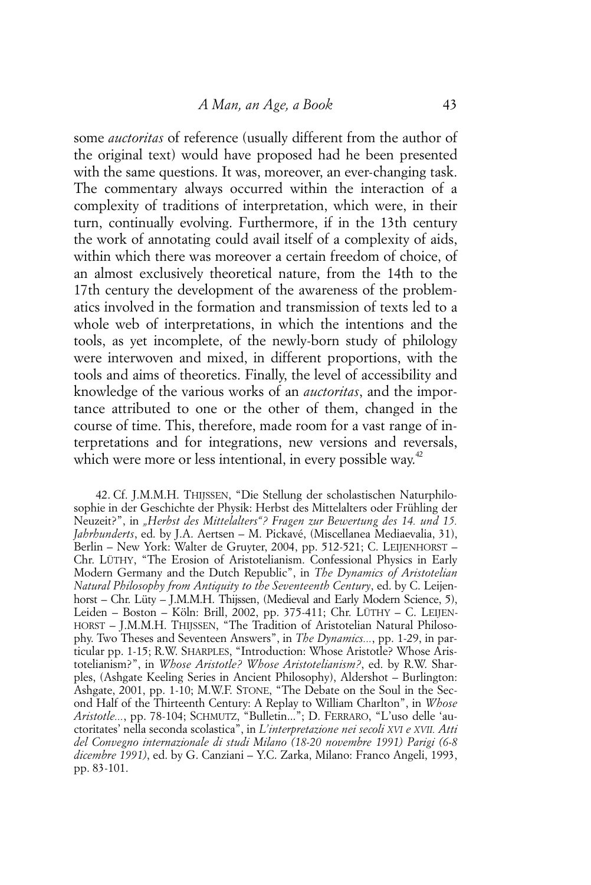some *auctoritas* of reference (usually different from the author of the original text) would have proposed had he been presented with the same questions. It was, moreover, an ever-changing task. The commentary always occurred within the interaction of a complexity of traditions of interpretation, which were, in their turn, continually evolving. Furthermore, if in the 13th century the work of annotating could avail itself of a complexity of aids, within which there was moreover a certain freedom of choice, of an almost exclusively theoretical nature, from the 14th to the 17th century the development of the awareness of the problematics involved in the formation and transmission of texts led to a whole web of interpretations, in which the intentions and the tools, as yet incomplete, of the newly-born study of philology were interwoven and mixed, in different proportions, with the tools and aims of theoretics. Finally, the level of accessibility and knowledge of the various works of an *auctoritas*, and the importance attributed to one or the other of them, changed in the course of time. This, therefore, made room for a vast range of interpretations and for integrations, new versions and reversals, which were more or less intentional, in every possible way.[42]

42. Cf. J.M.M.H. THIJSSEN, "Die Stellung der scholastischen Naturphilosophie in der Geschichte der Physik: Herbst des Mittelalters oder Frühling der Neuzeit?", in *„Herbst des Mittelalters"? Fragen zur Bewertung des 14. und 15. Jahrhunderts*, ed. by J.A. Aertsen – M. Pickavé, (Miscellanea Mediaevalia, 31), Berlin – New York: Walter de Gruyter, 2004, pp. 512-521; C. LEIJENHORST – Chr. LÜTHY, "The Erosion of Aristotelianism. Confessional Physics in Early Modern Germany and the Dutch Republic", in *The Dynamics of Aristotelian Natural Philosophy from Antiquity to the Seventeenth Century*, ed. by C. Leijenhorst – Chr. Lüty – J.M.M.H. Thijssen, (Medieval and Early Modern Science, 5), Leiden – Boston – Köln: Brill, 2002, pp. 375-411; Chr. LÜTHY – C. LEIJENHORST – J.M.M.H. THIJSSEN, "The Tradition of Aristotelian Natural Philosophy. Two Theses and Seventeen Answers", in *The Dynamics...*, pp. 1-29, in particular pp. 1-15; R.W. SHARPLES, "Introduction: Whose Aristotle? Whose Aristotelianism?", in *Whose Aristotle? Whose Aristotelianism?*, ed. by R.W. Sharples, (Ashgate Keeling Series in Ancient Philosophy), Aldershot – Burlington: Ashgate, 2001, pp. 1-10; M.W.F. STONE, "The Debate on the Soul in the Second Half of the Thirteenth Century: A Replay to William Charlton", in *Whose Aristotle...*, pp. 78-104; SCHMUTZ, "Bulletin..."; D. FERRARO, "L'uso delle 'auctoritates' nella seconda scolastica", in *L'interpretazione nei secoli XVI e XVII. Atti del Convegno internazionale di studi Milano (18-20 novembre 1991) Parigi (6-8 dicembre 1991)*, ed. by G. Canziani – Y.C. Zarka, Milano: Franco Angeli, 1993, pp. 83-101.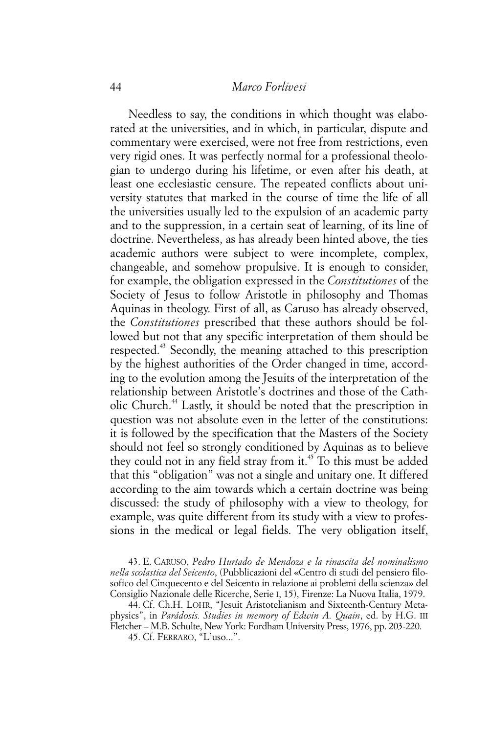Needless to say, the conditions in which thought was elaborated at the universities, and in which, in particular, dispute and commentary were exercised, were not free from restrictions, even very rigid ones. It was perfectly normal for a professional theologian to undergo during his lifetime, or even after his death, at least one ecclesiastic censure. The repeated conflicts about university statutes that marked in the course of time the life of all the universities usually led to the expulsion of an academic party and to the suppression, in a certain seat of learning, of its line of doctrine. Nevertheless, as has already been hinted above, the ties academic authors were subject to were incomplete, complex, changeable, and somehow propulsive. It is enough to consider, for example, the obligation expressed in the *Constitutiones* of the Society of Jesus to follow Aristotle in philosophy and Thomas Aquinas in theology. First of all, as Caruso has already observed, the *Constitutiones* prescribed that these authors should be followed but not that any specific interpretation of them should be respected.[43] Secondly, the meaning attached to this prescription by the highest authorities of the Order changed in time, according to the evolution among the Jesuits of the interpretation of the relationship between Aristotle's doctrines and those of the Catholic Church.[44] Lastly, it should be noted that the prescription in question was not absolute even in the letter of the constitutions: it is followed by the specification that the Masters of the Society should not feel so strongly conditioned by Aquinas as to believe they could not in any field stray from it.[45] To this must be added that this "obligation" was not a single and unitary one. It differed according to the aim towards which a certain doctrine was being discussed: the study of philosophy with a view to theology, for example, was quite different from its study with a view to professions in the medical or legal fields. The very obligation itself,

43. E. CARUSO, *Pedro Hurtado de Mendoza e la rinascita del nominalismo nella scolastica del Seicento*, (Pubblicazioni del «Centro di studi del pensiero filosofico del Cinquecento e del Seicento in relazione ai problemi della scienza» del Consiglio Nazionale delle Ricerche, Serie I, 15), Firenze: La Nuova Italia, 1979.

44. Cf. Ch.H. LOHR, "Jesuit Aristotelianism and Sixteenth-Century Metaphysics", in *Parádosis. Studies in memory of Edwin A. Quain*, ed. by H.G. III Fletcher – M.B. Schulte, New York: Fordham University Press, 1976, pp. 203-220.

45. Cf. FERRARO, "L'uso...".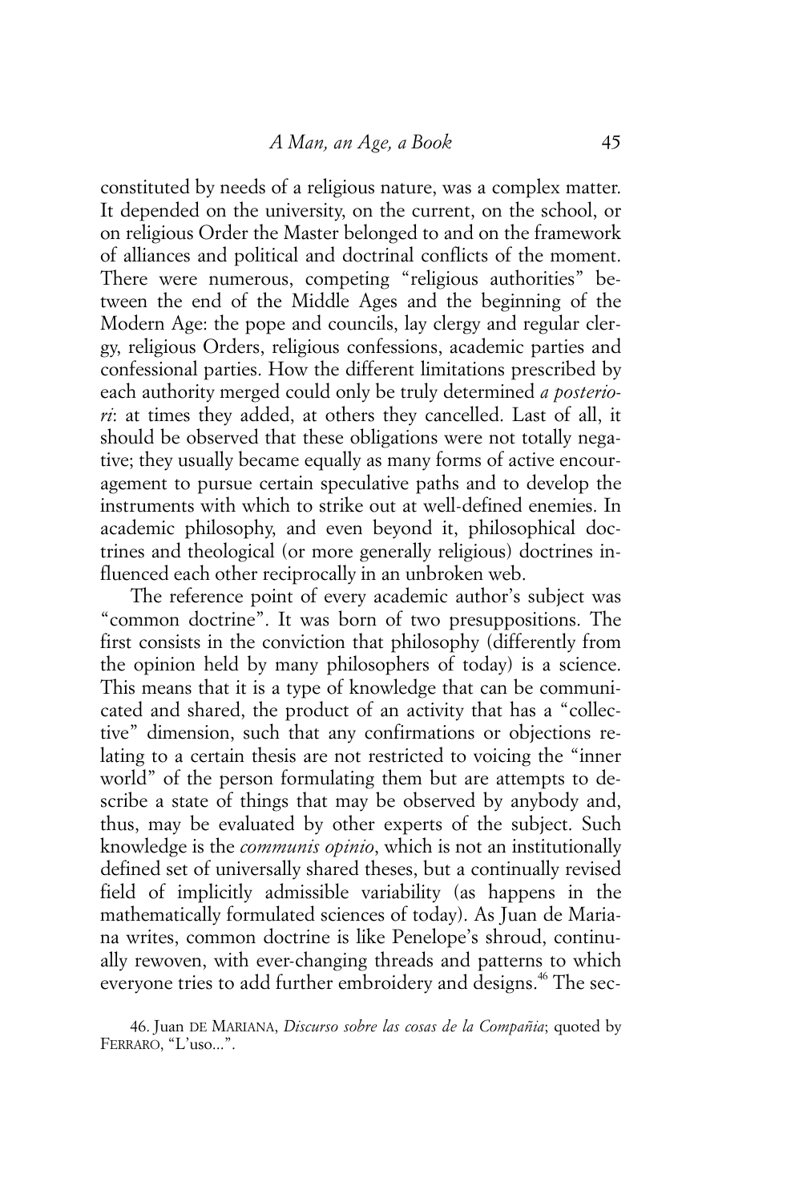constituted by needs of a religious nature, was a complex matter. It depended on the university, on the current, on the school, or on religious Order the Master belonged to and on the framework of alliances and political and doctrinal conflicts of the moment. There were numerous, competing "religious authorities" between the end of the Middle Ages and the beginning of the Modern Age: the pope and councils, lay clergy and regular clergy, religious Orders, religious confessions, academic parties and confessional parties. How the different limitations prescribed by each authority merged could only be truly determined *a posteriori*: at times they added, at others they cancelled. Last of all, it should be observed that these obligations were not totally negative; they usually became equally as many forms of active encouragement to pursue certain speculative paths and to develop the instruments with which to strike out at well-defined enemies. In academic philosophy, and even beyond it, philosophical doctrines and theological (or more generally religious) doctrines influenced each other reciprocally in an unbroken web.

The reference point of every academic author's subject was "common doctrine". It was born of two presuppositions. The first consists in the conviction that philosophy (differently from the opinion held by many philosophers of today) is a science. This means that it is a type of knowledge that can be communicated and shared, the product of an activity that has a "collective" dimension, such that any confirmations or objections relating to a certain thesis are not restricted to voicing the "inner world" of the person formulating them but are attempts to describe a state of things that may be observed by anybody and, thus, may be evaluated by other experts of the subject. Such knowledge is the *communis opinio*, which is not an institutionally defined set of universally shared theses, but a continually revised field of implicitly admissible variability (as happens in the mathematically formulated sciences of today). As Juan de Mariana writes, common doctrine is like Penelope's shroud, continually rewoven, with ever-changing threads and patterns to which everyone tries to add further embroidery and designs.[46] The sec-

46. Juan DE MARIANA, *Discurso sobre las cosas de la Compañia*; quoted by FERRARO, "L'uso...".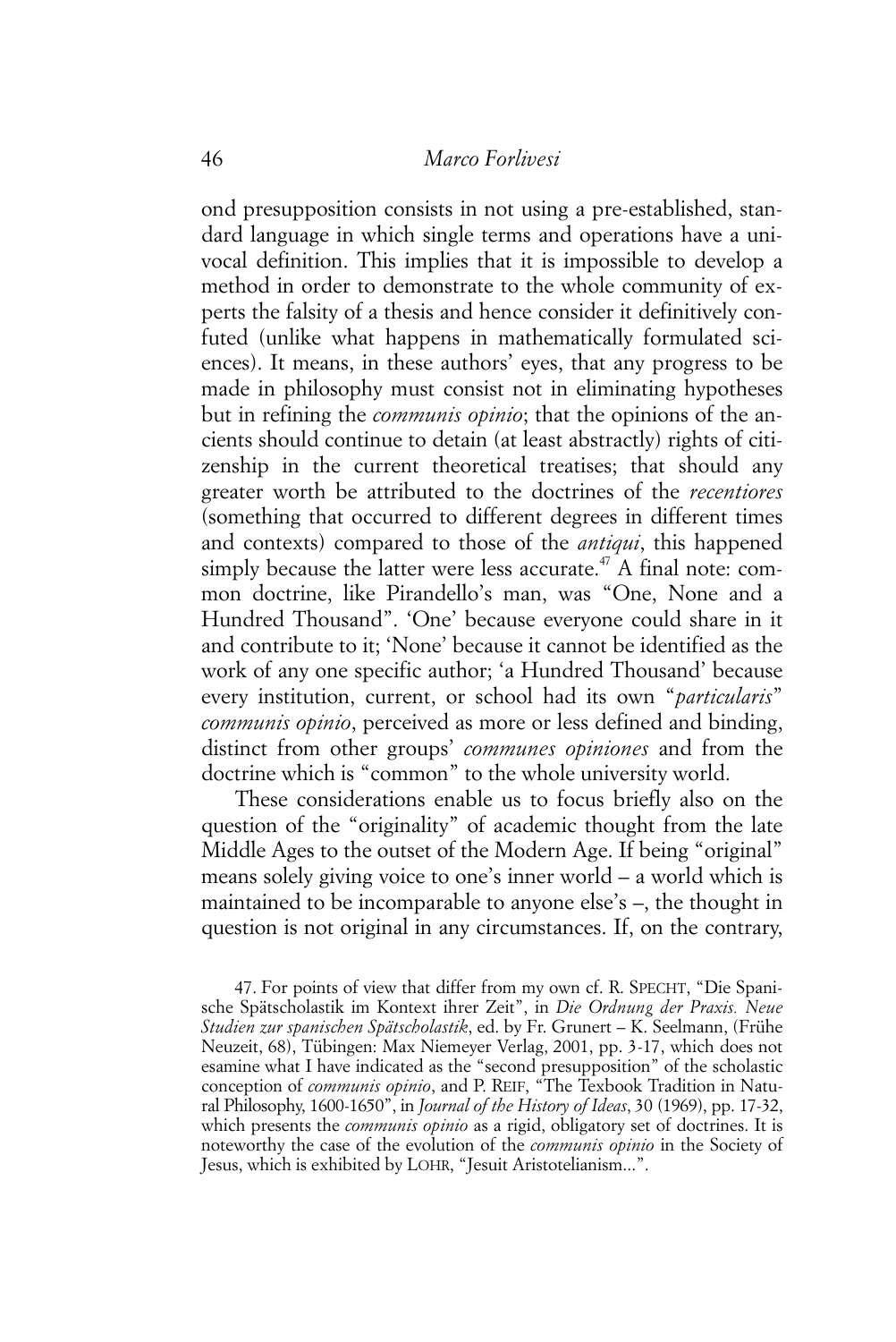ond presupposition consists in not using a pre-established, standard language in which single terms and operations have a univocal definition. This implies that it is impossible to develop a method in order to demonstrate to the whole community of experts the falsity of a thesis and hence consider it definitively confuted (unlike what happens in mathematically formulated sciences). It means, in these authors' eyes, that any progress to be made in philosophy must consist not in eliminating hypotheses but in refining the *communis opinio*; that the opinions of the ancients should continue to detain (at least abstractly) rights of citizenship in the current theoretical treatises; that should any greater worth be attributed to the doctrines of the *recentiores* (something that occurred to different degrees in different times and contexts) compared to those of the *antiqui*, this happened simply because the latter were less accurate.[47] A final note: common doctrine, like Pirandello's man, was "One, None and a Hundred Thousand". 'One' because everyone could share in it and contribute to it; 'None' because it cannot be identified as the work of any one specific author; 'a Hundred Thousand' because every institution, current, or school had its own "*particularis*" *communis opinio*, perceived as more or less defined and binding, distinct from other groups' *communes opiniones* and from the doctrine which is "common" to the whole university world.

These considerations enable us to focus briefly also on the question of the "originality" of academic thought from the late Middle Ages to the outset of the Modern Age. If being "original" means solely giving voice to one's inner world – a world which is maintained to be incomparable to anyone else's –, the thought in question is not original in any circumstances. If, on the contrary,

47. For points of view that differ from my own cf. R. Specht, "Die Spanische Spätscholastik im Kontext ihrer Zeit", in *Die Ordnung der Praxis. Neue Studien zur spanischen Spätscholastik*, ed. by Fr. Grunert – K. Seelmann, (Frühe Neuzeit, 68), Tübingen: Max Niemeyer Verlag, 2001, pp. 3-17, which does not esamine what I have indicated as the "second presupposition" of the scholastic conception of *communis opinio*, and P. Reif, "The Texbook Tradition in Natural Philosophy, 1600-1650", in *Journal of the History of Ideas*, 30 (1969), pp. 17-32, which presents the *communis opinio* as a rigid, obligatory set of doctrines. It is noteworthy the case of the evolution of the *communis opinio* in the Society of Jesus, which is exhibited by Lohr, "Jesuit Aristotelianism...".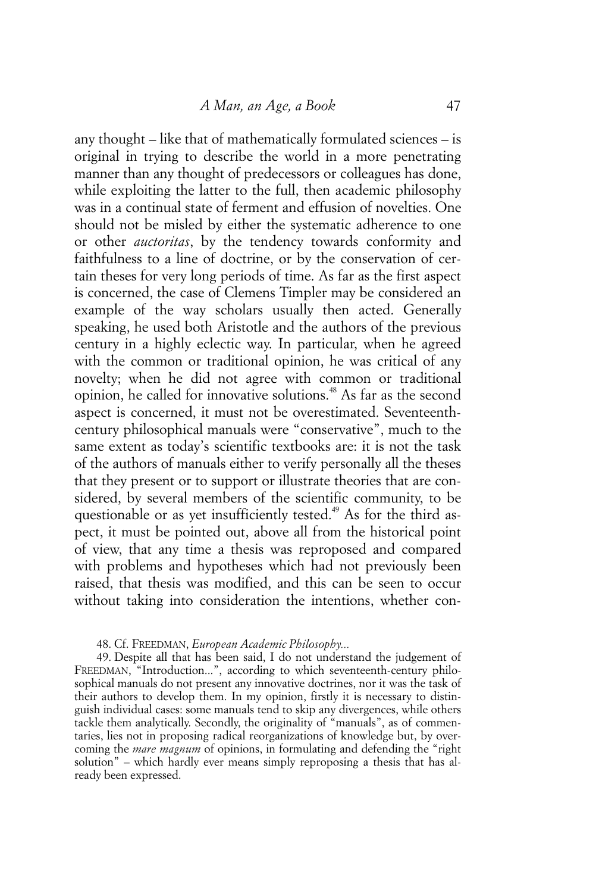any thought – like that of mathematically formulated sciences – is original in trying to describe the world in a more penetrating manner than any thought of predecessors or colleagues has done, while exploiting the latter to the full, then academic philosophy was in a continual state of ferment and effusion of novelties. One should not be misled by either the systematic adherence to one or other *auctoritas*, by the tendency towards conformity and faithfulness to a line of doctrine, or by the conservation of certain theses for very long periods of time. As far as the first aspect is concerned, the case of Clemens Timpler may be considered an example of the way scholars usually then acted. Generally speaking, he used both Aristotle and the authors of the previous century in a highly eclectic way. In particular, when he agreed with the common or traditional opinion, he was critical of any novelty; when he did not agree with common or traditional opinion, he called for innovative solutions.[48] As far as the second aspect is concerned, it must not be overestimated. Seventeenth-century philosophical manuals were "conservative", much to the same extent as today's scientific textbooks are: it is not the task of the authors of manuals either to verify personally all the theses that they present or to support or illustrate theories that are considered, by several members of the scientific community, to be questionable or as yet insufficiently tested.[49] As for the third aspect, it must be pointed out, above all from the historical point of view, that any time a thesis was reproposed and compared with problems and hypotheses which had not previously been raised, that thesis was modified, and this can be seen to occur without taking into consideration the intentions, whether con-

48. Cf. FREEDMAN, *European Academic Philosophy...*

49. Despite all that has been said, I do not understand the judgement of FREEDMAN, "Introduction...", according to which seventeenth-century philosophical manuals do not present any innovative doctrines, nor it was the task of their authors to develop them. In my opinion, firstly it is necessary to distinguish individual cases: some manuals tend to skip any divergences, while others tackle them analytically. Secondly, the originality of "manuals", as of commentaries, lies not in proposing radical reorganizations of knowledge but, by overcoming the *mare magnum* of opinions, in formulating and defending the "right solution" – which hardly ever means simply reproposing a thesis that has already been expressed.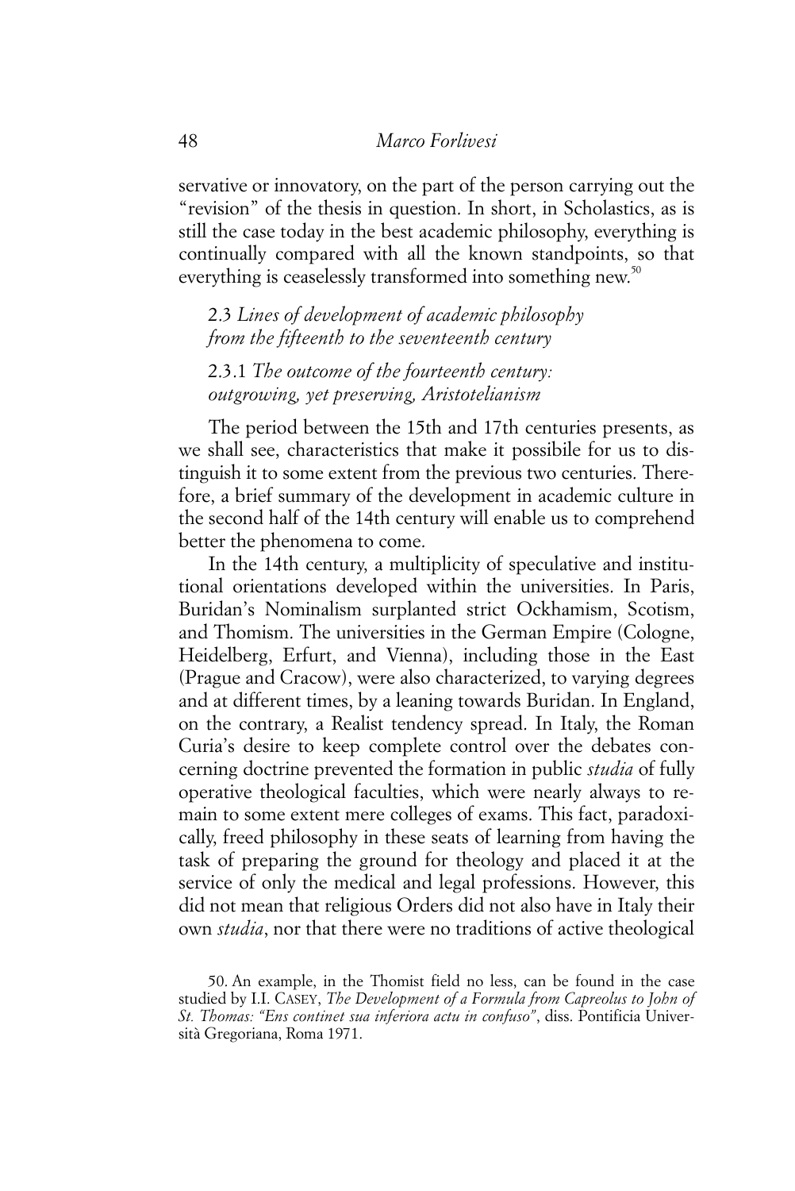servative or innovatory, on the part of the person carrying out the "revision" of the thesis in question. In short, in Scholastics, as is still the case today in the best academic philosophy, everything is continually compared with all the known standpoints, so that everything is ceaselessly transformed into something new.[50]

### 2.3 *Lines of development of academic philosophy from the fifteenth to the seventeenth century*

#### 2.3.1 *The outcome of the fourteenth century: outgrowing, yet preserving, Aristotelianism*

The period between the 15th and 17th centuries presents, as we shall see, characteristics that make it possibile for us to distinguish it to some extent from the previous two centuries. Therefore, a brief summary of the development in academic culture in the second half of the 14th century will enable us to comprehend better the phenomena to come.

In the 14th century, a multiplicity of speculative and institutional orientations developed within the universities. In Paris, Buridan's Nominalism surplanted strict Ockhamism, Scotism, and Thomism. The universities in the German Empire (Cologne, Heidelberg, Erfurt, and Vienna), including those in the East (Prague and Cracow), were also characterized, to varying degrees and at different times, by a leaning towards Buridan. In England, on the contrary, a Realist tendency spread. In Italy, the Roman Curia's desire to keep complete control over the debates concerning doctrine prevented the formation in public *studia* of fully operative theological faculties, which were nearly always to remain to some extent mere colleges of exams. This fact, paradoxically, freed philosophy in these seats of learning from having the task of preparing the ground for theology and placed it at the service of only the medical and legal professions. However, this did not mean that religious Orders did not also have in Italy their own *studia*, nor that there were no traditions of active theological

50. An example, in the Thomist field no less, can be found in the case studied by I.I. CASEY, *The Development of a Formula from Capreolus to John of St. Thomas: "Ens continet sua inferiora actu in confuso"*, diss. Pontificia Università Gregoriana, Roma 1971.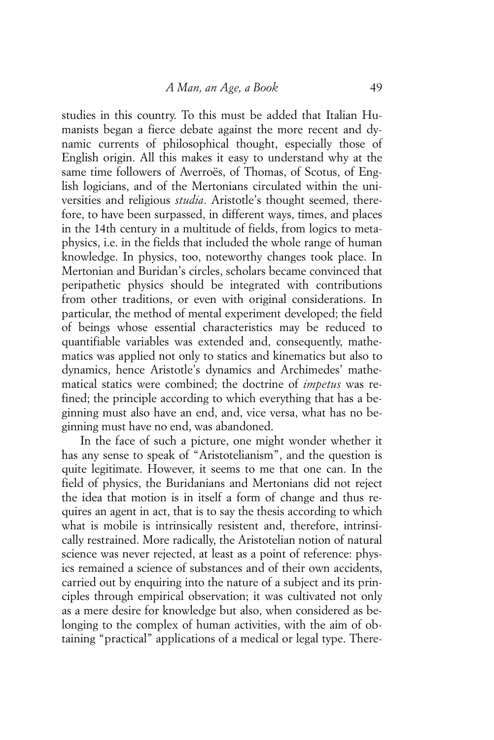studies in this country. To this must be added that Italian Humanists began a fierce debate against the more recent and dynamic currents of philosophical thought, especially those of English origin. All this makes it easy to understand why at the same time followers of Averroës, of Thomas, of Scotus, of English logicians, and of the Mertonians circulated within the universities and religious *studia*. Aristotle's thought seemed, therefore, to have been surpassed, in different ways, times, and places in the 14th century in a multitude of fields, from logics to metaphysics, i.e. in the fields that included the whole range of human knowledge. In physics, too, noteworthy changes took place. In Mertonian and Buridan's circles, scholars became convinced that peripathetic physics should be integrated with contributions from other traditions, or even with original considerations. In particular, the method of mental experiment developed; the field of beings whose essential characteristics may be reduced to quantifiable variables was extended and, consequently, mathematics was applied not only to statics and kinematics but also to dynamics, hence Aristotle's dynamics and Archimedes' mathematical statics were combined; the doctrine of *impetus* was refined; the principle according to which everything that has a beginning must also have an end, and, vice versa, what has no beginning must have no end, was abandoned.

In the face of such a picture, one might wonder whether it has any sense to speak of "Aristotelianism", and the question is quite legitimate. However, it seems to me that one can. In the field of physics, the Buridanians and Mertonians did not reject the idea that motion is in itself a form of change and thus requires an agent in act, that is to say the thesis according to which what is mobile is intrinsically resistent and, therefore, intrinsically restrained. More radically, the Aristotelian notion of natural science was never rejected, at least as a point of reference: physics remained a science of substances and of their own accidents, carried out by enquiring into the nature of a subject and its principles through empirical observation; it was cultivated not only as a mere desire for knowledge but also, when considered as belonging to the complex of human activities, with the aim of obtaining "practical" applications of a medical or legal type. There-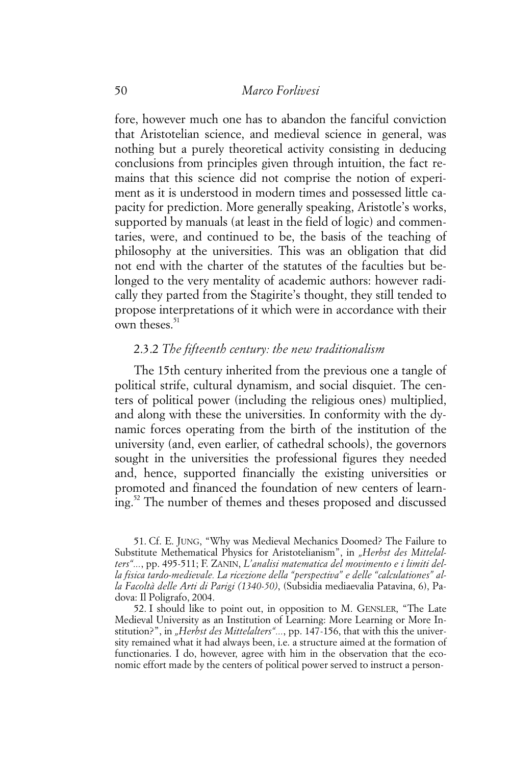fore, however much one has to abandon the fanciful conviction that Aristotelian science, and medieval science in general, was nothing but a purely theoretical activity consisting in deducing conclusions from principles given through intuition, the fact remains that this science did not comprise the notion of experiment as it is understood in modern times and possessed little capacity for prediction. More generally speaking, Aristotle's works, supported by manuals (at least in the field of logic) and commentaries, were, and continued to be, the basis of the teaching of philosophy at the universities. This was an obligation that did not end with the charter of the statutes of the faculties but belonged to the very mentality of academic authors: however radically they parted from the Stagirite's thought, they still tended to propose interpretations of it which were in accordance with their own theses.[51]

### 2.3.2 *The fifteenth century: the new traditionalism*

The 15th century inherited from the previous one a tangle of political strife, cultural dynamism, and social disquiet. The centers of political power (including the religious ones) multiplied, and along with these the universities. In conformity with the dynamic forces operating from the birth of the institution of the university (and, even earlier, of cathedral schools), the governors sought in the universities the professional figures they needed and, hence, supported financially the existing universities or promoted and financed the foundation of new centers of learning.[52] The number of themes and theses proposed and discussed

---

51. Cf. E. JUNG, "Why was Medieval Mechanics Doomed? The Failure to Substitute Methematical Physics for Aristotelianism", in *„Herbst des Mittelalters"...*, pp. 495-511; F. ZANIN, *L'analisi matematica del movimento e i limiti della fisica tardo-medievale. La ricezione della "perspectiva" e delle "calculationes" alla Facoltà delle Arti di Parigi (1340-50)*, (Subsidia mediaevalia Patavina, 6), Padova: Il Poligrafo, 2004.

52. I should like to point out, in opposition to M. GENSLER, "The Late Medieval University as an Institution of Learning: More Learning or More Institution?", in *„Herbst des Mittelalters"...*, pp. 147-156, that with this the university remained what it had always been, i.e. a structure aimed at the formation of functionaries. I do, however, agree with him in the observation that the economic effort made by the centers of political power served to instruct a person-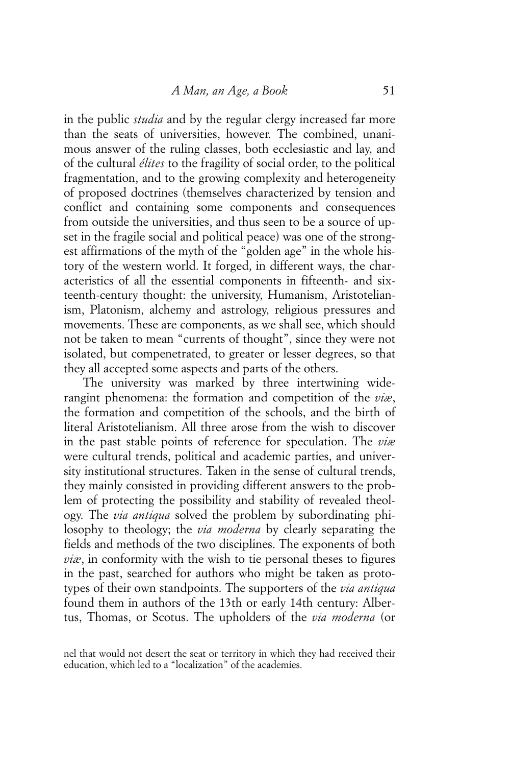in the public *studia* and by the regular clergy increased far more than the seats of universities, however. The combined, unanimous answer of the ruling classes, both ecclesiastic and lay, and of the cultural *élites* to the fragility of social order, to the political fragmentation, and to the growing complexity and heterogeneity of proposed doctrines (themselves characterized by tension and conflict and containing some components and consequences from outside the universities, and thus seen to be a source of upset in the fragile social and political peace) was one of the strongest affirmations of the myth of the "golden age" in the whole history of the western world. It forged, in different ways, the characteristics of all the essential components in fifteenth- and sixteenth-century thought: the university, Humanism, Aristotelianism, Platonism, alchemy and astrology, religious pressures and movements. These are components, as we shall see, which should not be taken to mean "currents of thought", since they were not isolated, but compenetrated, to greater or lesser degrees, so that they all accepted some aspects and parts of the others.

The university was marked by three intertwining widerangint phenomena: the formation and competition of the *viæ*, the formation and competition of the schools, and the birth of literal Aristotelianism. All three arose from the wish to discover in the past stable points of reference for speculation. The *viæ* were cultural trends, political and academic parties, and university institutional structures. Taken in the sense of cultural trends, they mainly consisted in providing different answers to the problem of protecting the possibility and stability of revealed theology. The *via antiqua* solved the problem by subordinating philosophy to theology; the *via moderna* by clearly separating the fields and methods of the two disciplines. The exponents of both *viæ*, in conformity with the wish to tie personal theses to figures in the past, searched for authors who might be taken as prototypes of their own standpoints. The supporters of the *via antiqua* found them in authors of the 13th or early 14th century: Albertus, Thomas, or Scotus. The upholders of the *via moderna* (or

nel that would not desert the seat or territory in which they had received their education, which led to a "localization" of the academies.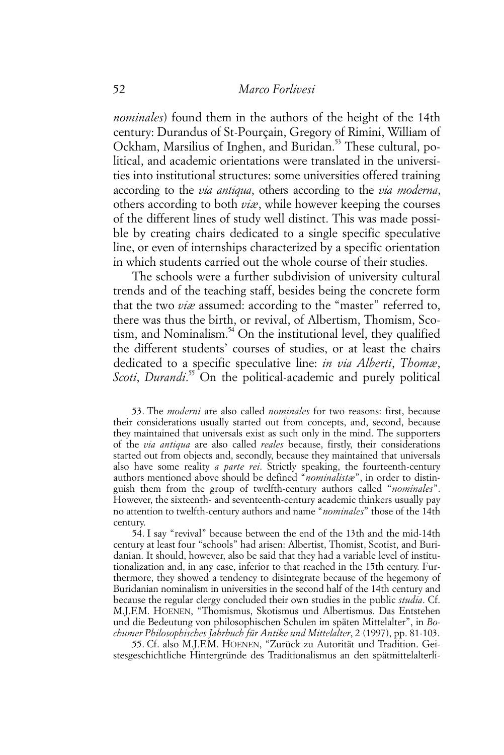*nominales*) found them in the authors of the height of the 14th century: Durandus of St-Pourçain, Gregory of Rimini, William of Ockham, Marsilius of Inghen, and Buridan.[53] These cultural, political, and academic orientations were translated in the universities into institutional structures: some universities offered training according to the *via antiqua*, others according to the *via moderna*, others according to both *viæ*, while however keeping the courses of the different lines of study well distinct. This was made possible by creating chairs dedicated to a single specific speculative line, or even of internships characterized by a specific orientation in which students carried out the whole course of their studies.

The schools were a further subdivision of university cultural trends and of the teaching staff, besides being the concrete form that the two *viæ* assumed: according to the "master" referred to, there was thus the birth, or revival, of Albertism, Thomism, Scotism, and Nominalism.[54] On the institutional level, they qualified the different students' courses of studies, or at least the chairs dedicated to a specific speculative line: *in via Alberti*, *Thomæ*, *Scoti*, *Durandi*.[55] On the political-academic and purely political

53. The *moderni* are also called *nominales* for two reasons: first, because their considerations usually started out from concepts, and, second, because they maintained that universals exist as such only in the mind. The supporters of the *via antiqua* are also called *reales* because, firstly, their considerations started out from objects and, secondly, because they maintained that universals also have some reality *a parte rei*. Strictly speaking, the fourteenth-century authors mentioned above should be defined "*nominalistæ*", in order to distinguish them from the group of twelfth-century authors called "*nominales*". However, the sixteenth- and seventeenth-century academic thinkers usually pay no attention to twelfth-century authors and name "*nominales*" those of the 14th century.

54. I say "revival" because between the end of the 13th and the mid-14th century at least four "schools" had arisen: Albertist, Thomist, Scotist, and Buridanian. It should, however, also be said that they had a variable level of institutionalization and, in any case, inferior to that reached in the 15th century. Furthermore, they showed a tendency to disintegrate because of the hegemony of Buridanian nominalism in universities in the second half of the 14th century and because the regular clergy concluded their own studies in the public *studia*. Cf. M.J.F.M. Hoenen, "Thomismus, Skotismus und Albertismus. Das Entstehen und die Bedeutung von philosophischen Schulen im späten Mittelalter", in *Bochumer Philosophisches Jahrbuch für Antike und Mittelalter*, 2 (1997), pp. 81-103.

55. Cf. also M.J.F.M. Hoenen, "Zurück zu Autorität und Tradition. Geistesgeschichtliche Hintergründe des Traditionalismus an den spätmittelalterli-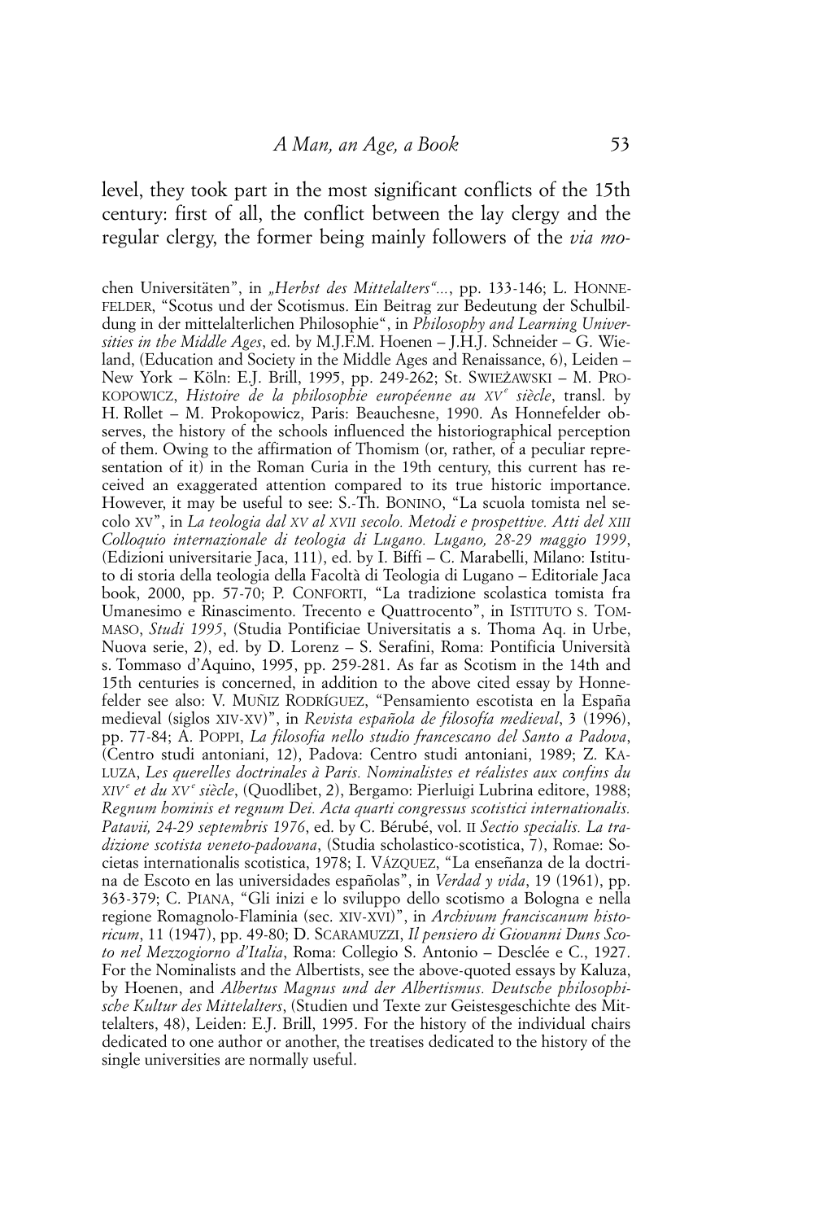level, they took part in the most significant conflicts of the 15th century: first of all, the conflict between the lay clergy and the regular clergy, the former being mainly followers of the *via mo-*

chen Universitäten", in *„Herbst des Mittelalters"...*, pp. 133-146; L. HONNEFELDER, "Scotus und der Scotismus. Ein Beitrag zur Bedeutung der Schulbildung in der mittelalterlichen Philosophie", in *Philosophy and Learning Universities in the Middle Ages*, ed. by M.J.F.M. Hoenen – J.H.J. Schneider – G. Wieland, (Education and Society in the Middle Ages and Renaissance, 6), Leiden – New York – Köln: E.J. Brill, 1995, pp. 249-262; St. SWIEŻAWSKI – M. PROKOPOWICZ, *Histoire de la philosophie européenne au XV^e siècle*, transl. by H. Rollet – M. Prokopowicz, Paris: Beauchesne, 1990. As Honnefelder observes, the history of the schools influenced the historiographical perception of them. Owing to the affirmation of Thomism (or, rather, of a peculiar representation of it) in the Roman Curia in the 19th century, this current has received an exaggerated attention compared to its true historic importance. However, it may be useful to see: S.-Th. BONINO, "La scuola tomista nel secolo XV", in *La teologia dal XV al XVII secolo. Metodi e prospettive. Atti del XIII Colloquio internazionale di teologia di Lugano. Lugano, 28-29 maggio 1999*, (Edizioni universitarie Jaca, 111), ed. by I. Biffi – C. Marabelli, Milano: Istituto di storia della teologia della Facoltà di Teologia di Lugano – Editoriale Jaca book, 2000, pp. 57-70; P. CONFORTI, "La tradizione scolastica tomista fra Umanesimo e Rinascimento. Trecento e Quattrocento", in ISTITUTO S. TOMMASO, *Studi 1995*, (Studia Pontificiae Universitatis a s. Thoma Aq. in Urbe, Nuova serie, 2), ed. by D. Lorenz – S. Serafini, Roma: Pontificia Università s. Tommaso d'Aquino, 1995, pp. 259-281. As far as Scotism in the 14th and 15th centuries is concerned, in addition to the above cited essay by Honnefelder see also: V. MUÑIZ RODRÍGUEZ, "Pensamiento escotista en la España medieval (siglos XIV-XV)", in *Revista española de filosofía medieval*, 3 (1996), pp. 77-84; A. POPPI, *La filosofia nello studio francescano del Santo a Padova*, (Centro studi antoniani, 12), Padova: Centro studi antoniani, 1989; Z. KALUZA, *Les querelles doctrinales à Paris. Nominalistes et réalistes aux confins du XIV^e et du XV^e siècle*, (Quodlibet, 2), Bergamo: Pierluigi Lubrina editore, 1988; *Regnum hominis et regnum Dei. Acta quarti congressus scotistici internationalis. Patavii, 24-29 septembris 1976*, ed. by C. Bérubé, vol. II *Sectio specialis. La tradizione scotista veneto-padovana*, (Studia scholastico-scotistica, 7), Romae: Societas internationalis scotistica, 1978; I. VÁZQUEZ, "La enseñanza de la doctrina de Escoto en las universidades españolas", in *Verdad y vida*, 19 (1961), pp. 363-379; C. PIANA, "Gli inizi e lo sviluppo dello scotismo a Bologna e nella regione Romagnolo-Flaminia (sec. XIV-XVI)", in *Archivum franciscanum historicum*, 11 (1947), pp. 49-80; D. SCARAMUZZI, *Il pensiero di Giovanni Duns Scoto nel Mezzogiorno d'Italia*, Roma: Collegio S. Antonio – Desclée e C., 1927. For the Nominalists and the Albertists, see the above-quoted essays by Kaluza, by Hoenen, and *Albertus Magnus und der Albertismus. Deutsche philosophische Kultur des Mittelalters*, (Studien und Texte zur Geistesgeschichte des Mittelalters, 48), Leiden: E.J. Brill, 1995. For the history of the individual chairs dedicated to one author or another, the treatises dedicated to the history of the single universities are normally useful.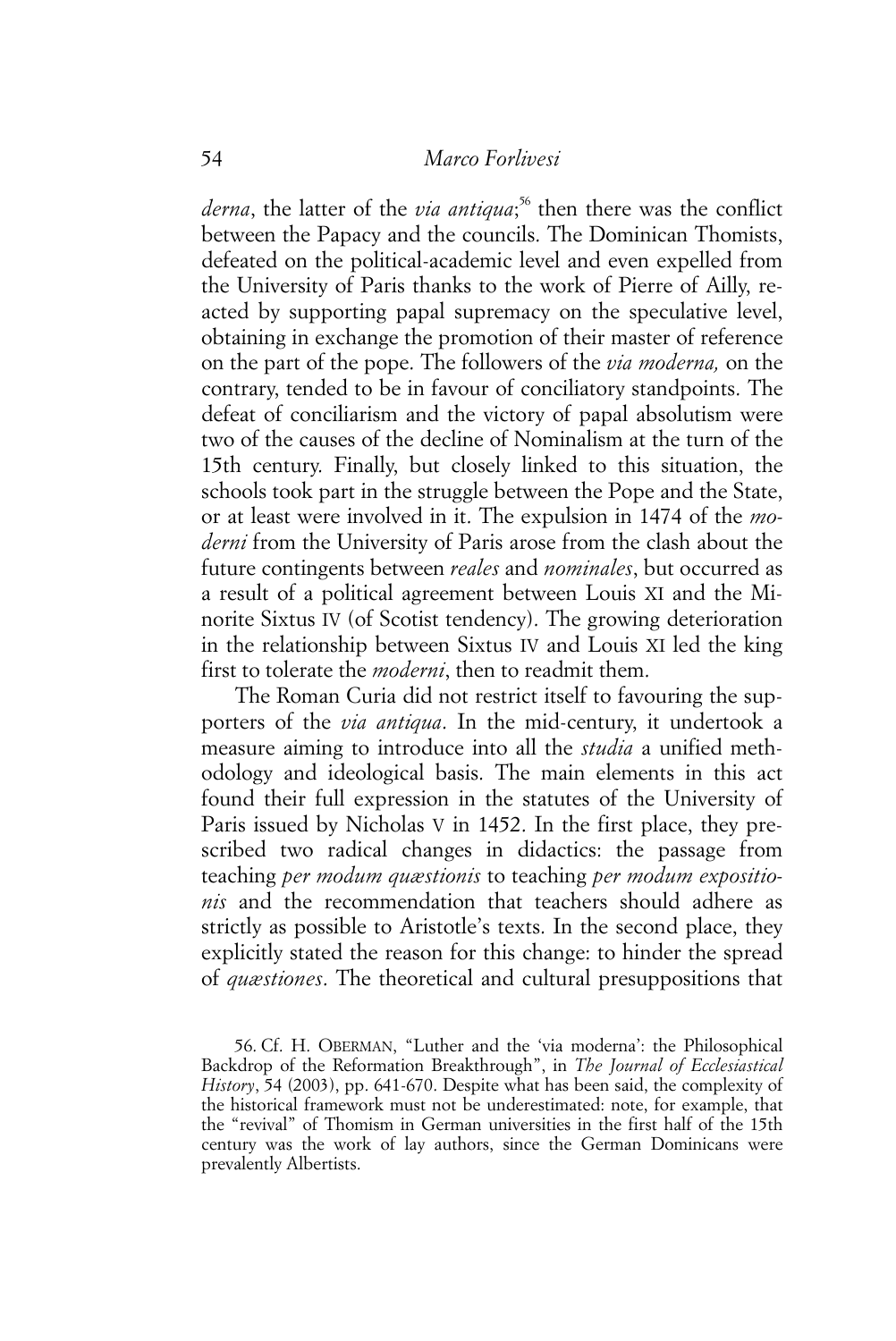*derna*, the latter of the *via antiqua*;[56] then there was the conflict between the Papacy and the councils. The Dominican Thomists, defeated on the political-academic level and even expelled from the University of Paris thanks to the work of Pierre of Ailly, reacted by supporting papal supremacy on the speculative level, obtaining in exchange the promotion of their master of reference on the part of the pope. The followers of the *via moderna,* on the contrary, tended to be in favour of conciliatory standpoints. The defeat of conciliarism and the victory of papal absolutism were two of the causes of the decline of Nominalism at the turn of the 15th century. Finally, but closely linked to this situation, the schools took part in the struggle between the Pope and the State, or at least were involved in it. The expulsion in 1474 of the *moderni* from the University of Paris arose from the clash about the future contingents between *reales* and *nominales*, but occurred as a result of a political agreement between Louis XI and the Minorite Sixtus IV (of Scotist tendency). The growing deterioration in the relationship between Sixtus IV and Louis XI led the king first to tolerate the *moderni*, then to readmit them.

The Roman Curia did not restrict itself to favouring the supporters of the *via antiqua*. In the mid-century, it undertook a measure aiming to introduce into all the *studia* a unified methodology and ideological basis. The main elements in this act found their full expression in the statutes of the University of Paris issued by Nicholas V in 1452. In the first place, they prescribed two radical changes in didactics: the passage from teaching *per modum quæstionis* to teaching *per modum expositionis* and the recommendation that teachers should adhere as strictly as possible to Aristotle's texts. In the second place, they explicitly stated the reason for this change: to hinder the spread of *quæstiones*. The theoretical and cultural presuppositions that

56. Cf. H. OBERMAN, "Luther and the 'via moderna': the Philosophical Backdrop of the Reformation Breakthrough", in *The Journal of Ecclesiastical History*, 54 (2003), pp. 641-670. Despite what has been said, the complexity of the historical framework must not be underestimated: note, for example, that the "revival" of Thomism in German universities in the first half of the 15th century was the work of lay authors, since the German Dominicans were prevalently Albertists.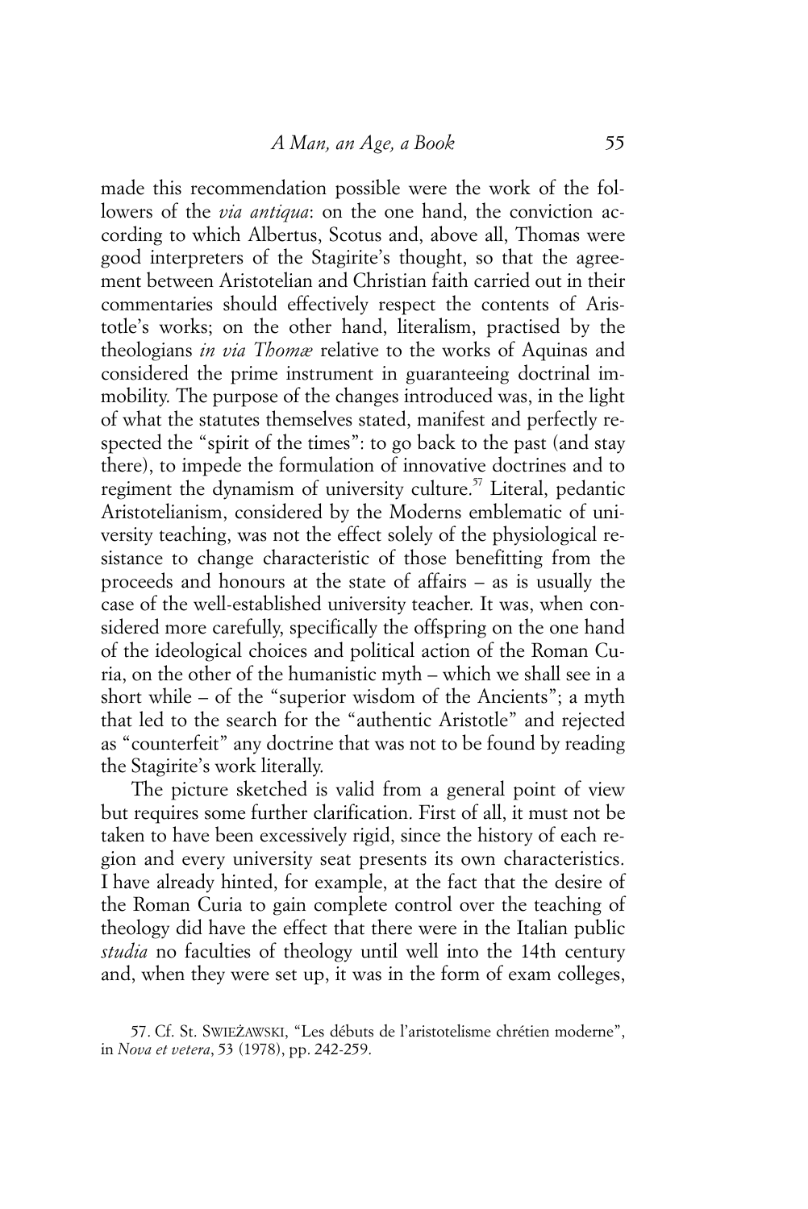made this recommendation possible were the work of the followers of the *via antiqua*: on the one hand, the conviction according to which Albertus, Scotus and, above all, Thomas were good interpreters of the Stagirite's thought, so that the agreement between Aristotelian and Christian faith carried out in their commentaries should effectively respect the contents of Aristotle's works; on the other hand, literalism, practised by the theologians *in via Thomæ* relative to the works of Aquinas and considered the prime instrument in guaranteeing doctrinal immobility. The purpose of the changes introduced was, in the light of what the statutes themselves stated, manifest and perfectly respected the "spirit of the times": to go back to the past (and stay there), to impede the formulation of innovative doctrines and to regiment the dynamism of university culture.[57] Literal, pedantic Aristotelianism, considered by the Moderns emblematic of university teaching, was not the effect solely of the physiological resistance to change characteristic of those benefitting from the proceeds and honours at the state of affairs – as is usually the case of the well-established university teacher. It was, when considered more carefully, specifically the offspring on the one hand of the ideological choices and political action of the Roman Curia, on the other of the humanistic myth – which we shall see in a short while – of the "superior wisdom of the Ancients"; a myth that led to the search for the "authentic Aristotle" and rejected as "counterfeit" any doctrine that was not to be found by reading the Stagirite's work literally.

The picture sketched is valid from a general point of view but requires some further clarification. First of all, it must not be taken to have been excessively rigid, since the history of each region and every university seat presents its own characteristics. I have already hinted, for example, at the fact that the desire of the Roman Curia to gain complete control over the teaching of theology did have the effect that there were in the Italian public *studia* no faculties of theology until well into the 14th century and, when they were set up, it was in the form of exam colleges,

57. Cf. St. SWIEŻAWSKI, "Les débuts de l'aristotelisme chrétien moderne", in *Nova et vetera*, 53 (1978), pp. 242-259.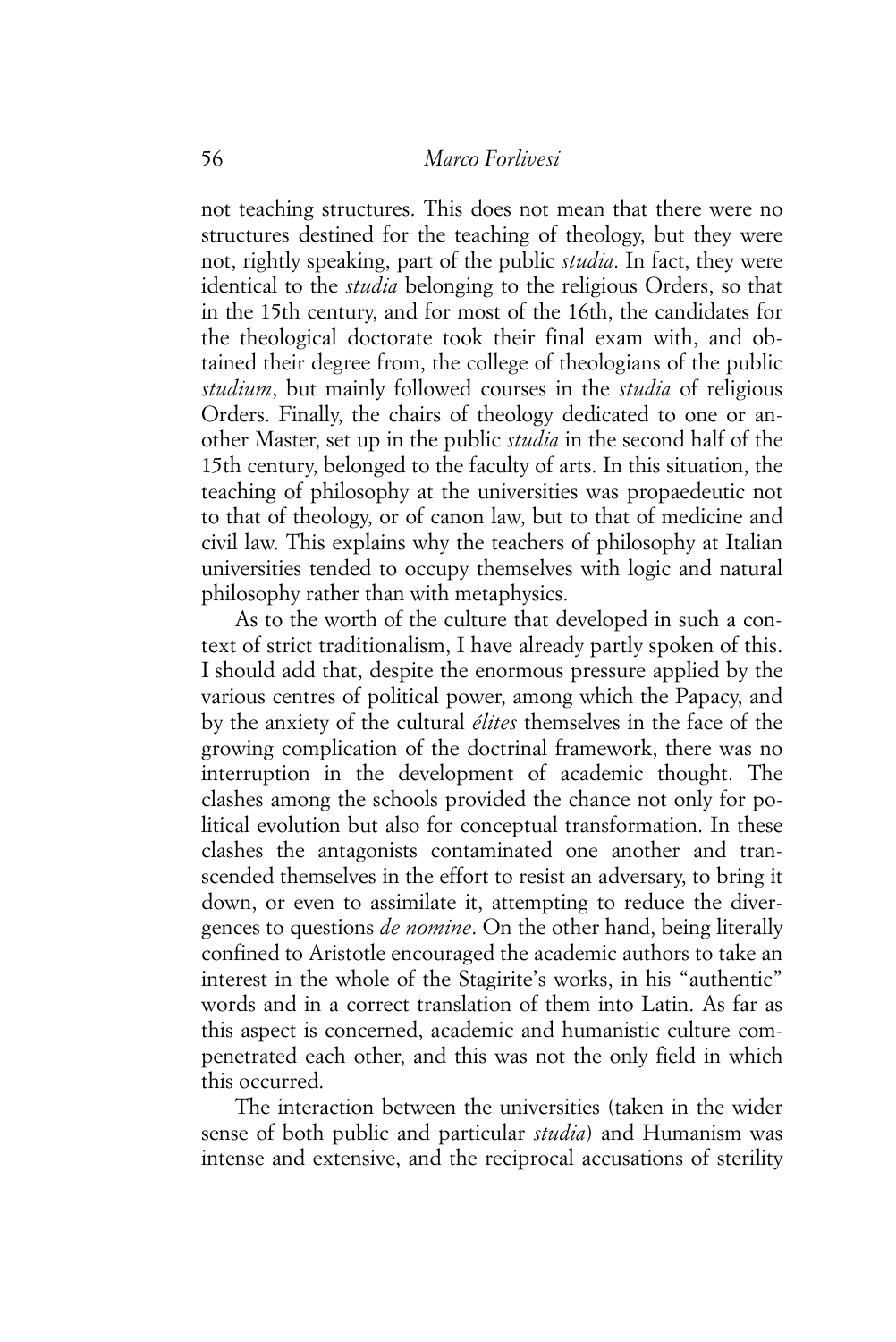not teaching structures. This does not mean that there were no structures destined for the teaching of theology, but they were not, rightly speaking, part of the public *studia*. In fact, they were identical to the *studia* belonging to the religious Orders, so that in the 15th century, and for most of the 16th, the candidates for the theological doctorate took their final exam with, and obtained their degree from, the college of theologians of the public *studium*, but mainly followed courses in the *studia* of religious Orders. Finally, the chairs of theology dedicated to one or another Master, set up in the public *studia* in the second half of the 15th century, belonged to the faculty of arts. In this situation, the teaching of philosophy at the universities was propaedeutic not to that of theology, or of canon law, but to that of medicine and civil law. This explains why the teachers of philosophy at Italian universities tended to occupy themselves with logic and natural philosophy rather than with metaphysics.

As to the worth of the culture that developed in such a context of strict traditionalism, I have already partly spoken of this. I should add that, despite the enormous pressure applied by the various centres of political power, among which the Papacy, and by the anxiety of the cultural *élites* themselves in the face of the growing complication of the doctrinal framework, there was no interruption in the development of academic thought. The clashes among the schools provided the chance not only for political evolution but also for conceptual transformation. In these clashes the antagonists contaminated one another and transcended themselves in the effort to resist an adversary, to bring it down, or even to assimilate it, attempting to reduce the divergences to questions *de nomine*. On the other hand, being literally confined to Aristotle encouraged the academic authors to take an interest in the whole of the Stagirite's works, in his "authentic" words and in a correct translation of them into Latin. As far as this aspect is concerned, academic and humanistic culture compenetrated each other, and this was not the only field in which this occurred.

The interaction between the universities (taken in the wider sense of both public and particular *studia*) and Humanism was intense and extensive, and the reciprocal accusations of sterility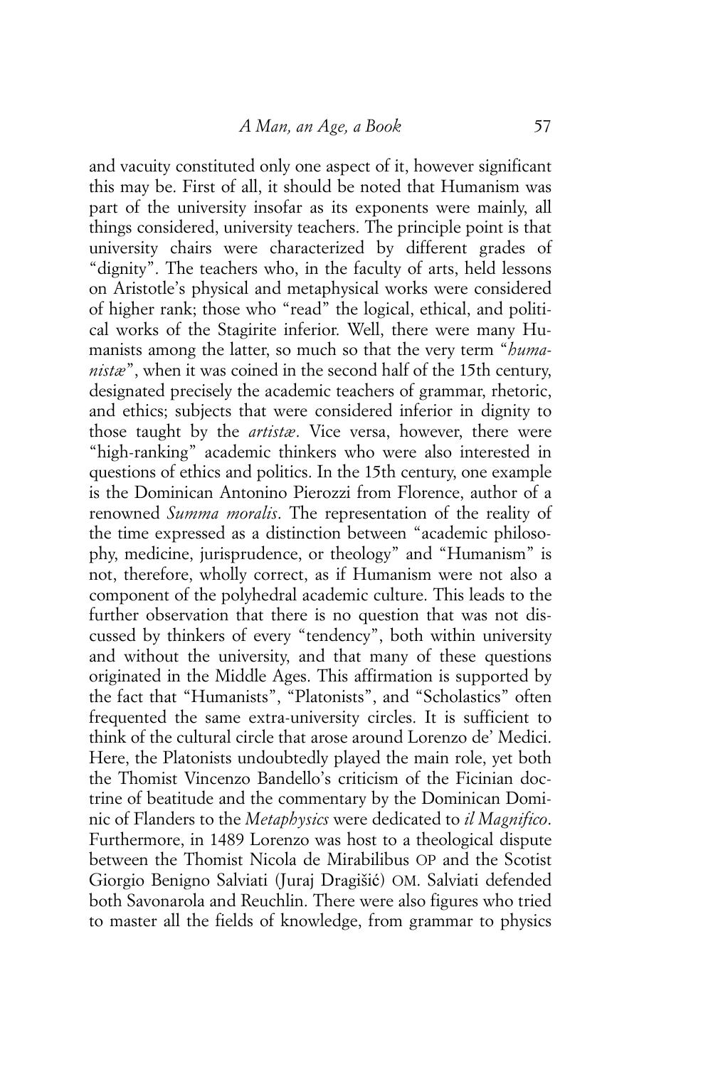and vacuity constituted only one aspect of it, however significant this may be. First of all, it should be noted that Humanism was part of the university insofar as its exponents were mainly, all things considered, university teachers. The principle point is that university chairs were characterized by different grades of "dignity". The teachers who, in the faculty of arts, held lessons on Aristotle's physical and metaphysical works were considered of higher rank; those who "read" the logical, ethical, and political works of the Stagirite inferior. Well, there were many Humanists among the latter, so much so that the very term "*humanistæ*", when it was coined in the second half of the 15th century, designated precisely the academic teachers of grammar, rhetoric, and ethics; subjects that were considered inferior in dignity to those taught by the *artistæ*. Vice versa, however, there were "high-ranking" academic thinkers who were also interested in questions of ethics and politics. In the 15th century, one example is the Dominican Antonino Pierozzi from Florence, author of a renowned *Summa moralis*. The representation of the reality of the time expressed as a distinction between "academic philosophy, medicine, jurisprudence, or theology" and "Humanism" is not, therefore, wholly correct, as if Humanism were not also a component of the polyhedral academic culture. This leads to the further observation that there is no question that was not discussed by thinkers of every "tendency", both within university and without the university, and that many of these questions originated in the Middle Ages. This affirmation is supported by the fact that "Humanists", "Platonists", and "Scholastics" often frequented the same extra-university circles. It is sufficient to think of the cultural circle that arose around Lorenzo de' Medici. Here, the Platonists undoubtedly played the main role, yet both the Thomist Vincenzo Bandello's criticism of the Ficinian doctrine of beatitude and the commentary by the Dominican Dominic of Flanders to the *Metaphysics* were dedicated to *il Magnifico*. Furthermore, in 1489 Lorenzo was host to a theological dispute between the Thomist Nicola de Mirabilibus OP and the Scotist Giorgio Benigno Salviati (Juraj Dragišić) OM. Salviati defended both Savonarola and Reuchlin. There were also figures who tried to master all the fields of knowledge, from grammar to physics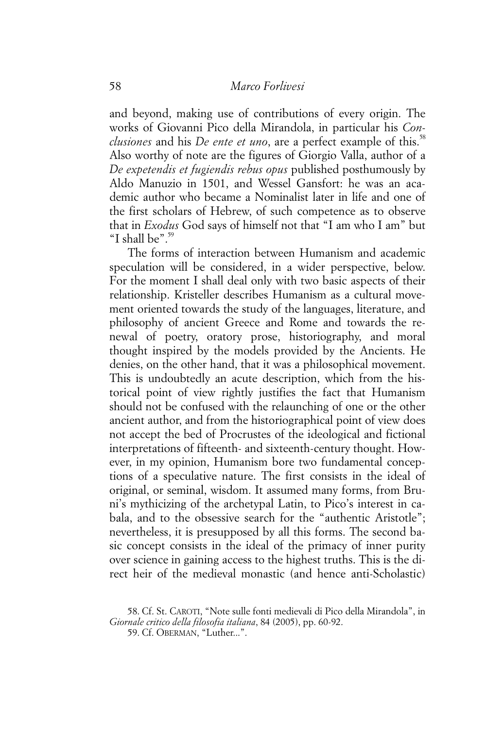and beyond, making use of contributions of every origin. The works of Giovanni Pico della Mirandola, in particular his *Conclusiones* and his *De ente et uno*, are a perfect example of this.[58] Also worthy of note are the figures of Giorgio Valla, author of a *De expetendis et fugiendis rebus opus* published posthumously by Aldo Manuzio in 1501, and Wessel Gansfort: he was an academic author who became a Nominalist later in life and one of the first scholars of Hebrew, of such competence as to observe that in *Exodus* God says of himself not that "I am who I am" but "I shall be".[59]

The forms of interaction between Humanism and academic speculation will be considered, in a wider perspective, below. For the moment I shall deal only with two basic aspects of their relationship. Kristeller describes Humanism as a cultural movement oriented towards the study of the languages, literature, and philosophy of ancient Greece and Rome and towards the renewal of poetry, oratory prose, historiography, and moral thought inspired by the models provided by the Ancients. He denies, on the other hand, that it was a philosophical movement. This is undoubtedly an acute description, which from the historical point of view rightly justifies the fact that Humanism should not be confused with the relaunching of one or the other ancient author, and from the historiographical point of view does not accept the bed of Procrustes of the ideological and fictional interpretations of fifteenth- and sixteenth-century thought. However, in my opinion, Humanism bore two fundamental conceptions of a speculative nature. The first consists in the ideal of original, or seminal, wisdom. It assumed many forms, from Bruni's mythicizing of the archetypal Latin, to Pico's interest in cabala, and to the obsessive search for the "authentic Aristotle"; nevertheless, it is presupposed by all this forms. The second basic concept consists in the ideal of the primacy of inner purity over science in gaining access to the highest truths. This is the direct heir of the medieval monastic (and hence anti-Scholastic)

58. Cf. St. CAROTI, "Note sulle fonti medievali di Pico della Mirandola", in *Giornale critico della filosofia italiana*, 84 (2005), pp. 60-92.

59. Cf. OBERMAN, "Luther...".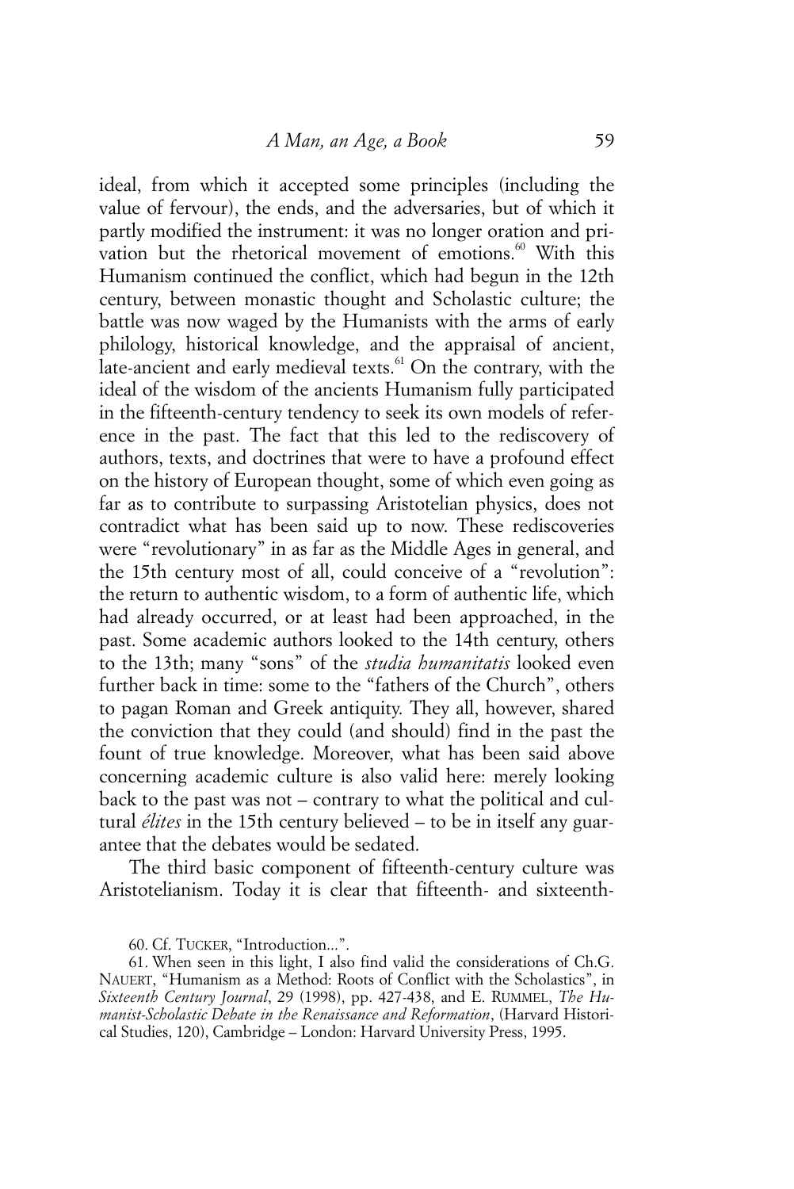ideal, from which it accepted some principles (including the value of fervour), the ends, and the adversaries, but of which it partly modified the instrument: it was no longer oration and privation but the rhetorical movement of emotions.[60] With this Humanism continued the conflict, which had begun in the 12th century, between monastic thought and Scholastic culture; the battle was now waged by the Humanists with the arms of early philology, historical knowledge, and the appraisal of ancient, late-ancient and early medieval texts.[61] On the contrary, with the ideal of the wisdom of the ancients Humanism fully participated in the fifteenth-century tendency to seek its own models of reference in the past. The fact that this led to the rediscovery of authors, texts, and doctrines that were to have a profound effect on the history of European thought, some of which even going as far as to contribute to surpassing Aristotelian physics, does not contradict what has been said up to now. These rediscoveries were "revolutionary" in as far as the Middle Ages in general, and the 15th century most of all, could conceive of a "revolution": the return to authentic wisdom, to a form of authentic life, which had already occurred, or at least had been approached, in the past. Some academic authors looked to the 14th century, others to the 13th; many "sons" of the *studia humanitatis* looked even further back in time: some to the "fathers of the Church", others to pagan Roman and Greek antiquity. They all, however, shared the conviction that they could (and should) find in the past the fount of true knowledge. Moreover, what has been said above concerning academic culture is also valid here: merely looking back to the past was not – contrary to what the political and cultural *élites* in the 15th century believed – to be in itself any guarantee that the debates would be sedated.

The third basic component of fifteenth-century culture was Aristotelianism. Today it is clear that fifteenth- and sixteenth-

60. Cf. TUCKER, "Introduction...".

61. When seen in this light, I also find valid the considerations of Ch.G. NAUERT, "Humanism as a Method: Roots of Conflict with the Scholastics", in *Sixteenth Century Journal*, 29 (1998), pp. 427-438, and E. RUMMEL, *The Humanist-Scholastic Debate in the Renaissance and Reformation*, (Harvard Historical Studies, 120), Cambridge – London: Harvard University Press, 1995.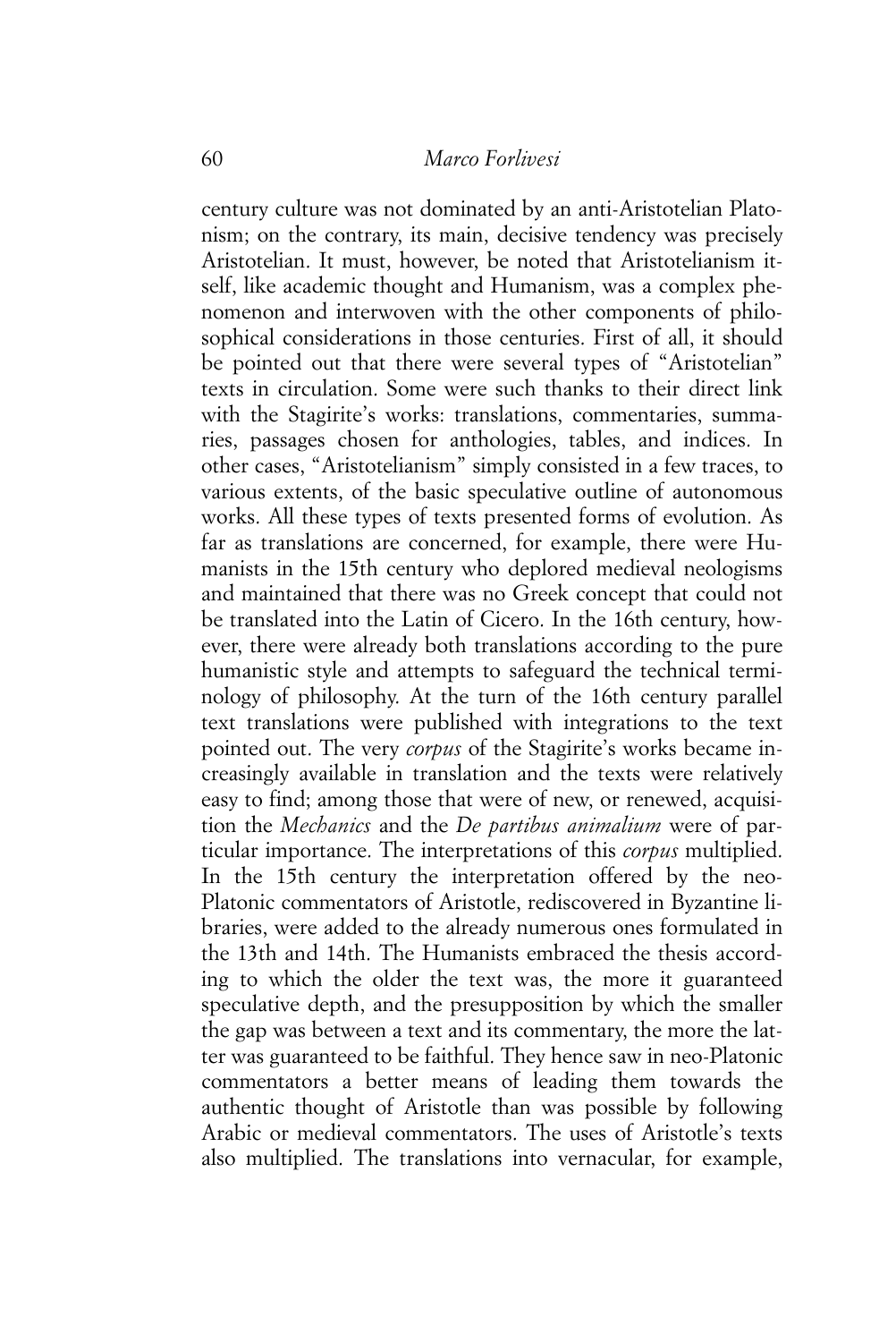century culture was not dominated by an anti-Aristotelian Platonism; on the contrary, its main, decisive tendency was precisely Aristotelian. It must, however, be noted that Aristotelianism itself, like academic thought and Humanism, was a complex phenomenon and interwoven with the other components of philosophical considerations in those centuries. First of all, it should be pointed out that there were several types of "Aristotelian" texts in circulation. Some were such thanks to their direct link with the Stagirite's works: translations, commentaries, summaries, passages chosen for anthologies, tables, and indices. In other cases, "Aristotelianism" simply consisted in a few traces, to various extents, of the basic speculative outline of autonomous works. All these types of texts presented forms of evolution. As far as translations are concerned, for example, there were Humanists in the 15th century who deplored medieval neologisms and maintained that there was no Greek concept that could not be translated into the Latin of Cicero. In the 16th century, however, there were already both translations according to the pure humanistic style and attempts to safeguard the technical terminology of philosophy. At the turn of the 16th century parallel text translations were published with integrations to the text pointed out. The very *corpus* of the Stagirite's works became increasingly available in translation and the texts were relatively easy to find; among those that were of new, or renewed, acquisition the *Mechanics* and the *De partibus animalium* were of particular importance. The interpretations of this *corpus* multiplied. In the 15th century the interpretation offered by the neo-Platonic commentators of Aristotle, rediscovered in Byzantine libraries, were added to the already numerous ones formulated in the 13th and 14th. The Humanists embraced the thesis according to which the older the text was, the more it guaranteed speculative depth, and the presupposition by which the smaller the gap was between a text and its commentary, the more the latter was guaranteed to be faithful. They hence saw in neo-Platonic commentators a better means of leading them towards the authentic thought of Aristotle than was possible by following Arabic or medieval commentators. The uses of Aristotle's texts also multiplied. The translations into vernacular, for example,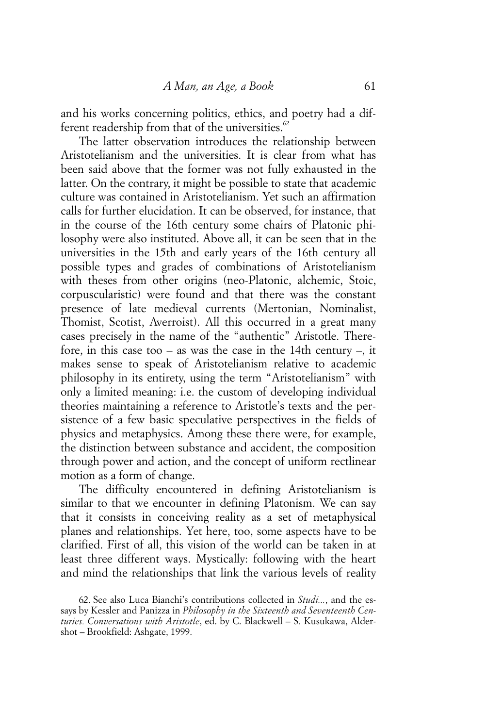and his works concerning politics, ethics, and poetry had a different readership from that of the universities.[62]

The latter observation introduces the relationship between Aristotelianism and the universities. It is clear from what has been said above that the former was not fully exhausted in the latter. On the contrary, it might be possible to state that academic culture was contained in Aristotelianism. Yet such an affirmation calls for further elucidation. It can be observed, for instance, that in the course of the 16th century some chairs of Platonic philosophy were also instituted. Above all, it can be seen that in the universities in the 15th and early years of the 16th century all possible types and grades of combinations of Aristotelianism with theses from other origins (neo-Platonic, alchemic, Stoic, corpuscularistic) were found and that there was the constant presence of late medieval currents (Mertonian, Nominalist, Thomist, Scotist, Averroist). All this occurred in a great many cases precisely in the name of the "authentic" Aristotle. Therefore, in this case too – as was the case in the 14th century –, it makes sense to speak of Aristotelianism relative to academic philosophy in its entirety, using the term "Aristotelianism" with only a limited meaning: i.e. the custom of developing individual theories maintaining a reference to Aristotle's texts and the persistence of a few basic speculative perspectives in the fields of physics and metaphysics. Among these there were, for example, the distinction between substance and accident, the composition through power and action, and the concept of uniform rectlinear motion as a form of change.

The difficulty encountered in defining Aristotelianism is similar to that we encounter in defining Platonism. We can say that it consists in conceiving reality as a set of metaphysical planes and relationships. Yet here, too, some aspects have to be clarified. First of all, this vision of the world can be taken in at least three different ways. Mystically: following with the heart and mind the relationships that link the various levels of reality

62. See also Luca Bianchi's contributions collected in *Studi...*, and the essays by Kessler and Panizza in *Philosophy in the Sixteenth and Seventeenth Centuries. Conversations with Aristotle*, ed. by C. Blackwell – S. Kusukawa, Aldershot – Brookfield: Ashgate, 1999.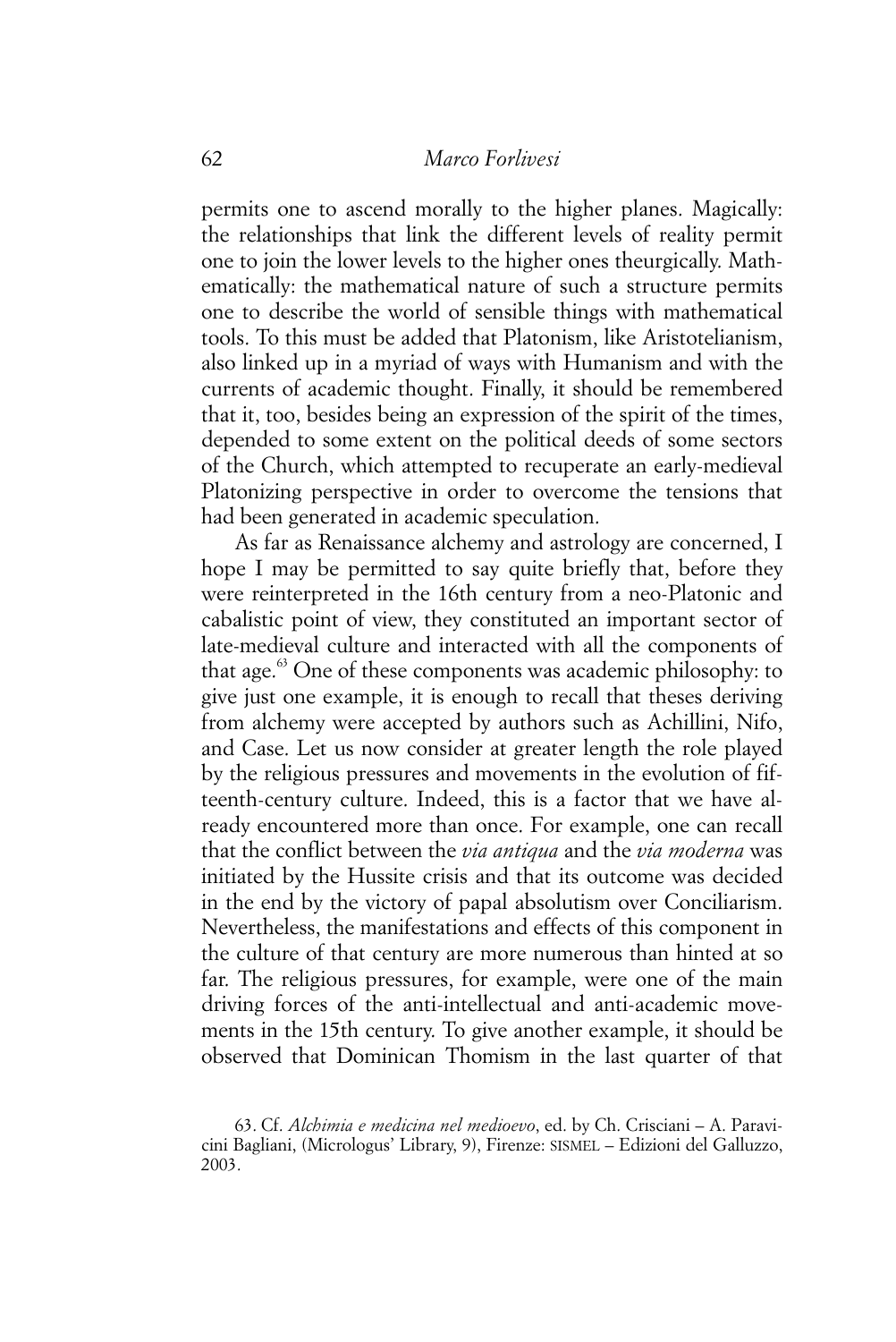permits one to ascend morally to the higher planes. Magically: the relationships that link the different levels of reality permit one to join the lower levels to the higher ones theurgically. Mathematically: the mathematical nature of such a structure permits one to describe the world of sensible things with mathematical tools. To this must be added that Platonism, like Aristotelianism, also linked up in a myriad of ways with Humanism and with the currents of academic thought. Finally, it should be remembered that it, too, besides being an expression of the spirit of the times, depended to some extent on the political deeds of some sectors of the Church, which attempted to recuperate an early-medieval Platonizing perspective in order to overcome the tensions that had been generated in academic speculation.

As far as Renaissance alchemy and astrology are concerned, I hope I may be permitted to say quite briefly that, before they were reinterpreted in the 16th century from a neo-Platonic and cabalistic point of view, they constituted an important sector of late-medieval culture and interacted with all the components of that age.[63] One of these components was academic philosophy: to give just one example, it is enough to recall that theses deriving from alchemy were accepted by authors such as Achillini, Nifo, and Case. Let us now consider at greater length the role played by the religious pressures and movements in the evolution of fifteenth-century culture. Indeed, this is a factor that we have already encountered more than once. For example, one can recall that the conflict between the *via antiqua* and the *via moderna* was initiated by the Hussite crisis and that its outcome was decided in the end by the victory of papal absolutism over Conciliarism. Nevertheless, the manifestations and effects of this component in the culture of that century are more numerous than hinted at so far. The religious pressures, for example, were one of the main driving forces of the anti-intellectual and anti-academic movements in the 15th century. To give another example, it should be observed that Dominican Thomism in the last quarter of that

63. Cf. *Alchimia e medicina nel medioevo*, ed. by Ch. Crisciani – A. Paravicini Bagliani, (Micrologus' Library, 9), Firenze: SISMEL – Edizioni del Galluzzo, 2003.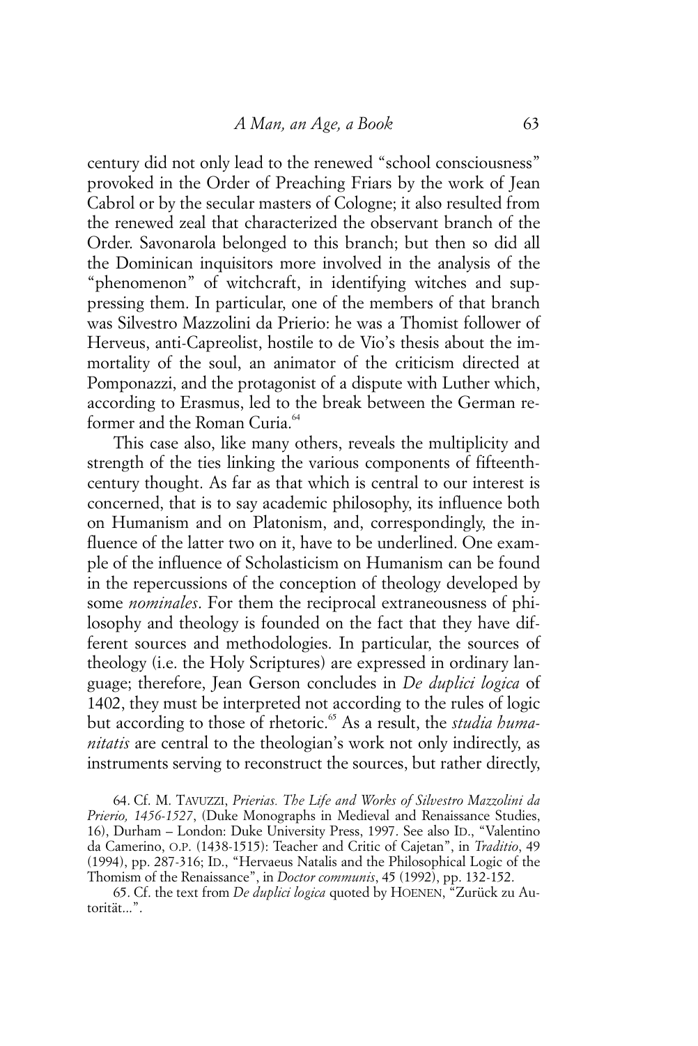century did not only lead to the renewed "school consciousness" provoked in the Order of Preaching Friars by the work of Jean Cabrol or by the secular masters of Cologne; it also resulted from the renewed zeal that characterized the observant branch of the Order. Savonarola belonged to this branch; but then so did all the Dominican inquisitors more involved in the analysis of the "phenomenon" of witchcraft, in identifying witches and suppressing them. In particular, one of the members of that branch was Silvestro Mazzolini da Prierio: he was a Thomist follower of Herveus, anti-Capreolist, hostile to de Vio's thesis about the immortality of the soul, an animator of the criticism directed at Pomponazzi, and the protagonist of a dispute with Luther which, according to Erasmus, led to the break between the German reformer and the Roman Curia.[64]

This case also, like many others, reveals the multiplicity and strength of the ties linking the various components of fifteenth-century thought. As far as that which is central to our interest is concerned, that is to say academic philosophy, its influence both on Humanism and on Platonism, and, correspondingly, the influence of the latter two on it, have to be underlined. One example of the influence of Scholasticism on Humanism can be found in the repercussions of the conception of theology developed by some *nominales*. For them the reciprocal extraneousness of philosophy and theology is founded on the fact that they have different sources and methodologies. In particular, the sources of theology (i.e. the Holy Scriptures) are expressed in ordinary language; therefore, Jean Gerson concludes in *De duplici logica* of 1402, they must be interpreted not according to the rules of logic but according to those of rhetoric.[65] As a result, the *studia humanitatis* are central to the theologian's work not only indirectly, as instruments serving to reconstruct the sources, but rather directly,

64. Cf. M. Tavuzzi, *Prierias. The Life and Works of Silvestro Mazzolini da Prierio, 1456-1527*, (Duke Monographs in Medieval and Renaissance Studies, 16), Durham – London: Duke University Press, 1997. See also Id., "Valentino da Camerino, O.P. (1438-1515): Teacher and Critic of Cajetan", in *Traditio*, 49 (1994), pp. 287-316; Id., "Hervaeus Natalis and the Philosophical Logic of the Thomism of the Renaissance", in *Doctor communis*, 45 (1992), pp. 132-152.

65. Cf. the text from *De duplici logica* quoted by Hoenen, "Zurück zu Autorität...".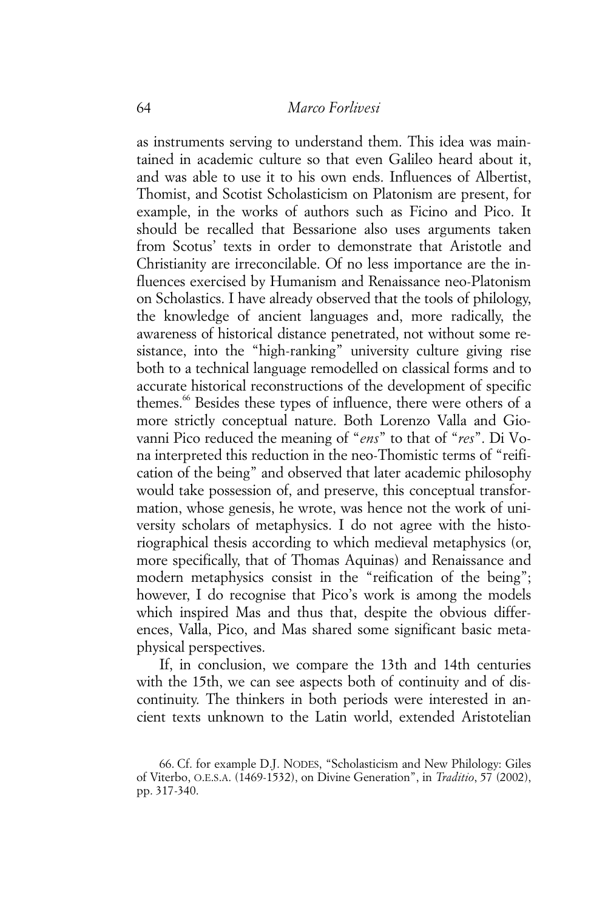as instruments serving to understand them. This idea was maintained in academic culture so that even Galileo heard about it, and was able to use it to his own ends. Influences of Albertist, Thomist, and Scotist Scholasticism on Platonism are present, for example, in the works of authors such as Ficino and Pico. It should be recalled that Bessarione also uses arguments taken from Scotus' texts in order to demonstrate that Aristotle and Christianity are irreconcilable. Of no less importance are the influences exercised by Humanism and Renaissance neo-Platonism on Scholastics. I have already observed that the tools of philology, the knowledge of ancient languages and, more radically, the awareness of historical distance penetrated, not without some resistance, into the "high-ranking" university culture giving rise both to a technical language remodelled on classical forms and to accurate historical reconstructions of the development of specific themes.[66] Besides these types of influence, there were others of a more strictly conceptual nature. Both Lorenzo Valla and Giovanni Pico reduced the meaning of "*ens*" to that of "*res*". Di Vona interpreted this reduction in the neo-Thomistic terms of "reification of the being" and observed that later academic philosophy would take possession of, and preserve, this conceptual transformation, whose genesis, he wrote, was hence not the work of university scholars of metaphysics. I do not agree with the historiographical thesis according to which medieval metaphysics (or, more specifically, that of Thomas Aquinas) and Renaissance and modern metaphysics consist in the "reification of the being"; however, I do recognise that Pico's work is among the models which inspired Mas and thus that, despite the obvious differences, Valla, Pico, and Mas shared some significant basic metaphysical perspectives.

If, in conclusion, we compare the 13th and 14th centuries with the 15th, we can see aspects both of continuity and of discontinuity. The thinkers in both periods were interested in ancient texts unknown to the Latin world, extended Aristotelian

66. Cf. for example D.J. NODES, "Scholasticism and New Philology: Giles of Viterbo, O.E.S.A. (1469-1532), on Divine Generation", in *Traditio*, 57 (2002), pp. 317-340.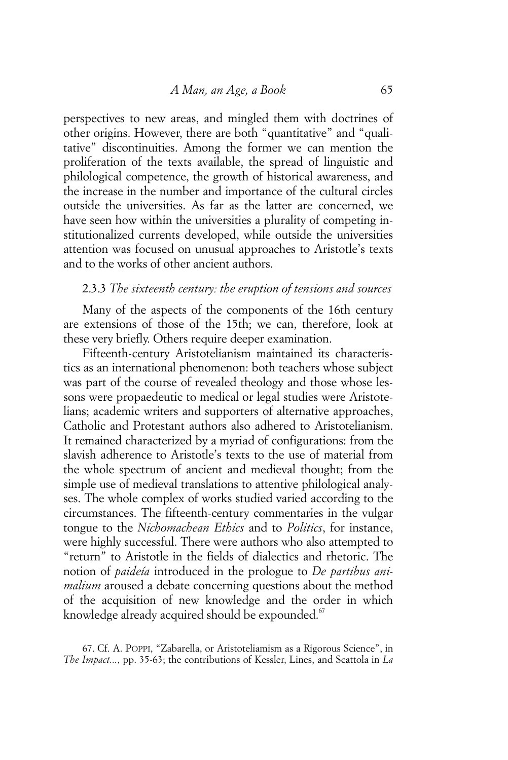perspectives to new areas, and mingled them with doctrines of other origins. However, there are both "quantitative" and "qualitative" discontinuities. Among the former we can mention the proliferation of the texts available, the spread of linguistic and philological competence, the growth of historical awareness, and the increase in the number and importance of the cultural circles outside the universities. As far as the latter are concerned, we have seen how within the universities a plurality of competing institutionalized currents developed, while outside the universities attention was focused on unusual approaches to Aristotle's texts and to the works of other ancient authors.

### 2.3.3 *The sixteenth century: the eruption of tensions and sources*

Many of the aspects of the components of the 16th century are extensions of those of the 15th; we can, therefore, look at these very briefly. Others require deeper examination.

Fifteenth-century Aristotelianism maintained its characteristics as an international phenomenon: both teachers whose subject was part of the course of revealed theology and those whose lessons were propaedeutic to medical or legal studies were Aristotelians; academic writers and supporters of alternative approaches, Catholic and Protestant authors also adhered to Aristotelianism. It remained characterized by a myriad of configurations: from the slavish adherence to Aristotle's texts to the use of material from the whole spectrum of ancient and medieval thought; from the simple use of medieval translations to attentive philological analyses. The whole complex of works studied varied according to the circumstances. The fifteenth-century commentaries in the vulgar tongue to the *Nichomachean Ethics* and to *Politics*, for instance, were highly successful. There were authors who also attempted to "return" to Aristotle in the fields of dialectics and rhetoric. The notion of *paideía* introduced in the prologue to *De partibus animalium* aroused a debate concerning questions about the method of the acquisition of new knowledge and the order in which knowledge already acquired should be expounded.[67]

67. Cf. A. POPPI, "Zabarella, or Aristoteliamism as a Rigorous Science", in *The Impact...*, pp. 35-63; the contributions of Kessler, Lines, and Scattola in *La*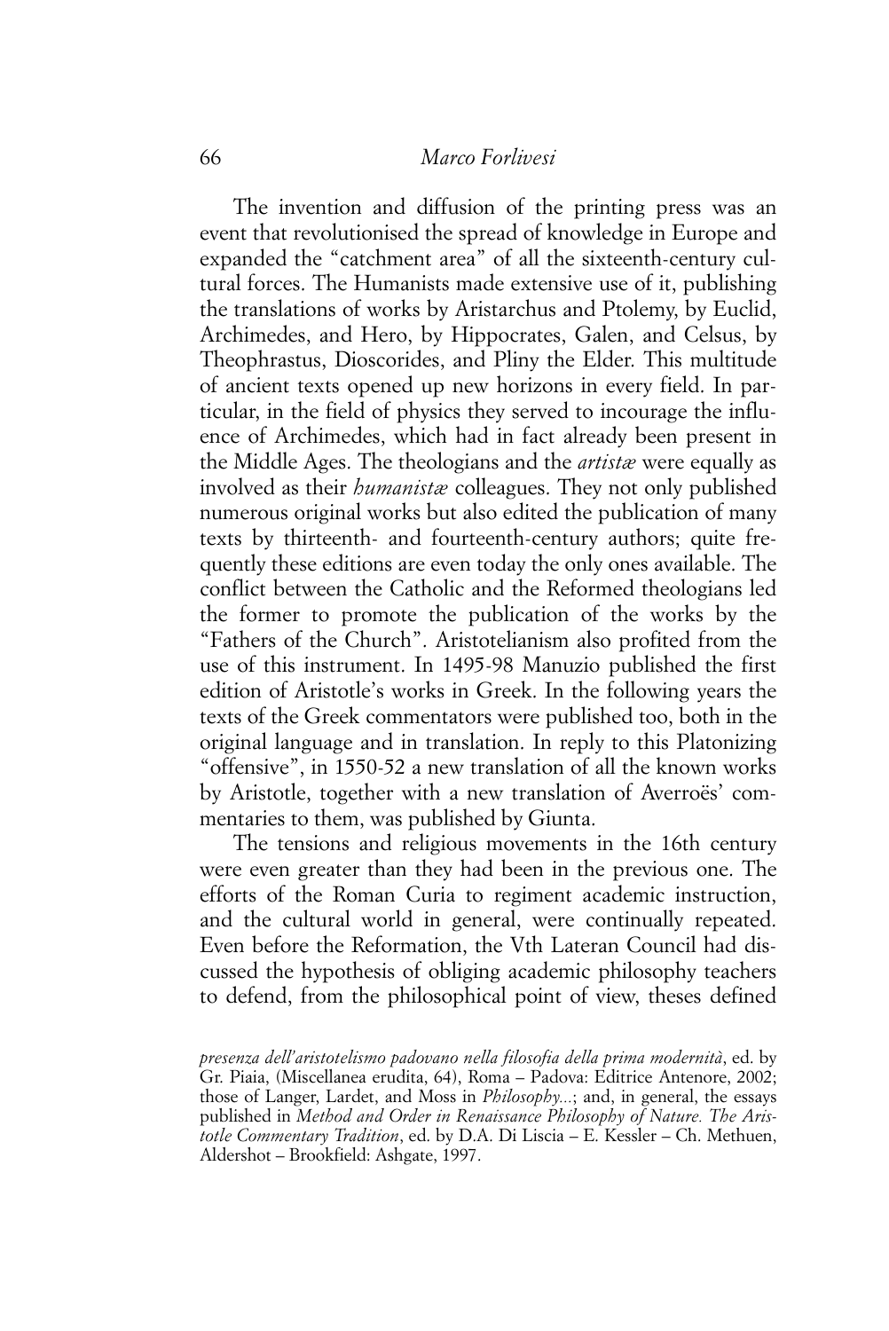The invention and diffusion of the printing press was an event that revolutionised the spread of knowledge in Europe and expanded the "catchment area" of all the sixteenth-century cultural forces. The Humanists made extensive use of it, publishing the translations of works by Aristarchus and Ptolemy, by Euclid, Archimedes, and Hero, by Hippocrates, Galen, and Celsus, by Theophrastus, Dioscorides, and Pliny the Elder. This multitude of ancient texts opened up new horizons in every field. In particular, in the field of physics they served to incourage the influence of Archimedes, which had in fact already been present in the Middle Ages. The theologians and the *artistæ* were equally as involved as their *humanistæ* colleagues. They not only published numerous original works but also edited the publication of many texts by thirteenth- and fourteenth-century authors; quite frequently these editions are even today the only ones available. The conflict between the Catholic and the Reformed theologians led the former to promote the publication of the works by the "Fathers of the Church". Aristotelianism also profited from the use of this instrument. In 1495-98 Manuzio published the first edition of Aristotle's works in Greek. In the following years the texts of the Greek commentators were published too, both in the original language and in translation. In reply to this Platonizing "offensive", in 1550-52 a new translation of all the known works by Aristotle, together with a new translation of Averroës' commentaries to them, was published by Giunta.

The tensions and religious movements in the 16th century were even greater than they had been in the previous one. The efforts of the Roman Curia to regiment academic instruction, and the cultural world in general, were continually repeated. Even before the Reformation, the Vth Lateran Council had discussed the hypothesis of obliging academic philosophy teachers to defend, from the philosophical point of view, theses defined

*presenza dell'aristotelismo padovano nella filosofia della prima modernità*, ed. by Gr. Piaia, (Miscellanea erudita, 64), Roma – Padova: Editrice Antenore, 2002; those of Langer, Lardet, and Moss in *Philosophy...*; and, in general, the essays published in *Method and Order in Renaissance Philosophy of Nature. The Aristotle Commentary Tradition*, ed. by D.A. Di Liscia – E. Kessler – Ch. Methuen, Aldershot – Brookfield: Ashgate, 1997.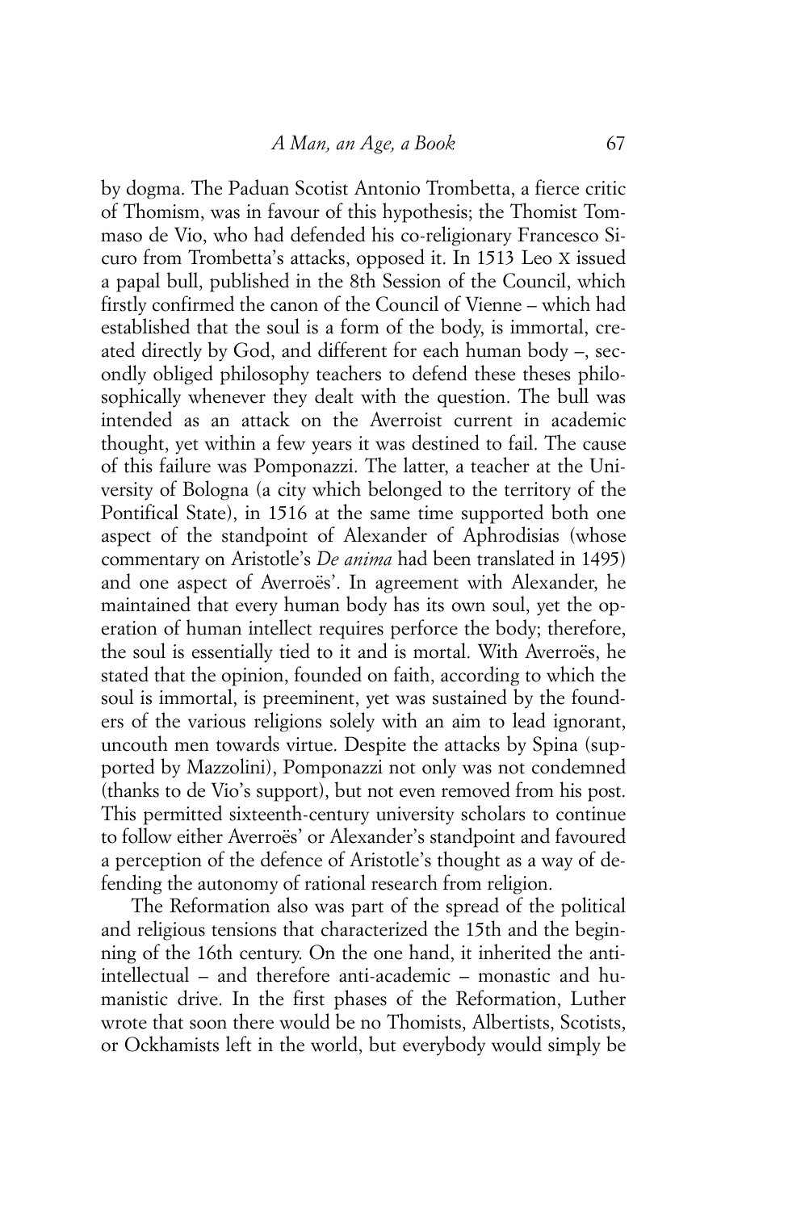by dogma. The Paduan Scotist Antonio Trombetta, a fierce critic of Thomism, was in favour of this hypothesis; the Thomist Tommaso de Vio, who had defended his co-religionary Francesco Sicuro from Trombetta's attacks, opposed it. In 1513 Leo X issued a papal bull, published in the 8th Session of the Council, which firstly confirmed the canon of the Council of Vienne – which had established that the soul is a form of the body, is immortal, created directly by God, and different for each human body –, secondly obliged philosophy teachers to defend these theses philosophically whenever they dealt with the question. The bull was intended as an attack on the Averroist current in academic thought, yet within a few years it was destined to fail. The cause of this failure was Pomponazzi. The latter, a teacher at the University of Bologna (a city which belonged to the territory of the Pontifical State), in 1516 at the same time supported both one aspect of the standpoint of Alexander of Aphrodisias (whose commentary on Aristotle's *De anima* had been translated in 1495) and one aspect of Averroës'. In agreement with Alexander, he maintained that every human body has its own soul, yet the operation of human intellect requires perforce the body; therefore, the soul is essentially tied to it and is mortal. With Averroës, he stated that the opinion, founded on faith, according to which the soul is immortal, is preeminent, yet was sustained by the founders of the various religions solely with an aim to lead ignorant, uncouth men towards virtue. Despite the attacks by Spina (supported by Mazzolini), Pomponazzi not only was not condemned (thanks to de Vio's support), but not even removed from his post. This permitted sixteenth-century university scholars to continue to follow either Averroës' or Alexander's standpoint and favoured a perception of the defence of Aristotle's thought as a way of defending the autonomy of rational research from religion.

The Reformation also was part of the spread of the political and religious tensions that characterized the 15th and the beginning of the 16th century. On the one hand, it inherited the anti-intellectual – and therefore anti-academic – monastic and humanistic drive. In the first phases of the Reformation, Luther wrote that soon there would be no Thomists, Albertists, Scotists, or Ockhamists left in the world, but everybody would simply be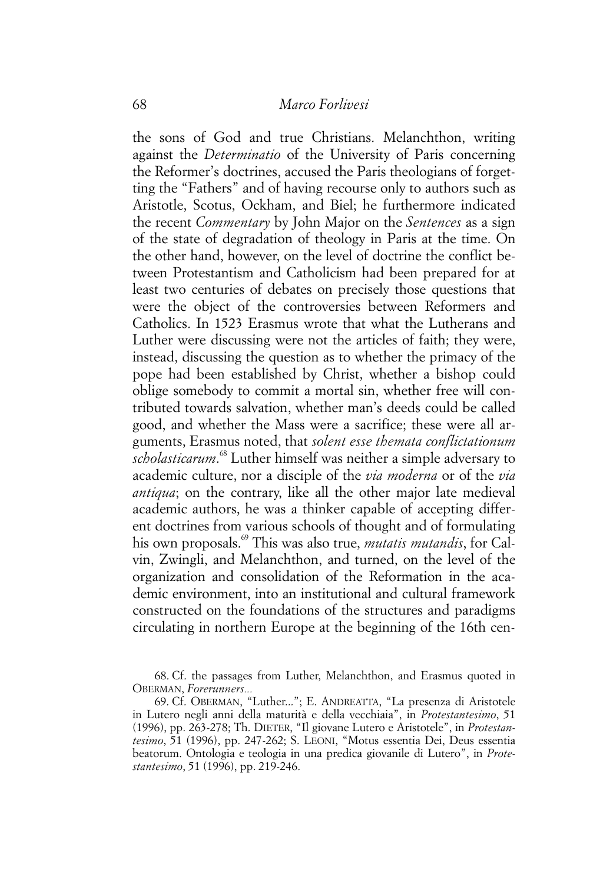the sons of God and true Christians. Melanchthon, writing against the *Determinatio* of the University of Paris concerning the Reformer's doctrines, accused the Paris theologians of forgetting the "Fathers" and of having recourse only to authors such as Aristotle, Scotus, Ockham, and Biel; he furthermore indicated the recent *Commentary* by John Major on the *Sentences* as a sign of the state of degradation of theology in Paris at the time. On the other hand, however, on the level of doctrine the conflict between Protestantism and Catholicism had been prepared for at least two centuries of debates on precisely those questions that were the object of the controversies between Reformers and Catholics. In 1523 Erasmus wrote that what the Lutherans and Luther were discussing were not the articles of faith; they were, instead, discussing the question as to whether the primacy of the pope had been established by Christ, whether a bishop could oblige somebody to commit a mortal sin, whether free will contributed towards salvation, whether man's deeds could be called good, and whether the Mass were a sacrifice; these were all arguments, Erasmus noted, that *solent esse themata conflictationum scholasticarum*.[68] Luther himself was neither a simple adversary to academic culture, nor a disciple of the *via moderna* or of the *via antiqua*; on the contrary, like all the other major late medieval academic authors, he was a thinker capable of accepting different doctrines from various schools of thought and of formulating his own proposals.[69] This was also true, *mutatis mutandis*, for Calvin, Zwingli, and Melanchthon, and turned, on the level of the organization and consolidation of the Reformation in the academic environment, into an institutional and cultural framework constructed on the foundations of the structures and paradigms circulating in northern Europe at the beginning of the 16th cen-

68. Cf. the passages from Luther, Melanchthon, and Erasmus quoted in OBERMAN, *Forerunners...*

69. Cf. OBERMAN, "Luther..."; E. ANDREATTA, "La presenza di Aristotele in Lutero negli anni della maturità e della vecchiaia", in *Protestantesimo*, 51 (1996), pp. 263-278; Th. DIETER, "Il giovane Lutero e Aristotele", in *Protestantesimo*, 51 (1996), pp. 247-262; S. LEONI, "Motus essentia Dei, Deus essentia beatorum. Ontologia e teologia in una predica giovanile di Lutero", in *Protestantesimo*, 51 (1996), pp. 219-246.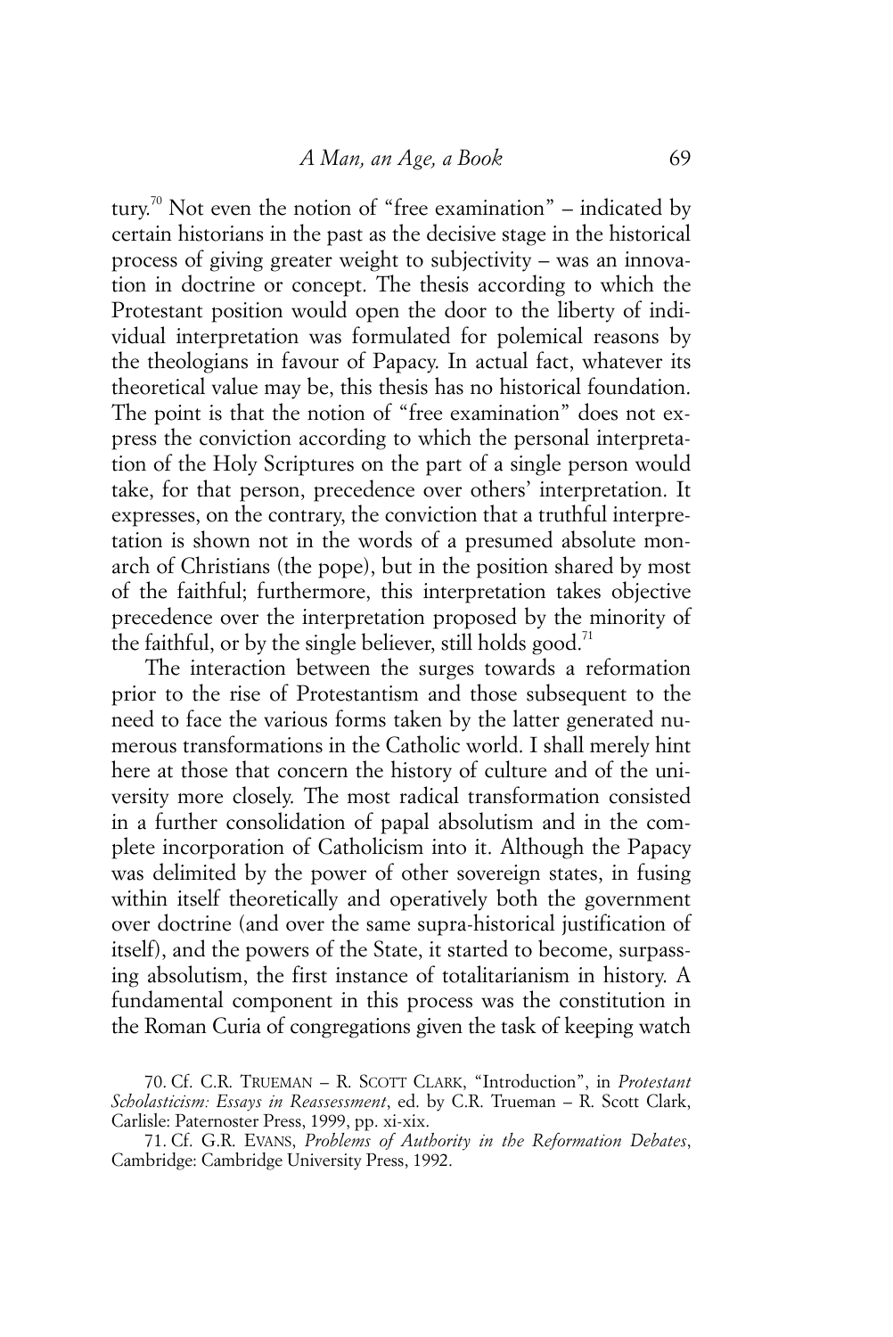tury.[70] Not even the notion of "free examination" – indicated by certain historians in the past as the decisive stage in the historical process of giving greater weight to subjectivity – was an innovation in doctrine or concept. The thesis according to which the Protestant position would open the door to the liberty of individual interpretation was formulated for polemical reasons by the theologians in favour of Papacy. In actual fact, whatever its theoretical value may be, this thesis has no historical foundation. The point is that the notion of "free examination" does not express the conviction according to which the personal interpretation of the Holy Scriptures on the part of a single person would take, for that person, precedence over others' interpretation. It expresses, on the contrary, the conviction that a truthful interpretation is shown not in the words of a presumed absolute monarch of Christians (the pope), but in the position shared by most of the faithful; furthermore, this interpretation takes objective precedence over the interpretation proposed by the minority of the faithful, or by the single believer, still holds good.[71]

The interaction between the surges towards a reformation prior to the rise of Protestantism and those subsequent to the need to face the various forms taken by the latter generated numerous transformations in the Catholic world. I shall merely hint here at those that concern the history of culture and of the university more closely. The most radical transformation consisted in a further consolidation of papal absolutism and in the complete incorporation of Catholicism into it. Although the Papacy was delimited by the power of other sovereign states, in fusing within itself theoretically and operatively both the government over doctrine (and over the same supra-historical justification of itself), and the powers of the State, it started to become, surpassing absolutism, the first instance of totalitarianism in history. A fundamental component in this process was the constitution in the Roman Curia of congregations given the task of keeping watch

70. Cf. C.R. TRUEMAN – R. SCOTT CLARK, "Introduction", in *Protestant Scholasticism: Essays in Reassessment*, ed. by C.R. Trueman – R. Scott Clark, Carlisle: Paternoster Press, 1999, pp. xi-xix.

71. Cf. G.R. EVANS, *Problems of Authority in the Reformation Debates*, Cambridge: Cambridge University Press, 1992.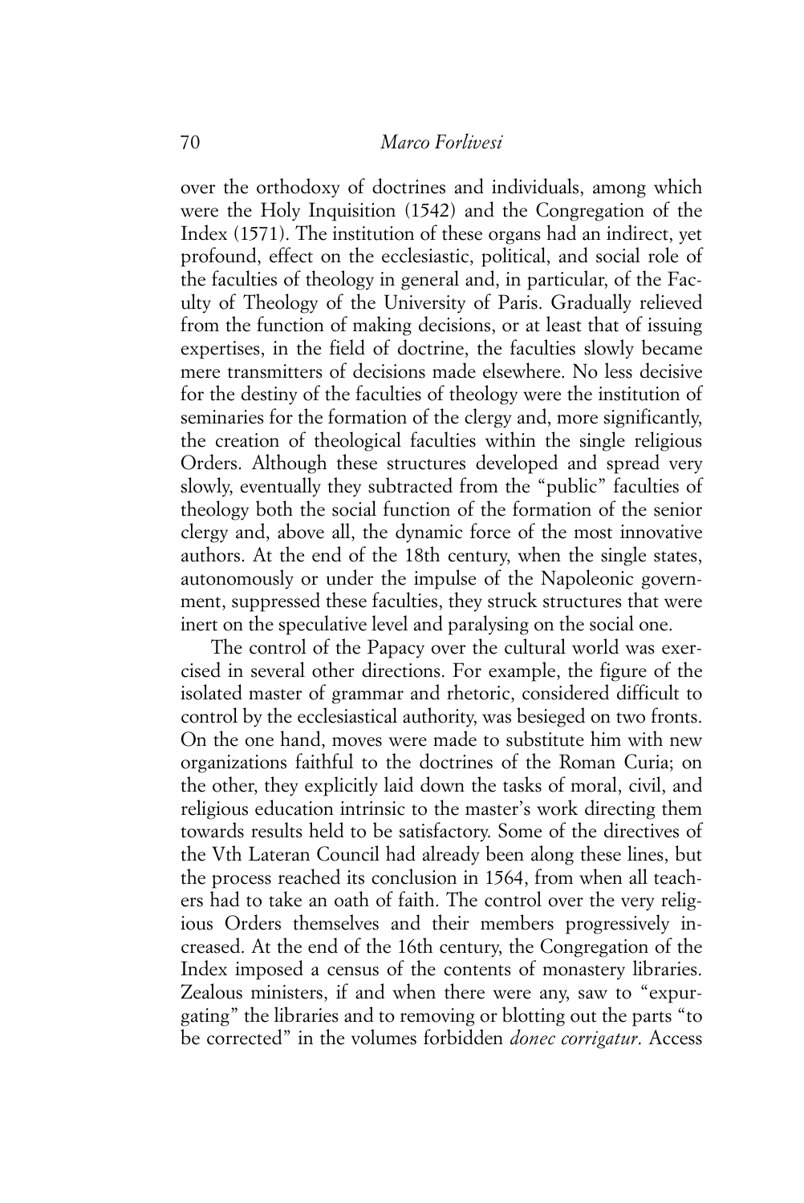over the orthodoxy of doctrines and individuals, among which were the Holy Inquisition (1542) and the Congregation of the Index (1571). The institution of these organs had an indirect, yet profound, effect on the ecclesiastic, political, and social role of the faculties of theology in general and, in particular, of the Faculty of Theology of the University of Paris. Gradually relieved from the function of making decisions, or at least that of issuing expertises, in the field of doctrine, the faculties slowly became mere transmitters of decisions made elsewhere. No less decisive for the destiny of the faculties of theology were the institution of seminaries for the formation of the clergy and, more significantly, the creation of theological faculties within the single religious Orders. Although these structures developed and spread very slowly, eventually they subtracted from the "public" faculties of theology both the social function of the formation of the senior clergy and, above all, the dynamic force of the most innovative authors. At the end of the 18th century, when the single states, autonomously or under the impulse of the Napoleonic government, suppressed these faculties, they struck structures that were inert on the speculative level and paralysing on the social one.

The control of the Papacy over the cultural world was exercised in several other directions. For example, the figure of the isolated master of grammar and rhetoric, considered difficult to control by the ecclesiastical authority, was besieged on two fronts. On the one hand, moves were made to substitute him with new organizations faithful to the doctrines of the Roman Curia; on the other, they explicitly laid down the tasks of moral, civil, and religious education intrinsic to the master's work directing them towards results held to be satisfactory. Some of the directives of the Vth Lateran Council had already been along these lines, but the process reached its conclusion in 1564, from when all teachers had to take an oath of faith. The control over the very religious Orders themselves and their members progressively increased. At the end of the 16th century, the Congregation of the Index imposed a census of the contents of monastery libraries. Zealous ministers, if and when there were any, saw to "expurgating" the libraries and to removing or blotting out the parts "to be corrected" in the volumes forbidden *donec corrigatur*. Access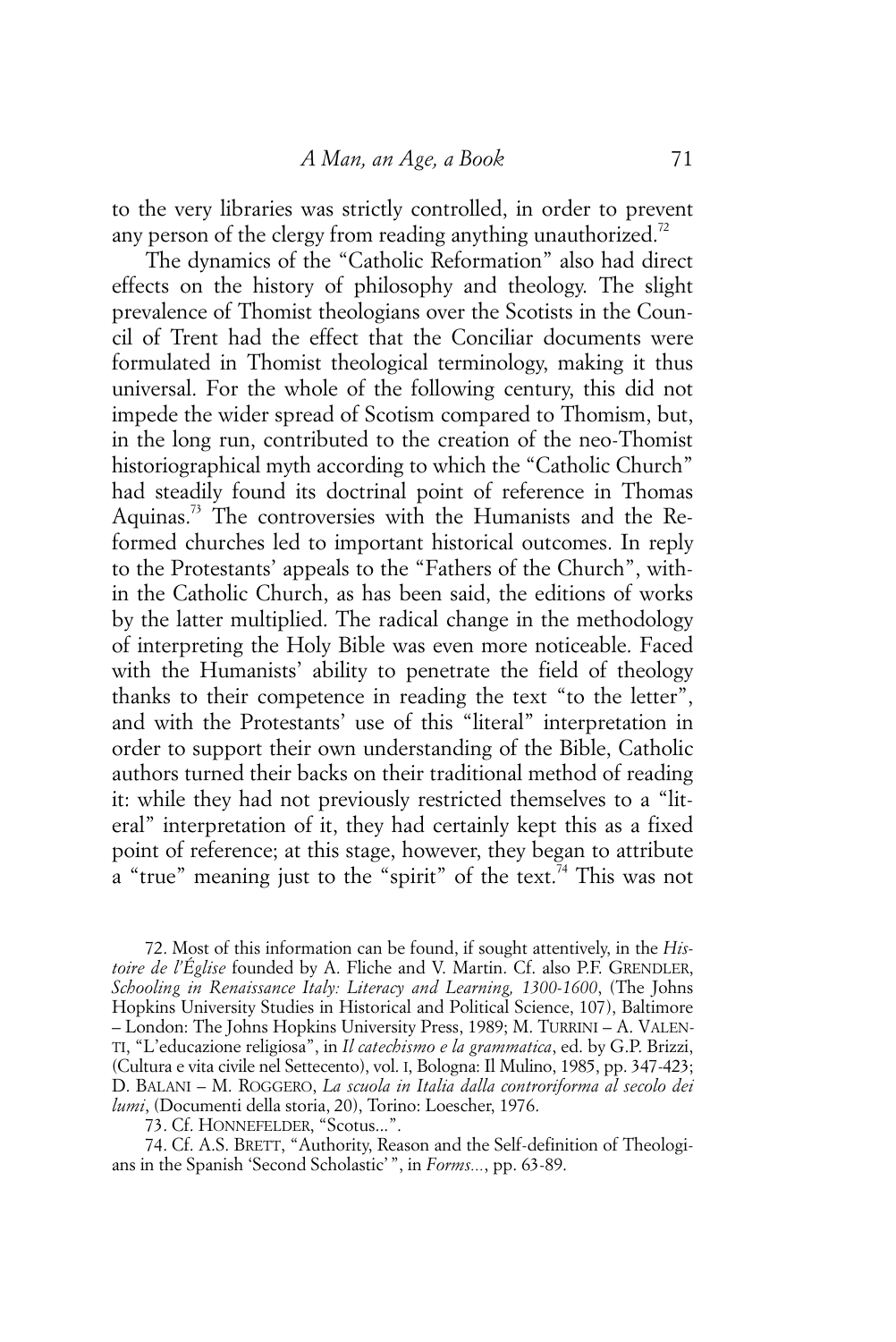to the very libraries was strictly controlled, in order to prevent any person of the clergy from reading anything unauthorized.[72]

The dynamics of the "Catholic Reformation" also had direct effects on the history of philosophy and theology. The slight prevalence of Thomist theologians over the Scotists in the Council of Trent had the effect that the Conciliar documents were formulated in Thomist theological terminology, making it thus universal. For the whole of the following century, this did not impede the wider spread of Scotism compared to Thomism, but, in the long run, contributed to the creation of the neo-Thomist historiographical myth according to which the "Catholic Church" had steadily found its doctrinal point of reference in Thomas Aquinas.[73] The controversies with the Humanists and the Reformed churches led to important historical outcomes. In reply to the Protestants' appeals to the "Fathers of the Church", within the Catholic Church, as has been said, the editions of works by the latter multiplied. The radical change in the methodology of interpreting the Holy Bible was even more noticeable. Faced with the Humanists' ability to penetrate the field of theology thanks to their competence in reading the text "to the letter", and with the Protestants' use of this "literal" interpretation in order to support their own understanding of the Bible, Catholic authors turned their backs on their traditional method of reading it: while they had not previously restricted themselves to a "literal" interpretation of it, they had certainly kept this as a fixed point of reference; at this stage, however, they began to attribute a "true" meaning just to the "spirit" of the text.[74] This was not

72. Most of this information can be found, if sought attentively, in the *Histoire de l'Église* founded by A. Fliche and V. Martin. Cf. also P.F. GRENDLER, *Schooling in Renaissance Italy: Literacy and Learning, 1300-1600*, (The Johns Hopkins University Studies in Historical and Political Science, 107), Baltimore – London: The Johns Hopkins University Press, 1989; M. TURRINI – A. VALENTI, "L'educazione religiosa", in *Il catechismo e la grammatica*, ed. by G.P. Brizzi, (Cultura e vita civile nel Settecento), vol. I, Bologna: Il Mulino, 1985, pp. 347-423; D. BALANI – M. ROGGERO, *La scuola in Italia dalla controriforma al secolo dei lumi*, (Documenti della storia, 20), Torino: Loescher, 1976.

73. Cf. HONNEFELDER, "Scotus...".

74. Cf. A.S. BRETT, "Authority, Reason and the Self-definition of Theologians in the Spanish 'Second Scholastic'", in *Forms...*, pp. 63-89.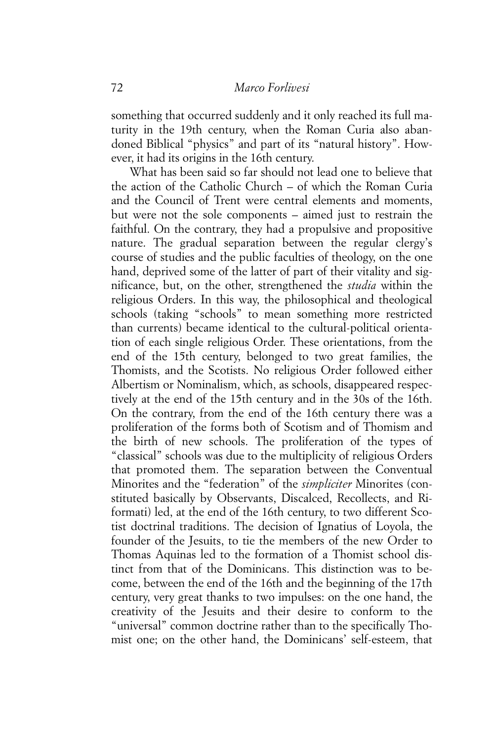something that occurred suddenly and it only reached its full maturity in the 19th century, when the Roman Curia also abandoned Biblical "physics" and part of its "natural history". However, it had its origins in the 16th century.

What has been said so far should not lead one to believe that the action of the Catholic Church – of which the Roman Curia and the Council of Trent were central elements and moments, but were not the sole components – aimed just to restrain the faithful. On the contrary, they had a propulsive and propositive nature. The gradual separation between the regular clergy's course of studies and the public faculties of theology, on the one hand, deprived some of the latter of part of their vitality and significance, but, on the other, strengthened the *studia* within the religious Orders. In this way, the philosophical and theological schools (taking "schools" to mean something more restricted than currents) became identical to the cultural-political orientation of each single religious Order. These orientations, from the end of the 15th century, belonged to two great families, the Thomists, and the Scotists. No religious Order followed either Albertism or Nominalism, which, as schools, disappeared respectively at the end of the 15th century and in the 30s of the 16th. On the contrary, from the end of the 16th century there was a proliferation of the forms both of Scotism and of Thomism and the birth of new schools. The proliferation of the types of "classical" schools was due to the multiplicity of religious Orders that promoted them. The separation between the Conventual Minorites and the "federation" of the *simpliciter* Minorites (constituted basically by Observants, Discalced, Recollects, and Riformati) led, at the end of the 16th century, to two different Scotist doctrinal traditions. The decision of Ignatius of Loyola, the founder of the Jesuits, to tie the members of the new Order to Thomas Aquinas led to the formation of a Thomist school distinct from that of the Dominicans. This distinction was to become, between the end of the 16th and the beginning of the 17th century, very great thanks to two impulses: on the one hand, the creativity of the Jesuits and their desire to conform to the "universal" common doctrine rather than to the specifically Thomist one; on the other hand, the Dominicans' self-esteem, that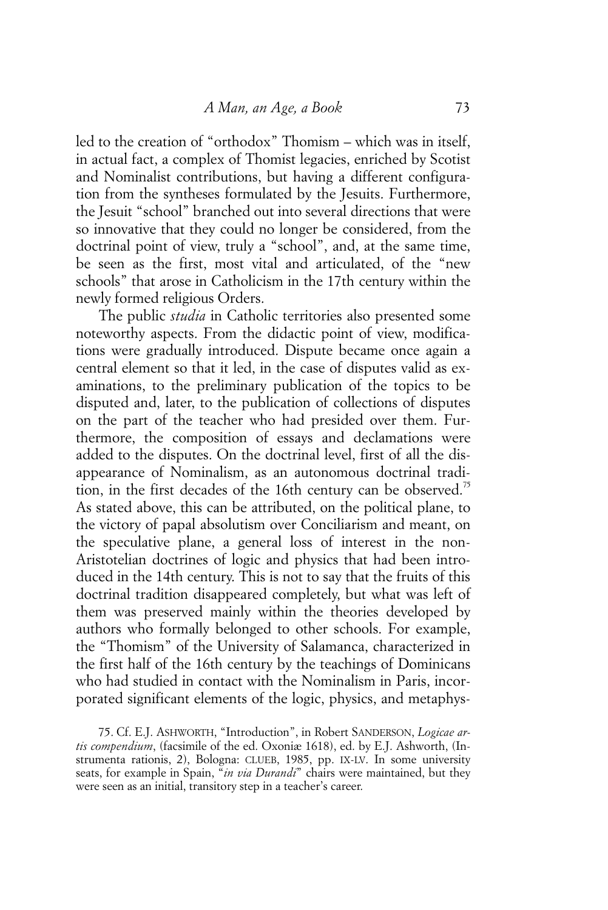led to the creation of "orthodox" Thomism – which was in itself, in actual fact, a complex of Thomist legacies, enriched by Scotist and Nominalist contributions, but having a different configuration from the syntheses formulated by the Jesuits. Furthermore, the Jesuit "school" branched out into several directions that were so innovative that they could no longer be considered, from the doctrinal point of view, truly a "school", and, at the same time, be seen as the first, most vital and articulated, of the "new schools" that arose in Catholicism in the 17th century within the newly formed religious Orders.

The public *studia* in Catholic territories also presented some noteworthy aspects. From the didactic point of view, modifications were gradually introduced. Dispute became once again a central element so that it led, in the case of disputes valid as examinations, to the preliminary publication of the topics to be disputed and, later, to the publication of collections of disputes on the part of the teacher who had presided over them. Furthermore, the composition of essays and declamations were added to the disputes. On the doctrinal level, first of all the disappearance of Nominalism, as an autonomous doctrinal tradition, in the first decades of the 16th century can be observed.[75] As stated above, this can be attributed, on the political plane, to the victory of papal absolutism over Conciliarism and meant, on the speculative plane, a general loss of interest in the non-Aristotelian doctrines of logic and physics that had been introduced in the 14th century. This is not to say that the fruits of this doctrinal tradition disappeared completely, but what was left of them was preserved mainly within the theories developed by authors who formally belonged to other schools. For example, the "Thomism" of the University of Salamanca, characterized in the first half of the 16th century by the teachings of Dominicans who had studied in contact with the Nominalism in Paris, incorporated significant elements of the logic, physics, and metaphys-

75. Cf. E.J. ASHWORTH, "Introduction", in Robert SANDERSON, *Logicae artis compendium*, (facsimile of the ed. Oxoniæ 1618), ed. by E.J. Ashworth, (Instrumenta rationis, 2), Bologna: CLUEB, 1985, pp. IX-LV. In some university seats, for example in Spain, "*in via Durandi*" chairs were maintained, but they were seen as an initial, transitory step in a teacher's career.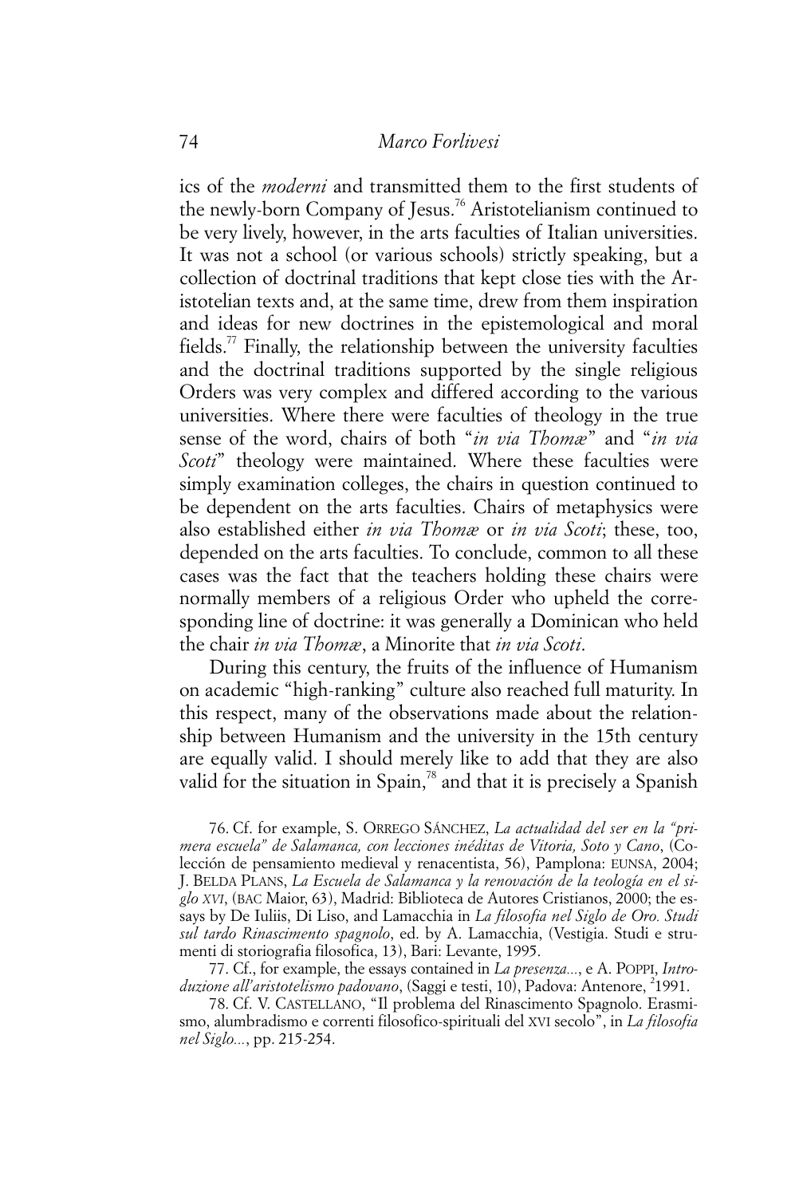ics of the *moderni* and transmitted them to the first students of the newly-born Company of Jesus.[76] Aristotelianism continued to be very lively, however, in the arts faculties of Italian universities. It was not a school (or various schools) strictly speaking, but a collection of doctrinal traditions that kept close ties with the Aristotelian texts and, at the same time, drew from them inspiration and ideas for new doctrines in the epistemological and moral fields.[77] Finally, the relationship between the university faculties and the doctrinal traditions supported by the single religious Orders was very complex and differed according to the various universities. Where there were faculties of theology in the true sense of the word, chairs of both "*in via Thomæ*" and "*in via Scoti*" theology were maintained. Where these faculties were simply examination colleges, the chairs in question continued to be dependent on the arts faculties. Chairs of metaphysics were also established either *in via Thomæ* or *in via Scoti*; these, too, depended on the arts faculties. To conclude, common to all these cases was the fact that the teachers holding these chairs were normally members of a religious Order who upheld the corresponding line of doctrine: it was generally a Dominican who held the chair *in via Thomæ*, a Minorite that *in via Scoti*.

During this century, the fruits of the influence of Humanism on academic "high-ranking" culture also reached full maturity. In this respect, many of the observations made about the relationship between Humanism and the university in the 15th century are equally valid. I should merely like to add that they are also valid for the situation in Spain,[78] and that it is precisely a Spanish

76. Cf. for example, S. ORREGO SÁNCHEZ, *La actualidad del ser en la "primera escuela" de Salamanca, con lecciones inéditas de Vitoria, Soto y Cano*, (Colección de pensamiento medieval y renacentista, 56), Pamplona: EUNSA, 2004; J. BELDA PLANS, *La Escuela de Salamanca y la renovación de la teología en el siglo XVI*, (BAC Maior, 63), Madrid: Biblioteca de Autores Cristianos, 2000; the essays by De Iuliis, Di Liso, and Lamacchia in *La filosofia nel Siglo de Oro. Studi sul tardo Rinascimento spagnolo*, ed. by A. Lamacchia, (Vestigia. Studi e strumenti di storiografia filosofica, 13), Bari: Levante, 1995.

77. Cf., for example, the essays contained in *La presenza...*, e A. POPPI, *Introduzione all'aristotelismo padovano*, (Saggi e testi, 10), Padova: Antenore, ²1991.

78. Cf. V. CASTELLANO, "Il problema del Rinascimento Spagnolo. Erasmismo, alumbradismo e correnti filosofico-spirituali del XVI secolo", in *La filosofia nel Siglo...*, pp. 215-254.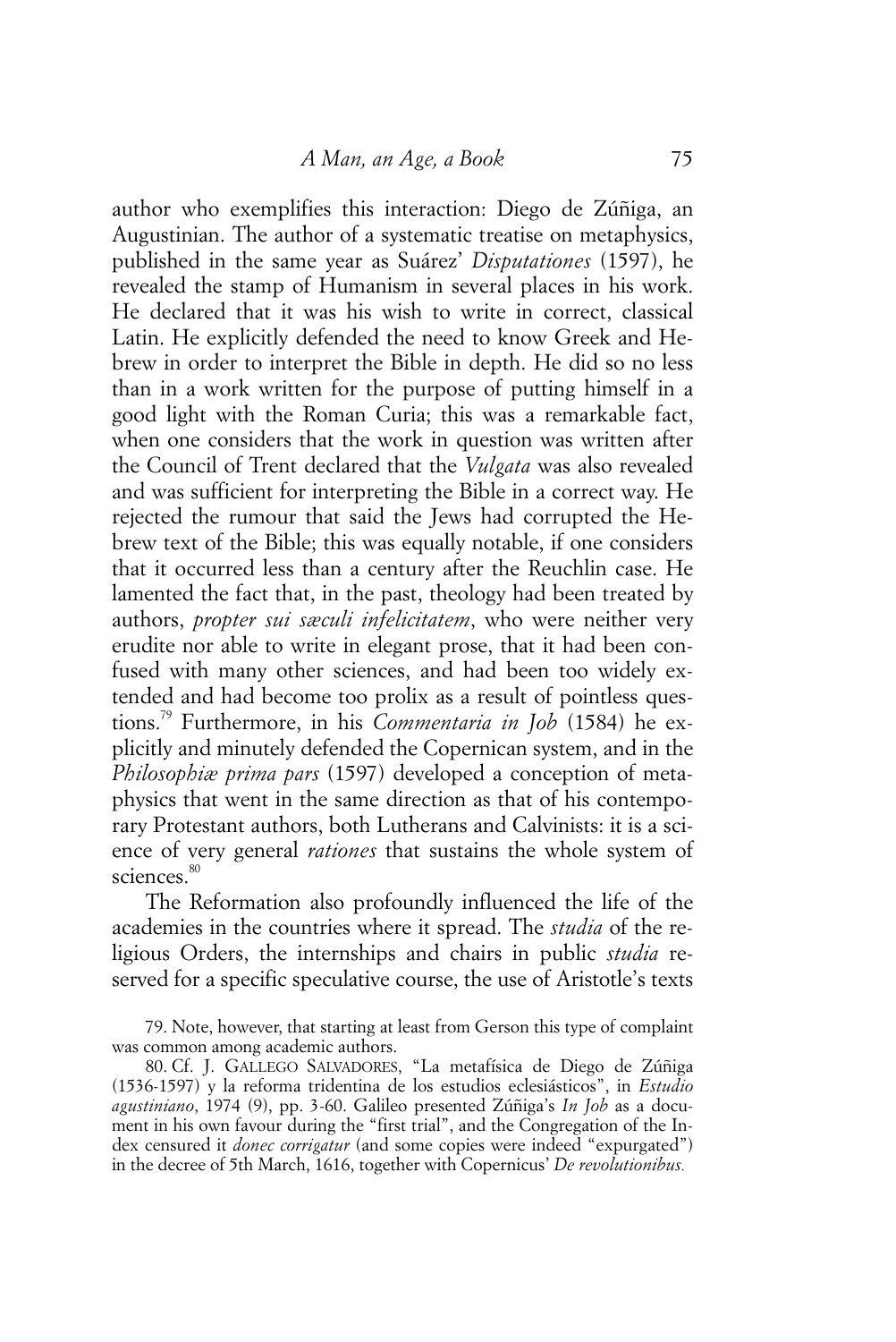author who exemplifies this interaction: Diego de Zúñiga, an Augustinian. The author of a systematic treatise on metaphysics, published in the same year as Suárez' *Disputationes* (1597), he revealed the stamp of Humanism in several places in his work. He declared that it was his wish to write in correct, classical Latin. He explicitly defended the need to know Greek and Hebrew in order to interpret the Bible in depth. He did so no less than in a work written for the purpose of putting himself in a good light with the Roman Curia; this was a remarkable fact, when one considers that the work in question was written after the Council of Trent declared that the *Vulgata* was also revealed and was sufficient for interpreting the Bible in a correct way. He rejected the rumour that said the Jews had corrupted the Hebrew text of the Bible; this was equally notable, if one considers that it occurred less than a century after the Reuchlin case. He lamented the fact that, in the past, theology had been treated by authors, *propter sui sæculi infelicitatem*, who were neither very erudite nor able to write in elegant prose, that it had been confused with many other sciences, and had been too widely extended and had become too prolix as a result of pointless questions.[79] Furthermore, in his *Commentaria in Job* (1584) he explicitly and minutely defended the Copernican system, and in the *Philosophiæ prima pars* (1597) developed a conception of metaphysics that went in the same direction as that of his contemporary Protestant authors, both Lutherans and Calvinists: it is a science of very general *rationes* that sustains the whole system of sciences.[80]

The Reformation also profoundly influenced the life of the academies in the countries where it spread. The *studia* of the religious Orders, the internships and chairs in public *studia* reserved for a specific speculative course, the use of Aristotle's texts

79. Note, however, that starting at least from Gerson this type of complaint was common among academic authors.

80. Cf. J. Gallego Salvadores, "La metafísica de Diego de Zúñiga (1536-1597) y la reforma tridentina de los estudios eclesiásticos", in *Estudio agustiniano*, 1974 (9), pp. 3-60. Galileo presented Zúñiga's *In Job* as a document in his own favour during the "first trial", and the Congregation of the Index censured it *donec corrigatur* (and some copies were indeed "expurgated") in the decree of 5th March, 1616, together with Copernicus' *De revolutionibus*.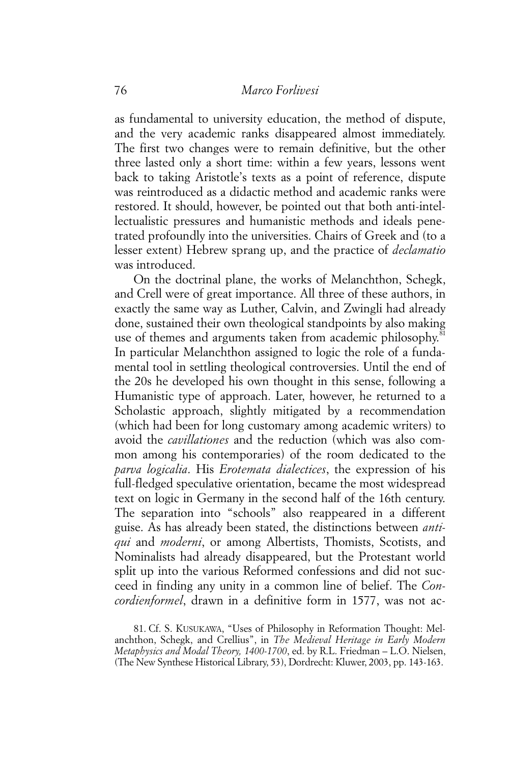as fundamental to university education, the method of dispute, and the very academic ranks disappeared almost immediately. The first two changes were to remain definitive, but the other three lasted only a short time: within a few years, lessons went back to taking Aristotle's texts as a point of reference, dispute was reintroduced as a didactic method and academic ranks were restored. It should, however, be pointed out that both anti-intellectualistic pressures and humanistic methods and ideals penetrated profoundly into the universities. Chairs of Greek and (to a lesser extent) Hebrew sprang up, and the practice of *declamatio* was introduced.

On the doctrinal plane, the works of Melanchthon, Schegk, and Crell were of great importance. All three of these authors, in exactly the same way as Luther, Calvin, and Zwingli had already done, sustained their own theological standpoints by also making use of themes and arguments taken from academic philosophy.[81] In particular Melanchthon assigned to logic the role of a fundamental tool in settling theological controversies. Until the end of the 20s he developed his own thought in this sense, following a Humanistic type of approach. Later, however, he returned to a Scholastic approach, slightly mitigated by a recommendation (which had been for long customary among academic writers) to avoid the *cavillationes* and the reduction (which was also common among his contemporaries) of the room dedicated to the *parva logicalia*. His *Erotemata dialectices*, the expression of his full-fledged speculative orientation, became the most widespread text on logic in Germany in the second half of the 16th century. The separation into "schools" also reappeared in a different guise. As has already been stated, the distinctions between *antiqui* and *moderni*, or among Albertists, Thomists, Scotists, and Nominalists had already disappeared, but the Protestant world split up into the various Reformed confessions and did not succeed in finding any unity in a common line of belief. The *Concordienformel*, drawn in a definitive form in 1577, was not ac-

81. Cf. S. Kusukawa, "Uses of Philosophy in Reformation Thought: Melanchthon, Schegk, and Crellius", in *The Medieval Heritage in Early Modern Metaphysics and Modal Theory, 1400-1700*, ed. by R.L. Friedman – L.O. Nielsen, (The New Synthese Historical Library, 53), Dordrecht: Kluwer, 2003, pp. 143-163.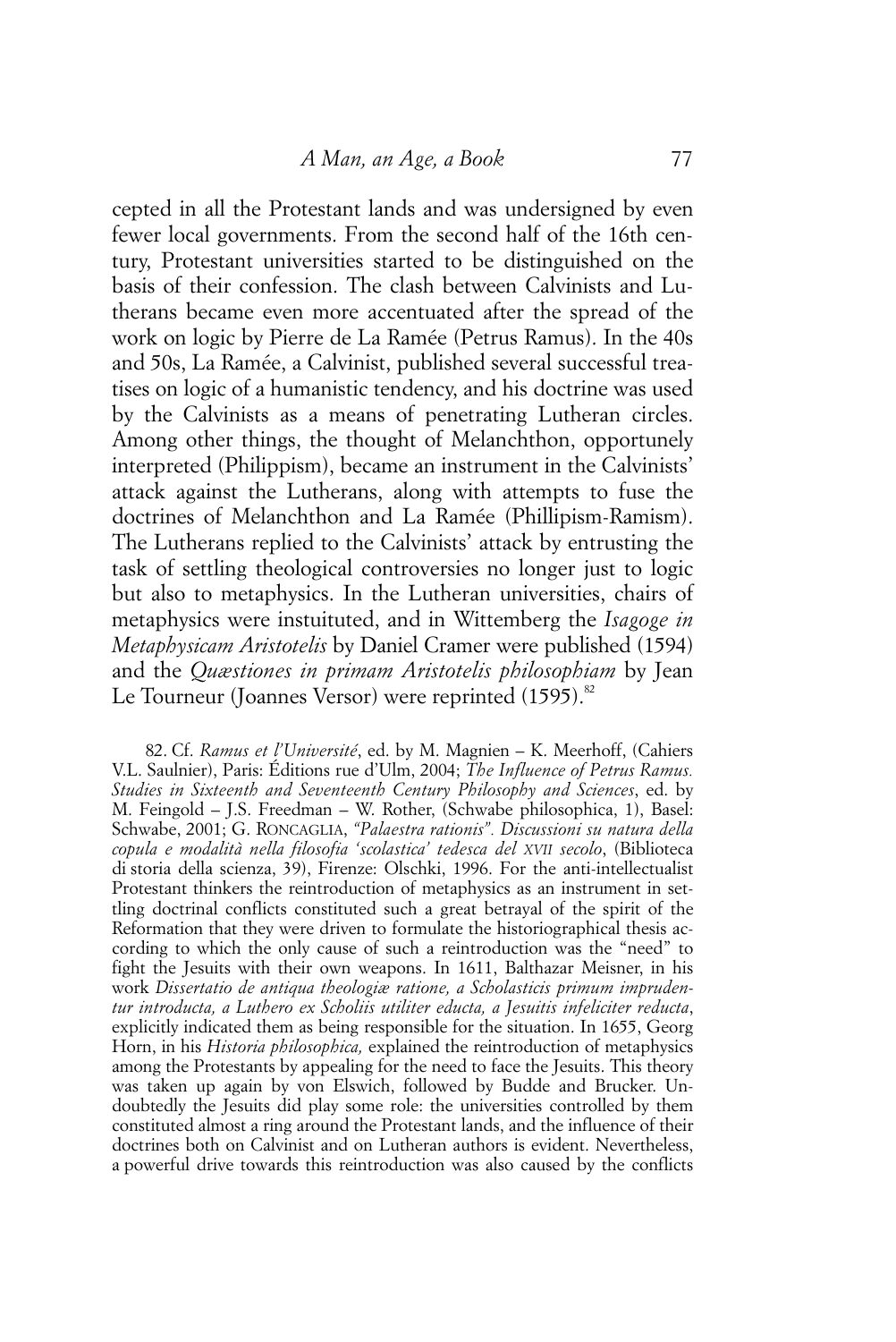cepted in all the Protestant lands and was undersigned by even fewer local governments. From the second half of the 16th century, Protestant universities started to be distinguished on the basis of their confession. The clash between Calvinists and Lutherans became even more accentuated after the spread of the work on logic by Pierre de La Ramée (Petrus Ramus). In the 40s and 50s, La Ramée, a Calvinist, published several successful treatises on logic of a humanistic tendency, and his doctrine was used by the Calvinists as a means of penetrating Lutheran circles. Among other things, the thought of Melanchthon, opportunely interpreted (Philippism), became an instrument in the Calvinists' attack against the Lutherans, along with attempts to fuse the doctrines of Melanchthon and La Ramée (Phillipism-Ramism). The Lutherans replied to the Calvinists' attack by entrusting the task of settling theological controversies no longer just to logic but also to metaphysics. In the Lutheran universities, chairs of metaphysics were instuituted, and in Wittemberg the *Isagoge in Metaphysicam Aristotelis* by Daniel Cramer were published (1594) and the *Quæstiones in primam Aristotelis philosophiam* by Jean Le Tourneur (Joannes Versor) were reprinted (1595).[82]

82. Cf. *Ramus et l'Université*, ed. by M. Magnien – K. Meerhoff, (Cahiers V.L. Saulnier), Paris: Éditions rue d'Ulm, 2004; *The Influence of Petrus Ramus. Studies in Sixteenth and Seventeenth Century Philosophy and Sciences*, ed. by M. Feingold – J.S. Freedman – W. Rother, (Schwabe philosophica, 1), Basel: Schwabe, 2001; G. RONCAGLIA, *"Palaestra rationis". Discussioni su natura della copula e modalità nella filosofia 'scolastica' tedesca del XVII secolo*, (Biblioteca di storia della scienza, 39), Firenze: Olschki, 1996. For the anti-intellectualist Protestant thinkers the reintroduction of metaphysics as an instrument in settling doctrinal conflicts constituted such a great betrayal of the spirit of the Reformation that they were driven to formulate the historiographical thesis according to which the only cause of such a reintroduction was the "need" to fight the Jesuits with their own weapons. In 1611, Balthazar Meisner, in his work *Dissertatio de antiqua theologiæ ratione, a Scholasticis primum imprudentur introducta, a Luthero ex Scholiis utiliter educta, a Jesuitis infeliciter reducta*, explicitly indicated them as being responsible for the situation. In 1655, Georg Horn, in his *Historia philosophica,* explained the reintroduction of metaphysics among the Protestants by appealing for the need to face the Jesuits. This theory was taken up again by von Elswich, followed by Budde and Brucker. Undoubtedly the Jesuits did play some role: the universities controlled by them constituted almost a ring around the Protestant lands, and the influence of their doctrines both on Calvinist and on Lutheran authors is evident. Nevertheless, a powerful drive towards this reintroduction was also caused by the conflicts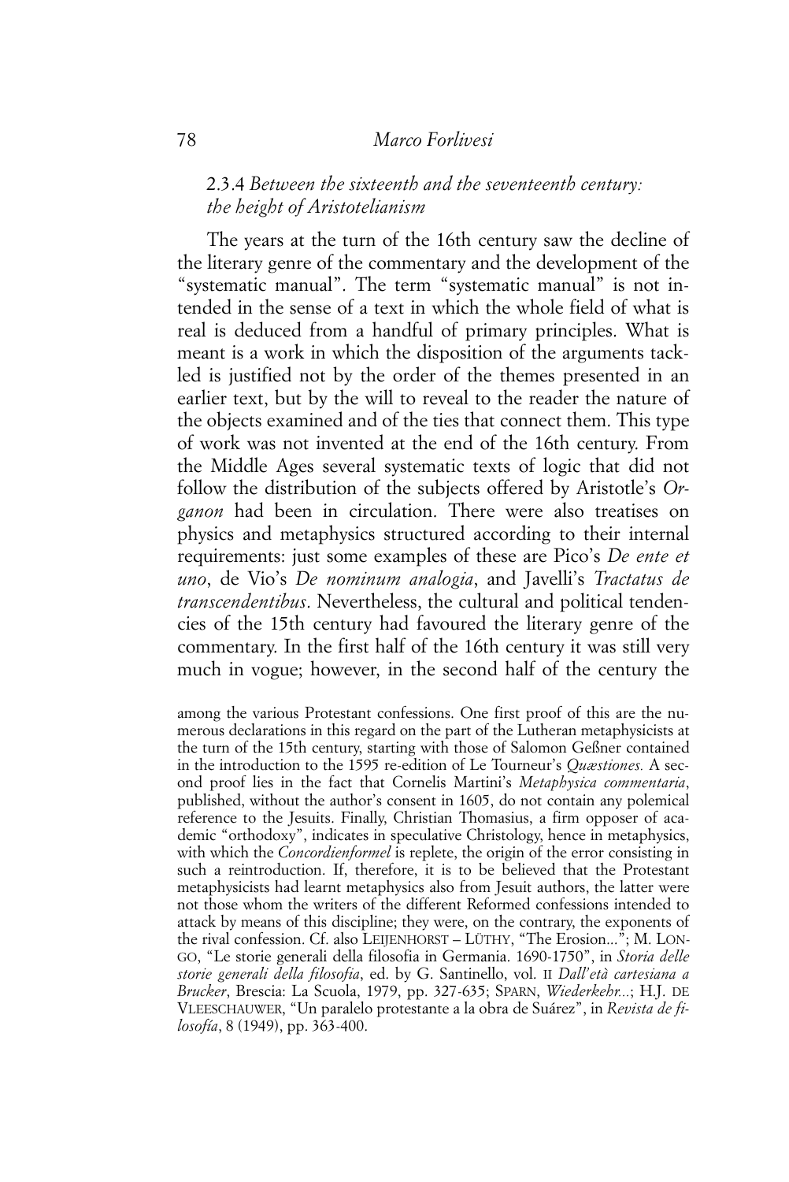### 2.3.4 *Between the sixteenth and the seventeenth century: the height of Aristotelianism*

The years at the turn of the 16th century saw the decline of the literary genre of the commentary and the development of the "systematic manual". The term "systematic manual" is not intended in the sense of a text in which the whole field of what is real is deduced from a handful of primary principles. What is meant is a work in which the disposition of the arguments tackled is justified not by the order of the themes presented in an earlier text, but by the will to reveal to the reader the nature of the objects examined and of the ties that connect them. This type of work was not invented at the end of the 16th century. From the Middle Ages several systematic texts of logic that did not follow the distribution of the subjects offered by Aristotle's *Organon* had been in circulation. There were also treatises on physics and metaphysics structured according to their internal requirements: just some examples of these are Pico's *De ente et uno*, de Vio's *De nominum analogia*, and Javelli's *Tractatus de transcendentibus*. Nevertheless, the cultural and political tendencies of the 15th century had favoured the literary genre of the commentary. In the first half of the 16th century it was still very much in vogue; however, in the second half of the century the

among the various Protestant confessions. One first proof of this are the numerous declarations in this regard on the part of the Lutheran metaphysicists at the turn of the 15th century, starting with those of Salomon Geßner contained in the introduction to the 1595 re-edition of Le Tourneur's *Quæstiones.* A second proof lies in the fact that Cornelis Martini's *Metaphysica commentaria*, published, without the author's consent in 1605, do not contain any polemical reference to the Jesuits. Finally, Christian Thomasius, a firm opposer of academic "orthodoxy", indicates in speculative Christology, hence in metaphysics, with which the *Concordienformel* is replete, the origin of the error consisting in such a reintroduction. If, therefore, it is to be believed that the Protestant metaphysicists had learnt metaphysics also from Jesuit authors, the latter were not those whom the writers of the different Reformed confessions intended to attack by means of this discipline; they were, on the contrary, the exponents of the rival confession. Cf. also LEIJENHORST – LÜTHY, "The Erosion..."; M. LONGO, "Le storie generali della filosofia in Germania. 1690-1750", in *Storia delle storie generali della filosofia*, ed. by G. Santinello, vol. II *Dall'età cartesiana a Brucker*, Brescia: La Scuola, 1979, pp. 327-635; SPARN, *Wiederkehr...*; H.J. DE VLEESCHAUWER, "Un paralelo protestante a la obra de Suárez", in *Revista de filosofía*, 8 (1949), pp. 363-400.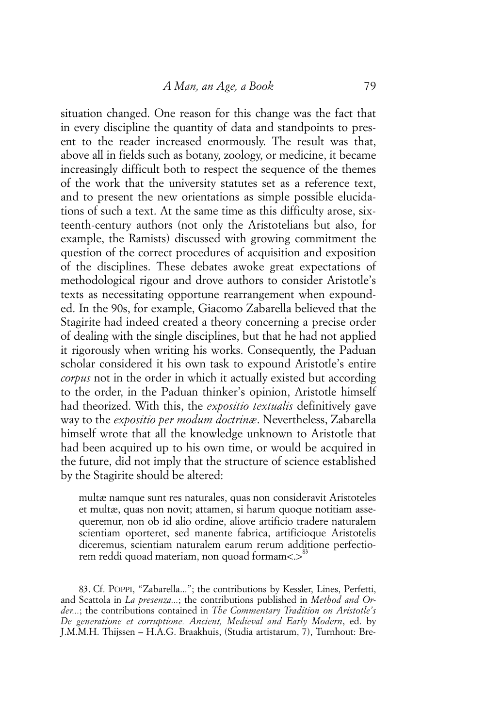situation changed. One reason for this change was the fact that in every discipline the quantity of data and standpoints to present to the reader increased enormously. The result was that, above all in fields such as botany, zoology, or medicine, it became increasingly difficult both to respect the sequence of the themes of the work that the university statutes set as a reference text, and to present the new orientations as simple possible elucidations of such a text. At the same time as this difficulty arose, sixteenth-century authors (not only the Aristotelians but also, for example, the Ramists) discussed with growing commitment the question of the correct procedures of acquisition and exposition of the disciplines. These debates awoke great expectations of methodological rigour and drove authors to consider Aristotle's texts as necessitating opportune rearrangement when expounded. In the 90s, for example, Giacomo Zabarella believed that the Stagirite had indeed created a theory concerning a precise order of dealing with the single disciplines, but that he had not applied it rigorously when writing his works. Consequently, the Paduan scholar considered it his own task to expound Aristotle's entire *corpus* not in the order in which it actually existed but according to the order, in the Paduan thinker's opinion, Aristotle himself had theorized. With this, the *expositio textualis* definitively gave way to the *expositio per modum doctrinæ*. Nevertheless, Zabarella himself wrote that all the knowledge unknown to Aristotle that had been acquired up to his own time, or would be acquired in the future, did not imply that the structure of science established by the Stagirite should be altered:

> multæ namque sunt res naturales, quas non consideravit Aristoteles et multæ, quas non novit; attamen, si harum quoque notitiam assequeremur, non ob id alio ordine, aliove artificio tradere naturalem scientiam oporteret, sed manente fabrica, artificioque Aristotelis diceremus, scientiam naturalem earum rerum additione perfectiorem reddi quoad materiam, non quoad formam<.>[83]

83. Cf. POPPI, "Zabarella..."; the contributions by Kessler, Lines, Perfetti, and Scattola in *La presenza...*; the contributions published in *Method and Order...*; the contributions contained in *The Commentary Tradition on Aristotle's De generatione et corruptione. Ancient, Medieval and Early Modern*, ed. by J.M.M.H. Thijssen – H.A.G. Braakhuis, (Studia artistarum, 7), Turnhout: Bre-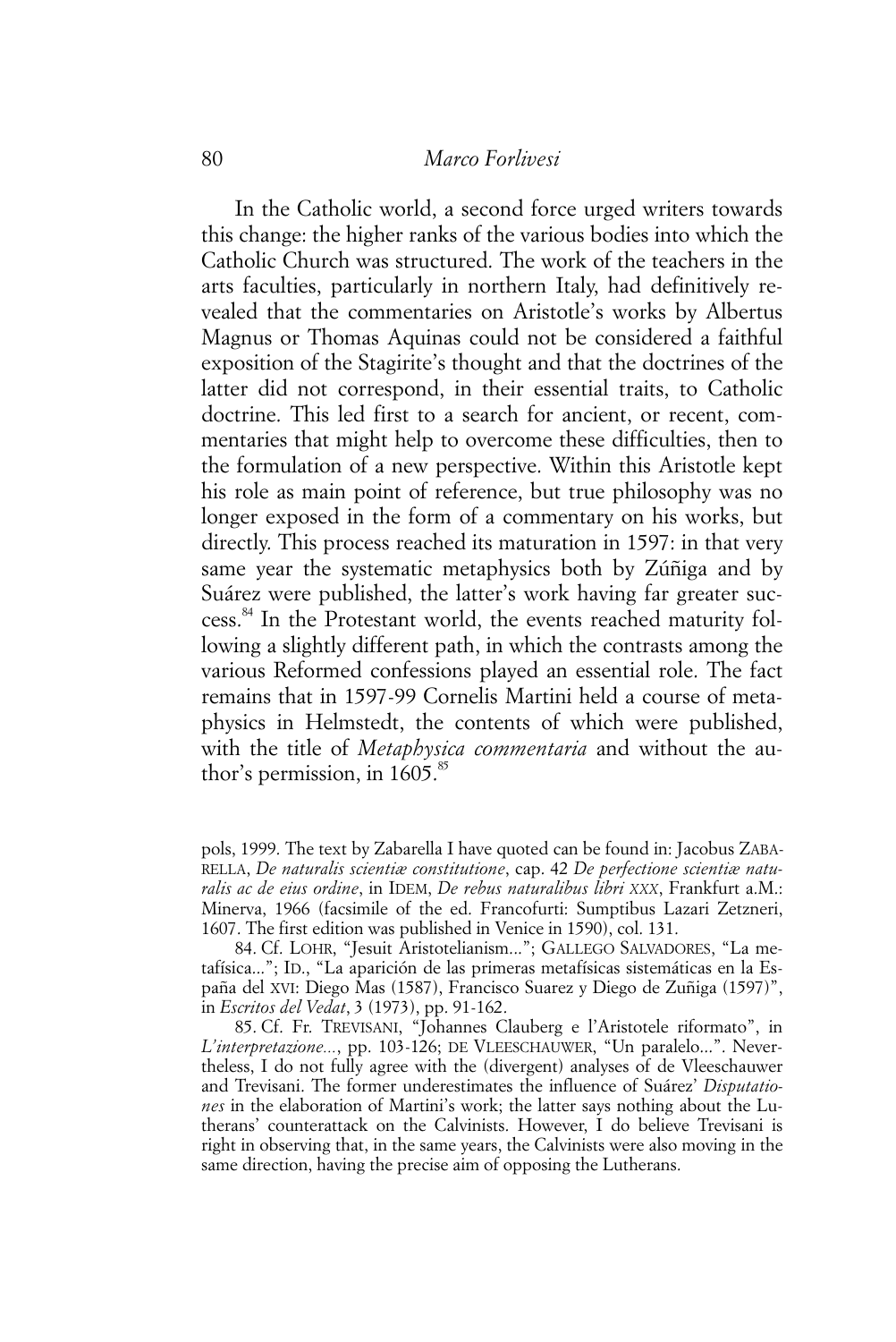In the Catholic world, a second force urged writers towards this change: the higher ranks of the various bodies into which the Catholic Church was structured. The work of the teachers in the arts faculties, particularly in northern Italy, had definitively revealed that the commentaries on Aristotle's works by Albertus Magnus or Thomas Aquinas could not be considered a faithful exposition of the Stagirite's thought and that the doctrines of the latter did not correspond, in their essential traits, to Catholic doctrine. This led first to a search for ancient, or recent, commentaries that might help to overcome these difficulties, then to the formulation of a new perspective. Within this Aristotle kept his role as main point of reference, but true philosophy was no longer exposed in the form of a commentary on his works, but directly. This process reached its maturation in 1597: in that very same year the systematic metaphysics both by Zúñiga and by Suárez were published, the latter's work having far greater success.[84] In the Protestant world, the events reached maturity following a slightly different path, in which the contrasts among the various Reformed confessions played an essential role. The fact remains that in 1597-99 Cornelis Martini held a course of metaphysics in Helmstedt, the contents of which were published, with the title of *Metaphysica commentaria* and without the author's permission, in 1605.[85]

---

pols, 1999. The text by Zabarella I have quoted can be found in: Jacobus ZABARELLA, *De naturalis scientiæ constitutione*, cap. 42 *De perfectione scientiæ naturalis ac de eius ordine*, in IDEM, *De rebus naturalibus libri XXX*, Frankfurt a.M.: Minerva, 1966 (facsimile of the ed. Francofurti: Sumptibus Lazari Zetzneri, 1607. The first edition was published in Venice in 1590), col. 131.

84. Cf. LOHR, "Jesuit Aristotelianism..."; GALLEGO SALVADORES, "La metafísica..."; ID., "La aparición de las primeras metafísicas sistemáticas en la España del XVI: Diego Mas (1587), Francisco Suarez y Diego de Zuñiga (1597)", in *Escritos del Vedat*, 3 (1973), pp. 91-162.

85. Cf. Fr. TREVISANI, "Johannes Clauberg e l'Aristotele riformato", in *L'interpretazione...*, pp. 103-126; DE VLEESCHAUWER, "Un paralelo...". Nevertheless, I do not fully agree with the (divergent) analyses of de Vleeschauwer and Trevisani. The former underestimates the influence of Suárez' *Disputationes* in the elaboration of Martini's work; the latter says nothing about the Lutherans' counterattack on the Calvinists. However, I do believe Trevisani is right in observing that, in the same years, the Calvinists were also moving in the same direction, having the precise aim of opposing the Lutherans.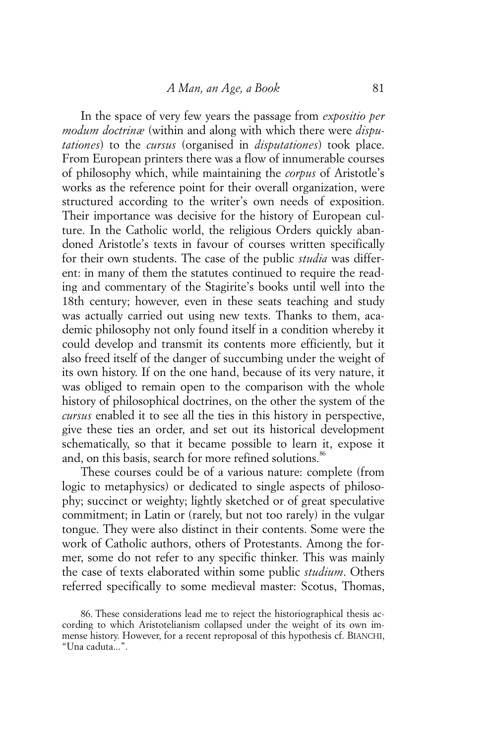In the space of very few years the passage from *expositio per modum doctrinæ* (within and along with which there were *disputationes*) to the *cursus* (organised in *disputationes*) took place. From European printers there was a flow of innumerable courses of philosophy which, while maintaining the *corpus* of Aristotle's works as the reference point for their overall organization, were structured according to the writer's own needs of exposition. Their importance was decisive for the history of European culture. In the Catholic world, the religious Orders quickly abandoned Aristotle's texts in favour of courses written specifically for their own students. The case of the public *studia* was different: in many of them the statutes continued to require the reading and commentary of the Stagirite's books until well into the 18th century; however, even in these seats teaching and study was actually carried out using new texts. Thanks to them, academic philosophy not only found itself in a condition whereby it could develop and transmit its contents more efficiently, but it also freed itself of the danger of succumbing under the weight of its own history. If on the one hand, because of its very nature, it was obliged to remain open to the comparison with the whole history of philosophical doctrines, on the other the system of the *cursus* enabled it to see all the ties in this history in perspective, give these ties an order, and set out its historical development schematically, so that it became possible to learn it, expose it and, on this basis, search for more refined solutions.[86]

These courses could be of a various nature: complete (from logic to metaphysics) or dedicated to single aspects of philosophy; succinct or weighty; lightly sketched or of great speculative commitment; in Latin or (rarely, but not too rarely) in the vulgar tongue. They were also distinct in their contents. Some were the work of Catholic authors, others of Protestants. Among the former, some do not refer to any specific thinker. This was mainly the case of texts elaborated within some public *studium*. Others referred specifically to some medieval master: Scotus, Thomas,

86. These considerations lead me to reject the historiographical thesis according to which Aristotelianism collapsed under the weight of its own immense history. However, for a recent reproposal of this hypothesis cf. BIANCHI, "Una caduta...".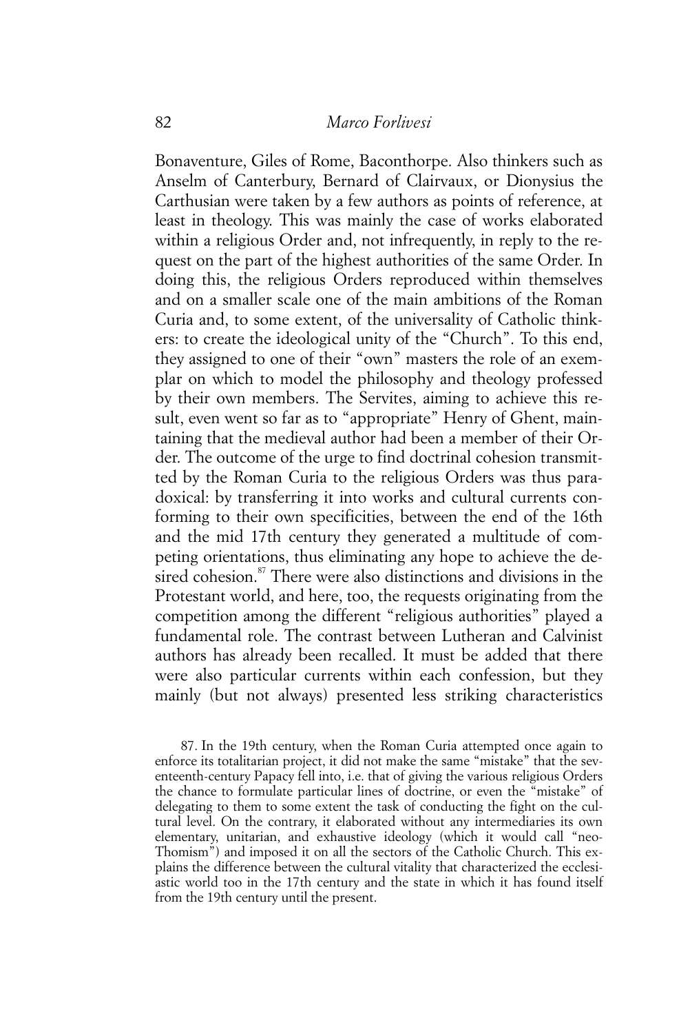Bonaventure, Giles of Rome, Baconthorpe. Also thinkers such as Anselm of Canterbury, Bernard of Clairvaux, or Dionysius the Carthusian were taken by a few authors as points of reference, at least in theology. This was mainly the case of works elaborated within a religious Order and, not infrequently, in reply to the request on the part of the highest authorities of the same Order. In doing this, the religious Orders reproduced within themselves and on a smaller scale one of the main ambitions of the Roman Curia and, to some extent, of the universality of Catholic thinkers: to create the ideological unity of the "Church". To this end, they assigned to one of their "own" masters the role of an exemplar on which to model the philosophy and theology professed by their own members. The Servites, aiming to achieve this result, even went so far as to "appropriate" Henry of Ghent, maintaining that the medieval author had been a member of their Order. The outcome of the urge to find doctrinal cohesion transmitted by the Roman Curia to the religious Orders was thus paradoxical: by transferring it into works and cultural currents conforming to their own specificities, between the end of the 16th and the mid 17th century they generated a multitude of competing orientations, thus eliminating any hope to achieve the desired cohesion.[87] There were also distinctions and divisions in the Protestant world, and here, too, the requests originating from the competition among the different "religious authorities" played a fundamental role. The contrast between Lutheran and Calvinist authors has already been recalled. It must be added that there were also particular currents within each confession, but they mainly (but not always) presented less striking characteristics

87. In the 19th century, when the Roman Curia attempted once again to enforce its totalitarian project, it did not make the same "mistake" that the seventeenth-century Papacy fell into, i.e. that of giving the various religious Orders the chance to formulate particular lines of doctrine, or even the "mistake" of delegating to them to some extent the task of conducting the fight on the cultural level. On the contrary, it elaborated without any intermediaries its own elementary, unitarian, and exhaustive ideology (which it would call "neo-Thomism") and imposed it on all the sectors of the Catholic Church. This explains the difference between the cultural vitality that characterized the ecclesiastic world too in the 17th century and the state in which it has found itself from the 19th century until the present.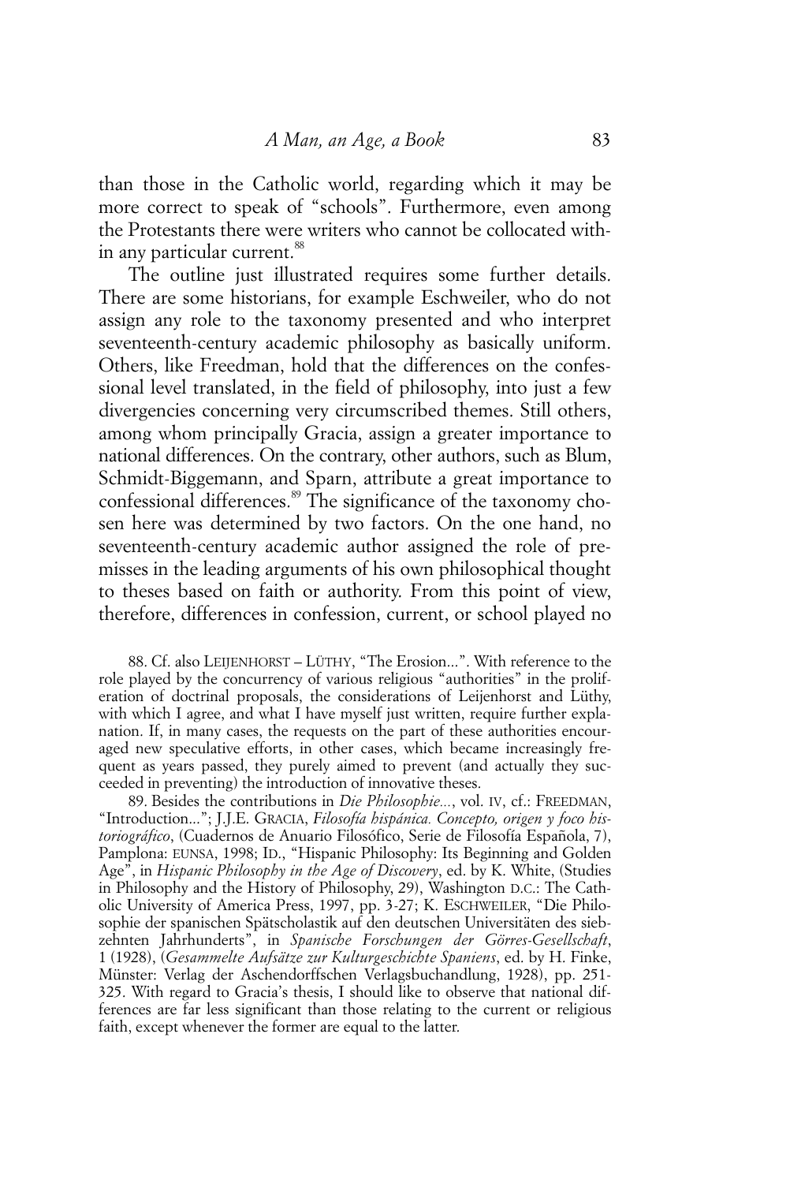than those in the Catholic world, regarding which it may be more correct to speak of "schools". Furthermore, even among the Protestants there were writers who cannot be collocated within any particular current.[88]

The outline just illustrated requires some further details. There are some historians, for example Eschweiler, who do not assign any role to the taxonomy presented and who interpret seventeenth-century academic philosophy as basically uniform. Others, like Freedman, hold that the differences on the confessional level translated, in the field of philosophy, into just a few divergencies concerning very circumscribed themes. Still others, among whom principally Gracia, assign a greater importance to national differences. On the contrary, other authors, such as Blum, Schmidt-Biggemann, and Sparn, attribute a great importance to confessional differences.[89] The significance of the taxonomy chosen here was determined by two factors. On the one hand, no seventeenth-century academic author assigned the role of premisses in the leading arguments of his own philosophical thought to theses based on faith or authority. From this point of view, therefore, differences in confession, current, or school played no

88. Cf. also LEIJENHORST – LÜTHY, "The Erosion...". With reference to the role played by the concurrency of various religious "authorities" in the proliferation of doctrinal proposals, the considerations of Leijenhorst and Lüthy, with which I agree, and what I have myself just written, require further explanation. If, in many cases, the requests on the part of these authorities encouraged new speculative efforts, in other cases, which became increasingly frequent as years passed, they purely aimed to prevent (and actually they succeeded in preventing) the introduction of innovative theses.

89. Besides the contributions in *Die Philosophie...*, vol. IV, cf.: FREEDMAN, "Introduction..."; J.J.E. GRACIA, *Filosofía hispánica. Concepto, origen y foco historiográfico*, (Cuadernos de Anuario Filosófico, Serie de Filosofía Española, 7), Pamplona: EUNSA, 1998; ID., "Hispanic Philosophy: Its Beginning and Golden Age", in *Hispanic Philosophy in the Age of Discovery*, ed. by K. White, (Studies in Philosophy and the History of Philosophy, 29), Washington D.C.: The Catholic University of America Press, 1997, pp. 3-27; K. ESCHWEILER, "Die Philosophie der spanischen Spätscholastik auf den deutschen Universitäten des siebzehnten Jahrhunderts", in *Spanische Forschungen der Görres-Gesellschaft*, 1 (1928), (*Gesammelte Aufsätze zur Kulturgeschichte Spaniens*, ed. by H. Finke, Münster: Verlag der Aschendorffschen Verlagsbuchandlung, 1928), pp. 251-325. With regard to Gracia's thesis, I should like to observe that national differences are far less significant than those relating to the current or religious faith, except whenever the former are equal to the latter.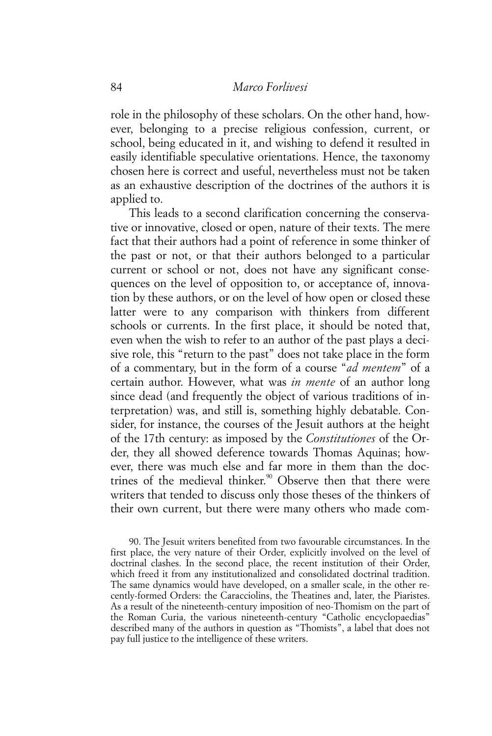role in the philosophy of these scholars. On the other hand, however, belonging to a precise religious confession, current, or school, being educated in it, and wishing to defend it resulted in easily identifiable speculative orientations. Hence, the taxonomy chosen here is correct and useful, nevertheless must not be taken as an exhaustive description of the doctrines of the authors it is applied to.

This leads to a second clarification concerning the conservative or innovative, closed or open, nature of their texts. The mere fact that their authors had a point of reference in some thinker of the past or not, or that their authors belonged to a particular current or school or not, does not have any significant consequences on the level of opposition to, or acceptance of, innovation by these authors, or on the level of how open or closed these latter were to any comparison with thinkers from different schools or currents. In the first place, it should be noted that, even when the wish to refer to an author of the past plays a decisive role, this "return to the past" does not take place in the form of a commentary, but in the form of a course "*ad mentem*" of a certain author. However, what was *in mente* of an author long since dead (and frequently the object of various traditions of interpretation) was, and still is, something highly debatable. Consider, for instance, the courses of the Jesuit authors at the height of the 17th century: as imposed by the *Constitutiones* of the Order, they all showed deference towards Thomas Aquinas; however, there was much else and far more in them than the doctrines of the medieval thinker.[90] Observe then that there were writers that tended to discuss only those theses of the thinkers of their own current, but there were many others who made com-

90. The Jesuit writers benefited from two favourable circumstances. In the first place, the very nature of their Order, explicitly involved on the level of doctrinal clashes. In the second place, the recent institution of their Order, which freed it from any institutionalized and consolidated doctrinal tradition. The same dynamics would have developed, on a smaller scale, in the other recently-formed Orders: the Caracciolins, the Theatines and, later, the Piaristes. As a result of the nineteenth-century imposition of neo-Thomism on the part of the Roman Curia, the various nineteenth-century "Catholic encyclopaedias" described many of the authors in question as "Thomists", a label that does not pay full justice to the intelligence of these writers.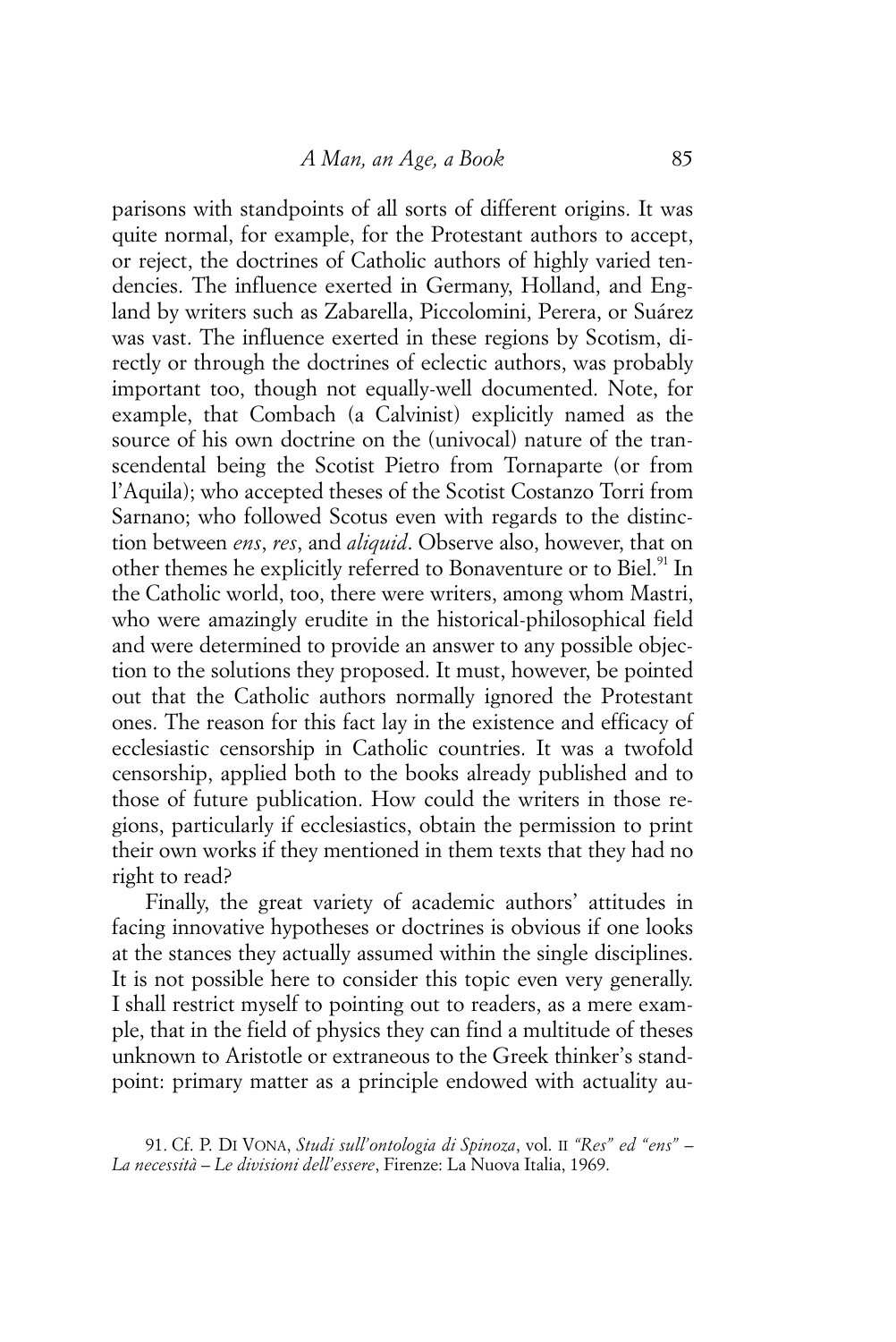parisons with standpoints of all sorts of different origins. It was quite normal, for example, for the Protestant authors to accept, or reject, the doctrines of Catholic authors of highly varied tendencies. The influence exerted in Germany, Holland, and England by writers such as Zabarella, Piccolomini, Perera, or Suárez was vast. The influence exerted in these regions by Scotism, directly or through the doctrines of eclectic authors, was probably important too, though not equally-well documented. Note, for example, that Combach (a Calvinist) explicitly named as the source of his own doctrine on the (univocal) nature of the transcendental being the Scotist Pietro from Tornaparte (or from l'Aquila); who accepted theses of the Scotist Costanzo Torri from Sarnano; who followed Scotus even with regards to the distinction between *ens*, *res*, and *aliquid*. Observe also, however, that on other themes he explicitly referred to Bonaventure or to Biel.[91] In the Catholic world, too, there were writers, among whom Mastri, who were amazingly erudite in the historical-philosophical field and were determined to provide an answer to any possible objection to the solutions they proposed. It must, however, be pointed out that the Catholic authors normally ignored the Protestant ones. The reason for this fact lay in the existence and efficacy of ecclesiastic censorship in Catholic countries. It was a twofold censorship, applied both to the books already published and to those of future publication. How could the writers in those regions, particularly if ecclesiastics, obtain the permission to print their own works if they mentioned in them texts that they had no right to read?

Finally, the great variety of academic authors' attitudes in facing innovative hypotheses or doctrines is obvious if one looks at the stances they actually assumed within the single disciplines. It is not possible here to consider this topic even very generally. I shall restrict myself to pointing out to readers, as a mere example, that in the field of physics they can find a multitude of theses unknown to Aristotle or extraneous to the Greek thinker's standpoint: primary matter as a principle endowed with actuality au-

91. Cf. P. Di Vona, *Studi sull'ontologia di Spinoza*, vol. II *"Res" ed "ens" – La necessità – Le divisioni dell'essere*, Firenze: La Nuova Italia, 1969.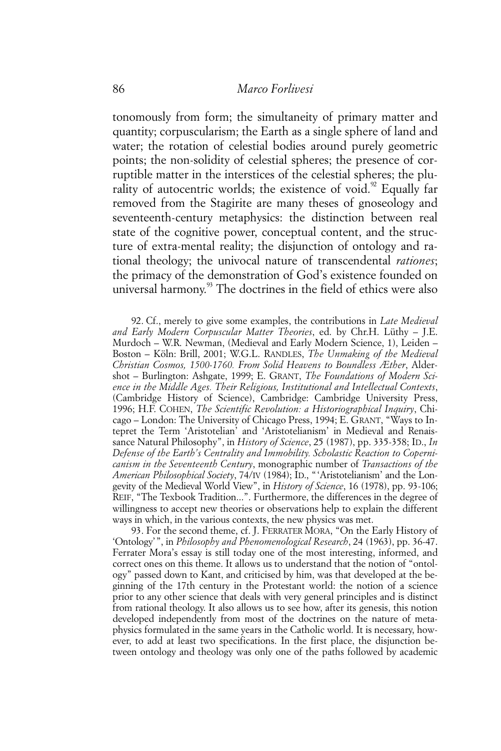tonomously from form; the simultaneity of primary matter and quantity; corpuscularism; the Earth as a single sphere of land and water; the rotation of celestial bodies around purely geometric points; the non-solidity of celestial spheres; the presence of corruptible matter in the interstices of the celestial spheres; the plurality of autocentric worlds; the existence of void.[92] Equally far removed from the Stagirite are many theses of gnoseology and seventeenth-century metaphysics: the distinction between real state of the cognitive power, conceptual content, and the structure of extra-mental reality; the disjunction of ontology and rational theology; the univocal nature of transcendental *rationes*; the primacy of the demonstration of God's existence founded on universal harmony.[93] The doctrines in the field of ethics were also

92. Cf., merely to give some examples, the contributions in *Late Medieval and Early Modern Corpuscular Matter Theories*, ed. by Chr.H. Lüthy – J.E. Murdoch – W.R. Newman, (Medieval and Early Modern Science, 1), Leiden – Boston – Köln: Brill, 2001; W.G.L. RANDLES, *The Unmaking of the Medieval Christian Cosmos, 1500-1760. From Solid Heavens to Boundless Æther*, Aldershot – Burlington: Ashgate, 1999; E. GRANT, *The Foundations of Modern Science in the Middle Ages. Their Religious, Institutional and Intellectual Contexts*, (Cambridge History of Science), Cambridge: Cambridge University Press, 1996; H.F. COHEN, *The Scientific Revolution: a Historiographical Inquiry*, Chicago – London: The University of Chicago Press, 1994; E. GRANT, "Ways to Intepret the Term 'Aristotelian' and 'Aristotelianism' in Medieval and Renaissance Natural Philosophy", in *History of Science*, 25 (1987), pp. 335-358; ID., *In Defense of the Earth's Centrality and Immobility. Scholastic Reaction to Copernicanism in the Seventeenth Century*, monographic number of *Transactions of the American Philosophical Society*, 74/IV (1984); ID., "'Aristotelianism' and the Longevity of the Medieval World View", in *History of Science*, 16 (1978), pp. 93-106; REIF, "The Texbook Tradition...". Furthermore, the differences in the degree of willingness to accept new theories or observations help to explain the different ways in which, in the various contexts, the new physics was met.

93. For the second theme, cf. J. FERRATER MORA, "On the Early History of 'Ontology'", in *Philosophy and Phenomenological Research*, 24 (1963), pp. 36-47. Ferrater Mora's essay is still today one of the most interesting, informed, and correct ones on this theme. It allows us to understand that the notion of "ontology" passed down to Kant, and criticised by him, was that developed at the beginning of the 17th century in the Protestant world: the notion of a science prior to any other science that deals with very general principles and is distinct from rational theology. It also allows us to see how, after its genesis, this notion developed independently from most of the doctrines on the nature of metaphysics formulated in the same years in the Catholic world. It is necessary, however, to add at least two specifications. In the first place, the disjunction between ontology and theology was only one of the paths followed by academic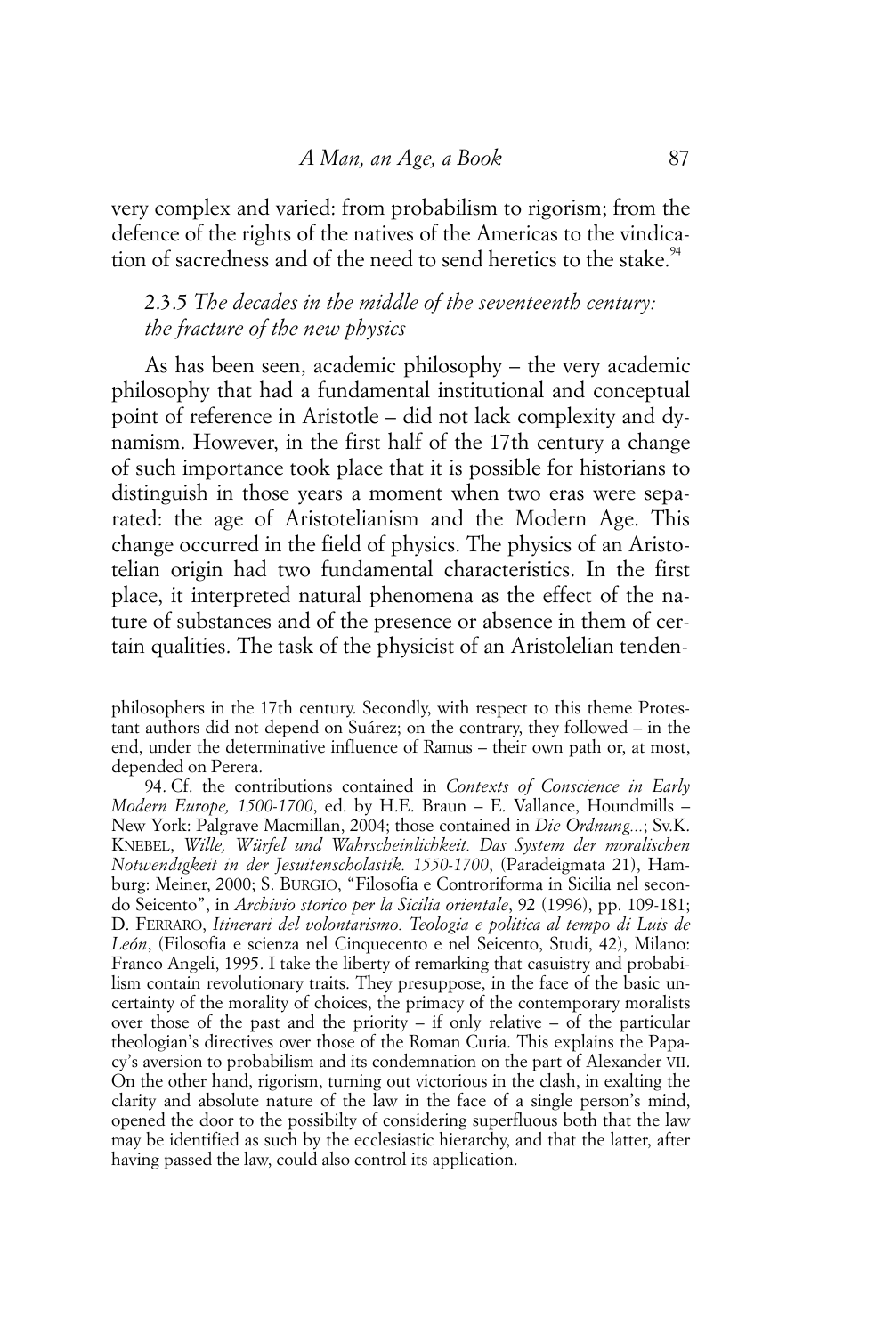very complex and varied: from probabilism to rigorism; from the defence of the rights of the natives of the Americas to the vindication of sacredness and of the need to send heretics to the stake.[94]

### 2.3.5 *The decades in the middle of the seventeenth century: the fracture of the new physics*

As has been seen, academic philosophy – the very academic philosophy that had a fundamental institutional and conceptual point of reference in Aristotle – did not lack complexity and dynamism. However, in the first half of the 17th century a change of such importance took place that it is possible for historians to distinguish in those years a moment when two eras were separated: the age of Aristotelianism and the Modern Age. This change occurred in the field of physics. The physics of an Aristotelian origin had two fundamental characteristics. In the first place, it interpreted natural phenomena as the effect of the nature of substances and of the presence or absence in them of certain qualities. The task of the physicist of an Aristolelian tenden-

---

philosophers in the 17th century. Secondly, with respect to this theme Protestant authors did not depend on Suárez; on the contrary, they followed – in the end, under the determinative influence of Ramus – their own path or, at most, depended on Perera.

94. Cf. the contributions contained in *Contexts of Conscience in Early Modern Europe, 1500-1700*, ed. by H.E. Braun – E. Vallance, Houndmills – New York: Palgrave Macmillan, 2004; those contained in *Die Ordnung...*; Sv.K. KNEBEL, *Wille, Würfel und Wahrscheinlichkeit. Das System der moralischen Notwendigkeit in der Jesuitenscholastik. 1550-1700*, (Paradeigmata 21), Hamburg: Meiner, 2000; S. BURGIO, "Filosofia e Controriforma in Sicilia nel secondo Seicento", in *Archivio storico per la Sicilia orientale*, 92 (1996), pp. 109-181; D. FERRARO, *Itinerari del volontarismo. Teologia e politica al tempo di Luis de León*, (Filosofia e scienza nel Cinquecento e nel Seicento, Studi, 42), Milano: Franco Angeli, 1995. I take the liberty of remarking that casuistry and probabilism contain revolutionary traits. They presuppose, in the face of the basic uncertainty of the morality of choices, the primacy of the contemporary moralists over those of the past and the priority – if only relative – of the particular theologian's directives over those of the Roman Curia. This explains the Papacy's aversion to probabilism and its condemnation on the part of Alexander VII. On the other hand, rigorism, turning out victorious in the clash, in exalting the clarity and absolute nature of the law in the face of a single person's mind, opened the door to the possibilty of considering superfluous both that the law may be identified as such by the ecclesiastic hierarchy, and that the latter, after having passed the law, could also control its application.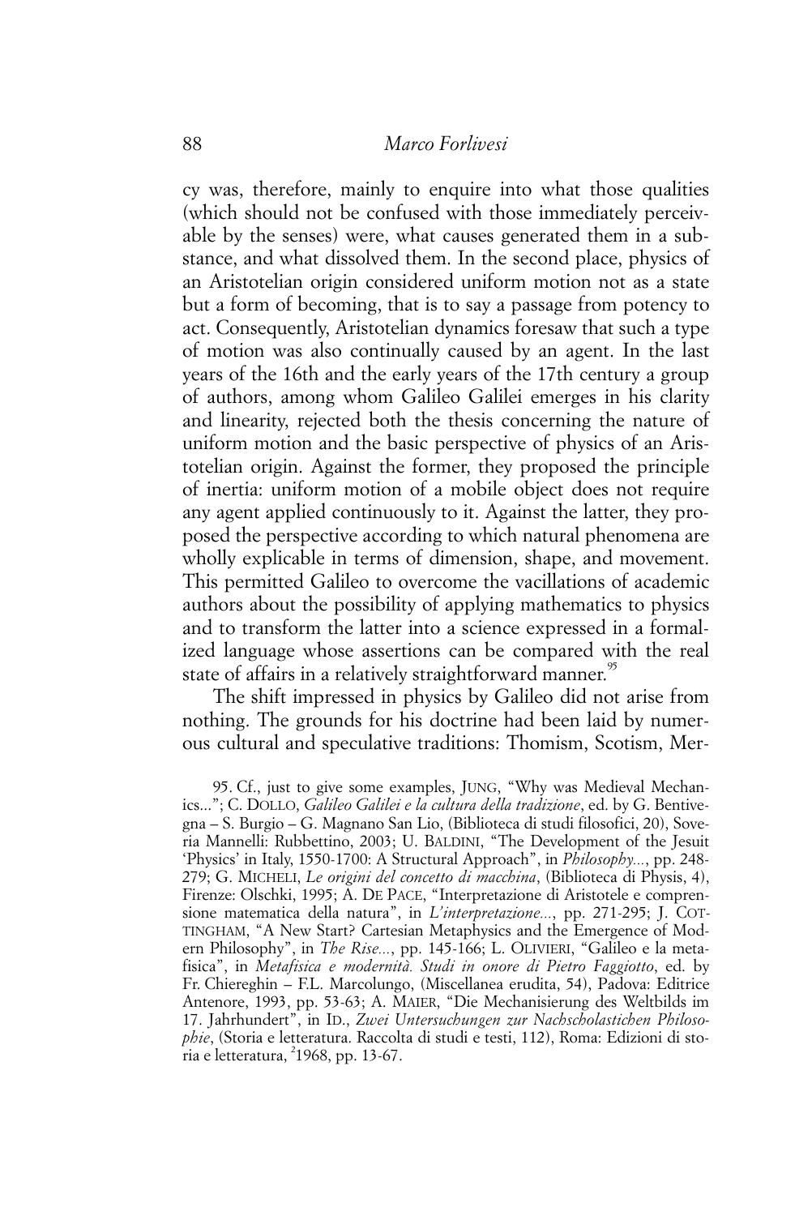cy was, therefore, mainly to enquire into what those qualities (which should not be confused with those immediately perceivable by the senses) were, what causes generated them in a substance, and what dissolved them. In the second place, physics of an Aristotelian origin considered uniform motion not as a state but a form of becoming, that is to say a passage from potency to act. Consequently, Aristotelian dynamics foresaw that such a type of motion was also continually caused by an agent. In the last years of the 16th and the early years of the 17th century a group of authors, among whom Galileo Galilei emerges in his clarity and linearity, rejected both the thesis concerning the nature of uniform motion and the basic perspective of physics of an Aristotelian origin. Against the former, they proposed the principle of inertia: uniform motion of a mobile object does not require any agent applied continuously to it. Against the latter, they proposed the perspective according to which natural phenomena are wholly explicable in terms of dimension, shape, and movement. This permitted Galileo to overcome the vacillations of academic authors about the possibility of applying mathematics to physics and to transform the latter into a science expressed in a formalized language whose assertions can be compared with the real state of affairs in a relatively straightforward manner.[95]

The shift impressed in physics by Galileo did not arise from nothing. The grounds for his doctrine had been laid by numerous cultural and speculative traditions: Thomism, Scotism, Mer-

95. Cf., just to give some examples, JUNG, "Why was Medieval Mechanics..."; C. DOLLO, *Galileo Galilei e la cultura della tradizione*, ed. by G. Bentivegna – S. Burgio – G. Magnano San Lio, (Biblioteca di studi filosofici, 20), Soveria Mannelli: Rubbettino, 2003; U. BALDINI, "The Development of the Jesuit 'Physics' in Italy, 1550-1700: A Structural Approach", in *Philosophy...*, pp. 248-279; G. MICHELI, *Le origini del concetto di macchina*, (Biblioteca di Physis, 4), Firenze: Olschki, 1995; A. DE PACE, "Interpretazione di Aristotele e comprensione matematica della natura", in *L'interpretazione...*, pp. 271-295; J. COTTINGHAM, "A New Start? Cartesian Metaphysics and the Emergence of Modern Philosophy", in *The Rise...*, pp. 145-166; L. OLIVIERI, "Galileo e la metafisica", in *Metafisica e modernità. Studi in onore di Pietro Faggiotto*, ed. by Fr. Chiereghin – F.L. Marcolungo, (Miscellanea erudita, 54), Padova: Editrice Antenore, 1993, pp. 53-63; A. MAIER, "Die Mechanisierung des Weltbilds im 17. Jahrhundert", in ID., *Zwei Untersuchungen zur Nachscholastichen Philosophie*, (Storia e letteratura. Raccolta di studi e testi, 112), Roma: Edizioni di storia e letteratura, [2]1968, pp. 13-67.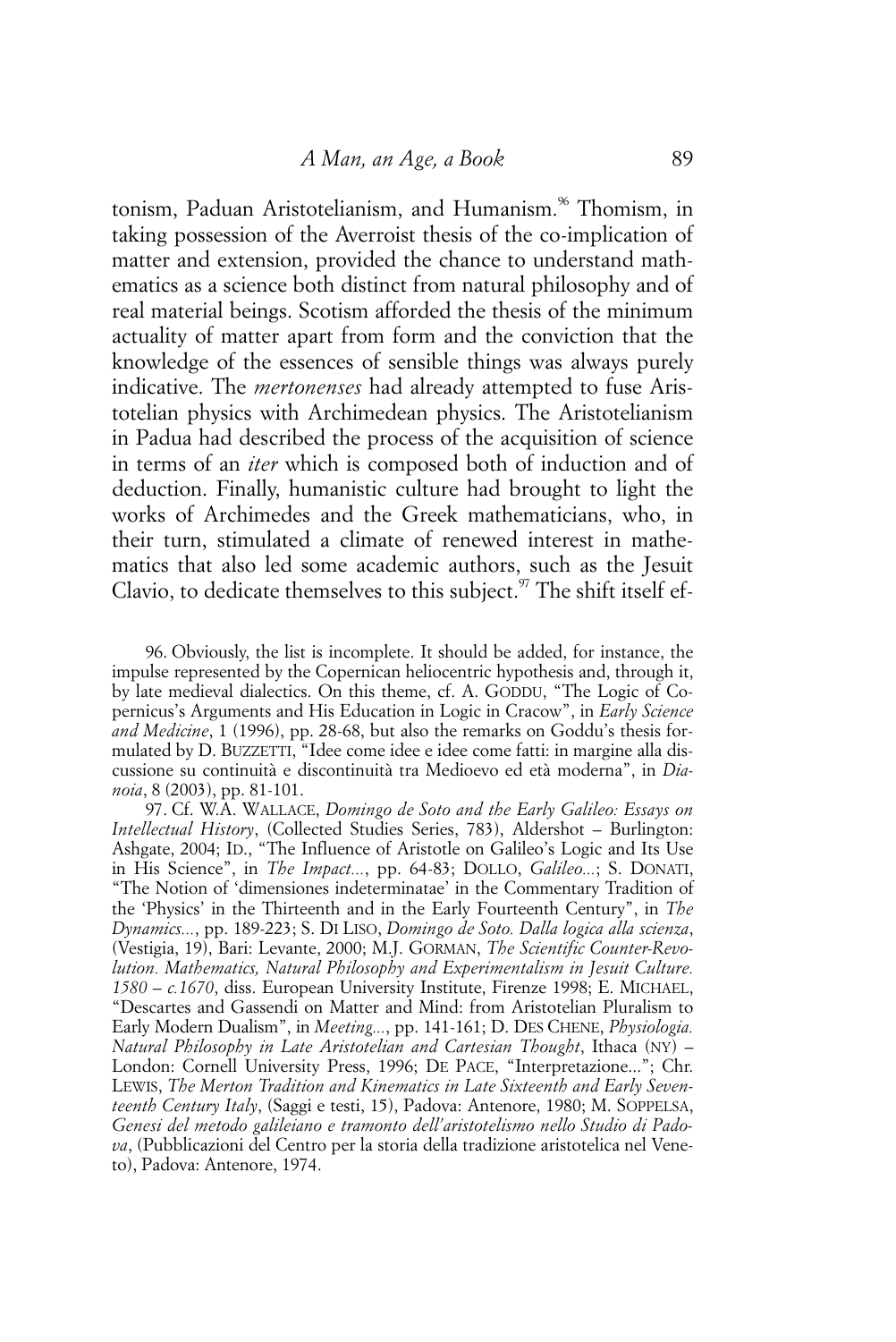tonism, Paduan Aristotelianism, and Humanism.[96] Thomism, in taking possession of the Averroist thesis of the co-implication of matter and extension, provided the chance to understand mathematics as a science both distinct from natural philosophy and of real material beings. Scotism afforded the thesis of the minimum actuality of matter apart from form and the conviction that the knowledge of the essences of sensible things was always purely indicative. The *mertonenses* had already attempted to fuse Aristotelian physics with Archimedean physics. The Aristotelianism in Padua had described the process of the acquisition of science in terms of an *iter* which is composed both of induction and of deduction. Finally, humanistic culture had brought to light the works of Archimedes and the Greek mathematicians, who, in their turn, stimulated a climate of renewed interest in mathematics that also led some academic authors, such as the Jesuit Clavio, to dedicate themselves to this subject.[97] The shift itself ef-

96. Obviously, the list is incomplete. It should be added, for instance, the impulse represented by the Copernican heliocentric hypothesis and, through it, by late medieval dialectics. On this theme, cf. A. GODDU, "The Logic of Copernicus's Arguments and His Education in Logic in Cracow", in *Early Science and Medicine*, 1 (1996), pp. 28-68, but also the remarks on Goddu's thesis formulated by D. BUZZETTI, "Idee come idee e idee come fatti: in margine alla discussione su continuità e discontinuità tra Medioevo ed età moderna", in *Dianoia*, 8 (2003), pp. 81-101.

97. Cf. W.A. WALLACE, *Domingo de Soto and the Early Galileo: Essays on Intellectual History*, (Collected Studies Series, 783), Aldershot – Burlington: Ashgate, 2004; ID., "The Influence of Aristotle on Galileo's Logic and Its Use in His Science", in *The Impact...*, pp. 64-83; DOLLO, *Galileo...*; S. DONATI, "The Notion of 'dimensiones indeterminatae' in the Commentary Tradition of the 'Physics' in the Thirteenth and in the Early Fourteenth Century", in *The Dynamics...*, pp. 189-223; S. DI LISO, *Domingo de Soto. Dalla logica alla scienza*, (Vestigia, 19), Bari: Levante, 2000; M.J. GORMAN, *The Scientific Counter-Revolution. Mathematics, Natural Philosophy and Experimentalism in Jesuit Culture. 1580 – c.1670*, diss. European University Institute, Firenze 1998; E. MICHAEL, "Descartes and Gassendi on Matter and Mind: from Aristotelian Pluralism to Early Modern Dualism", in *Meeting...*, pp. 141-161; D. DES CHENE, *Physiologia. Natural Philosophy in Late Aristotelian and Cartesian Thought*, Ithaca (NY) – London: Cornell University Press, 1996; DE PACE, "Interpretazione..."; Chr. LEWIS, *The Merton Tradition and Kinematics in Late Sixteenth and Early Seventeenth Century Italy*, (Saggi e testi, 15), Padova: Antenore, 1980; M. SOPPELSA, *Genesi del metodo galileiano e tramonto dell'aristotelismo nello Studio di Padova*, (Pubblicazioni del Centro per la storia della tradizione aristotelica nel Veneto), Padova: Antenore, 1974.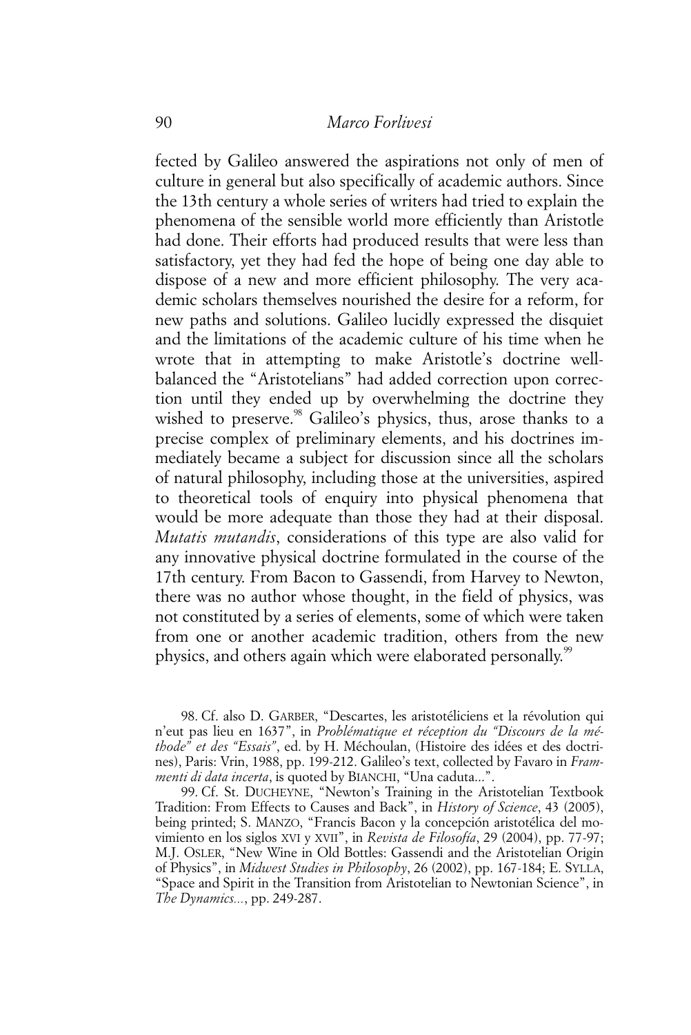fected by Galileo answered the aspirations not only of men of culture in general but also specifically of academic authors. Since the 13th century a whole series of writers had tried to explain the phenomena of the sensible world more efficiently than Aristotle had done. Their efforts had produced results that were less than satisfactory, yet they had fed the hope of being one day able to dispose of a new and more efficient philosophy. The very academic scholars themselves nourished the desire for a reform, for new paths and solutions. Galileo lucidly expressed the disquiet and the limitations of the academic culture of his time when he wrote that in attempting to make Aristotle's doctrine well-balanced the "Aristotelians" had added correction upon correction until they ended up by overwhelming the doctrine they wished to preserve.[98] Galileo's physics, thus, arose thanks to a precise complex of preliminary elements, and his doctrines immediately became a subject for discussion since all the scholars of natural philosophy, including those at the universities, aspired to theoretical tools of enquiry into physical phenomena that would be more adequate than those they had at their disposal. *Mutatis mutandis*, considerations of this type are also valid for any innovative physical doctrine formulated in the course of the 17th century. From Bacon to Gassendi, from Harvey to Newton, there was no author whose thought, in the field of physics, was not constituted by a series of elements, some of which were taken from one or another academic tradition, others from the new physics, and others again which were elaborated personally.[99]

98. Cf. also D. GARBER, "Descartes, les aristotéliciens et la révolution qui n'eut pas lieu en 1637", in *Problématique et réception du "Discours de la méthode" et des "Essais"*, ed. by H. Méchoulan, (Histoire des idées et des doctrines), Paris: Vrin, 1988, pp. 199-212. Galileo's text, collected by Favaro in *Frammenti di data incerta*, is quoted by BIANCHI, "Una caduta...".

99. Cf. St. DUCHEYNE, "Newton's Training in the Aristotelian Textbook Tradition: From Effects to Causes and Back", in *History of Science*, 43 (2005), being printed; S. MANZO, "Francis Bacon y la concepción aristotélica del movimiento en los siglos XVI y XVII", in *Revista de Filosofía*, 29 (2004), pp. 77-97; M.J. OSLER, "New Wine in Old Bottles: Gassendi and the Aristotelian Origin of Physics", in *Midwest Studies in Philosophy*, 26 (2002), pp. 167-184; E. SYLLA, "Space and Spirit in the Transition from Aristotelian to Newtonian Science", in *The Dynamics...*, pp. 249-287.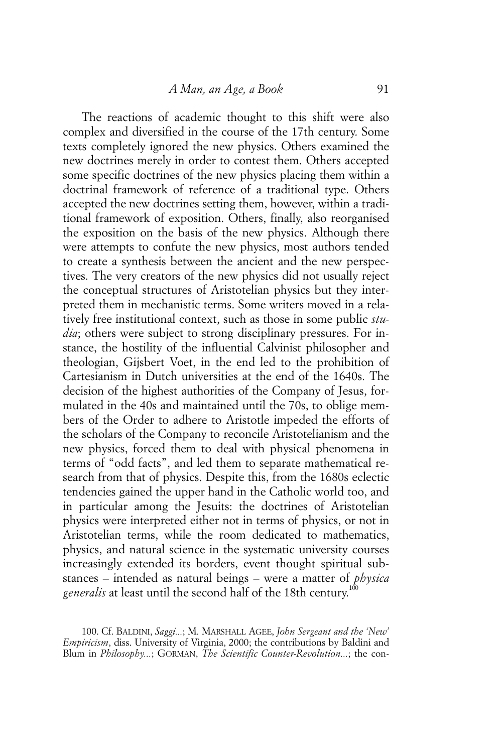The reactions of academic thought to this shift were also complex and diversified in the course of the 17th century. Some texts completely ignored the new physics. Others examined the new doctrines merely in order to contest them. Others accepted some specific doctrines of the new physics placing them within a doctrinal framework of reference of a traditional type. Others accepted the new doctrines setting them, however, within a traditional framework of exposition. Others, finally, also reorganised the exposition on the basis of the new physics. Although there were attempts to confute the new physics, most authors tended to create a synthesis between the ancient and the new perspectives. The very creators of the new physics did not usually reject the conceptual structures of Aristotelian physics but they interpreted them in mechanistic terms. Some writers moved in a relatively free institutional context, such as those in some public *studia*; others were subject to strong disciplinary pressures. For instance, the hostility of the influential Calvinist philosopher and theologian, Gijsbert Voet, in the end led to the prohibition of Cartesianism in Dutch universities at the end of the 1640s. The decision of the highest authorities of the Company of Jesus, formulated in the 40s and maintained until the 70s, to oblige members of the Order to adhere to Aristotle impeded the efforts of the scholars of the Company to reconcile Aristotelianism and the new physics, forced them to deal with physical phenomena in terms of "odd facts", and led them to separate mathematical research from that of physics. Despite this, from the 1680s eclectic tendencies gained the upper hand in the Catholic world too, and in particular among the Jesuits: the doctrines of Aristotelian physics were interpreted either not in terms of physics, or not in Aristotelian terms, while the room dedicated to mathematics, physics, and natural science in the systematic university courses increasingly extended its borders, event thought spiritual substances – intended as natural beings – were a matter of *physica generalis* at least until the second half of the 18th century.[100]

100. Cf. BALDINI, *Saggi...*; M. MARSHALL AGEE, *John Sergeant and the 'New' Empiricism*, diss. University of Virginia, 2000; the contributions by Baldini and Blum in *Philosophy...*; GORMAN, *The Scientific Counter-Revolution...*; the con-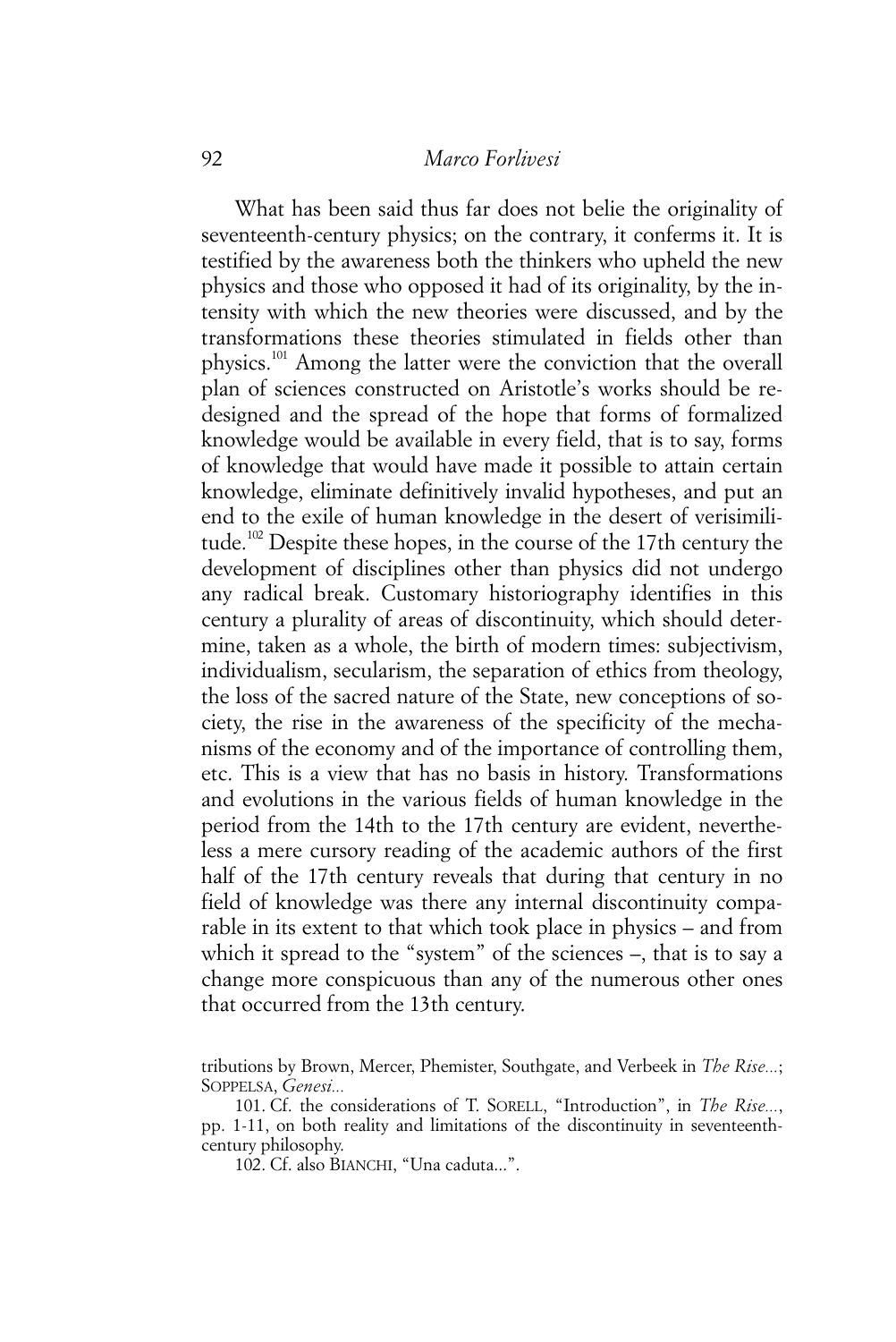What has been said thus far does not belie the originality of seventeenth-century physics; on the contrary, it confirms it. It is testified by the awareness both the thinkers who upheld the new physics and those who opposed it had of its originality, by the intensity with which the new theories were discussed, and by the transformations these theories stimulated in fields other than physics.[101] Among the latter were the conviction that the overall plan of sciences constructed on Aristotle's works should be redesigned and the spread of the hope that forms of formalized knowledge would be available in every field, that is to say, forms of knowledge that would have made it possible to attain certain knowledge, eliminate definitively invalid hypotheses, and put an end to the exile of human knowledge in the desert of verisimilitude.[102] Despite these hopes, in the course of the 17th century the development of disciplines other than physics did not undergo any radical break. Customary historiography identifies in this century a plurality of areas of discontinuity, which should determine, taken as a whole, the birth of modern times: subjectivism, individualism, secularism, the separation of ethics from theology, the loss of the sacred nature of the State, new conceptions of society, the rise in the awareness of the specificity of the mechanisms of the economy and of the importance of controlling them, etc. This is a view that has no basis in history. Transformations and evolutions in the various fields of human knowledge in the period from the 14th to the 17th century are evident, nevertheless a mere cursory reading of the academic authors of the first half of the 17th century reveals that during that century in no field of knowledge was there any internal discontinuity comparable in its extent to that which took place in physics – and from which it spread to the "system" of the sciences –, that is to say a change more conspicuous than any of the numerous other ones that occurred from the 13th century.

tributions by Brown, Mercer, Phemister, Southgate, and Verbeek in *The Rise...*; SOPPELSA, *Genesi...*

101. Cf. the considerations of T. SORELL, "Introduction", in *The Rise...*, pp. 1-11, on both reality and limitations of the discontinuity in seventeenth-century philosophy.

102. Cf. also BIANCHI, "Una caduta...".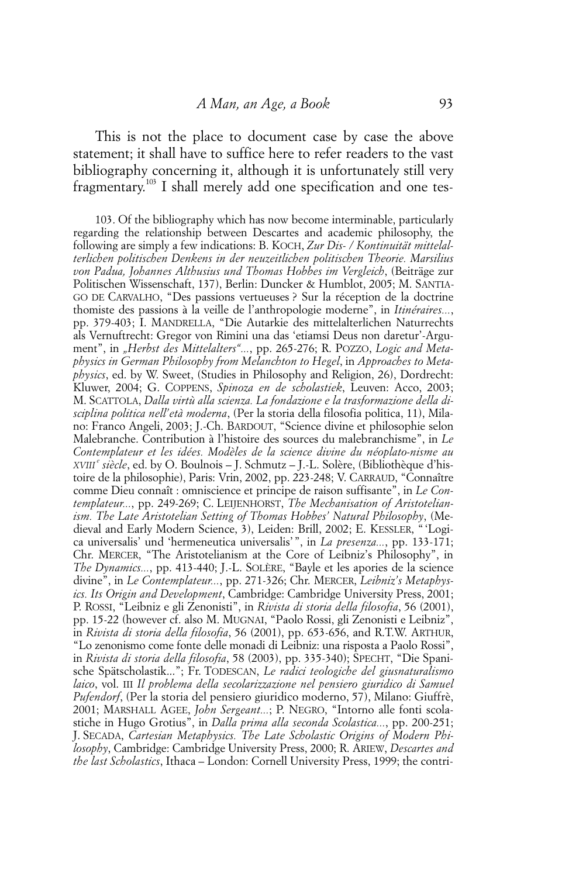This is not the place to document case by case the above statement; it shall have to suffice here to refer readers to the vast bibliography concerning it, although it is unfortunately still very fragmentary.[103] I shall merely add one specification and one tes-

103. Of the bibliography which has now become interminable, particularly regarding the relationship between Descartes and academic philosophy, the following are simply a few indications: B. KOCH, *Zur Dis- / Kontinuität mittelalterlichen politischen Denkens in der neuzeitlichen politischen Theorie. Marsilius von Padua, Johannes Althusius und Thomas Hobbes im Vergleich*, (Beiträge zur Politischen Wissenschaft, 137), Berlin: Duncker & Humblot, 2005; M. SANTIAGO DE CARVALHO, "Des passions vertueuses ? Sur la réception de la doctrine thomiste des passions à la veille de l'anthropologie moderne", in *Itinéraires...*, pp. 379-403; I. MANDRELLA, "Die Autarkie des mittelalterlichen Naturrechts als Vernunftrecht: Gregor von Rimini una das 'etiamsi Deus non daretur'-Argument", in *„Herbst des Mittelalters"...*, pp. 265-276; R. POZZO, *Logic and Metaphysics in German Philosophy from Melanchton to Hegel*, in *Approaches to Metaphysics*, ed. by W. Sweet, (Studies in Philosophy and Religion, 26), Dordrecht: Kluwer, 2004; G. COPPENS, *Spinoza en de scholastiek*, Leuven: Acco, 2003; M. SCATTOLA, *Dalla virtù alla scienza. La fondazione e la trasformazione della disciplina politica nell'età moderna*, (Per la storia della filosofia politica, 11), Milano: Franco Angeli, 2003; J.-Ch. BARDOUT, "Science divine et philosophie selon Malebranche. Contribution à l'histoire des sources du malebranchisme", in *Le Contemplateur et les idées. Modèles de la science divine du néoplato-nisme au XVIII^e^ siècle*, ed. by O. Boulnois – J. Schmutz – J.-L. Solère, (Bibliothèque d'histoire de la philosophie), Paris: Vrin, 2002, pp. 223-248; V. CARRAUD, "Connaître comme Dieu connaît : omniscience et principe de raison suffisante", in *Le Contemplateur...*, pp. 249-269; C. LEIJENHORST, *The Mechanisation of Aristotelianism. The Late Aristotelian Setting of Thomas Hobbes' Natural Philosophy*, (Medieval and Early Modern Science, 3), Leiden: Brill, 2002; E. KESSLER, "'Logica universalis' und 'hermeneutica universalis'", in *La presenza...*, pp. 133-171; Chr. MERCER, "The Aristotelianism at the Core of Leibniz's Philosophy", in *The Dynamics...*, pp. 413-440; J.-L. SOLÈRE, "Bayle et les apories de la science divine", in *Le Contemplateur...*, pp. 271-326; Chr. MERCER, *Leibniz's Metaphysics. Its Origin and Development*, Cambridge: Cambridge University Press, 2001; P. ROSSI, "Leibniz e gli Zenonisti", in *Rivista di storia della filosofia*, 56 (2001), pp. 15-22 (however cf. also M. MUGNAI, "Paolo Rossi, gli Zenonisti e Leibniz", in *Rivista di storia della filosofia*, 56 (2001), pp. 653-656, and R.T.W. ARTHUR, "Lo zenonismo come fonte delle monadi di Leibniz: una risposta a Paolo Rossi", in *Rivista di storia della filosofia*, 58 (2003), pp. 335-340); SPECHT, "Die Spanische Spätscholastik..."; Fr. TODESCAN, *Le radici teologiche del giusnaturalismo laico*, vol. III *Il problema della secolarizzazione nel pensiero giuridico di Samuel Pufendorf*, (Per la storia del pensiero giuridico moderno, 57), Milano: Giuffrè, 2001; MARSHALL AGEE, *John Sergeant...*; P. NEGRO, "Intorno alle fonti scolastiche in Hugo Grotius", in *Dalla prima alla seconda Scolastica...*, pp. 200-251; J. SECADA, *Cartesian Metaphysics. The Late Scholastic Origins of Modern Philosophy*, Cambridge: Cambridge University Press, 2000; R. ARIEW, *Descartes and the last Scholastics*, Ithaca – London: Cornell University Press, 1999; the contri-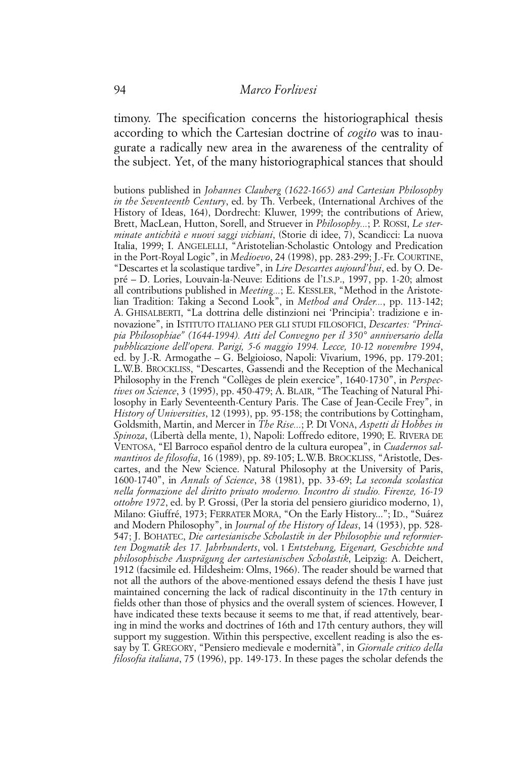timony. The specification concerns the historiographical thesis according to which the Cartesian doctrine of *cogito* was to inaugurate a radically new area in the awareness of the centrality of the subject. Yet, of the many historiographical stances that should

butions published in *Johannes Clauberg (1622-1665) and Cartesian Philosophy in the Seventeenth Century*, ed. by Th. Verbeek, (International Archives of the History of Ideas, 164), Dordrecht: Kluwer, 1999; the contributions of Ariew, Brett, MacLean, Hutton, Sorell, and Struever in *Philosophy...*; P. ROSSI, *Le sterminate antichità e nuovi saggi vichiani*, (Storie di idee, 7), Scandicci: La nuova Italia, 1999; I. ANGELELLI, "Aristotelian-Scholastic Ontology and Predication in the Port-Royal Logic", in *Medioevo*, 24 (1998), pp. 283-299; J.-Fr. COURTINE, "Descartes et la scolastique tardive", in *Lire Descartes aujourd'hui*, ed. by O. Depré – D. Lories, Louvain-la-Neuve: Editions de l'I.S.P., 1997, pp. 1-20; almost all contributions published in *Meeting...*; E. KESSLER, "Method in the Aristotelian Tradition: Taking a Second Look", in *Method and Order...*, pp. 113-142; A. GHISALBERTI, "La dottrina delle distinzioni nei 'Principia': tradizione e innovazione", in ISTITUTO ITALIANO PER GLI STUDI FILOSOFICI, *Descartes: "Principia Philosophiae" (1644-1994). Atti del Convegno per il 350° anniversario della pubblicazione dell'opera. Parigi, 5-6 maggio 1994. Lecce, 10-12 novembre 1994*, ed. by J.-R. Armogathe – G. Belgioioso, Napoli: Vivarium, 1996, pp. 179-201; L.W.B. BROCKLISS, "Descartes, Gassendi and the Reception of the Mechanical Philosophy in the French "Collèges de plein exercice", 1640-1730", in *Perspectives on Science*, 3 (1995), pp. 450-479; A. BLAIR, "The Teaching of Natural Philosophy in Early Seventeenth-Century Paris. The Case of Jean-Cecile Frey", in *History of Universities*, 12 (1993), pp. 95-158; the contributions by Cottingham, Goldsmith, Martin, and Mercer in *The Rise...*; P. DI VONA, *Aspetti di Hobbes in Spinoza*, (Libertà della mente, 1), Napoli: Loffredo editore, 1990; E. RIVERA DE VENTOSA, "El Barroco español dentro de la cultura europea", in *Cuadernos salmantinos de filosofía*, 16 (1989), pp. 89-105; L.W.B. BROCKLISS, "Aristotle, Descartes, and the New Science. Natural Philosophy at the University of Paris, 1600-1740", in *Annals of Science*, 38 (1981), pp. 33-69; *La seconda scolastica nella formazione del diritto privato moderno. Incontro di studio. Firenze, 16-19 ottobre 1972*, ed. by P. Grossi, (Per la storia del pensiero giuridico moderno, 1), Milano: Giuffré, 1973; FERRATER MORA, "On the Early History..."; ID., "Suárez and Modern Philosophy", in *Journal of the History of Ideas*, 14 (1953), pp. 528-547; J. BOHATEC, *Die cartesianische Scholastik in der Philosophie und reformierten Dogmatik des 17. Jahrhunderts*, vol. I *Entstehung, Eigenart, Geschichte und philosophische Ausprägung der cartesianischen Scholastik*, Leipzig: A. Deichert, 1912 (facsimile ed. Hildesheim: Olms, 1966). The reader should be warned that not all the authors of the above-mentioned essays defend the thesis I have just maintained concerning the lack of radical discontinuity in the 17th century in fields other than those of physics and the overall system of sciences. However, I have indicated these texts because it seems to me that, if read attentively, bearing in mind the works and doctrines of 16th and 17th century authors, they will support my suggestion. Within this perspective, excellent reading is also the essay by T. GREGORY, "Pensiero medievale e modernità", in *Giornale critico della filosofia italiana*, 75 (1996), pp. 149-173. In these pages the scholar defends the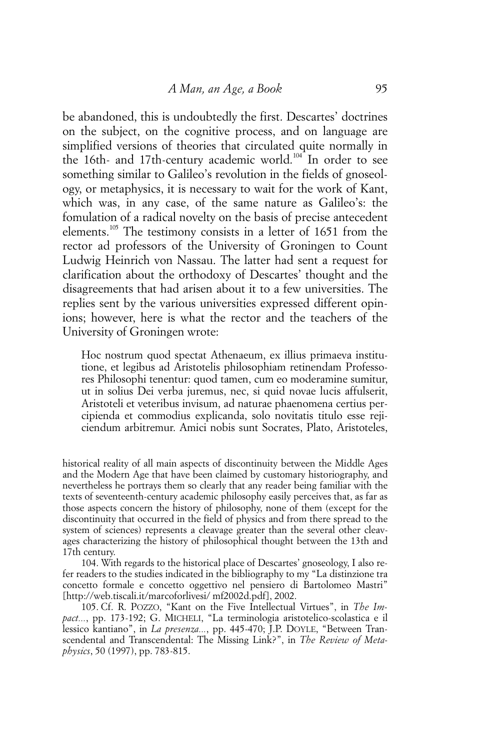be abandoned, this is undoubtedly the first. Descartes' doctrines on the subject, on the cognitive process, and on language are simplified versions of theories that circulated quite normally in the 16th- and 17th-century academic world.[104] In order to see something similar to Galileo's revolution in the fields of gnoseology, or metaphysics, it is necessary to wait for the work of Kant, which was, in any case, of the same nature as Galileo's: the fomulation of a radical novelty on the basis of precise antecedent elements.[105] The testimony consists in a letter of 1651 from the rector ad professors of the University of Groningen to Count Ludwig Heinrich von Nassau. The latter had sent a request for clarification about the orthodoxy of Descartes' thought and the disagreements that had arisen about it to a few universities. The replies sent by the various universities expressed different opinions; however, here is what the rector and the teachers of the University of Groningen wrote:

> Hoc nostrum quod spectat Athenaeum, ex illius primaeva institutione, et legibus ad Aristotelis philosophiam retinendam Professores Philosophi tenentur: quod tamen, cum eo moderamine sumitur, ut in solius Dei verba juremus, nec, si quid novae lucis affulserit, Aristoteli et veteribus invisum, ad naturae phaenomena certius percipienda et commodius explicanda, solo novitatis titulo esse rejiciendum arbitremur. Amici nobis sunt Socrates, Plato, Aristoteles,

historical reality of all main aspects of discontinuity between the Middle Ages and the Modern Age that have been claimed by customary historiography, and nevertheless he portrays them so clearly that any reader being familiar with the texts of seventeenth-century academic philosophy easily perceives that, as far as those aspects concern the history of philosophy, none of them (except for the discontinuity that occurred in the field of physics and from there spread to the system of sciences) represents a cleavage greater than the several other cleavages characterizing the history of philosophical thought between the 13th and 17th century.

104. With regards to the historical place of Descartes' gnoseology, I also refer readers to the studies indicated in the bibliography to my "La distinzione tra concetto formale e concetto oggettivo nel pensiero di Bartolomeo Mastri" [http://web.tiscali.it/marcoforlivesi/ mf2002d.pdf], 2002.

105. Cf. R. Pozzo, "Kant on the Five Intellectual Virtues", in *The Impact...*, pp. 173-192; G. Micheli, "La terminologia aristotelico-scolastica e il lessico kantiano", in *La presenza...*, pp. 445-470; J.P. Doyle, "Between Transcendental and Transcendental: The Missing Link?", in *The Review of Metaphysics*, 50 (1997), pp. 783-815.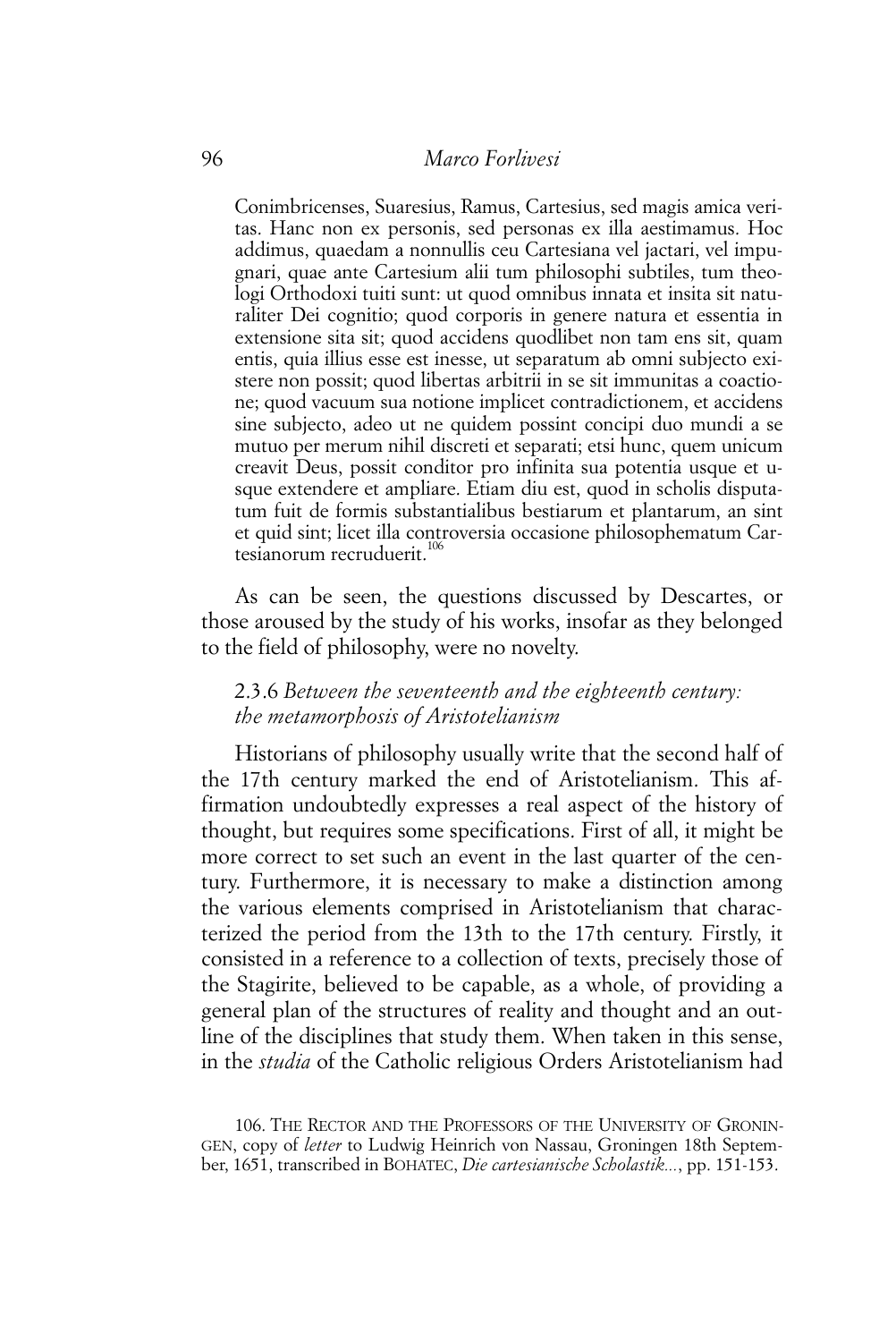Conimbricenses, Suaresius, Ramus, Cartesius, sed magis amica veritas. Hanc non ex personis, sed personas ex illa aestimamus. Hoc addimus, quaedam a nonnullis ceu Cartesiana vel jactari, vel impugnari, quae ante Cartesium alii tum philosophi subtiles, tum theologi Orthodoxi tuiti sunt: ut quod omnibus innata et insita sit naturaliter Dei cognitio; quod corporis in genere natura et essentia in extensione sita sit; quod accidens quodlibet non tam ens sit, quam entis, quia illius esse est inesse, ut separatum ab omni subjecto existere non possit; quod libertas arbitrii in se sit immunitas a coactione; quod vacuum sua notione implicet contradictionem, et accidens sine subjecto, adeo ut ne quidem possint concipi duo mundi a se mutuo per merum nihil discreti et separati; etsi hunc, quem unicum creavit Deus, possit conditor pro infinita sua potentia usque et usque extendere et ampliare. Etiam diu est, quod in scholis disputatum fuit de formis substantialibus bestiarum et plantarum, an sint et quid sint; licet illa controversia occasione philosophematum Cartesianorum recruduerit.[106]

As can be seen, the questions discussed by Descartes, or those aroused by the study of his works, insofar as they belonged to the field of philosophy, were no novelty.

### 2.3.6 *Between the seventeenth and the eighteenth century: the metamorphosis of Aristotelianism*

Historians of philosophy usually write that the second half of the 17th century marked the end of Aristotelianism. This affirmation undoubtedly expresses a real aspect of the history of thought, but requires some specifications. First of all, it might be more correct to set such an event in the last quarter of the century. Furthermore, it is necessary to make a distinction among the various elements comprised in Aristotelianism that characterized the period from the 13th to the 17th century. Firstly, it consisted in a reference to a collection of texts, precisely those of the Stagirite, believed to be capable, as a whole, of providing a general plan of the structures of reality and thought and an outline of the disciplines that study them. When taken in this sense, in the *studia* of the Catholic religious Orders Aristotelianism had

106. The Rector and the Professors of the University of Groningen, copy of *letter* to Ludwig Heinrich von Nassau, Groningen 18th September, 1651, transcribed in Bohatec, *Die cartesianische Scholastik...*, pp. 151-153.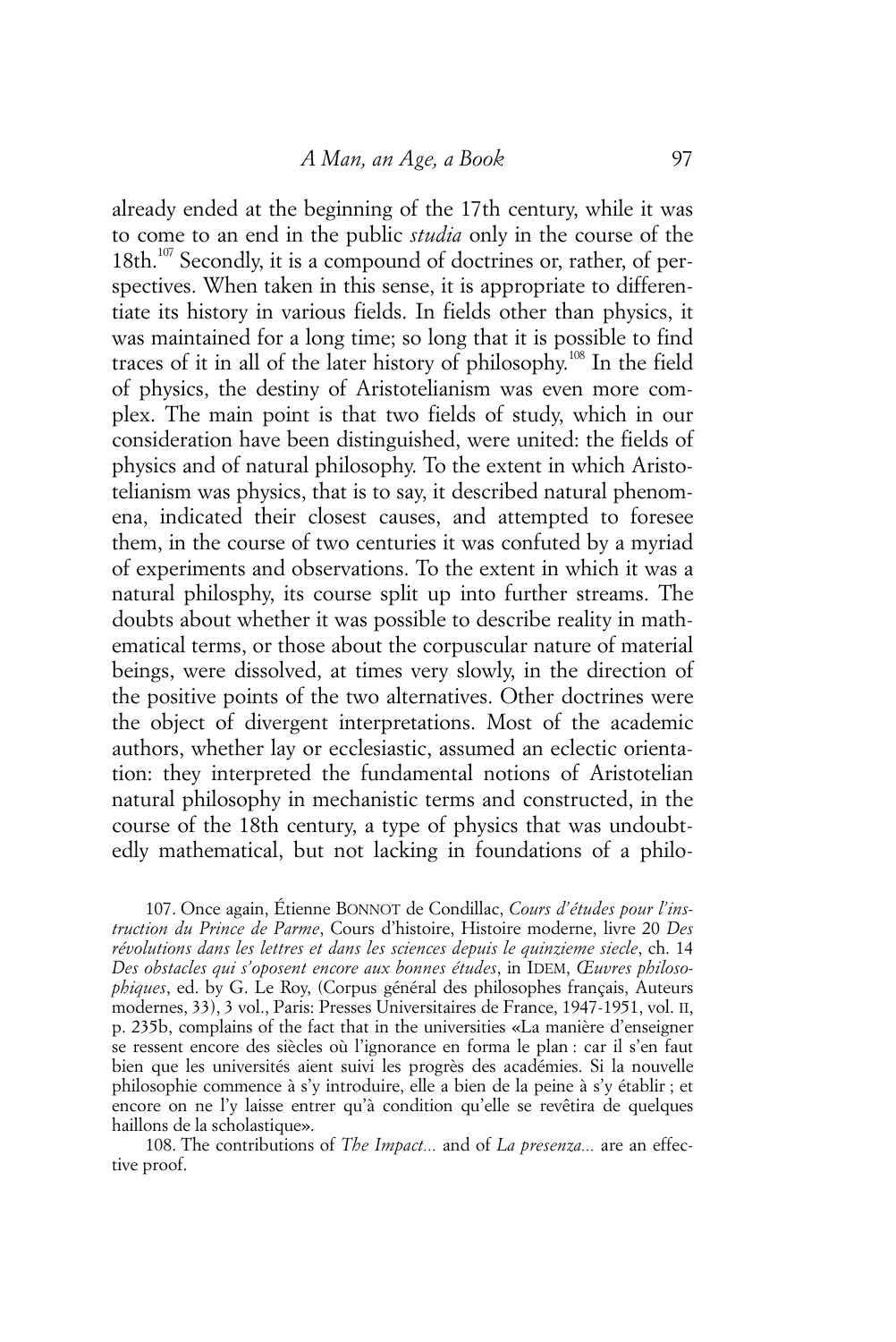already ended at the beginning of the 17th century, while it was to come to an end in the public *studia* only in the course of the 18th.[107] Secondly, it is a compound of doctrines or, rather, of perspectives. When taken in this sense, it is appropriate to differentiate its history in various fields. In fields other than physics, it was maintained for a long time; so long that it is possible to find traces of it in all of the later history of philosophy.[108] In the field of physics, the destiny of Aristotelianism was even more complex. The main point is that two fields of study, which in our consideration have been distinguished, were united: the fields of physics and of natural philosophy. To the extent in which Aristotelianism was physics, that is to say, it described natural phenomena, indicated their closest causes, and attempted to foresee them, in the course of two centuries it was confuted by a myriad of experiments and observations. To the extent in which it was a natural philosphy, its course split up into further streams. The doubts about whether it was possible to describe reality in mathematical terms, or those about the corpuscular nature of material beings, were dissolved, at times very slowly, in the direction of the positive points of the two alternatives. Other doctrines were the object of divergent interpretations. Most of the academic authors, whether lay or ecclesiastic, assumed an eclectic orientation: they interpreted the fundamental notions of Aristotelian natural philosophy in mechanistic terms and constructed, in the course of the 18th century, a type of physics that was undoubtedly mathematical, but not lacking in foundations of a philo-

107. Once again, Étienne BONNOT de Condillac, *Cours d'études pour l'instruction du Prince de Parme*, Cours d'histoire, Histoire moderne, livre 20 *Des révolutions dans les lettres et dans les sciences depuis le quinzieme siecle*, ch. 14 *Des obstacles qui s'oposent encore aux bonnes études*, in IDEM, *Œuvres philosophiques*, ed. by G. Le Roy, (Corpus général des philosophes français, Auteurs modernes, 33), 3 vol., Paris: Presses Universitaires de France, 1947-1951, vol. II, p. 235b, complains of the fact that in the universities «La manière d'enseigner se ressent encore des siècles où l'ignorance en forma le plan : car il s'en faut bien que les universités aient suivi les progrès des académies. Si la nouvelle philosophie commence à s'y introduire, elle a bien de la peine à s'y établir ; et encore on ne l'y laisse entrer qu'à condition qu'elle se revêtira de quelques haillons de la scholastique».

108. The contributions of *The Impact...* and of *La presenza...* are an effective proof.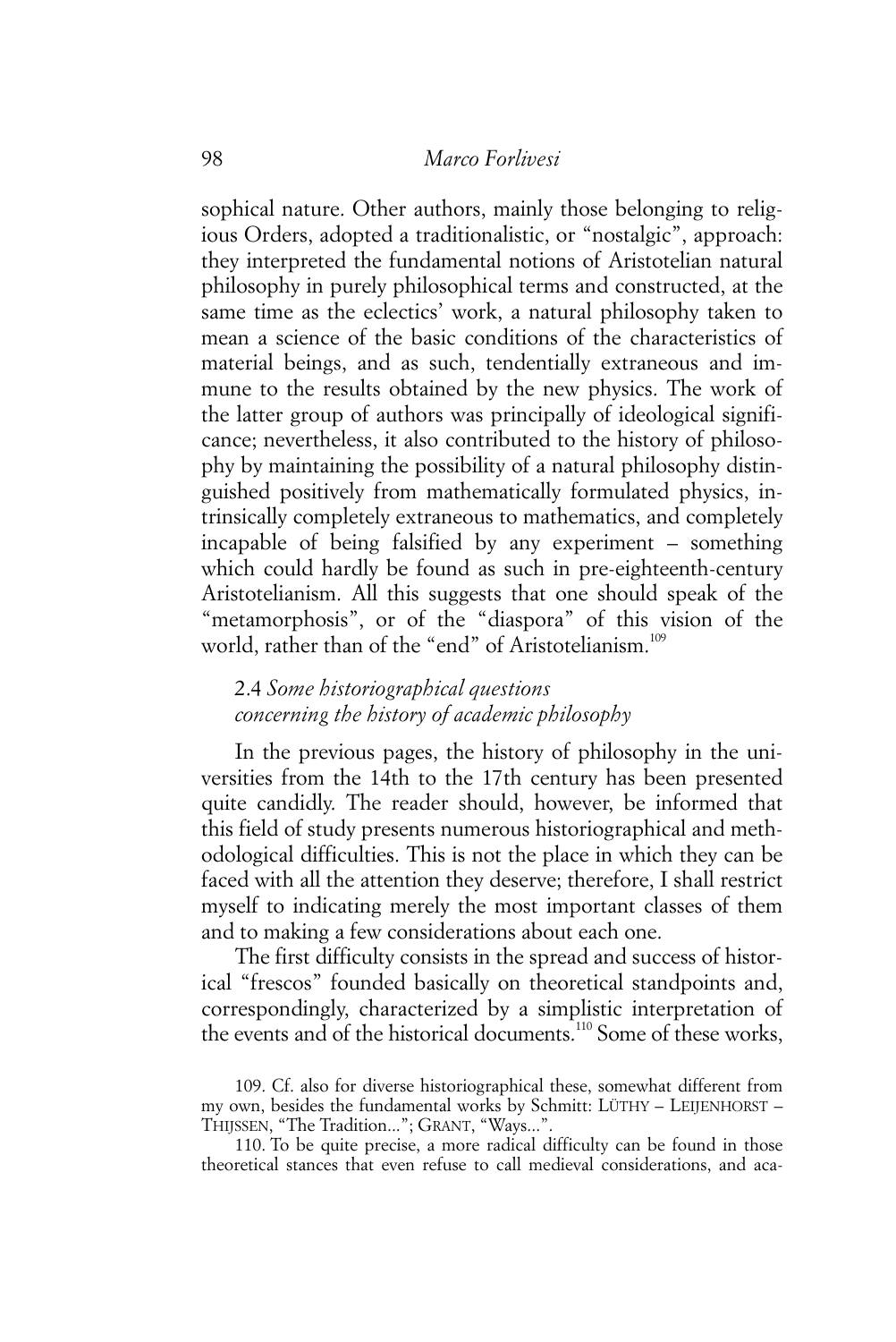sophical nature. Other authors, mainly those belonging to religious Orders, adopted a traditionalistic, or "nostalgic", approach: they interpreted the fundamental notions of Aristotelian natural philosophy in purely philosophical terms and constructed, at the same time as the eclectics' work, a natural philosophy taken to mean a science of the basic conditions of the characteristics of material beings, and as such, tendentially extraneous and immune to the results obtained by the new physics. The work of the latter group of authors was principally of ideological significance; nevertheless, it also contributed to the history of philosophy by maintaining the possibility of a natural philosophy distinguished positively from mathematically formulated physics, intrinsically completely extraneous to mathematics, and completely incapable of being falsified by any experiment – something which could hardly be found as such in pre-eighteenth-century Aristotelianism. All this suggests that one should speak of the "metamorphosis", or of the "diaspora" of this vision of the world, rather than of the "end" of Aristotelianism.[109]

### 2.4 *Some historiographical questions concerning the history of academic philosophy*

In the previous pages, the history of philosophy in the universities from the 14th to the 17th century has been presented quite candidly. The reader should, however, be informed that this field of study presents numerous historiographical and methodological difficulties. This is not the place in which they can be faced with all the attention they deserve; therefore, I shall restrict myself to indicating merely the most important classes of them and to making a few considerations about each one.

The first difficulty consists in the spread and success of historical "frescos" founded basically on theoretical standpoints and, correspondingly, characterized by a simplistic interpretation of the events and of the historical documents.[110] Some of these works,

109. Cf. also for diverse historiographical these, somewhat different from my own, besides the fundamental works by Schmitt: LÜTHY – LEIJENHORST – THIJSSEN, "The Tradition..."; GRANT, "Ways...".

110. To be quite precise, a more radical difficulty can be found in those theoretical stances that even refuse to call medieval considerations, and aca-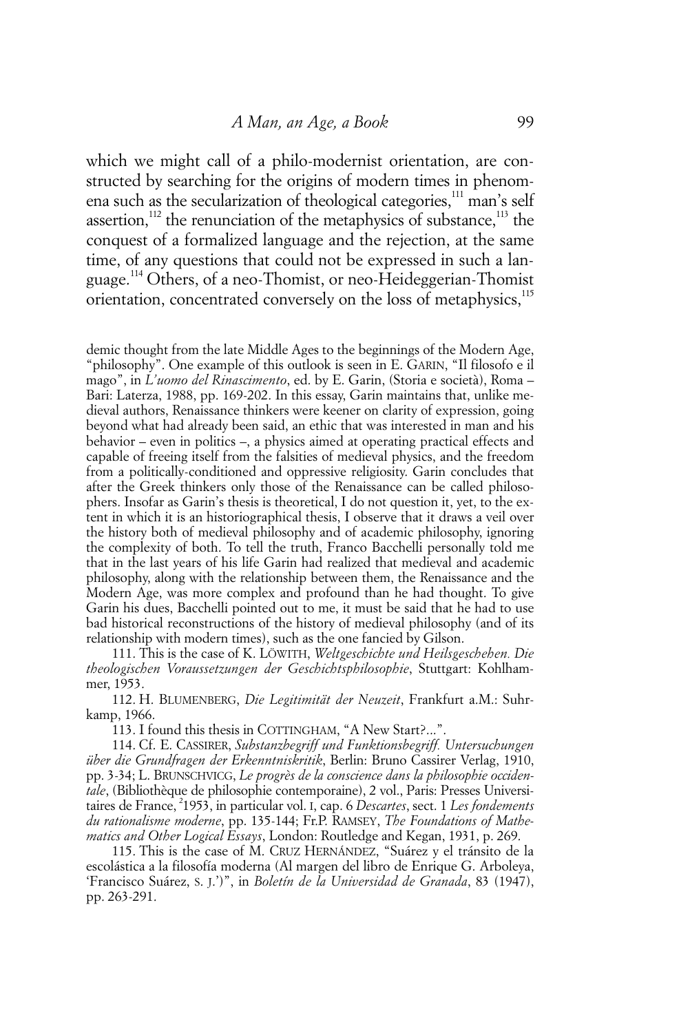which we might call of a philo-modernist orientation, are constructed by searching for the origins of modern times in phenomena such as the secularization of theological categories,[111] man's self assertion,[112] the renunciation of the metaphysics of substance,[113] the conquest of a formalized language and the rejection, at the same time, of any questions that could not be expressed in such a language.[114] Others, of a neo-Thomist, or neo-Heideggerian-Thomist orientation, concentrated conversely on the loss of metaphysics,[115]

demic thought from the late Middle Ages to the beginnings of the Modern Age, "philosophy". One example of this outlook is seen in E. GARIN, "Il filosofo e il mago", in *L'uomo del Rinascimento*, ed. by E. Garin, (Storia e società), Roma – Bari: Laterza, 1988, pp. 169-202. In this essay, Garin maintains that, unlike medieval authors, Renaissance thinkers were keener on clarity of expression, going beyond what had already been said, an ethic that was interested in man and his behavior – even in politics –, a physics aimed at operating practical effects and capable of freeing itself from the falsities of medieval physics, and the freedom from a politically-conditioned and oppressive religiosity. Garin concludes that after the Greek thinkers only those of the Renaissance can be called philosophers. Insofar as Garin's thesis is theoretical, I do not question it, yet, to the extent in which it is an historiographical thesis, I observe that it draws a veil over the history both of medieval philosophy and of academic philosophy, ignoring the complexity of both. To tell the truth, Franco Bacchelli personally told me that in the last years of his life Garin had realized that medieval and academic philosophy, along with the relationship between them, the Renaissance and the Modern Age, was more complex and profound than he had thought. To give Garin his dues, Bacchelli pointed out to me, it must be said that he had to use bad historical reconstructions of the history of medieval philosophy (and of its relationship with modern times), such as the one fancied by Gilson.

111. This is the case of K. LÖWITH, *Weltgeschichte und Heilsgeschehen. Die theologischen Voraussetzungen der Geschichtsphilosophie*, Stuttgart: Kohlhammer, 1953.

112. H. BLUMENBERG, *Die Legitimität der Neuzeit*, Frankfurt a.M.: Suhrkamp, 1966.

113. I found this thesis in COTTINGHAM, "A New Start?...".

114. Cf. E. CASSIRER, *Substanzbegriff und Funktionsbegriff. Untersuchungen über die Grundfragen der Erkenntniskritik*, Berlin: Bruno Cassirer Verlag, 1910, pp. 3-34; L. BRUNSCHVICG, *Le progrès de la conscience dans la philosophie occidentale*, (Bibliothèque de philosophie contemporaine), 2 vol., Paris: Presses Universitaires de France, [2]1953, in particular vol. I, cap. 6 *Descartes*, sect. 1 *Les fondements du rationalisme moderne*, pp. 135-144; Fr.P. RAMSEY, *The Foundations of Mathematics and Other Logical Essays*, London: Routledge and Kegan, 1931, p. 269.

115. This is the case of M. CRUZ HERNÁNDEZ, "Suárez y el tránsito de la escolástica a la filosofía moderna (Al margen del libro de Enrique G. Arboleya, 'Francisco Suárez, S. J.')", in *Boletín de la Universidad de Granada*, 83 (1947), pp. 263-291.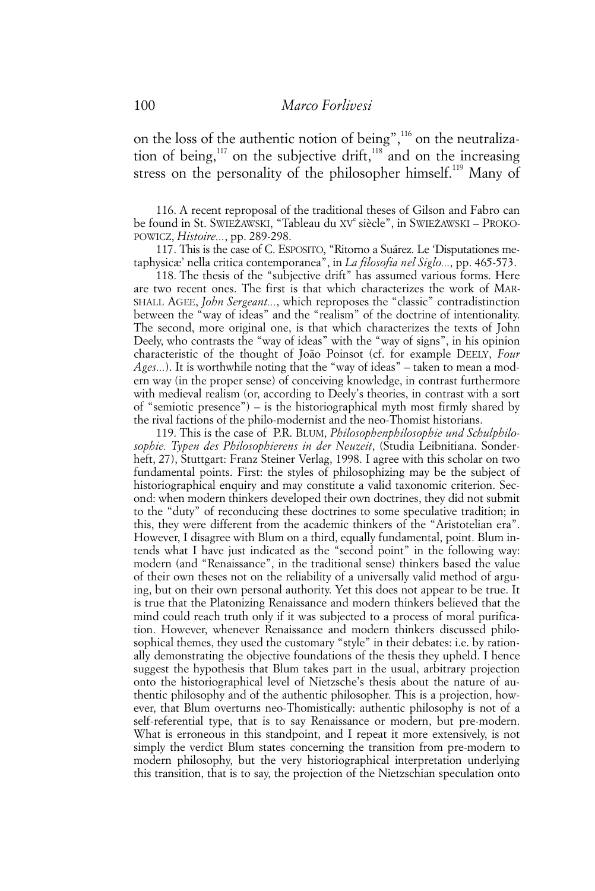on the loss of the authentic notion of being",[116] on the neutralization of being,[117] on the subjective drift,[118] and on the increasing stress on the personality of the philosopher himself.[119] Many of

116. A recent reproposal of the traditional theses of Gilson and Fabro can be found in St. SWIEŻAWSKI, "Tableau du XV[e] siècle", in SWIEŻAWSKI – PROKOPOWICZ, *Histoire...*, pp. 289-298.

117. This is the case of C. ESPOSITO, "Ritorno a Suárez. Le 'Disputationes metaphysicæ' nella critica contemporanea", in *La filosofia nel Siglo...*, pp. 465-573.

118. The thesis of the "subjective drift" has assumed various forms. Here are two recent ones. The first is that which characterizes the work of MARSHALL AGEE, *John Sergeant...*, which reproposes the "classic" contradistinction between the "way of ideas" and the "realism" of the doctrine of intentionality. The second, more original one, is that which characterizes the texts of John Deely, who contrasts the "way of ideas" with the "way of signs", in his opinion characteristic of the thought of João Poinsot (cf. for example DEELY, *Four Ages...*). It is worthwhile noting that the "way of ideas" – taken to mean a modern way (in the proper sense) of conceiving knowledge, in contrast furthermore with medieval realism (or, according to Deely's theories, in contrast with a sort of "semiotic presence") – is the historiographical myth most firmly shared by the rival factions of the philo-modernist and the neo-Thomist historians.

119. This is the case of P.R. BLUM, *Philosophenphilosophie und Schulphilosophie. Typen des Philosophierens in der Neuzeit*, (Studia Leibnitiana. Sonderheft, 27), Stuttgart: Franz Steiner Verlag, 1998. I agree with this scholar on two fundamental points. First: the styles of philosophizing may be the subject of historiographical enquiry and may constitute a valid taxonomic criterion. Second: when modern thinkers developed their own doctrines, they did not submit to the "duty" of reconducing these doctrines to some speculative tradition; in this, they were different from the academic thinkers of the "Aristotelian era". However, I disagree with Blum on a third, equally fundamental, point. Blum intends what I have just indicated as the "second point" in the following way: modern (and "Renaissance", in the traditional sense) thinkers based the value of their own theses not on the reliability of a universally valid method of arguing, but on their own personal authority. Yet this does not appear to be true. It is true that the Platonizing Renaissance and modern thinkers believed that the mind could reach truth only if it was subjected to a process of moral purification. However, whenever Renaissance and modern thinkers discussed philosophical themes, they used the customary "style" in their debates: i.e. by rationally demonstrating the objective foundations of the thesis they upheld. I hence suggest the hypothesis that Blum takes part in the usual, arbitrary projection onto the historiographical level of Nietzsche's thesis about the nature of authentic philosophy and of the authentic philosopher. This is a projection, however, that Blum overturns neo-Thomistically: authentic philosophy is not of a self-referential type, that is to say Renaissance or modern, but pre-modern. What is erroneous in this standpoint, and I repeat it more extensively, is not simply the verdict Blum states concerning the transition from pre-modern to modern philosophy, but the very historiographical interpretation underlying this transition, that is to say, the projection of the Nietzschian speculation onto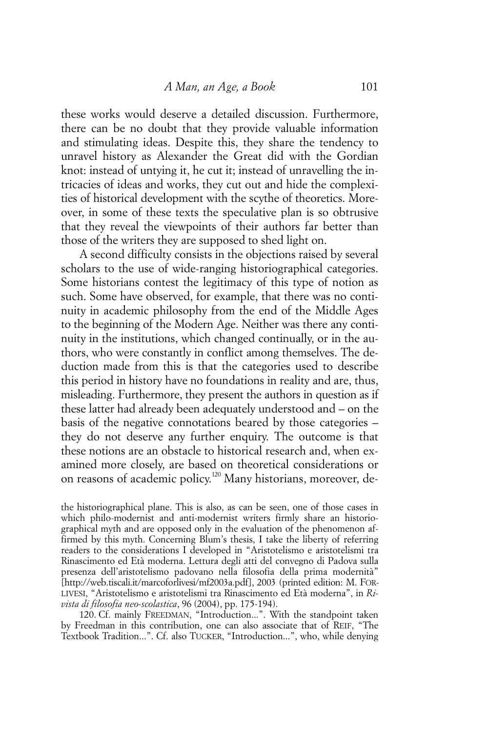these works would deserve a detailed discussion. Furthermore, there can be no doubt that they provide valuable information and stimulating ideas. Despite this, they share the tendency to unravel history as Alexander the Great did with the Gordian knot: instead of untying it, he cut it; instead of unravelling the intricacies of ideas and works, they cut out and hide the complexities of historical development with the scythe of theoretics. Moreover, in some of these texts the speculative plan is so obtrusive that they reveal the viewpoints of their authors far better than those of the writers they are supposed to shed light on.

A second difficulty consists in the objections raised by several scholars to the use of wide-ranging historiographical categories. Some historians contest the legitimacy of this type of notion as such. Some have observed, for example, that there was no continuity in academic philosophy from the end of the Middle Ages to the beginning of the Modern Age. Neither was there any continuity in the institutions, which changed continually, or in the authors, who were constantly in conflict among themselves. The deduction made from this is that the categories used to describe this period in history have no foundations in reality and are, thus, misleading. Furthermore, they present the authors in question as if these latter had already been adequately understood and – on the basis of the negative connotations beared by those categories – they do not deserve any further enquiry. The outcome is that these notions are an obstacle to historical research and, when examined more closely, are based on theoretical considerations or on reasons of academic policy.[120] Many historians, moreover, de-

the historiographical plane. This is also, as can be seen, one of those cases in which philo-modernist and anti-modernist writers firmly share an historiographical myth and are opposed only in the evaluation of the phenomenon affirmed by this myth. Concerning Blum's thesis, I take the liberty of referring readers to the considerations I developed in "Aristotelismo e aristotelismi tra Rinascimento ed Età moderna. Lettura degli atti del convegno di Padova sulla presenza dell'aristotelismo padovano nella filosofia della prima modernità" [http://web.tiscali.it/marcoforlivesi/mf2003a.pdf], 2003 (printed edition: M. FORLIVESI, "Aristotelismo e aristotelismi tra Rinascimento ed Età moderna", in *Rivista di filosofia neo-scolastica*, 96 (2004), pp. 175-194).

120. Cf. mainly FREEDMAN, "Introduction...". With the standpoint taken by Freedman in this contribution, one can also associate that of REIF, "The Textbook Tradition...". Cf. also TUCKER, "Introduction...", who, while denying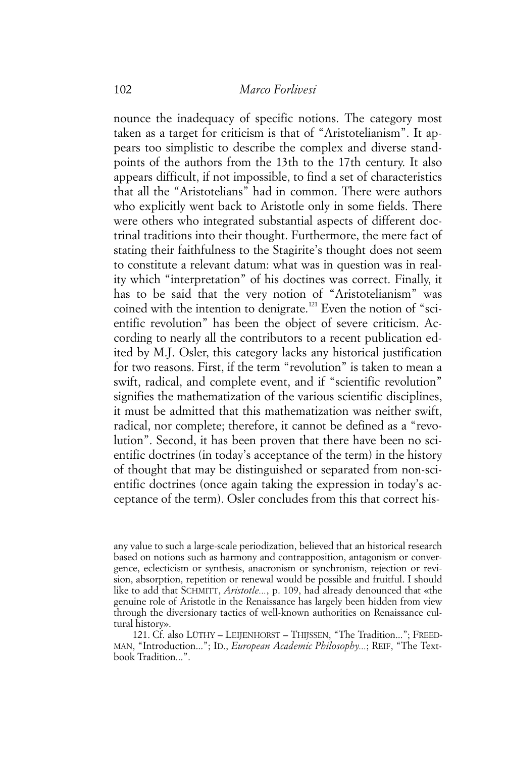nounce the inadequacy of specific notions. The category most taken as a target for criticism is that of "Aristotelianism". It appears too simplistic to describe the complex and diverse standpoints of the authors from the 13th to the 17th century. It also appears difficult, if not impossible, to find a set of characteristics that all the "Aristotelians" had in common. There were authors who explicitly went back to Aristotle only in some fields. There were others who integrated substantial aspects of different doctrinal traditions into their thought. Furthermore, the mere fact of stating their faithfulness to the Stagirite's thought does not seem to constitute a relevant datum: what was in question was in reality which "interpretation" of his doctines was correct. Finally, it has to be said that the very notion of "Aristotelianism" was coined with the intention to denigrate.[121] Even the notion of "scientific revolution" has been the object of severe criticism. According to nearly all the contributors to a recent publication edited by M.J. Osler, this category lacks any historical justification for two reasons. First, if the term "revolution" is taken to mean a swift, radical, and complete event, and if "scientific revolution" signifies the mathematization of the various scientific disciplines, it must be admitted that this mathematization was neither swift, radical, nor complete; therefore, it cannot be defined as a "revolution". Second, it has been proven that there have been no scientific doctrines (in today's acceptance of the term) in the history of thought that may be distinguished or separated from non-scientific doctrines (once again taking the expression in today's acceptance of the term). Osler concludes from this that correct his-

any value to such a large-scale periodization, believed that an historical research based on notions such as harmony and contrapposition, antagonism or convergence, eclecticism or synthesis, anacronism or synchronism, rejection or revision, absorption, repetition or renewal would be possible and fruitful. I should like to add that SCHMITT, *Aristotle...*, p. 109, had already denounced that «the genuine role of Aristotle in the Renaissance has largely been hidden from view through the diversionary tactics of well-known authorities on Renaissance cultural history».

121. Cf. also LÜTHY – LEIJENHORST – THIJSSEN, "The Tradition..."; FREEDMAN, "Introduction..."; ID., *European Academic Philosophy...*; REIF, "The Textbook Tradition...".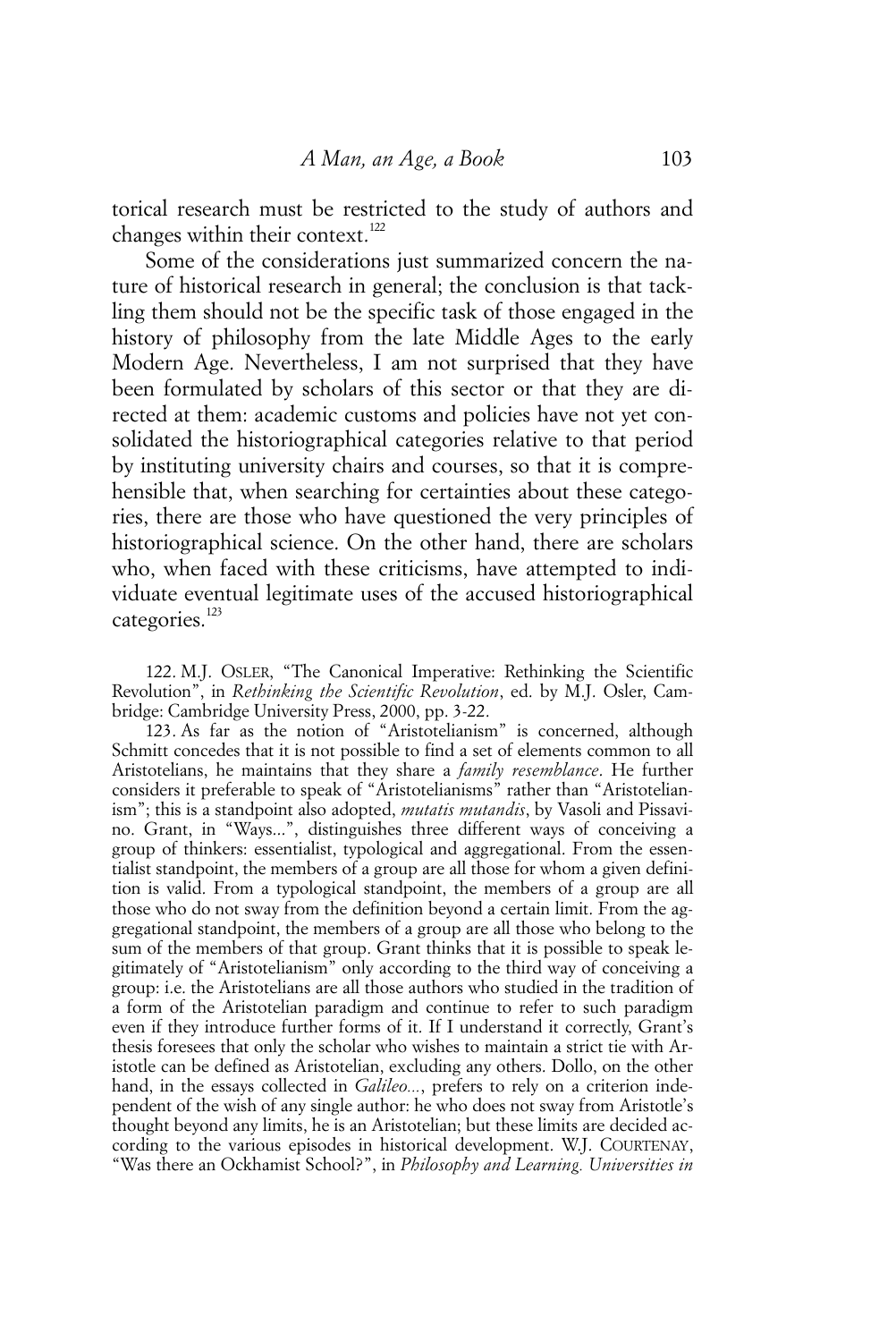torical research must be restricted to the study of authors and changes within their context.[122]

Some of the considerations just summarized concern the nature of historical research in general; the conclusion is that tackling them should not be the specific task of those engaged in the history of philosophy from the late Middle Ages to the early Modern Age. Nevertheless, I am not surprised that they have been formulated by scholars of this sector or that they are directed at them: academic customs and policies have not yet consolidated the historiographical categories relative to that period by instituting university chairs and courses, so that it is comprehensible that, when searching for certainties about these categories, there are those who have questioned the very principles of historiographical science. On the other hand, there are scholars who, when faced with these criticisms, have attempted to individuate eventual legitimate uses of the accused historiographical categories.[123]

122. M.J. OSLER, "The Canonical Imperative: Rethinking the Scientific Revolution", in *Rethinking the Scientific Revolution*, ed. by M.J. Osler, Cambridge: Cambridge University Press, 2000, pp. 3-22.

123. As far as the notion of "Aristotelianism" is concerned, although Schmitt concedes that it is not possible to find a set of elements common to all Aristotelians, he maintains that they share a *family resemblance*. He further considers it preferable to speak of "Aristotelianisms" rather than "Aristotelianism"; this is a standpoint also adopted, *mutatis mutandis*, by Vasoli and Pissavino. Grant, in "Ways...", distinguishes three different ways of conceiving a group of thinkers: essentialist, typological and aggregational. From the essentialist standpoint, the members of a group are all those for whom a given definition is valid. From a typological standpoint, the members of a group are all those who do not sway from the definition beyond a certain limit. From the aggregational standpoint, the members of a group are all those who belong to the sum of the members of that group. Grant thinks that it is possible to speak legitimately of "Aristotelianism" only according to the third way of conceiving a group: i.e. the Aristotelians are all those authors who studied in the tradition of a form of the Aristotelian paradigm and continue to refer to such paradigm even if they introduce further forms of it. If I understand it correctly, Grant's thesis foresees that only the scholar who wishes to maintain a strict tie with Aristotle can be defined as Aristotelian, excluding any others. Dollo, on the other hand, in the essays collected in *Galileo...*, prefers to rely on a criterion independent of the wish of any single author: he who does not sway from Aristotle's thought beyond any limits, he is an Aristotelian; but these limits are decided according to the various episodes in historical development. W.J. COURTENAY, "Was there an Ockhamist School?", in *Philosophy and Learning. Universities in*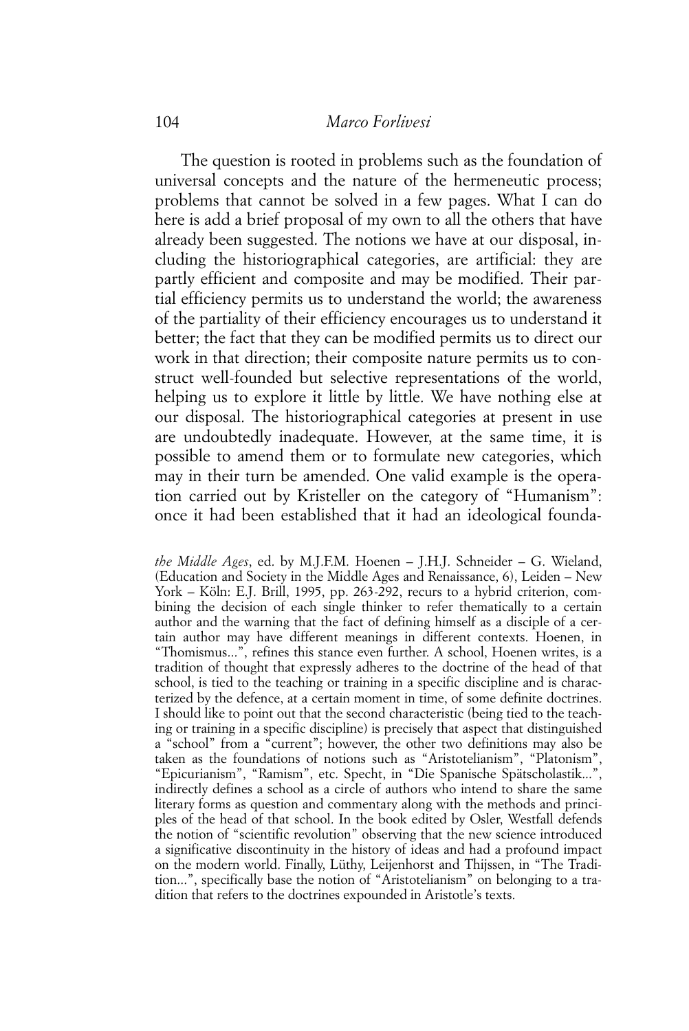The question is rooted in problems such as the foundation of universal concepts and the nature of the hermeneutic process; problems that cannot be solved in a few pages. What I can do here is add a brief proposal of my own to all the others that have already been suggested. The notions we have at our disposal, including the historiographical categories, are artificial: they are partly efficient and composite and may be modified. Their partial efficiency permits us to understand the world; the awareness of the partiality of their efficiency encourages us to understand it better; the fact that they can be modified permits us to direct our work in that direction; their composite nature permits us to construct well-founded but selective representations of the world, helping us to explore it little by little. We have nothing else at our disposal. The historiographical categories at present in use are undoubtedly inadequate. However, at the same time, it is possible to amend them or to formulate new categories, which may in their turn be amended. One valid example is the operation carried out by Kristeller on the category of "Humanism": once it had been established that it had an ideological founda-

*the Middle Ages*, ed. by M.J.F.M. Hoenen – J.H.J. Schneider – G. Wieland, (Education and Society in the Middle Ages and Renaissance, 6), Leiden – New York – Köln: E.J. Brill, 1995, pp. 263-292, recurs to a hybrid criterion, combining the decision of each single thinker to refer thematically to a certain author and the warning that the fact of defining himself as a disciple of a certain author may have different meanings in different contexts. Hoenen, in "Thomismus...", refines this stance even further. A school, Hoenen writes, is a tradition of thought that expressly adheres to the doctrine of the head of that school, is tied to the teaching or training in a specific discipline and is characterized by the defence, at a certain moment in time, of some definite doctrines. I should like to point out that the second characteristic (being tied to the teaching or training in a specific discipline) is precisely that aspect that distinguished a "school" from a "current"; however, the other two definitions may also be taken as the foundations of notions such as "Aristotelianism", "Platonism", "Epicurianism", "Ramism", etc. Specht, in "Die Spanische Spätscholastik...", indirectly defines a school as a circle of authors who intend to share the same literary forms as question and commentary along with the methods and principles of the head of that school. In the book edited by Osler, Westfall defends the notion of "scientific revolution" observing that the new science introduced a significative discontinuity in the history of ideas and had a profound impact on the modern world. Finally, Lüthy, Leijenhorst and Thijssen, in "The Tradition...", specifically base the notion of "Aristotelianism" on belonging to a tradition that refers to the doctrines expounded in Aristotle's texts.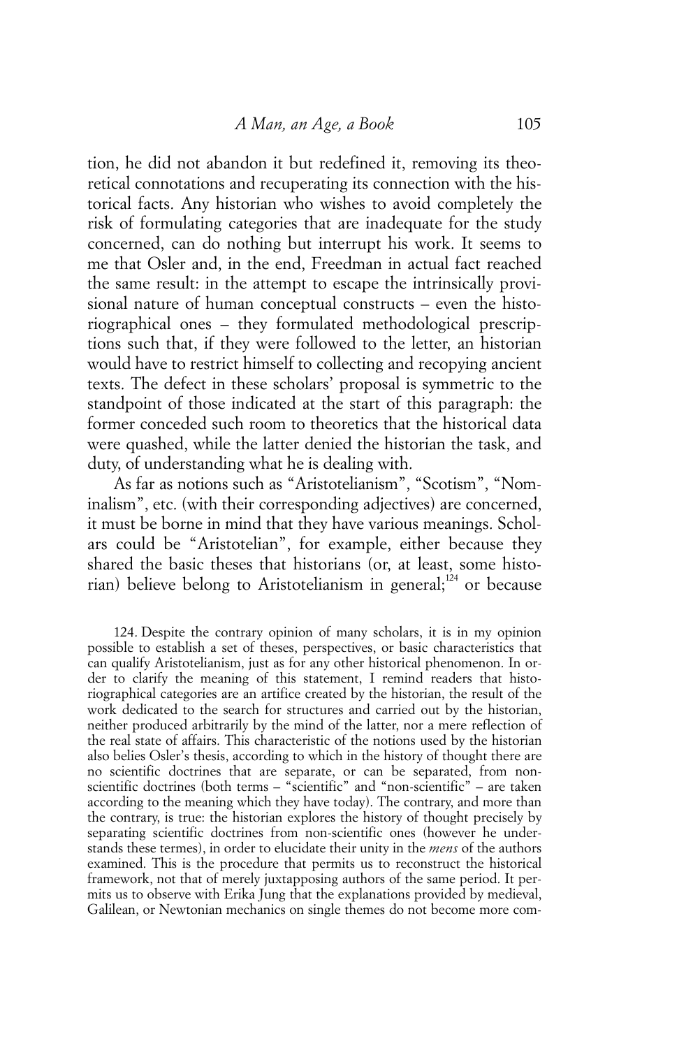tion, he did not abandon it but redefined it, removing its theoretical connotations and recuperating its connection with the historical facts. Any historian who wishes to avoid completely the risk of formulating categories that are inadequate for the study concerned, can do nothing but interrupt his work. It seems to me that Osler and, in the end, Freedman in actual fact reached the same result: in the attempt to escape the intrinsically provisional nature of human conceptual constructs – even the historiographical ones – they formulated methodological prescriptions such that, if they were followed to the letter, an historian would have to restrict himself to collecting and recopying ancient texts. The defect in these scholars' proposal is symmetric to the standpoint of those indicated at the start of this paragraph: the former conceded such room to theoretics that the historical data were quashed, while the latter denied the historian the task, and duty, of understanding what he is dealing with.

As far as notions such as "Aristotelianism", "Scotism", "Nominalism", etc. (with their corresponding adjectives) are concerned, it must be borne in mind that they have various meanings. Scholars could be "Aristotelian", for example, either because they shared the basic theses that historians (or, at least, some historian) believe belong to Aristotelianism in general;[124] or because

124. Despite the contrary opinion of many scholars, it is in my opinion possible to establish a set of theses, perspectives, or basic characteristics that can qualify Aristotelianism, just as for any other historical phenomenon. In order to clarify the meaning of this statement, I remind readers that historiographical categories are an artifice created by the historian, the result of the work dedicated to the search for structures and carried out by the historian, neither produced arbitrarily by the mind of the latter, nor a mere reflection of the real state of affairs. This characteristic of the notions used by the historian also belies Osler's thesis, according to which in the history of thought there are no scientific doctrines that are separate, or can be separated, from non-scientific doctrines (both terms – "scientific" and "non-scientific" – are taken according to the meaning which they have today). The contrary, and more than the contrary, is true: the historian explores the history of thought precisely by separating scientific doctrines from non-scientific ones (however he understands these termes), in order to elucidate their unity in the *mens* of the authors examined. This is the procedure that permits us to reconstruct the historical framework, not that of merely juxtapposing authors of the same period. It permits us to observe with Erika Jung that the explanations provided by medieval, Galilean, or Newtonian mechanics on single themes do not become more com-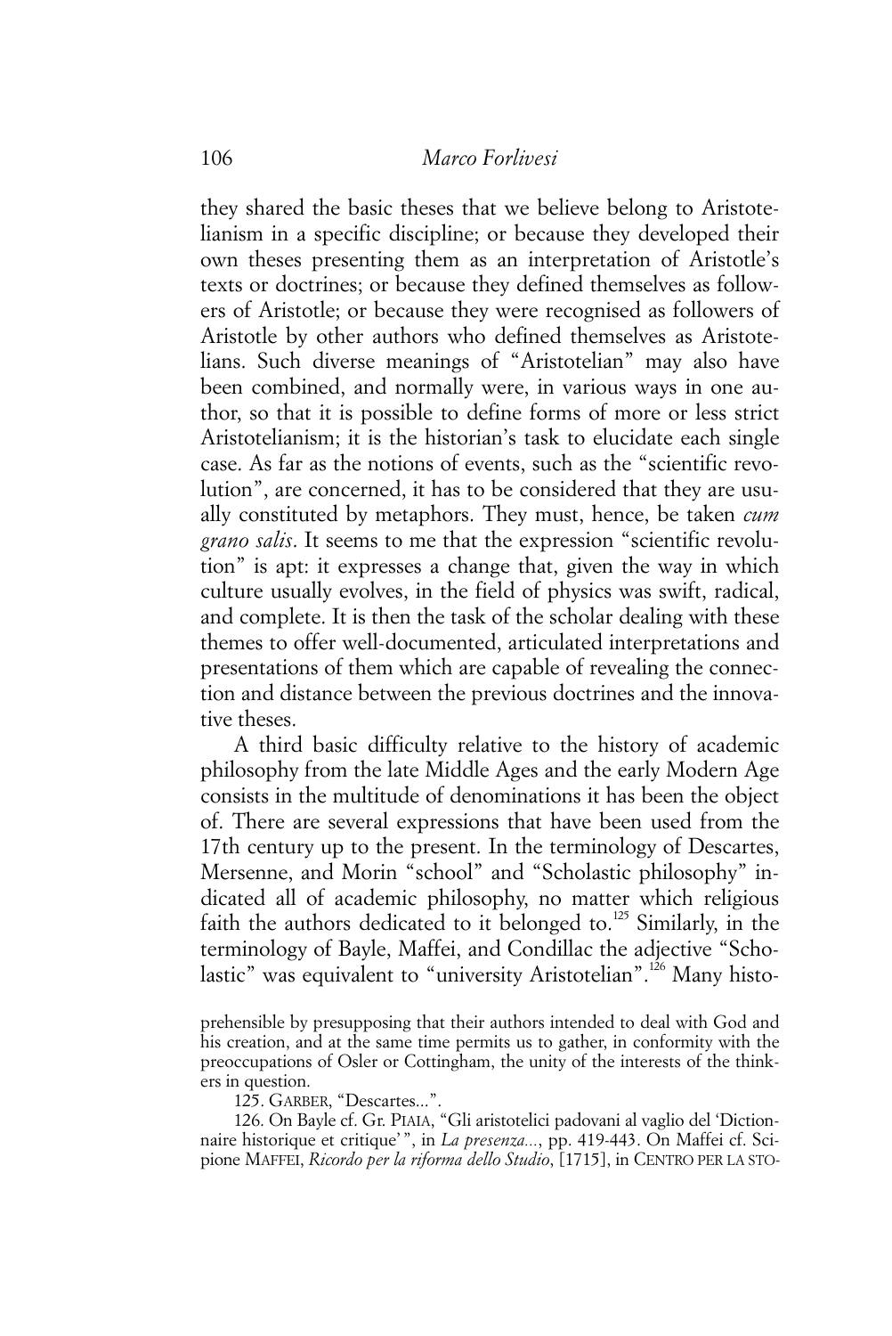they shared the basic theses that we believe belong to Aristotelianism in a specific discipline; or because they developed their own theses presenting them as an interpretation of Aristotle's texts or doctrines; or because they defined themselves as followers of Aristotle; or because they were recognised as followers of Aristotle by other authors who defined themselves as Aristotelians. Such diverse meanings of "Aristotelian" may also have been combined, and normally were, in various ways in one author, so that it is possible to define forms of more or less strict Aristotelianism; it is the historian's task to elucidate each single case. As far as the notions of events, such as the "scientific revolution", are concerned, it has to be considered that they are usually constituted by metaphors. They must, hence, be taken *cum grano salis*. It seems to me that the expression "scientific revolution" is apt: it expresses a change that, given the way in which culture usually evolves, in the field of physics was swift, radical, and complete. It is then the task of the scholar dealing with these themes to offer well-documented, articulated interpretations and presentations of them which are capable of revealing the connection and distance between the previous doctrines and the innovative theses.

A third basic difficulty relative to the history of academic philosophy from the late Middle Ages and the early Modern Age consists in the multitude of denominations it has been the object of. There are several expressions that have been used from the 17th century up to the present. In the terminology of Descartes, Mersenne, and Morin "school" and "Scholastic philosophy" indicated all of academic philosophy, no matter which religious faith the authors dedicated to it belonged to.[125] Similarly, in the terminology of Bayle, Maffei, and Condillac the adjective "Scholastic" was equivalent to "university Aristotelian".[126] Many histo-

prehensible by presupposing that their authors intended to deal with God and his creation, and at the same time permits us to gather, in conformity with the preoccupations of Osler or Cottingham, the unity of the interests of the thinkers in question.

125. GARBER, "Descartes...".

126. On Bayle cf. Gr. PIAIA, "Gli aristotelici padovani al vaglio del 'Dictionnaire historique et critique'", in *La presenza...*, pp. 419-443. On Maffei cf. Scipione MAFFEI, *Ricordo per la riforma dello Studio*, [1715], in CENTRO PER LA STO-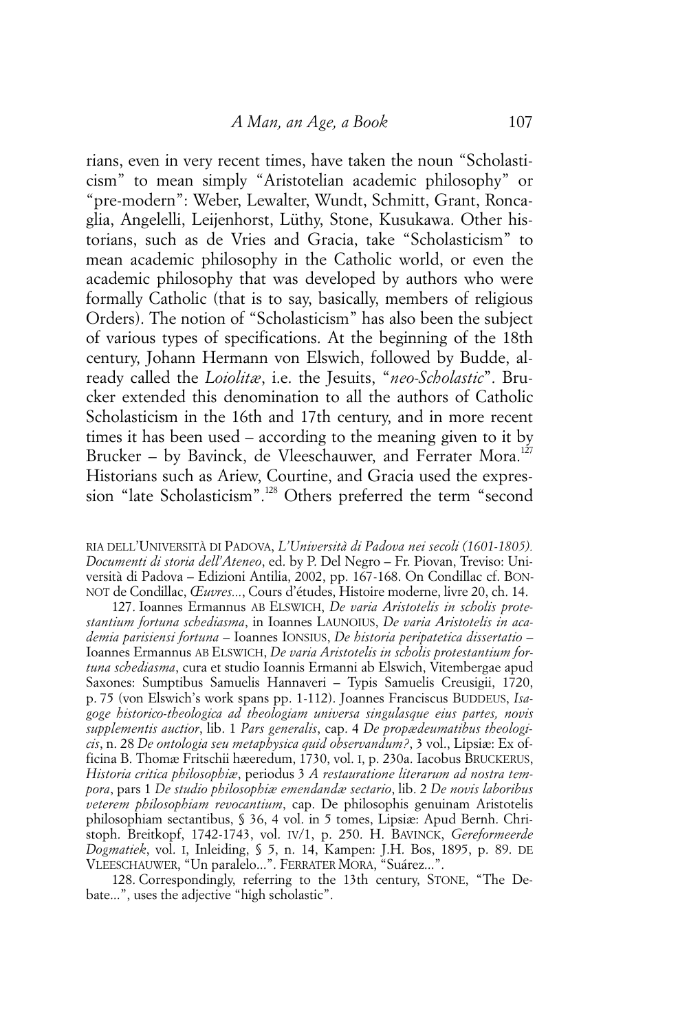rians, even in very recent times, have taken the noun "Scholasticism" to mean simply "Aristotelian academic philosophy" or "pre-modern": Weber, Lewalter, Wundt, Schmitt, Grant, Roncaglia, Angelelli, Leijenhorst, Lüthy, Stone, Kusukawa. Other historians, such as de Vries and Gracia, take "Scholasticism" to mean academic philosophy in the Catholic world, or even the academic philosophy that was developed by authors who were formally Catholic (that is to say, basically, members of religious Orders). The notion of "Scholasticism" has also been the subject of various types of specifications. At the beginning of the 18th century, Johann Hermann von Elswich, followed by Budde, already called the *Loiolitæ*, i.e. the Jesuits, "*neo-Scholastic*". Brucker extended this denomination to all the authors of Catholic Scholasticism in the 16th and 17th century, and in more recent times it has been used – according to the meaning given to it by Brucker – by Bavinck, de Vleeschauwer, and Ferrater Mora.[127] Historians such as Ariew, Courtine, and Gracia used the expression "late Scholasticism".[128] Others preferred the term "second

RIA DELL'UNIVERSITÀ DI PADOVA, *L'Università di Padova nei secoli (1601-1805). Documenti di storia dell'Ateneo*, ed. by P. Del Negro – Fr. Piovan, Treviso: Università di Padova – Edizioni Antilia, 2002, pp. 167-168. On Condillac cf. BONNOT de Condillac, *Œuvres...*, Cours d'études, Histoire moderne, livre 20, ch. 14.

127. Ioannes Ermannus AB ELSWICH, *De varia Aristotelis in scholis protestantium fortuna schediasma*, in Ioannes LAUNOIUS, *De varia Aristotelis in academia parisiensi fortuna* – Ioannes IONSIUS, *De historia peripatetica dissertatio* – Ioannes Ermannus AB ELSWICH, *De varia Aristotelis in scholis protestantium fortuna schediasma*, cura et studio Ioannis Ermanni ab Elswich, Vitembergae apud Saxones: Sumptibus Samuelis Hannaveri – Typis Samuelis Creusigii, 1720, p. 75 (von Elswich's work spans pp. 1-112). Joannes Franciscus BUDDEUS, *Isagoge historico-theologica ad theologiam universa singulasque eius partes, novis supplementis auctior*, lib. 1 *Pars generalis*, cap. 4 *De propædeumatibus theologicis*, n. 28 *De ontologia seu metaphysica quid observandum?*, 3 vol., Lipsiæ: Ex officina B. Thomæ Fritschii hæeredum, 1730, vol. I, p. 230a. Iacobus BRUCKERUS, *Historia critica philosophiæ*, periodus 3 *A restauratione literarum ad nostra tempora*, pars 1 *De studio philosophiæ emendandæ sectario*, lib. 2 *De novis laboribus veterem philosophiam revocantium*, cap. De philosophis genuinam Aristotelis philosophiam sectantibus, § 36, 4 vol. in 5 tomes, Lipsiæ: Apud Bernh. Christoph. Breitkopf, 1742-1743, vol. IV/1, p. 250. H. BAVINCK, *Gereformeerde Dogmatiek*, vol. I, Inleiding, § 5, n. 14, Kampen: J.H. Bos, 1895, p. 89. DE VLEESCHAUWER, "Un paralelo...". FERRATER MORA, "Suárez...".

128. Correspondingly, referring to the 13th century, STONE, "The Debate...", uses the adjective "high scholastic".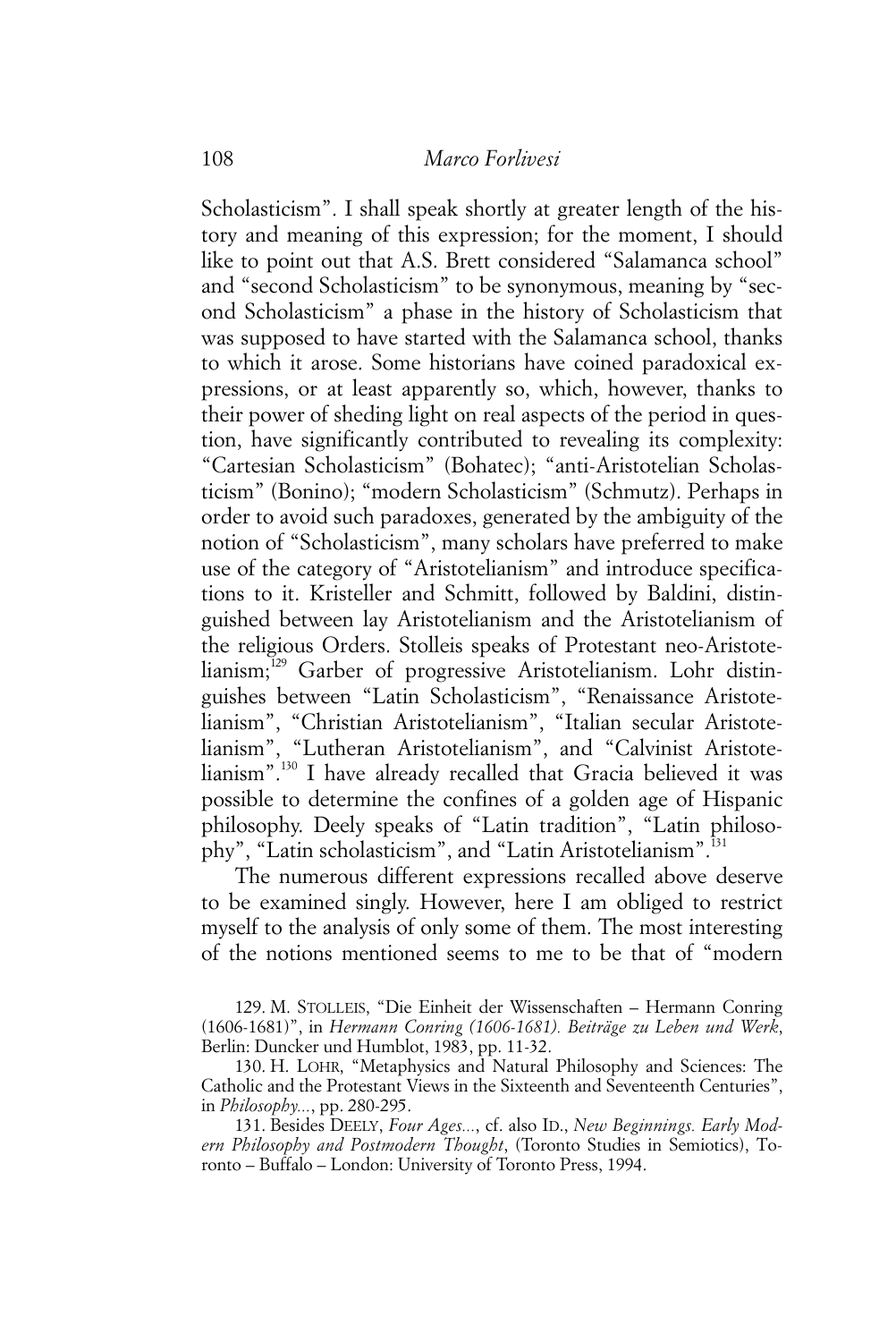Scholasticism". I shall speak shortly at greater length of the history and meaning of this expression; for the moment, I should like to point out that A.S. Brett considered "Salamanca school" and "second Scholasticism" to be synonymous, meaning by "second Scholasticism" a phase in the history of Scholasticism that was supposed to have started with the Salamanca school, thanks to which it arose. Some historians have coined paradoxical expressions, or at least apparently so, which, however, thanks to their power of shedding light on real aspects of the period in question, have significantly contributed to revealing its complexity: "Cartesian Scholasticism" (Bohatec); "anti-Aristotelian Scholasticism" (Bonino); "modern Scholasticism" (Schmutz). Perhaps in order to avoid such paradoxes, generated by the ambiguity of the notion of "Scholasticism", many scholars have preferred to make use of the category of "Aristotelianism" and introduce specifications to it. Kristeller and Schmitt, followed by Baldini, distinguished between lay Aristotelianism and the Aristotelianism of the religious Orders. Stolleis speaks of Protestant neo-Aristotelianism;[129] Garber of progressive Aristotelianism. Lohr distinguishes between "Latin Scholasticism", "Renaissance Aristotelianism", "Christian Aristotelianism", "Italian secular Aristotelianism", "Lutheran Aristotelianism", and "Calvinist Aristotelianism".[130] I have already recalled that Gracia believed it was possible to determine the confines of a golden age of Hispanic philosophy. Deely speaks of "Latin tradition", "Latin philosophy", "Latin scholasticism", and "Latin Aristotelianism".[131]

The numerous different expressions recalled above deserve to be examined singly. However, here I am obliged to restrict myself to the analysis of only some of them. The most interesting of the notions mentioned seems to me to be that of "modern

129. M. STOLLEIS, "Die Einheit der Wissenschaften – Hermann Conring (1606-1681)", in *Hermann Conring (1606-1681). Beiträge zu Leben und Werk*, Berlin: Duncker und Humblot, 1983, pp. 11-32.

130. H. LOHR, "Metaphysics and Natural Philosophy and Sciences: The Catholic and the Protestant Views in the Sixteenth and Seventeenth Centuries", in *Philosophy...*, pp. 280-295.

131. Besides DEELY, *Four Ages...*, cf. also ID., *New Beginnings. Early Modern Philosophy and Postmodern Thought*, (Toronto Studies in Semiotics), Toronto – Buffalo – London: University of Toronto Press, 1994.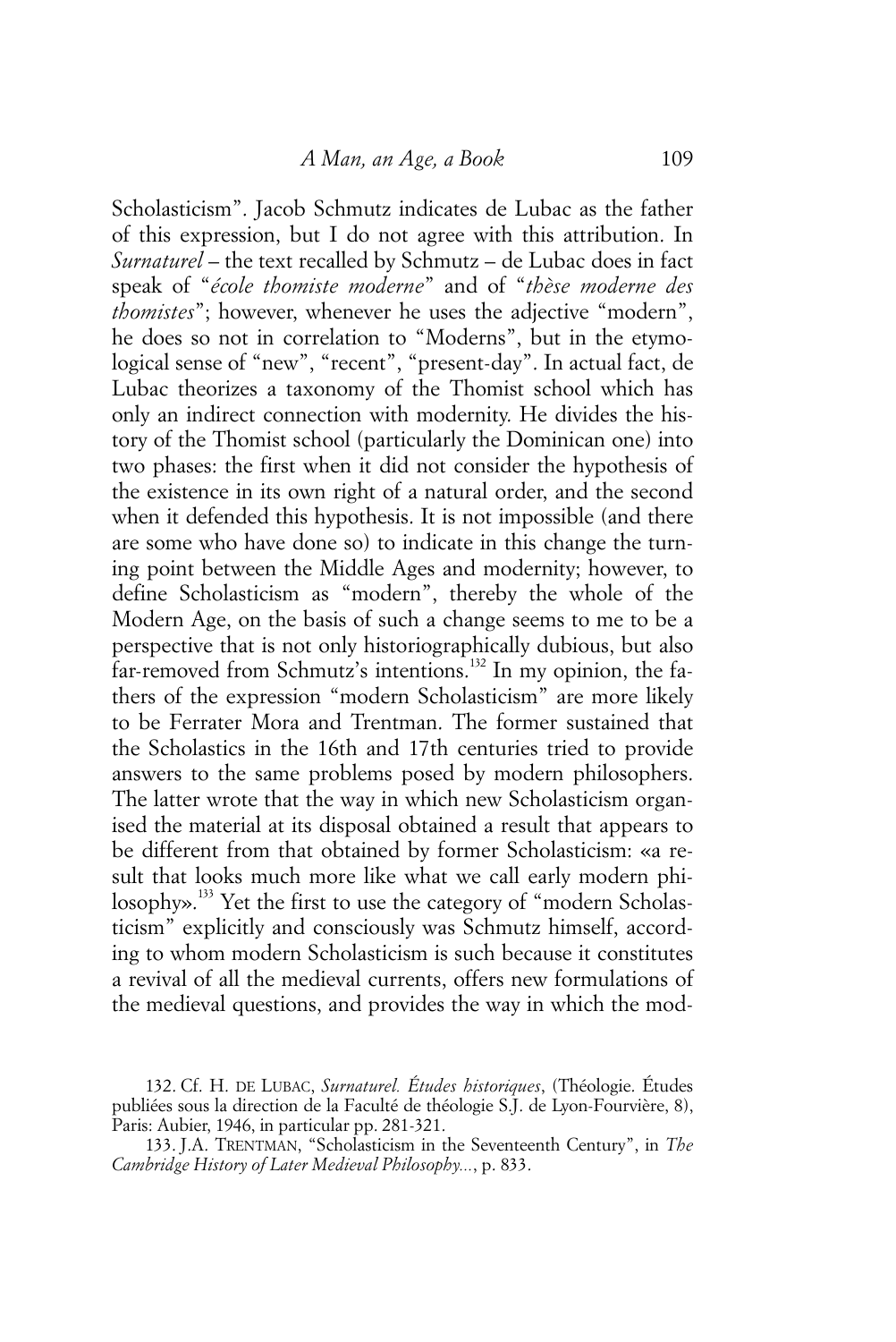Scholasticism". Jacob Schmutz indicates de Lubac as the father of this expression, but I do not agree with this attribution. In *Surnaturel* – the text recalled by Schmutz – de Lubac does in fact speak of "*école thomiste moderne*" and of "*thèse moderne des thomistes*"; however, whenever he uses the adjective "modern", he does so not in correlation to "Moderns", but in the etymological sense of "new", "recent", "present-day". In actual fact, de Lubac theorizes a taxonomy of the Thomist school which has only an indirect connection with modernity. He divides the history of the Thomist school (particularly the Dominican one) into two phases: the first when it did not consider the hypothesis of the existence in its own right of a natural order, and the second when it defended this hypothesis. It is not impossible (and there are some who have done so) to indicate in this change the turning point between the Middle Ages and modernity; however, to define Scholasticism as "modern", thereby the whole of the Modern Age, on the basis of such a change seems to me to be a perspective that is not only historiographically dubious, but also far-removed from Schmutz's intentions.[132] In my opinion, the fathers of the expression "modern Scholasticism" are more likely to be Ferrater Mora and Trentman. The former sustained that the Scholastics in the 16th and 17th centuries tried to provide answers to the same problems posed by modern philosophers. The latter wrote that the way in which new Scholasticism organised the material at its disposal obtained a result that appears to be different from that obtained by former Scholasticism: «a result that looks much more like what we call early modern philosophy».[133] Yet the first to use the category of "modern Scholasticism" explicitly and consciously was Schmutz himself, according to whom modern Scholasticism is such because it constitutes a revival of all the medieval currents, offers new formulations of the medieval questions, and provides the way in which the mod-

132. Cf. H. DE LUBAC, *Surnaturel. Études historiques*, (Théologie. Études publiées sous la direction de la Faculté de théologie S.J. de Lyon-Fourvière, 8), Paris: Aubier, 1946, in particular pp. 281-321.

133. J.A. TRENTMAN, "Scholasticism in the Seventeenth Century", in *The Cambridge History of Later Medieval Philosophy...*, p. 833.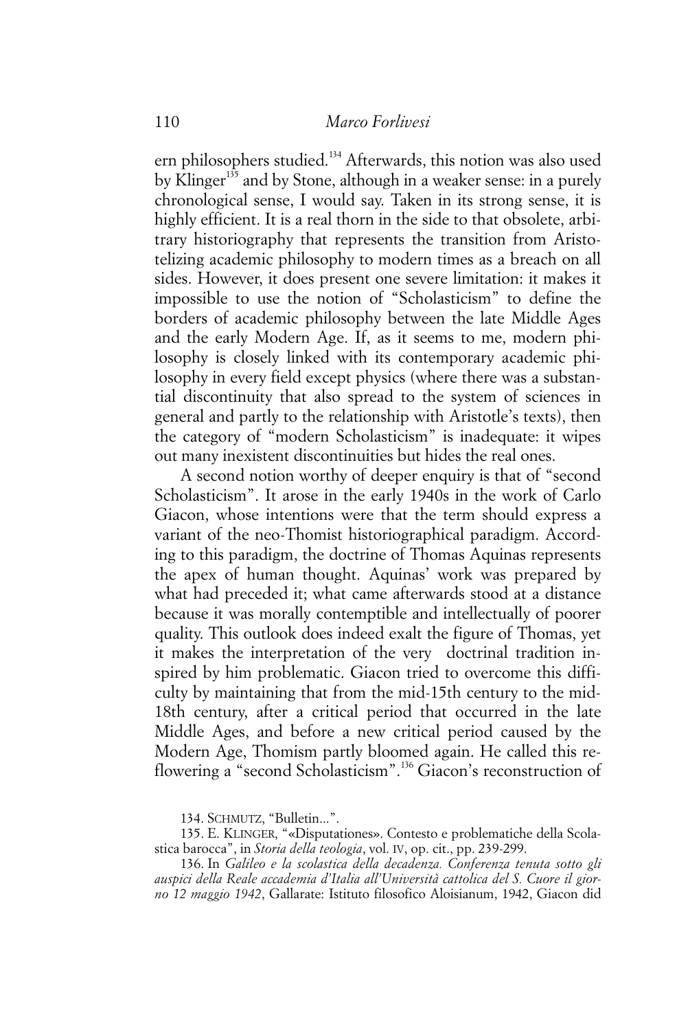ern philosophers studied.[134] Afterwards, this notion was also used by Klinger[135] and by Stone, although in a weaker sense: in a purely chronological sense, I would say. Taken in its strong sense, it is highly efficient. It is a real thorn in the side to that obsolete, arbitrary historiography that represents the transition from Aristotelizing academic philosophy to modern times as a breach on all sides. However, it does present one severe limitation: it makes it impossible to use the notion of "Scholasticism" to define the borders of academic philosophy between the late Middle Ages and the early Modern Age. If, as it seems to me, modern philosophy is closely linked with its contemporary academic philosophy in every field except physics (where there was a substantial discontinuity that also spread to the system of sciences in general and partly to the relationship with Aristotle's texts), then the category of "modern Scholasticism" is inadequate: it wipes out many inexistent discontinuities but hides the real ones.

A second notion worthy of deeper enquiry is that of "second Scholasticism". It arose in the early 1940s in the work of Carlo Giacon, whose intentions were that the term should express a variant of the neo-Thomist historiographical paradigm. According to this paradigm, the doctrine of Thomas Aquinas represents the apex of human thought. Aquinas' work was prepared by what had preceded it; what came afterwards stood at a distance because it was morally contemptible and intellectually of poorer quality. This outlook does indeed exalt the figure of Thomas, yet it makes the interpretation of the very doctrinal tradition inspired by him problematic. Giacon tried to overcome this difficulty by maintaining that from the mid-15th century to the mid-18th century, after a critical period that occurred in the late Middle Ages, and before a new critical period caused by the Modern Age, Thomism partly bloomed again. He called this reflowering a "second Scholasticism".[136] Giacon's reconstruction of

134. SCHMUTZ, "Bulletin...".

135. E. KLINGER, "«Disputationes». Contesto e problematiche della Scolastica barocca", in *Storia della teologia*, vol. IV, op. cit., pp. 239-299.

136. In *Galileo e la scolastica della decadenza. Conferenza tenuta sotto gli auspici della Reale accademia d'Italia all'Università cattolica del S. Cuore il giorno 12 maggio 1942*, Gallarate: Istituto filosofico Aloisianum, 1942, Giacon did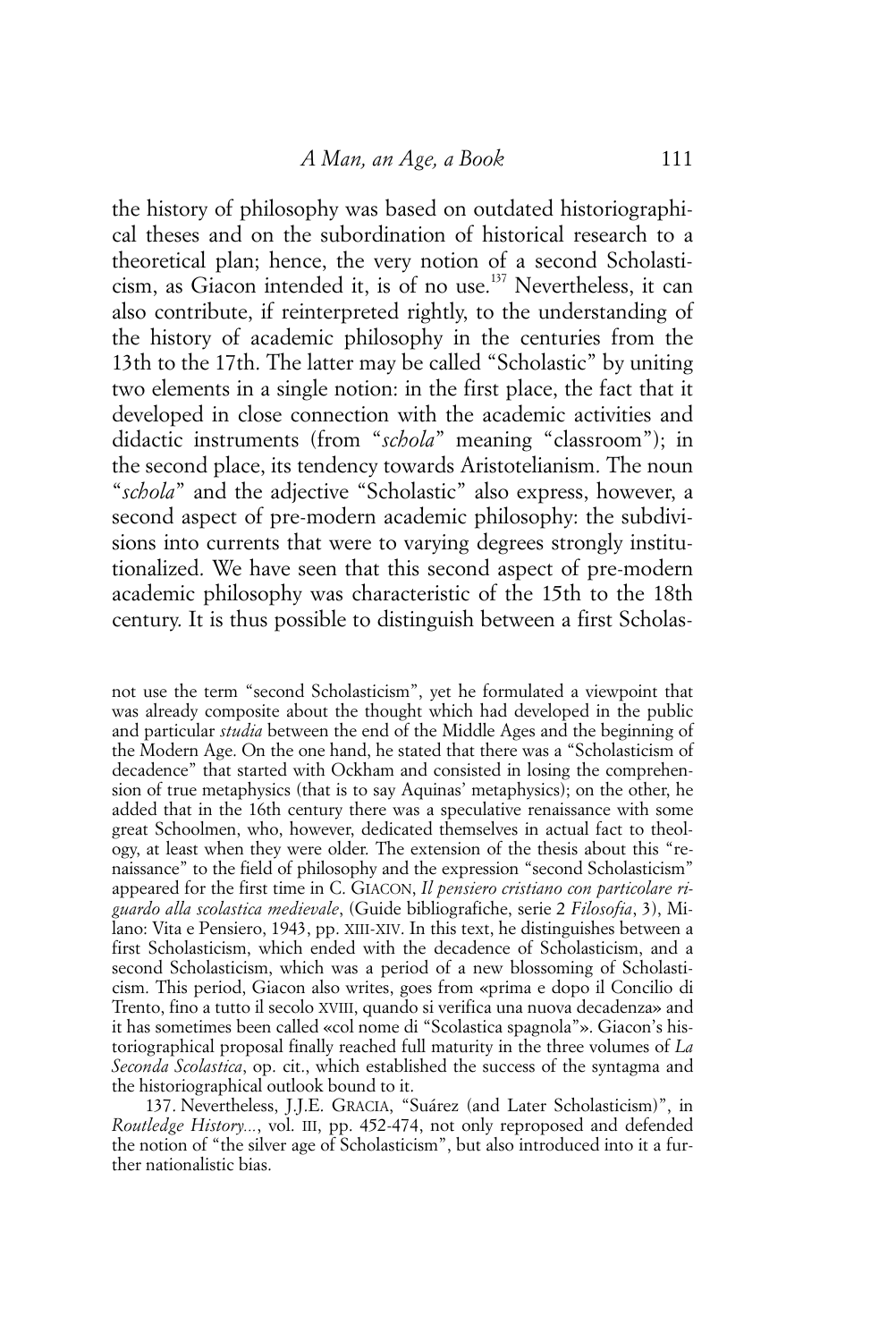the history of philosophy was based on outdated historiographical theses and on the subordination of historical research to a theoretical plan; hence, the very notion of a second Scholasticism, as Giacon intended it, is of no use.[137] Nevertheless, it can also contribute, if reinterpreted rightly, to the understanding of the history of academic philosophy in the centuries from the 13th to the 17th. The latter may be called "Scholastic" by uniting two elements in a single notion: in the first place, the fact that it developed in close connection with the academic activities and didactic instruments (from "*schola*" meaning "classroom"); in the second place, its tendency towards Aristotelianism. The noun "*schola*" and the adjective "Scholastic" also express, however, a second aspect of pre-modern academic philosophy: the subdivisions into currents that were to varying degrees strongly institutionalized. We have seen that this second aspect of pre-modern academic philosophy was characteristic of the 15th to the 18th century. It is thus possible to distinguish between a first Scholas-

not use the term "second Scholasticism", yet he formulated a viewpoint that was already composite about the thought which had developed in the public and particular *studia* between the end of the Middle Ages and the beginning of the Modern Age. On the one hand, he stated that there was a "Scholasticism of decadence" that started with Ockham and consisted in losing the comprehension of true metaphysics (that is to say Aquinas' metaphysics); on the other, he added that in the 16th century there was a speculative renaissance with some great Schoolmen, who, however, dedicated themselves in actual fact to theology, at least when they were older. The extension of the thesis about this "renaissance" to the field of philosophy and the expression "second Scholasticism" appeared for the first time in C. GIACON, *Il pensiero cristiano con particolare riguardo alla scolastica medievale*, (Guide bibliografiche, serie 2 *Filosofia*, 3), Milano: Vita e Pensiero, 1943, pp. XIII-XIV. In this text, he distinguishes between a first Scholasticism, which ended with the decadence of Scholasticism, and a second Scholasticism, which was a period of a new blossoming of Scholasticism. This period, Giacon also writes, goes from «prima e dopo il Concilio di Trento, fino a tutto il secolo XVIII, quando si verifica una nuova decadenza» and it has sometimes been called «col nome di "Scolastica spagnola"». Giacon's historiographical proposal finally reached full maturity in the three volumes of *La Seconda Scolastica*, op. cit., which established the success of the syntagma and the historiographical outlook bound to it.

137. Nevertheless, J.J.E. GRACIA, "Suárez (and Later Scholasticism)", in *Routledge History...*, vol. III, pp. 452-474, not only reproposed and defended the notion of "the silver age of Scholasticism", but also introduced into it a further nationalistic bias.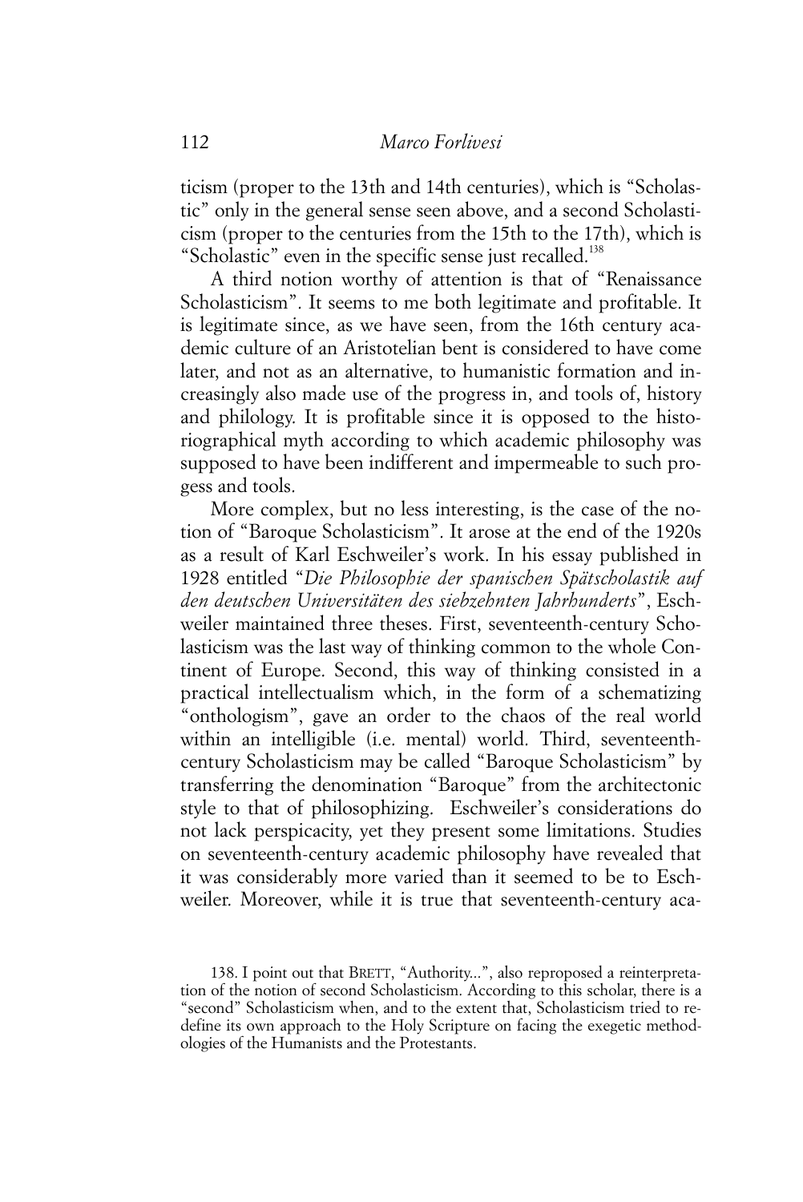ticism (proper to the 13th and 14th centuries), which is "Scholastic" only in the general sense seen above, and a second Scholasticism (proper to the centuries from the 15th to the 17th), which is "Scholastic" even in the specific sense just recalled.[138]

A third notion worthy of attention is that of "Renaissance Scholasticism". It seems to me both legitimate and profitable. It is legitimate since, as we have seen, from the 16th century academic culture of an Aristotelian bent is considered to have come later, and not as an alternative, to humanistic formation and increasingly also made use of the progress in, and tools of, history and philology. It is profitable since it is opposed to the historiographical myth according to which academic philosophy was supposed to have been indifferent and impermeable to such progess and tools.

More complex, but no less interesting, is the case of the notion of "Baroque Scholasticism". It arose at the end of the 1920s as a result of Karl Eschweiler's work. In his essay published in 1928 entitled "*Die Philosophie der spanischen Spätscholastik auf den deutschen Universitäten des siebzehnten Jahrhunderts*", Eschweiler maintained three theses. First, seventeenth-century Scholasticism was the last way of thinking common to the whole Continent of Europe. Second, this way of thinking consisted in a practical intellectualism which, in the form of a schematizing "onthologism", gave an order to the chaos of the real world within an intelligible (i.e. mental) world. Third, seventeenth-century Scholasticism may be called "Baroque Scholasticism" by transferring the denomination "Baroque" from the architectonic style to that of philosophizing. Eschweiler's considerations do not lack perspicacity, yet they present some limitations. Studies on seventeenth-century academic philosophy have revealed that it was considerably more varied than it seemed to be to Eschweiler. Moreover, while it is true that seventeenth-century aca-

138. I point out that BRETT, "Authority...", also reproposed a reinterpretation of the notion of second Scholasticism. According to this scholar, there is a "second" Scholasticism when, and to the extent that, Scholasticism tried to redefine its own approach to the Holy Scripture on facing the exegetic methodologies of the Humanists and the Protestants.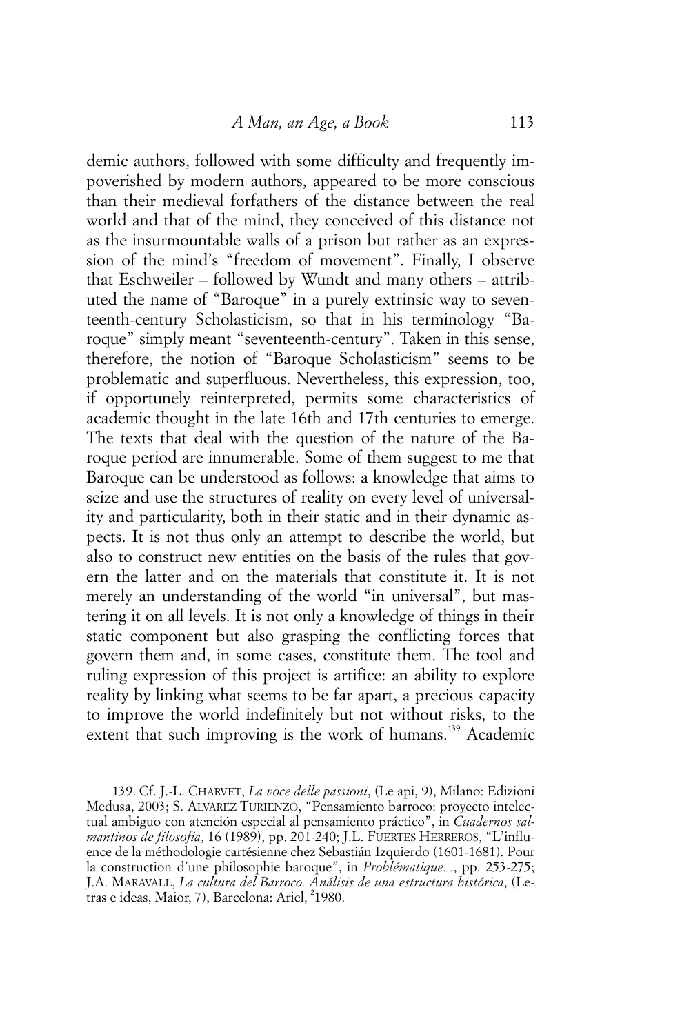demic authors, followed with some difficulty and frequently impoverished by modern authors, appeared to be more conscious than their medieval forfathers of the distance between the real world and that of the mind, they conceived of this distance not as the insurmountable walls of a prison but rather as an expression of the mind's "freedom of movement". Finally, I observe that Eschweiler – followed by Wundt and many others – attributed the name of "Baroque" in a purely extrinsic way to seventeenth-century Scholasticism, so that in his terminology "Baroque" simply meant "seventeenth-century". Taken in this sense, therefore, the notion of "Baroque Scholasticism" seems to be problematic and superfluous. Nevertheless, this expression, too, if opportunely reinterpreted, permits some characteristics of academic thought in the late 16th and 17th centuries to emerge. The texts that deal with the question of the nature of the Baroque period are innumerable. Some of them suggest to me that Baroque can be understood as follows: a knowledge that aims to seize and use the structures of reality on every level of universality and particularity, both in their static and in their dynamic aspects. It is not thus only an attempt to describe the world, but also to construct new entities on the basis of the rules that govern the latter and on the materials that constitute it. It is not merely an understanding of the world "in universal", but mastering it on all levels. It is not only a knowledge of things in their static component but also grasping the conflicting forces that govern them and, in some cases, constitute them. The tool and ruling expression of this project is artifice: an ability to explore reality by linking what seems to be far apart, a precious capacity to improve the world indefinitely but not without risks, to the extent that such improving is the work of humans.[139] Academic

139. Cf. J.-L. CHARVET, *La voce delle passioni*, (Le api, 9), Milano: Edizioni Medusa, 2003; S. ALVAREZ TURIENZO, "Pensamiento barroco: proyecto intelectual ambiguo con atención especial al pensamiento práctico", in *Cuadernos salmantinos de filosofía*, 16 (1989), pp. 201-240; J.L. FUERTES HERREROS, "L'influence de la méthodologie cartésienne chez Sebastián Izquierdo (1601-1681). Pour la construction d'une philosophie baroque", in *Problématique...*, pp. 253-275; J.A. MARAVALL, *La cultura del Barroco. Análisis de una estructura histórica*, (Letras e ideas, Maior, 7), Barcelona: Ariel, [2]1980.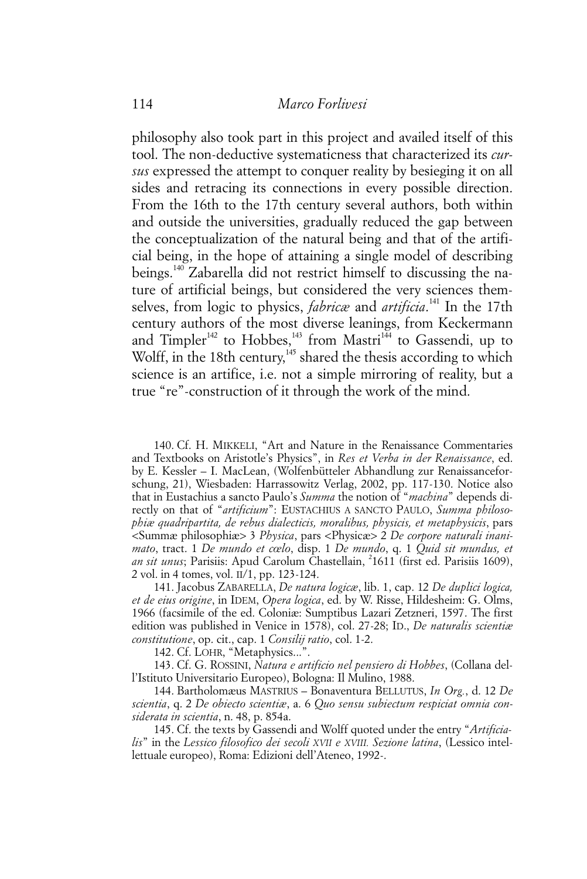philosophy also took part in this project and availed itself of this tool. The non-deductive systematicness that characterized its *cursus* expressed the attempt to conquer reality by besieging it on all sides and retracing its connections in every possible direction. From the 16th to the 17th century several authors, both within and outside the universities, gradually reduced the gap between the conceptualization of the natural being and that of the artificial being, in the hope of attaining a single model of describing beings.[140] Zabarella did not restrict himself to discussing the nature of artificial beings, but considered the very sciences themselves, from logic to physics, *fabricæ* and *artificia*.[141] In the 17th century authors of the most diverse leanings, from Keckermann and Timpler[142] to Hobbes,[143] from Mastri[144] to Gassendi, up to Wolff, in the 18th century,[145] shared the thesis according to which science is an artifice, i.e. not a simple mirroring of reality, but a true "re"-construction of it through the work of the mind.

140. Cf. H. MIKKELI, "Art and Nature in the Renaissance Commentaries and Textbooks on Aristotle's Physics", in *Res et Verba in der Renaissance*, ed. by E. Kessler – I. MacLean, (Wolfenbütteler Abhandlung zur Renaissanceforschung, 21), Wiesbaden: Harrassowitz Verlag, 2002, pp. 117-130. Notice also that in Eustachius a sancto Paulo's *Summa* the notion of "*machina*" depends directly on that of "*artificium*": EUSTACHIUS A SANCTO PAULO, *Summa philosophiæ quadripartita, de rebus dialecticis, moralibus, physicis, et metaphysicis*, pars <Summæ philosophiæ> 3 *Physica*, pars <Physicæ> 2 *De corpore naturali inanimato*, tract. 1 *De mundo et cœlo*, disp. 1 *De mundo*, q. 1 *Quid sit mundus, et an sit unus*; Parisiis: Apud Carolum Chastellain, [2]1611 (first ed. Parisiis 1609), 2 vol. in 4 tomes, vol. II/1, pp. 123-124.

141. Jacobus ZABARELLA, *De natura logicæ*, lib. 1, cap. 12 *De duplici logica, et de eius origine*, in IDEM, *Opera logica*, ed. by W. Risse, Hildesheim: G. Olms, 1966 (facsimile of the ed. Coloniæ: Sumptibus Lazari Zetzneri, 1597. The first edition was published in Venice in 1578), col. 27-28; ID., *De naturalis scientiæ constitutione*, op. cit., cap. 1 *Consilij ratio*, col. 1-2.

142. Cf. LOHR, "Metaphysics...".

143. Cf. G. ROSSINI, *Natura e artificio nel pensiero di Hobbes*, (Collana dell'Istituto Universitario Europeo), Bologna: Il Mulino, 1988.

144. Bartholomæus MASTRIUS – Bonaventura BELLUTUS, *In Org.*, d. 12 *De scientia*, q. 2 *De obiecto scientiæ*, a. 6 *Quo sensu subiectum respiciat omnia considerata in scientia*, n. 48, p. 854a.

145. Cf. the texts by Gassendi and Wolff quoted under the entry "*Artificialis*" in the *Lessico filosofico dei secoli XVII e XVIII. Sezione latina*, (Lessico intellettuale europeo), Roma: Edizioni dell'Ateneo, 1992-.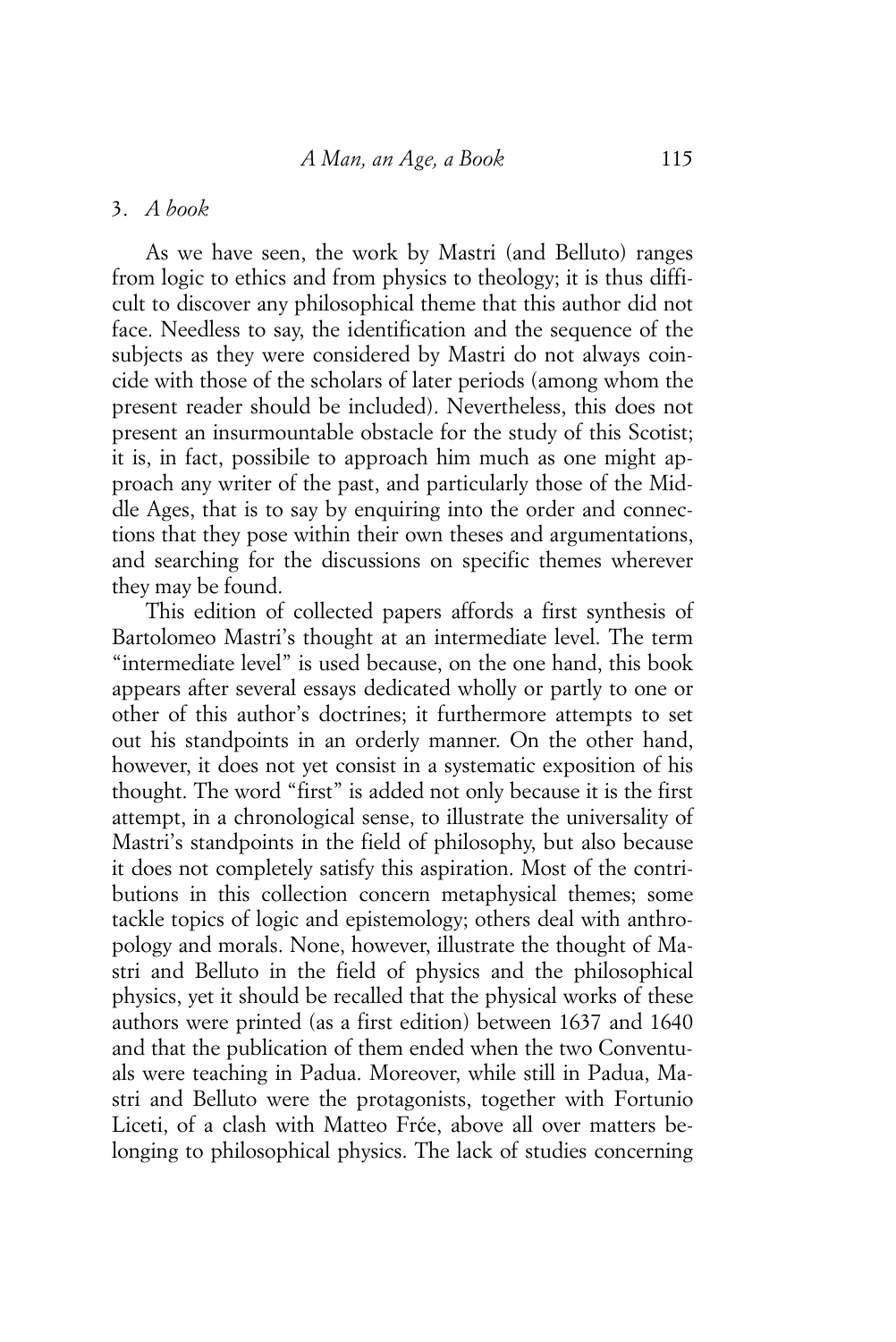### 3. *A book*

As we have seen, the work by Mastri (and Belluto) ranges from logic to ethics and from physics to theology; it is thus difficult to discover any philosophical theme that this author did not face. Needless to say, the identification and the sequence of the subjects as they were considered by Mastri do not always coincide with those of the scholars of later periods (among whom the present reader should be included). Nevertheless, this does not present an insurmountable obstacle for the study of this Scotist; it is, in fact, possibile to approach him much as one might approach any writer of the past, and particularly those of the Middle Ages, that is to say by enquiring into the order and connections that they pose within their own theses and argumentations, and searching for the discussions on specific themes wherever they may be found.

This edition of collected papers affords a first synthesis of Bartolomeo Mastri's thought at an intermediate level. The term "intermediate level" is used because, on the one hand, this book appears after several essays dedicated wholly or partly to one or other of this author's doctrines; it furthermore attempts to set out his standpoints in an orderly manner. On the other hand, however, it does not yet consist in a systematic exposition of his thought. The word "first" is added not only because it is the first attempt, in a chronological sense, to illustrate the universality of Mastri's standpoints in the field of philosophy, but also because it does not completely satisfy this aspiration. Most of the contributions in this collection concern metaphysical themes; some tackle topics of logic and epistemology; others deal with anthropology and morals. None, however, illustrate the thought of Mastri and Belluto in the field of physics and the philosophical physics, yet it should be recalled that the physical works of these authors were printed (as a first edition) between 1637 and 1640 and that the publication of them ended when the two Conventuals were teaching in Padua. Moreover, while still in Padua, Mastri and Belluto were the protagonists, together with Fortunio Liceti, of a clash with Matteo Frće, above all over matters belonging to philosophical physics. The lack of studies concerning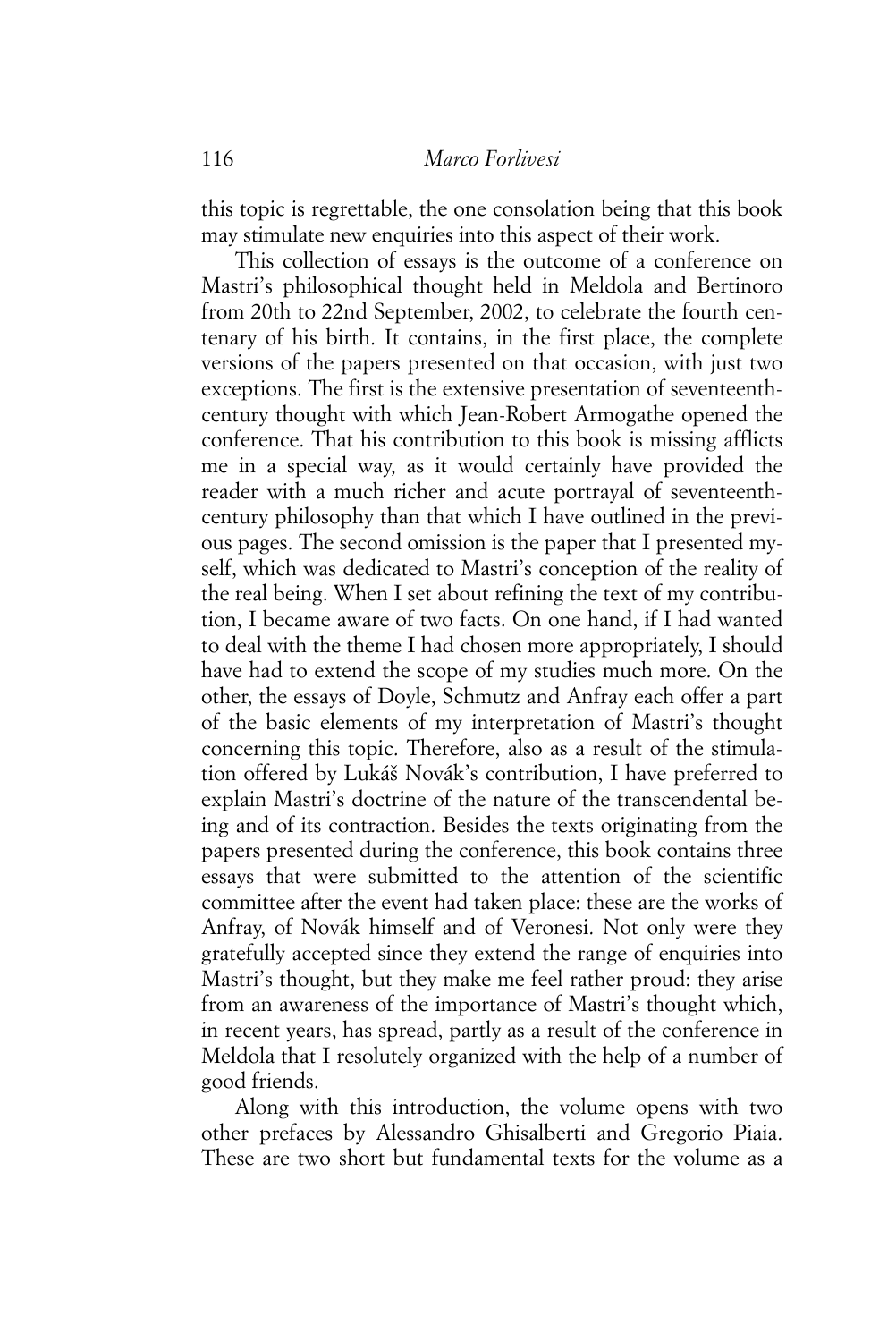this topic is regrettable, the one consolation being that this book may stimulate new enquiries into this aspect of their work.

This collection of essays is the outcome of a conference on Mastri's philosophical thought held in Meldola and Bertinoro from 20th to 22nd September, 2002, to celebrate the fourth centenary of his birth. It contains, in the first place, the complete versions of the papers presented on that occasion, with just two exceptions. The first is the extensive presentation of seventeenth-century thought with which Jean-Robert Armogathe opened the conference. That his contribution to this book is missing afflicts me in a special way, as it would certainly have provided the reader with a much richer and acute portrayal of seventeenth-century philosophy than that which I have outlined in the previous pages. The second omission is the paper that I presented myself, which was dedicated to Mastri's conception of the reality of the real being. When I set about refining the text of my contribution, I became aware of two facts. On one hand, if I had wanted to deal with the theme I had chosen more appropriately, I should have had to extend the scope of my studies much more. On the other, the essays of Doyle, Schmutz and Anfray each offer a part of the basic elements of my interpretation of Mastri's thought concerning this topic. Therefore, also as a result of the stimulation offered by Lukáš Novák's contribution, I have preferred to explain Mastri's doctrine of the nature of the transcendental being and of its contraction. Besides the texts originating from the papers presented during the conference, this book contains three essays that were submitted to the attention of the scientific committee after the event had taken place: these are the works of Anfray, of Novák himself and of Veronesi. Not only were they gratefully accepted since they extend the range of enquiries into Mastri's thought, but they make me feel rather proud: they arise from an awareness of the importance of Mastri's thought which, in recent years, has spread, partly as a result of the conference in Meldola that I resolutely organized with the help of a number of good friends.

Along with this introduction, the volume opens with two other prefaces by Alessandro Ghisalberti and Gregorio Piaia. These are two short but fundamental texts for the volume as a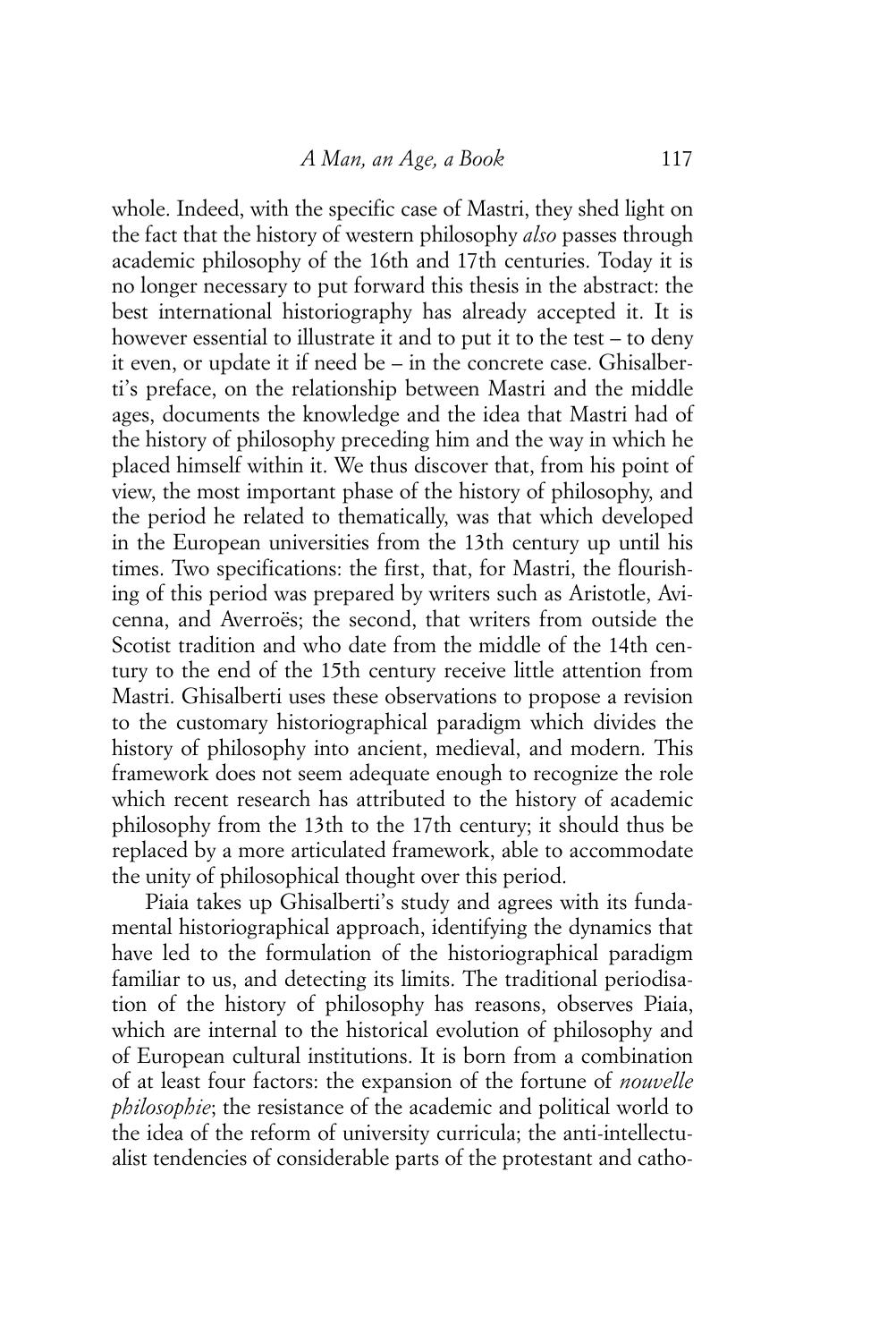whole. Indeed, with the specific case of Mastri, they shed light on the fact that the history of western philosophy *also* passes through academic philosophy of the 16th and 17th centuries. Today it is no longer necessary to put forward this thesis in the abstract: the best international historiography has already accepted it. It is however essential to illustrate it and to put it to the test – to deny it even, or update it if need be – in the concrete case. Ghisalberti's preface, on the relationship between Mastri and the middle ages, documents the knowledge and the idea that Mastri had of the history of philosophy preceding him and the way in which he placed himself within it. We thus discover that, from his point of view, the most important phase of the history of philosophy, and the period he related to thematically, was that which developed in the European universities from the 13th century up until his times. Two specifications: the first, that, for Mastri, the flourishing of this period was prepared by writers such as Aristotle, Avicenna, and Averroës; the second, that writers from outside the Scotist tradition and who date from the middle of the 14th century to the end of the 15th century receive little attention from Mastri. Ghisalberti uses these observations to propose a revision to the customary historiographical paradigm which divides the history of philosophy into ancient, medieval, and modern. This framework does not seem adequate enough to recognize the role which recent research has attributed to the history of academic philosophy from the 13th to the 17th century; it should thus be replaced by a more articulated framework, able to accommodate the unity of philosophical thought over this period.

Piaia takes up Ghisalberti's study and agrees with its fundamental historiographical approach, identifying the dynamics that have led to the formulation of the historiographical paradigm familiar to us, and detecting its limits. The traditional periodisation of the history of philosophy has reasons, observes Piaia, which are internal to the historical evolution of philosophy and of European cultural institutions. It is born from a combination of at least four factors: the expansion of the fortune of *nouvelle philosophie*; the resistance of the academic and political world to the idea of the reform of university curricula; the anti-intellectualist tendencies of considerable parts of the protestant and catho-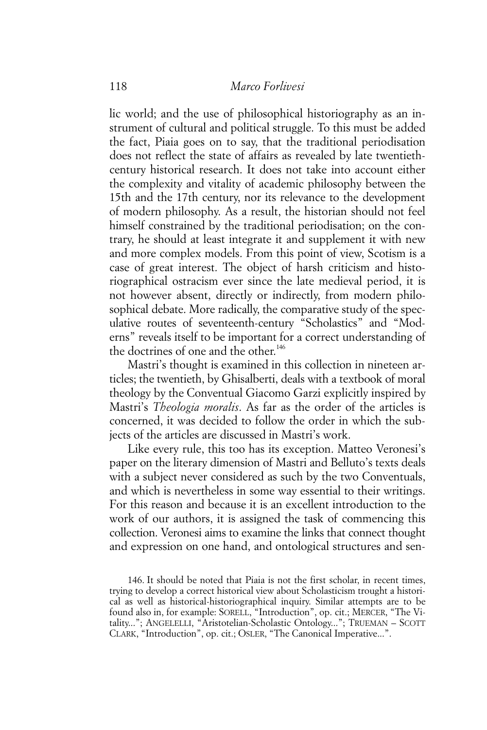lic world; and the use of philosophical historiography as an instrument of cultural and political struggle. To this must be added the fact, Piaia goes on to say, that the traditional periodisation does not reflect the state of affairs as revealed by late twentieth-century historical research. It does not take into account either the complexity and vitality of academic philosophy between the 15th and the 17th century, nor its relevance to the development of modern philosophy. As a result, the historian should not feel himself constrained by the traditional periodisation; on the contrary, he should at least integrate it and supplement it with new and more complex models. From this point of view, Scotism is a case of great interest. The object of harsh criticism and historiographical ostracism ever since the late medieval period, it is not however absent, directly or indirectly, from modern philosophical debate. More radically, the comparative study of the speculative routes of seventeenth-century "Scholastics" and "Moderns" reveals itself to be important for a correct understanding of the doctrines of one and the other.[146]

Mastri's thought is examined in this collection in nineteen articles; the twentieth, by Ghisalberti, deals with a textbook of moral theology by the Conventual Giacomo Garzi explicitly inspired by Mastri's *Theologia moralis*. As far as the order of the articles is concerned, it was decided to follow the order in which the subjects of the articles are discussed in Mastri's work.

Like every rule, this too has its exception. Matteo Veronesi's paper on the literary dimension of Mastri and Belluto's texts deals with a subject never considered as such by the two Conventuals, and which is nevertheless in some way essential to their writings. For this reason and because it is an excellent introduction to the work of our authors, it is assigned the task of commencing this collection. Veronesi aims to examine the links that connect thought and expression on one hand, and ontological structures and sen-

146. It should be noted that Piaia is not the first scholar, in recent times, trying to develop a correct historical view about Scholasticism trought a historical as well as historical-historiographical inquiry. Similar attempts are to be found also in, for example: SORELL, "Introduction", op. cit.; MERCER, "The Vitality..."; ANGELELLI, "Aristotelian-Scholastic Ontology..."; TRUEMAN – SCOTT CLARK, "Introduction", op. cit.; OSLER, "The Canonical Imperative...".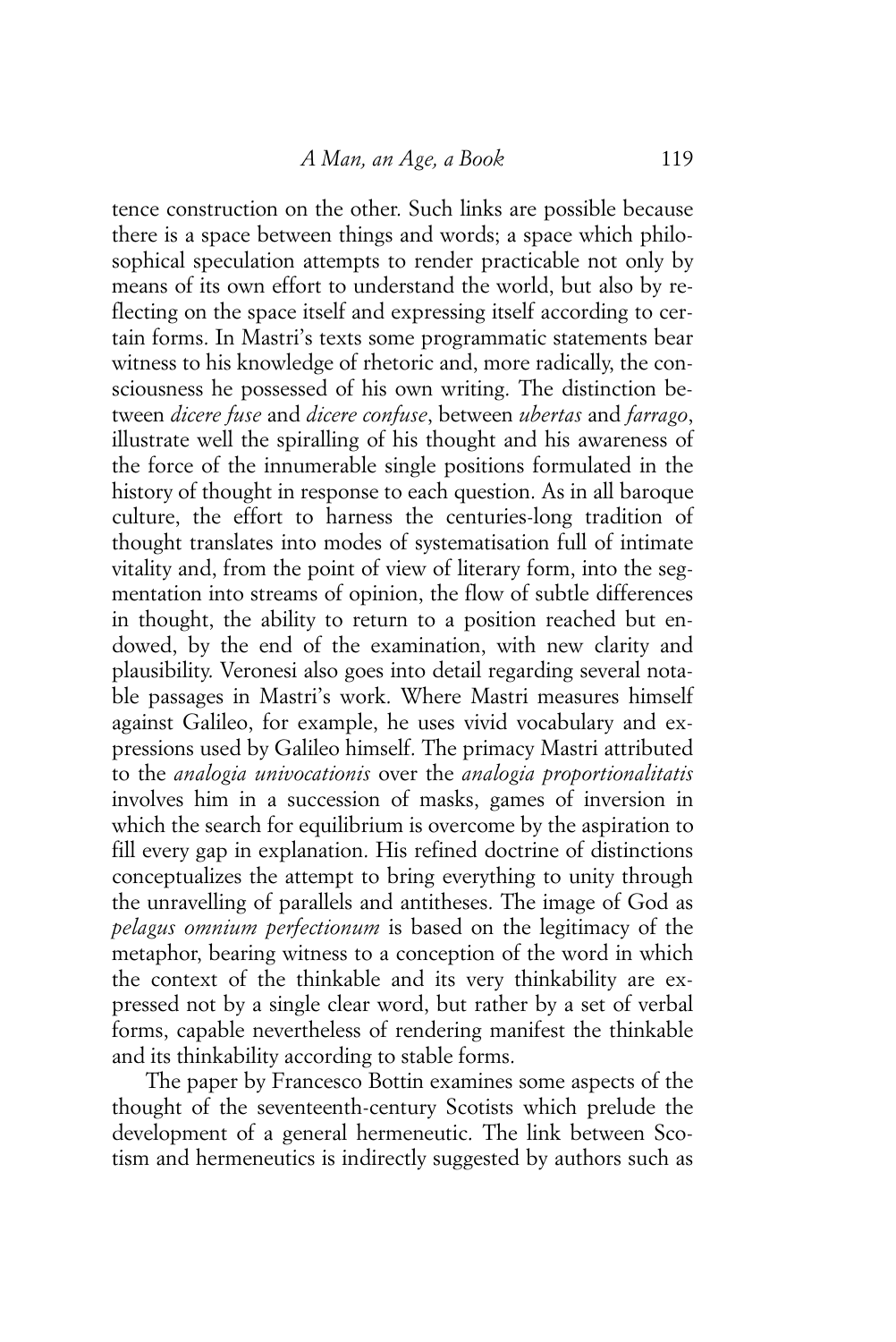tence construction on the other. Such links are possible because there is a space between things and words; a space which philosophical speculation attempts to render practicable not only by means of its own effort to understand the world, but also by reflecting on the space itself and expressing itself according to certain forms. In Mastri's texts some programmatic statements bear witness to his knowledge of rhetoric and, more radically, the consciousness he possessed of his own writing. The distinction between *dicere fuse* and *dicere confuse*, between *ubertas* and *farrago*, illustrate well the spiralling of his thought and his awareness of the force of the innumerable single positions formulated in the history of thought in response to each question. As in all baroque culture, the effort to harness the centuries-long tradition of thought translates into modes of systematisation full of intimate vitality and, from the point of view of literary form, into the segmentation into streams of opinion, the flow of subtle differences in thought, the ability to return to a position reached but endowed, by the end of the examination, with new clarity and plausibility. Veronesi also goes into detail regarding several notable passages in Mastri's work. Where Mastri measures himself against Galileo, for example, he uses vivid vocabulary and expressions used by Galileo himself. The primacy Mastri attributed to the *analogia univocationis* over the *analogia proportionalitatis* involves him in a succession of masks, games of inversion in which the search for equilibrium is overcome by the aspiration to fill every gap in explanation. His refined doctrine of distinctions conceptualizes the attempt to bring everything to unity through the unravelling of parallels and antitheses. The image of God as *pelagus omnium perfectionum* is based on the legitimacy of the metaphor, bearing witness to a conception of the word in which the context of the thinkable and its very thinkability are expressed not by a single clear word, but rather by a set of verbal forms, capable nevertheless of rendering manifest the thinkable and its thinkability according to stable forms.

The paper by Francesco Bottin examines some aspects of the thought of the seventeenth-century Scotists which prelude the development of a general hermeneutic. The link between Scotism and hermeneutics is indirectly suggested by authors such as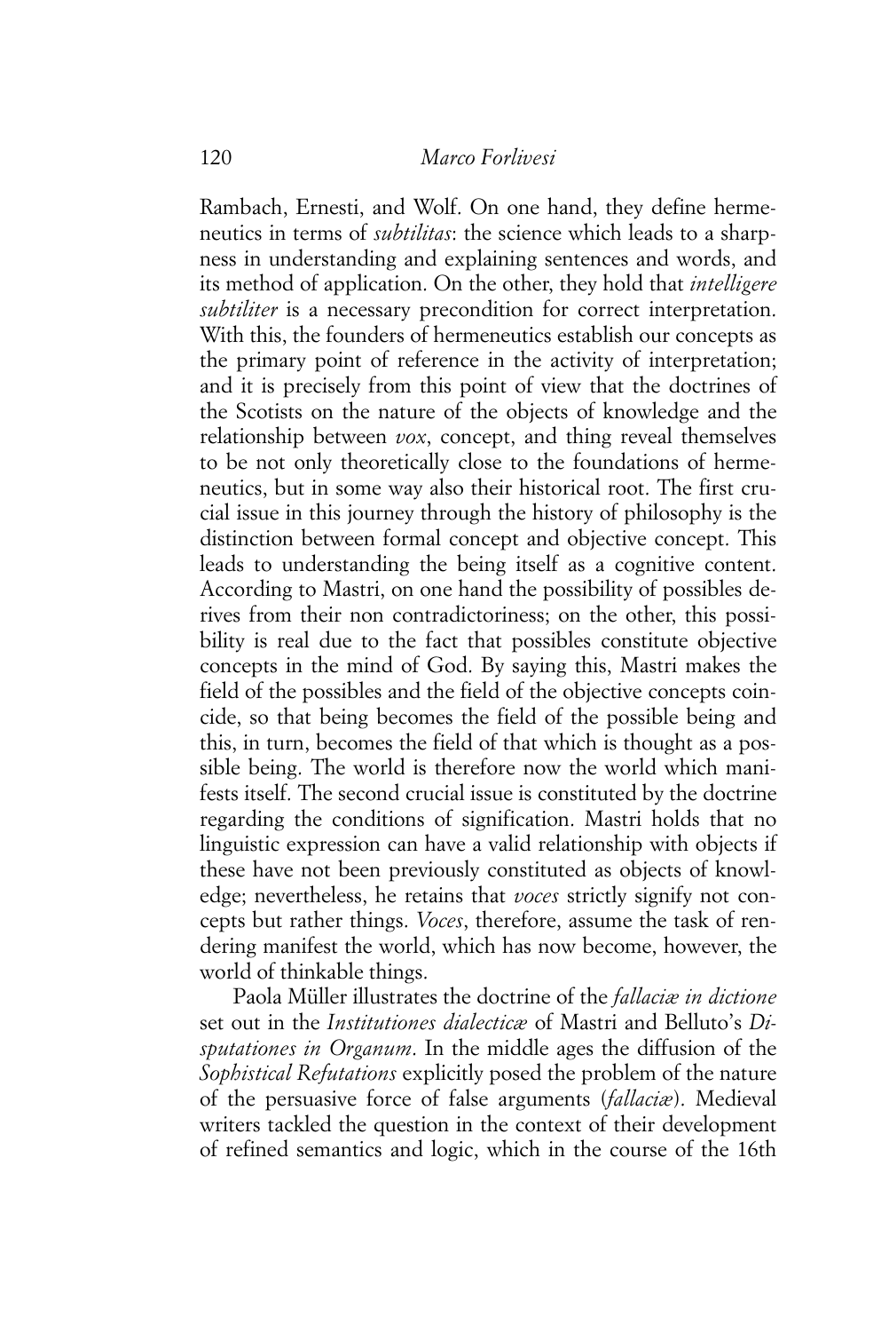Rambach, Ernesti, and Wolf. On one hand, they define hermeneutics in terms of *subtilitas*: the science which leads to a sharpness in understanding and explaining sentences and words, and its method of application. On the other, they hold that *intelligere subtiliter* is a necessary precondition for correct interpretation. With this, the founders of hermeneutics establish our concepts as the primary point of reference in the activity of interpretation; and it is precisely from this point of view that the doctrines of the Scotists on the nature of the objects of knowledge and the relationship between *vox*, concept, and thing reveal themselves to be not only theoretically close to the foundations of hermeneutics, but in some way also their historical root. The first crucial issue in this journey through the history of philosophy is the distinction between formal concept and objective concept. This leads to understanding the being itself as a cognitive content. According to Mastri, on one hand the possibility of possibles derives from their non contradictoriness; on the other, this possibility is real due to the fact that possibles constitute objective concepts in the mind of God. By saying this, Mastri makes the field of the possibles and the field of the objective concepts coincide, so that being becomes the field of the possible being and this, in turn, becomes the field of that which is thought as a possible being. The world is therefore now the world which manifests itself. The second crucial issue is constituted by the doctrine regarding the conditions of signification. Mastri holds that no linguistic expression can have a valid relationship with objects if these have not been previously constituted as objects of knowledge; nevertheless, he retains that *voces* strictly signify not concepts but rather things. *Voces*, therefore, assume the task of rendering manifest the world, which has now become, however, the world of thinkable things.

Paola Müller illustrates the doctrine of the *fallaciæ in dictione* set out in the *Institutiones dialecticæ* of Mastri and Belluto's *Disputationes in Organum*. In the middle ages the diffusion of the *Sophistical Refutations* explicitly posed the problem of the nature of the persuasive force of false arguments (*fallaciæ*). Medieval writers tackled the question in the context of their development of refined semantics and logic, which in the course of the 16th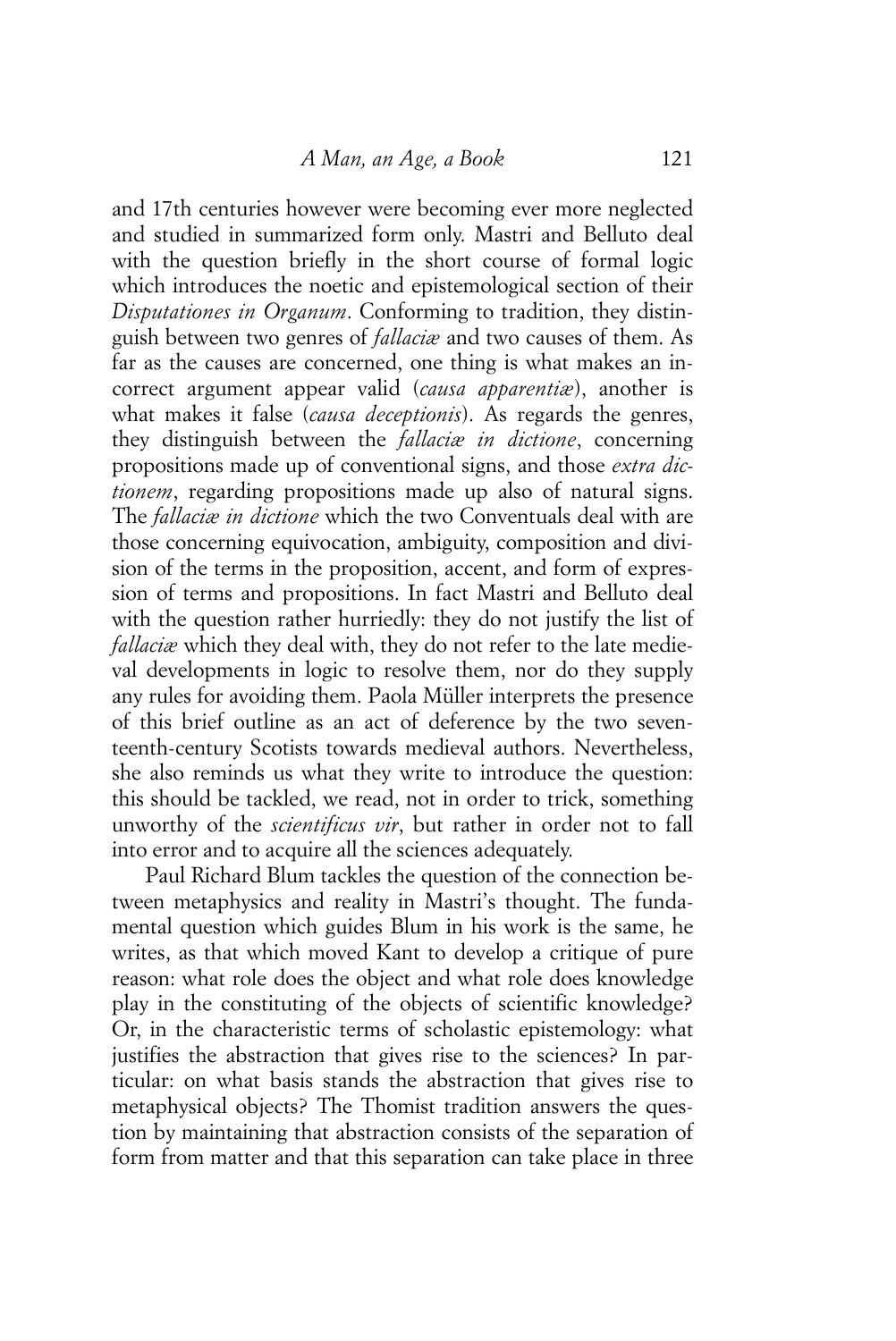and 17th centuries however were becoming ever more neglected and studied in summarized form only. Mastri and Belluto deal with the question briefly in the short course of formal logic which introduces the noetic and epistemological section of their *Disputationes in Organum*. Conforming to tradition, they distinguish between two genres of *fallaciæ* and two causes of them. As far as the causes are concerned, one thing is what makes an incorrect argument appear valid (*causa apparentiæ*), another is what makes it false (*causa deceptionis*). As regards the genres, they distinguish between the *fallaciæ in dictione*, concerning propositions made up of conventional signs, and those *extra dictionem*, regarding propositions made up also of natural signs. The *fallaciæ in dictione* which the two Conventuals deal with are those concerning equivocation, ambiguity, composition and division of the terms in the proposition, accent, and form of expression of terms and propositions. In fact Mastri and Belluto deal with the question rather hurriedly: they do not justify the list of *fallaciæ* which they deal with, they do not refer to the late medieval developments in logic to resolve them, nor do they supply any rules for avoiding them. Paola Müller interprets the presence of this brief outline as an act of deference by the two seventeenth-century Scotists towards medieval authors. Nevertheless, she also reminds us what they write to introduce the question: this should be tackled, we read, not in order to trick, something unworthy of the *scientificus vir*, but rather in order not to fall into error and to acquire all the sciences adequately.

Paul Richard Blum tackles the question of the connection between metaphysics and reality in Mastri's thought. The fundamental question which guides Blum in his work is the same, he writes, as that which moved Kant to develop a critique of pure reason: what role does the object and what role does knowledge play in the constituting of the objects of scientific knowledge? Or, in the characteristic terms of scholastic epistemology: what justifies the abstraction that gives rise to the sciences? In particular: on what basis stands the abstraction that gives rise to metaphysical objects? The Thomist tradition answers the question by maintaining that abstraction consists of the separation of form from matter and that this separation can take place in three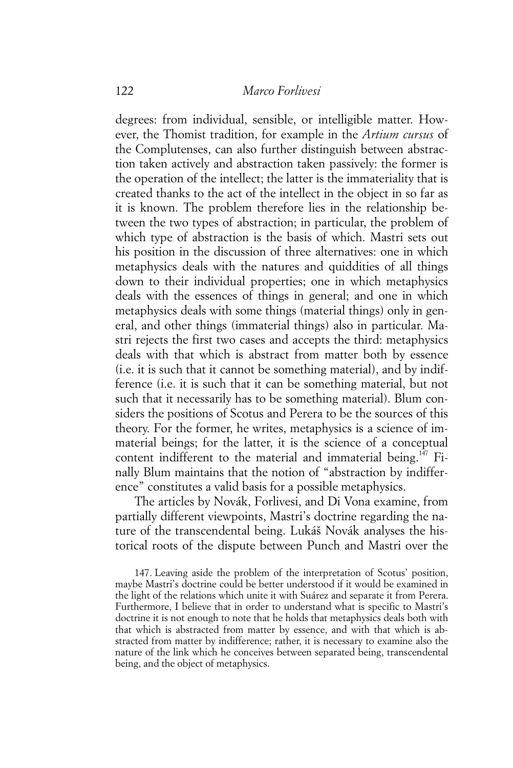degrees: from individual, sensible, or intelligible matter. However, the Thomist tradition, for example in the *Artium cursus* of the Complutenses, can also further distinguish between abstraction taken actively and abstraction taken passively: the former is the operation of the intellect; the latter is the immateriality that is created thanks to the act of the intellect in the object in so far as it is known. The problem therefore lies in the relationship between the two types of abstraction; in particular, the problem of which type of abstraction is the basis of which. Mastri sets out his position in the discussion of three alternatives: one in which metaphysics deals with the natures and quiddities of all things down to their individual properties; one in which metaphysics deals with the essences of things in general; and one in which metaphysics deals with some things (material things) only in general, and other things (immaterial things) also in particular. Mastri rejects the first two cases and accepts the third: metaphysics deals with that which is abstract from matter both by essence (i.e. it is such that it cannot be something material), and by indifference (i.e. it is such that it can be something material, but not such that it necessarily has to be something material). Blum considers the positions of Scotus and Perera to be the sources of this theory. For the former, he writes, metaphysics is a science of immaterial beings; for the latter, it is the science of a conceptual content indifferent to the material and immaterial being.[147] Finally Blum maintains that the notion of "abstraction by indifference" constitutes a valid basis for a possible metaphysics.

The articles by Novák, Forlivesi, and Di Vona examine, from partially different viewpoints, Mastri's doctrine regarding the nature of the transcendental being. Lukáš Novák analyses the historical roots of the dispute between Punch and Mastri over the

147. Leaving aside the problem of the interpretation of Scotus' position, maybe Mastri's doctrine could be better understood if it would be examined in the light of the relations which unite it with Suárez and separate it from Perera. Furthermore, I believe that in order to understand what is specific to Mastri's doctrine it is not enough to note that he holds that metaphysics deals both with that which is abstracted from matter by essence, and with that which is abstracted from matter by indifference; rather, it is necessary to examine also the nature of the link which he conceives between separated being, transcendental being, and the object of metaphysics.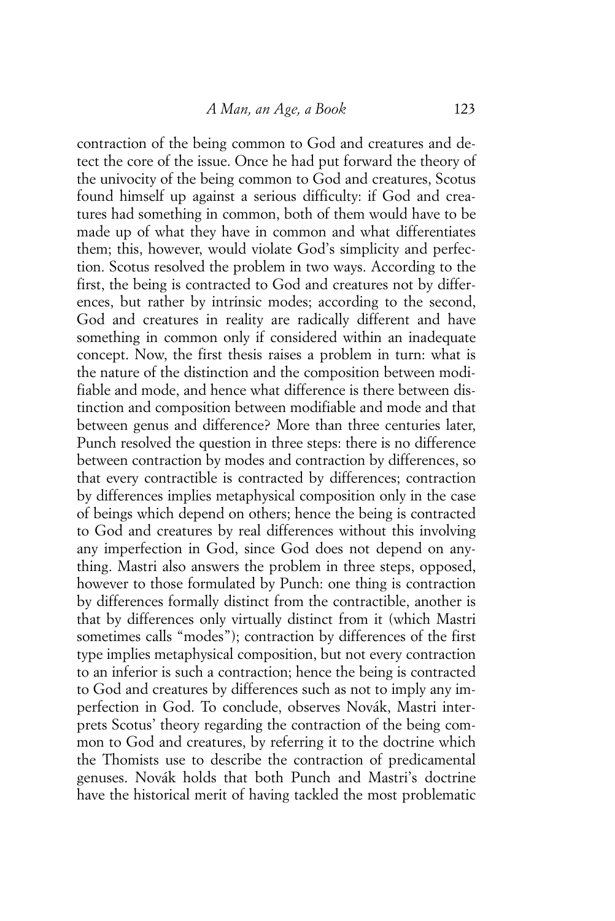contraction of the being common to God and creatures and detect the core of the issue. Once he had put forward the theory of the univocity of the being common to God and creatures, Scotus found himself up against a serious difficulty: if God and creatures had something in common, both of them would have to be made up of what they have in common and what differentiates them; this, however, would violate God's simplicity and perfection. Scotus resolved the problem in two ways. According to the first, the being is contracted to God and creatures not by differences, but rather by intrinsic modes; according to the second, God and creatures in reality are radically different and have something in common only if considered within an inadequate concept. Now, the first thesis raises a problem in turn: what is the nature of the distinction and the composition between modifiable and mode, and hence what difference is there between distinction and composition between modifiable and mode and that between genus and difference? More than three centuries later, Punch resolved the question in three steps: there is no difference between contraction by modes and contraction by differences, so that every contractible is contracted by differences; contraction by differences implies metaphysical composition only in the case of beings which depend on others; hence the being is contracted to God and creatures by real differences without this involving any imperfection in God, since God does not depend on anything. Mastri also answers the problem in three steps, opposed, however to those formulated by Punch: one thing is contraction by differences formally distinct from the contractible, another is that by differences only virtually distinct from it (which Mastri sometimes calls "modes"); contraction by differences of the first type implies metaphysical composition, but not every contraction to an inferior is such a contraction; hence the being is contracted to God and creatures by differences such as not to imply any imperfection in God. To conclude, observes Novák, Mastri interprets Scotus' theory regarding the contraction of the being common to God and creatures, by referring it to the doctrine which the Thomists use to describe the contraction of predicamental genuses. Novák holds that both Punch and Mastri's doctrine have the historical merit of having tackled the most problematic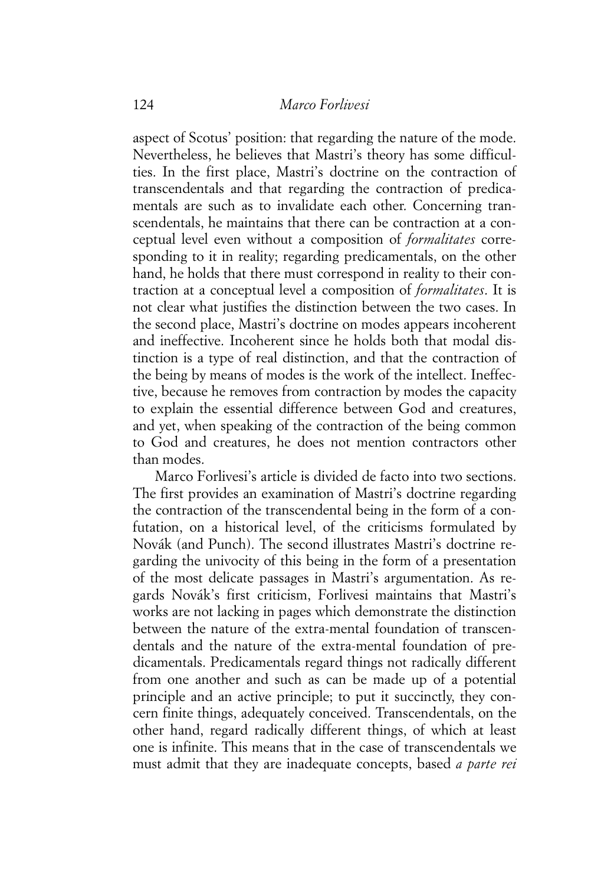aspect of Scotus' position: that regarding the nature of the mode. Nevertheless, he believes that Mastri's theory has some difficulties. In the first place, Mastri's doctrine on the contraction of transcendentals and that regarding the contraction of predicamentals are such as to invalidate each other. Concerning transcendentals, he maintains that there can be contraction at a conceptual level even without a composition of *formalitates* corresponding to it in reality; regarding predicamentals, on the other hand, he holds that there must correspond in reality to their contraction at a conceptual level a composition of *formalitates*. It is not clear what justifies the distinction between the two cases. In the second place, Mastri's doctrine on modes appears incoherent and ineffective. Incoherent since he holds both that modal distinction is a type of real distinction, and that the contraction of the being by means of modes is the work of the intellect. Ineffective, because he removes from contraction by modes the capacity to explain the essential difference between God and creatures, and yet, when speaking of the contraction of the being common to God and creatures, he does not mention contractors other than modes.

Marco Forlivesi's article is divided de facto into two sections. The first provides an examination of Mastri's doctrine regarding the contraction of the transcendental being in the form of a confutation, on a historical level, of the criticisms formulated by Novák (and Punch). The second illustrates Mastri's doctrine regarding the univocity of this being in the form of a presentation of the most delicate passages in Mastri's argumentation. As regards Novák's first criticism, Forlivesi maintains that Mastri's works are not lacking in pages which demonstrate the distinction between the nature of the extra-mental foundation of transcendentals and the nature of the extra-mental foundation of predicamentals. Predicamentals regard things not radically different from one another and such as can be made up of a potential principle and an active principle; to put it succinctly, they concern finite things, adequately conceived. Transcendentals, on the other hand, regard radically different things, of which at least one is infinite. This means that in the case of transcendentals we must admit that they are inadequate concepts, based *a parte rei*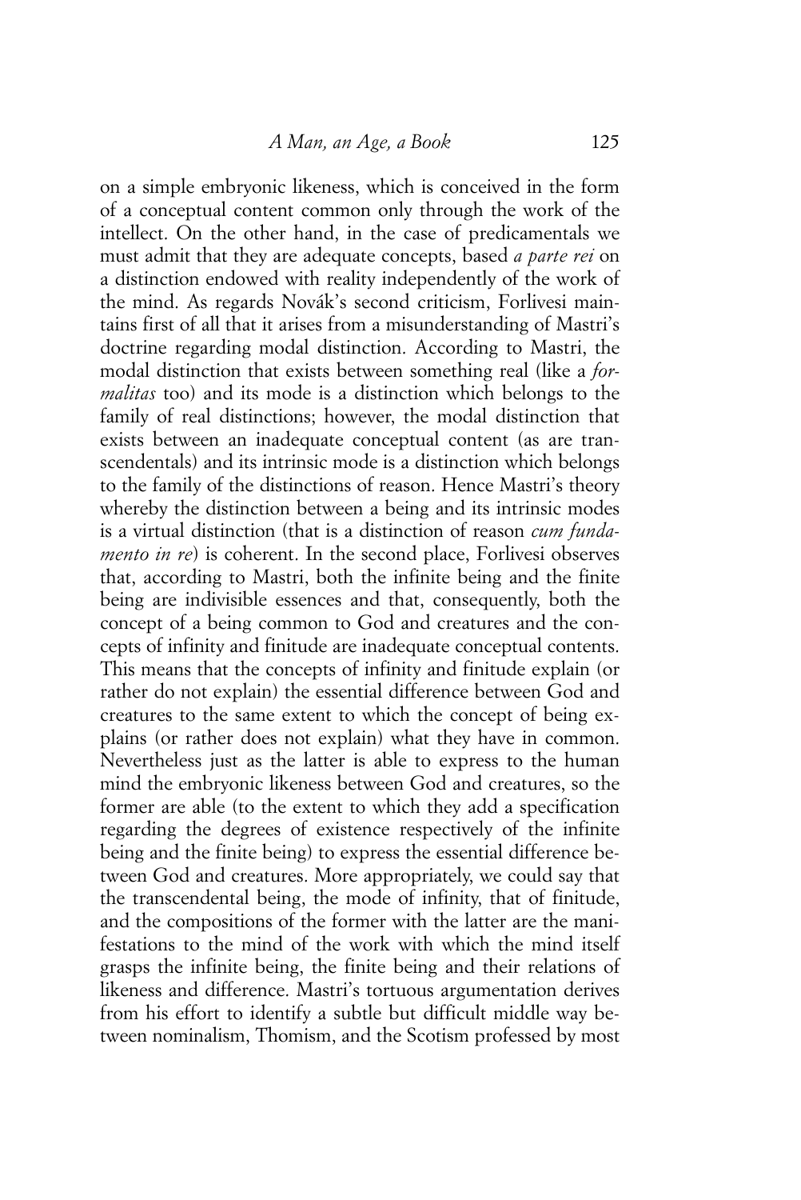on a simple embryonic likeness, which is conceived in the form of a conceptual content common only through the work of the intellect. On the other hand, in the case of predicamentals we must admit that they are adequate concepts, based *a parte rei* on a distinction endowed with reality independently of the work of the mind. As regards Novák's second criticism, Forlivesi maintains first of all that it arises from a misunderstanding of Mastri's doctrine regarding modal distinction. According to Mastri, the modal distinction that exists between something real (like a *formalitas* too) and its mode is a distinction which belongs to the family of real distinctions; however, the modal distinction that exists between an inadequate conceptual content (as are transcendentals) and its intrinsic mode is a distinction which belongs to the family of the distinctions of reason. Hence Mastri's theory whereby the distinction between a being and its intrinsic modes is a virtual distinction (that is a distinction of reason *cum fundamento in re*) is coherent. In the second place, Forlivesi observes that, according to Mastri, both the infinite being and the finite being are indivisible essences and that, consequently, both the concept of a being common to God and creatures and the concepts of infinity and finitude are inadequate conceptual contents. This means that the concepts of infinity and finitude explain (or rather do not explain) the essential difference between God and creatures to the same extent to which the concept of being explains (or rather does not explain) what they have in common. Nevertheless just as the latter is able to express to the human mind the embryonic likeness between God and creatures, so the former are able (to the extent to which they add a specification regarding the degrees of existence respectively of the infinite being and the finite being) to express the essential difference between God and creatures. More appropriately, we could say that the transcendental being, the mode of infinity, that of finitude, and the compositions of the former with the latter are the manifestations to the mind of the work with which the mind itself grasps the infinite being, the finite being and their relations of likeness and difference. Mastri's tortuous argumentation derives from his effort to identify a subtle but difficult middle way between nominalism, Thomism, and the Scotism professed by most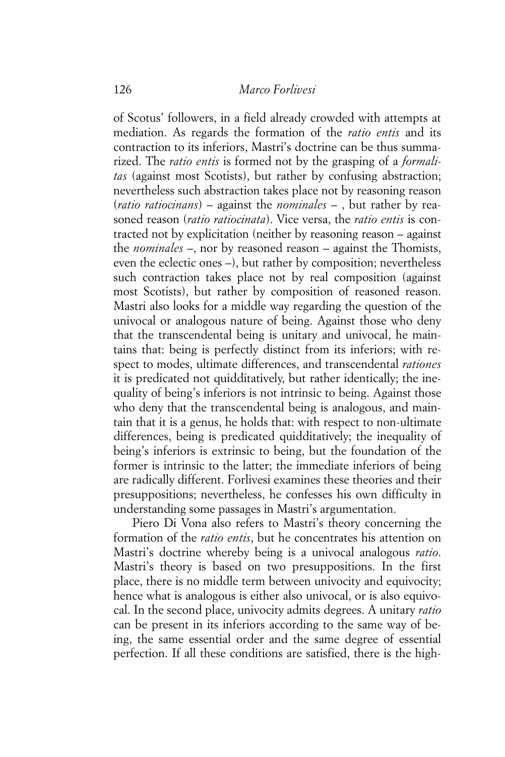of Scotus' followers, in a field already crowded with attempts at mediation. As regards the formation of the *ratio entis* and its contraction to its inferiors, Mastri's doctrine can be thus summarized. The *ratio entis* is formed not by the grasping of a *formalitas* (against most Scotists), but rather by confusing abstraction; nevertheless such abstraction takes place not by reasoning reason (*ratio ratiocinans*) – against the *nominales* – , but rather by reasoned reason (*ratio ratiocinata*). Vice versa, the *ratio entis* is contracted not by explicitation (neither by reasoning reason – against the *nominales* –, nor by reasoned reason – against the Thomists, even the eclectic ones –), but rather by composition; nevertheless such contraction takes place not by real composition (against most Scotists), but rather by composition of reasoned reason. Mastri also looks for a middle way regarding the question of the univocal or analogous nature of being. Against those who deny that the transcendental being is unitary and univocal, he maintains that: being is perfectly distinct from its inferiors; with respect to modes, ultimate differences, and transcendental *rationes* it is predicated not quidditatively, but rather identically; the inequality of being's inferiors is not intrinsic to being. Against those who deny that the transcendental being is analogous, and maintain that it is a genus, he holds that: with respect to non-ultimate differences, being is predicated quidditatively; the inequality of being's inferiors is extrinsic to being, but the foundation of the former is intrinsic to the latter; the immediate inferiors of being are radically different. Forlivesi examines these theories and their presuppositions; nevertheless, he confesses his own difficulty in understanding some passages in Mastri's argumentation.

Piero Di Vona also refers to Mastri's theory concerning the formation of the *ratio entis*, but he concentrates his attention on Mastri's doctrine whereby being is a univocal analogous *ratio*. Mastri's theory is based on two presuppositions. In the first place, there is no middle term between univocity and equivocity; hence what is analogous is either also univocal, or is also equivocal. In the second place, univocity admits degrees. A unitary *ratio* can be present in its inferiors according to the same way of being, the same essential order and the same degree of essential perfection. If all these conditions are satisfied, there is the high-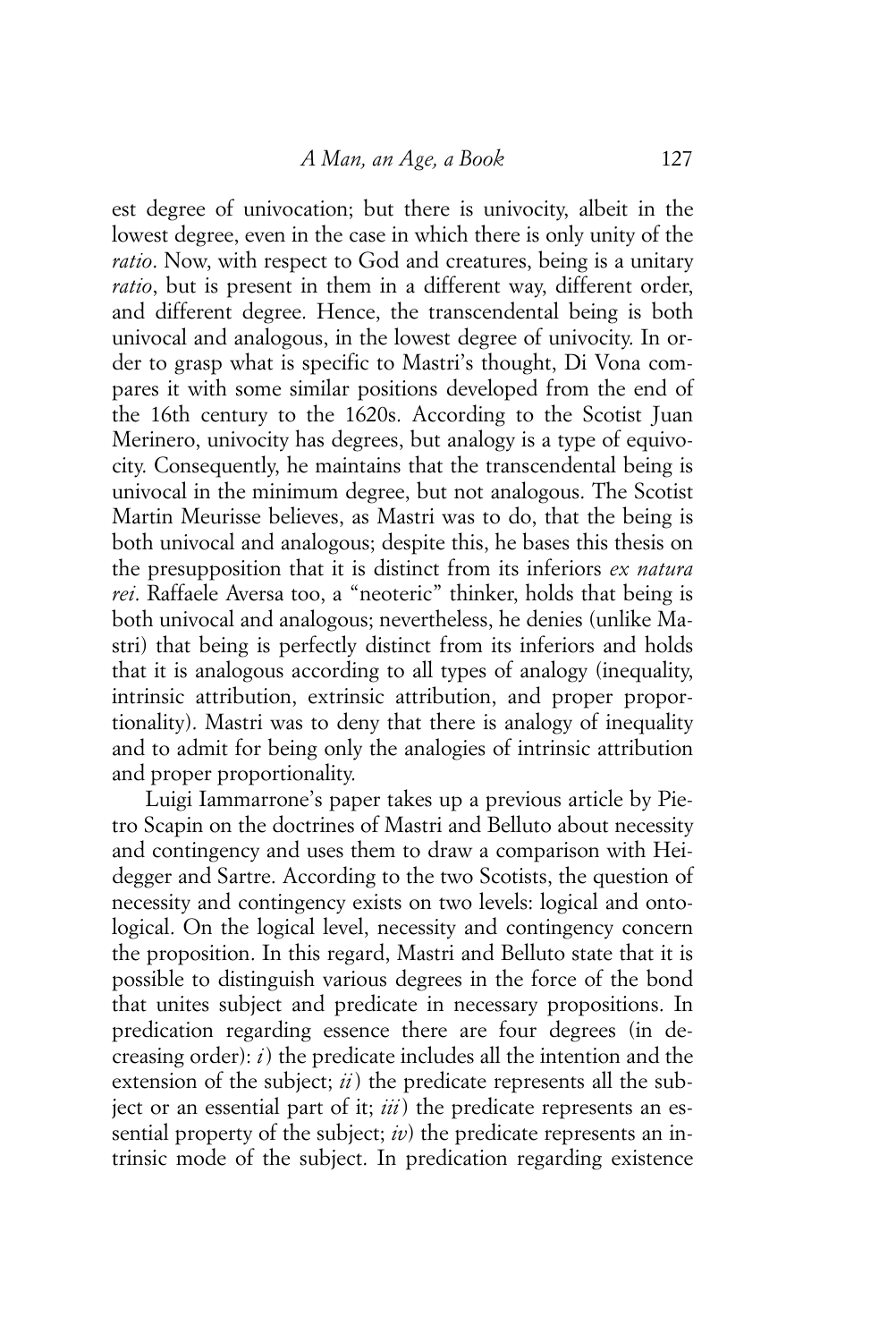est degree of univocation; but there is univocity, albeit in the lowest degree, even in the case in which there is only unity of the *ratio*. Now, with respect to God and creatures, being is a unitary *ratio*, but is present in them in a different way, different order, and different degree. Hence, the transcendental being is both univocal and analogous, in the lowest degree of univocity. In order to grasp what is specific to Mastri's thought, Di Vona compares it with some similar positions developed from the end of the 16th century to the 1620s. According to the Scotist Juan Merinero, univocity has degrees, but analogy is a type of equivocity. Consequently, he maintains that the transcendental being is univocal in the minimum degree, but not analogous. The Scotist Martin Meurisse believes, as Mastri was to do, that the being is both univocal and analogous; despite this, he bases this thesis on the presupposition that it is distinct from its inferiors *ex natura rei*. Raffaele Aversa too, a "neoteric" thinker, holds that being is both univocal and analogous; nevertheless, he denies (unlike Mastri) that being is perfectly distinct from its inferiors and holds that it is analogous according to all types of analogy (inequality, intrinsic attribution, extrinsic attribution, and proper proportionality). Mastri was to deny that there is analogy of inequality and to admit for being only the analogies of intrinsic attribution and proper proportionality.

Luigi Iammarrone's paper takes up a previous article by Pietro Scapin on the doctrines of Mastri and Belluto about necessity and contingency and uses them to draw a comparison with Heidegger and Sartre. According to the two Scotists, the question of necessity and contingency exists on two levels: logical and ontological. On the logical level, necessity and contingency concern the proposition. In this regard, Mastri and Belluto state that it is possible to distinguish various degrees in the force of the bond that unites subject and predicate in necessary propositions. In predication regarding essence there are four degrees (in decreasing order): *i*) the predicate includes all the intention and the extension of the subject; *ii*) the predicate represents all the subject or an essential part of it; *iii*) the predicate represents an essential property of the subject; *iv*) the predicate represents an intrinsic mode of the subject. In predication regarding existence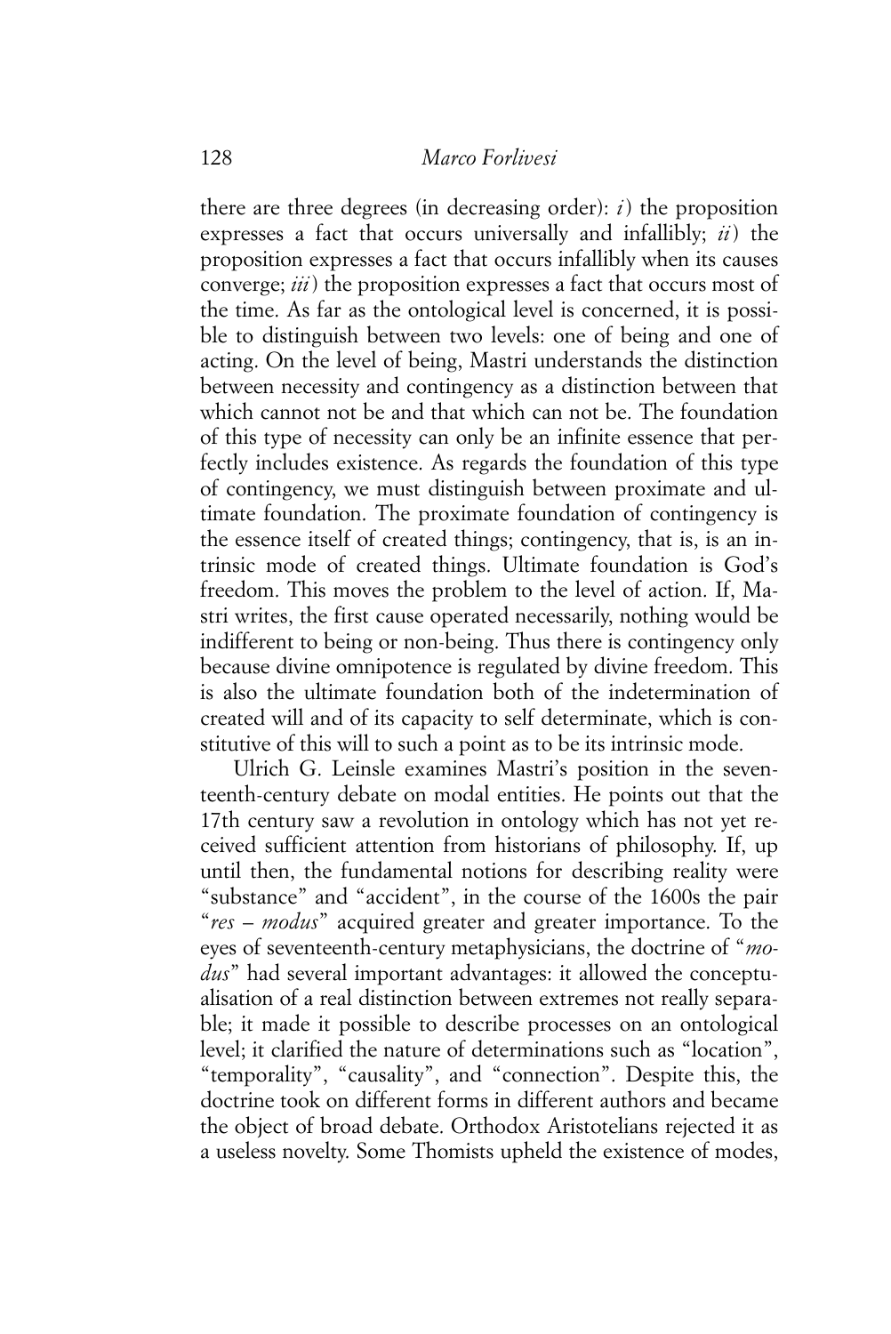there are three degrees (in decreasing order): *i*) the proposition expresses a fact that occurs universally and infallibly; *ii*) the proposition expresses a fact that occurs infallibly when its causes converge; *iii*) the proposition expresses a fact that occurs most of the time. As far as the ontological level is concerned, it is possible to distinguish between two levels: one of being and one of acting. On the level of being, Mastri understands the distinction between necessity and contingency as a distinction between that which cannot not be and that which can not be. The foundation of this type of necessity can only be an infinite essence that perfectly includes existence. As regards the foundation of this type of contingency, we must distinguish between proximate and ultimate foundation. The proximate foundation of contingency is the essence itself of created things; contingency, that is, is an intrinsic mode of created things. Ultimate foundation is God's freedom. This moves the problem to the level of action. If, Mastri writes, the first cause operated necessarily, nothing would be indifferent to being or non-being. Thus there is contingency only because divine omnipotence is regulated by divine freedom. This is also the ultimate foundation both of the indetermination of created will and of its capacity to self determinate, which is constitutive of this will to such a point as to be its intrinsic mode.

Ulrich G. Leinsle examines Mastri's position in the seventeenth-century debate on modal entities. He points out that the 17th century saw a revolution in ontology which has not yet received sufficient attention from historians of philosophy. If, up until then, the fundamental notions for describing reality were "substance" and "accident", in the course of the 1600s the pair "*res* – *modus*" acquired greater and greater importance. To the eyes of seventeenth-century metaphysicians, the doctrine of "*modus*" had several important advantages: it allowed the conceptualisation of a real distinction between extremes not really separable; it made it possible to describe processes on an ontological level; it clarified the nature of determinations such as "location", "temporality", "causality", and "connection". Despite this, the doctrine took on different forms in different authors and became the object of broad debate. Orthodox Aristotelians rejected it as a useless novelty. Some Thomists upheld the existence of modes,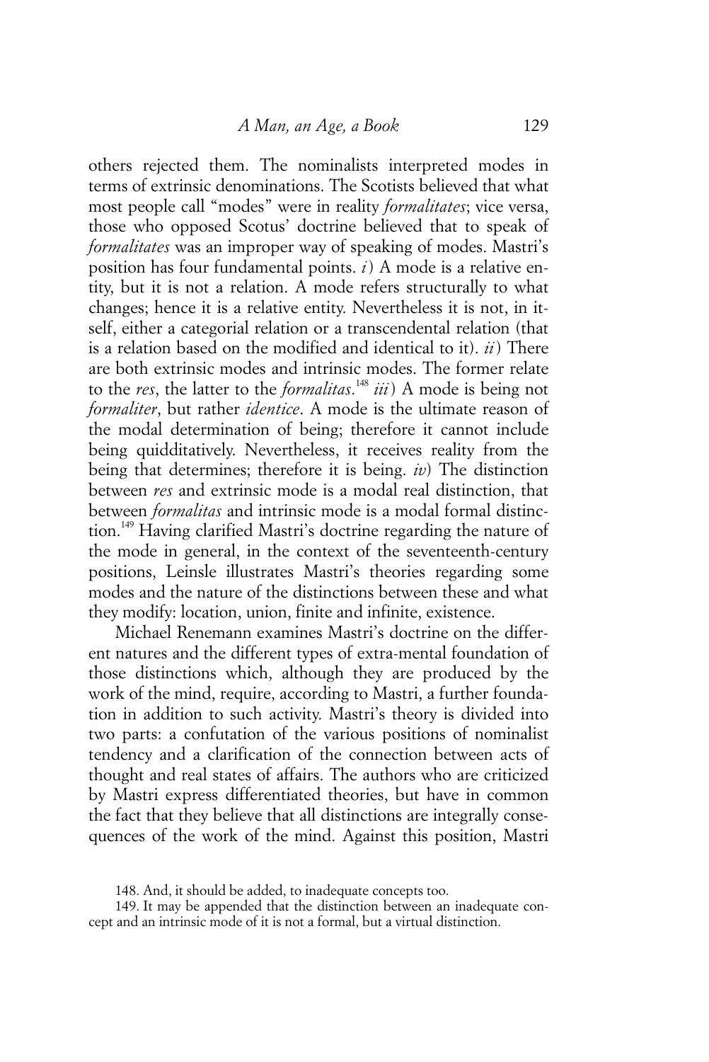others rejected them. The nominalists interpreted modes in terms of extrinsic denominations. The Scotists believed that what most people call "modes" were in reality *formalitates*; vice versa, those who opposed Scotus' doctrine believed that to speak of *formalitates* was an improper way of speaking of modes. Mastri's position has four fundamental points. *i*) A mode is a relative entity, but it is not a relation. A mode refers structurally to what changes; hence it is a relative entity. Nevertheless it is not, in itself, either a categorial relation or a transcendental relation (that is a relation based on the modified and identical to it). *ii*) There are both extrinsic modes and intrinsic modes. The former relate to the *res*, the latter to the *formalitas*.[148] *iii*) A mode is being not *formaliter*, but rather *identice*. A mode is the ultimate reason of the modal determination of being; therefore it cannot include being quidditatively. Nevertheless, it receives reality from the being that determines; therefore it is being. *iv*) The distinction between *res* and extrinsic mode is a modal real distinction, that between *formalitas* and intrinsic mode is a modal formal distinction.[149] Having clarified Mastri's doctrine regarding the nature of the mode in general, in the context of the seventeenth-century positions, Leinsle illustrates Mastri's theories regarding some modes and the nature of the distinctions between these and what they modify: location, union, finite and infinite, existence.

Michael Renemann examines Mastri's doctrine on the different natures and the different types of extra-mental foundation of those distinctions which, although they are produced by the work of the mind, require, according to Mastri, a further foundation in addition to such activity. Mastri's theory is divided into two parts: a confutation of the various positions of nominalist tendency and a clarification of the connection between acts of thought and real states of affairs. The authors who are criticized by Mastri express differentiated theories, but have in common the fact that they believe that all distinctions are integrally consequences of the work of the mind. Against this position, Mastri

148. And, it should be added, to inadequate concepts too.

149. It may be appended that the distinction between an inadequate concept and an intrinsic mode of it is not a formal, but a virtual distinction.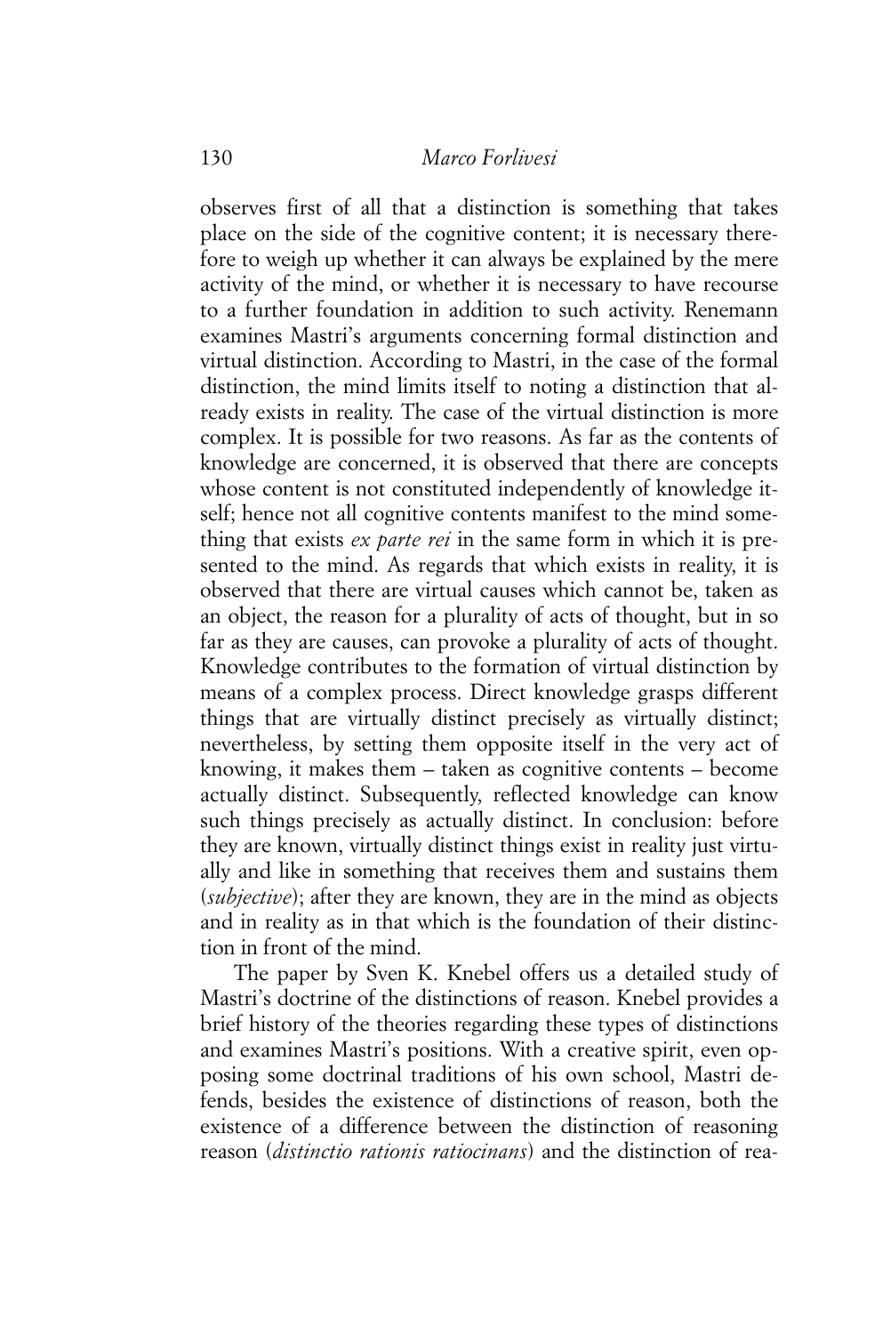observes first of all that a distinction is something that takes place on the side of the cognitive content; it is necessary therefore to weigh up whether it can always be explained by the mere activity of the mind, or whether it is necessary to have recourse to a further foundation in addition to such activity. Renemann examines Mastri's arguments concerning formal distinction and virtual distinction. According to Mastri, in the case of the formal distinction, the mind limits itself to noting a distinction that already exists in reality. The case of the virtual distinction is more complex. It is possible for two reasons. As far as the contents of knowledge are concerned, it is observed that there are concepts whose content is not constituted independently of knowledge itself; hence not all cognitive contents manifest to the mind something that exists *ex parte rei* in the same form in which it is presented to the mind. As regards that which exists in reality, it is observed that there are virtual causes which cannot be, taken as an object, the reason for a plurality of acts of thought, but in so far as they are causes, can provoke a plurality of acts of thought. Knowledge contributes to the formation of virtual distinction by means of a complex process. Direct knowledge grasps different things that are virtually distinct precisely as virtually distinct; nevertheless, by setting them opposite itself in the very act of knowing, it makes them – taken as cognitive contents – become actually distinct. Subsequently, reflected knowledge can know such things precisely as actually distinct. In conclusion: before they are known, virtually distinct things exist in reality just virtually and like in something that receives them and sustains them (*subjective*); after they are known, they are in the mind as objects and in reality as in that which is the foundation of their distinction in front of the mind.

The paper by Sven K. Knebel offers us a detailed study of Mastri's doctrine of the distinctions of reason. Knebel provides a brief history of the theories regarding these types of distinctions and examines Mastri's positions. With a creative spirit, even opposing some doctrinal traditions of his own school, Mastri defends, besides the existence of distinctions of reason, both the existence of a difference between the distinction of reasoning reason (*distinctio rationis ratiocinans*) and the distinction of rea-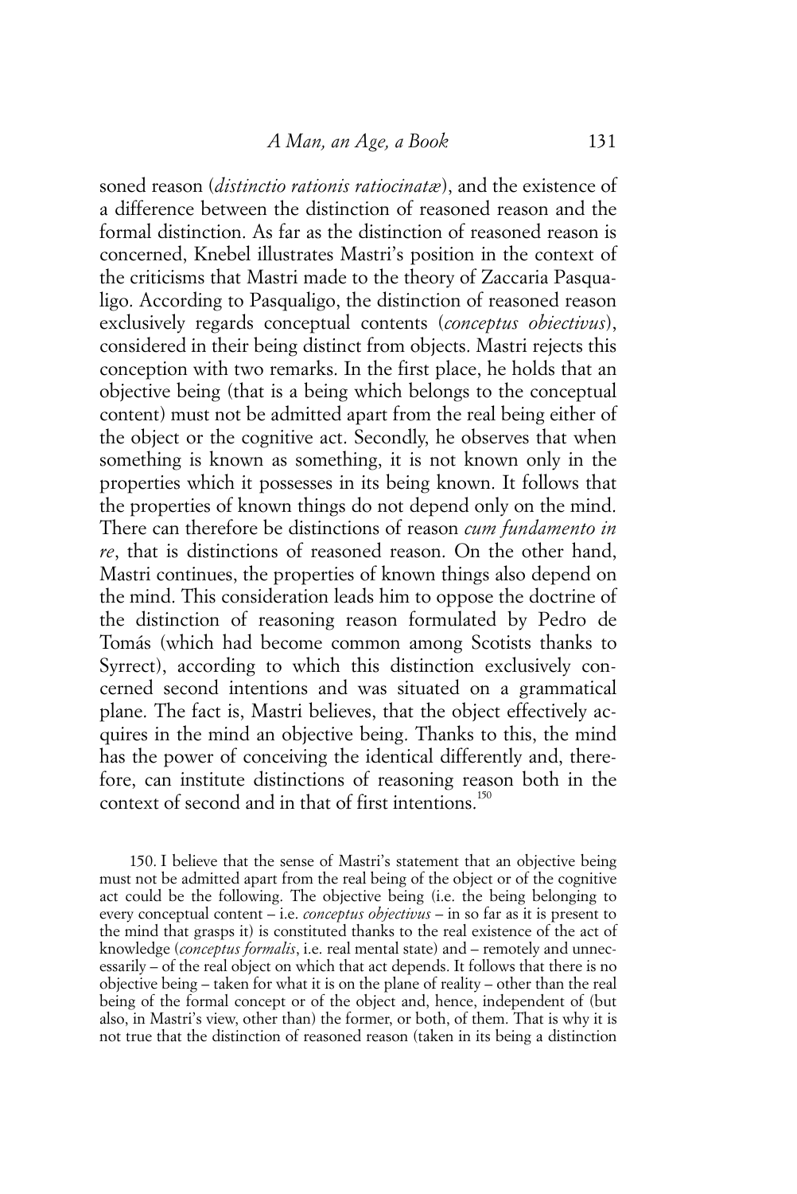soned reason (*distinctio rationis ratiocinatæ*), and the existence of a difference between the distinction of reasoned reason and the formal distinction. As far as the distinction of reasoned reason is concerned, Knebel illustrates Mastri's position in the context of the criticisms that Mastri made to the theory of Zaccaria Pasqualigo. According to Pasqualigo, the distinction of reasoned reason exclusively regards conceptual contents (*conceptus obiectivus*), considered in their being distinct from objects. Mastri rejects this conception with two remarks. In the first place, he holds that an objective being (that is a being which belongs to the conceptual content) must not be admitted apart from the real being either of the object or the cognitive act. Secondly, he observes that when something is known as something, it is not known only in the properties which it possesses in its being known. It follows that the properties of known things do not depend only on the mind. There can therefore be distinctions of reason *cum fundamento in re*, that is distinctions of reasoned reason. On the other hand, Mastri continues, the properties of known things also depend on the mind. This consideration leads him to oppose the doctrine of the distinction of reasoning reason formulated by Pedro de Tomás (which had become common among Scotists thanks to Syrrect), according to which this distinction exclusively concerned second intentions and was situated on a grammatical plane. The fact is, Mastri believes, that the object effectively acquires in the mind an objective being. Thanks to this, the mind has the power of conceiving the identical differently and, therefore, can institute distinctions of reasoning reason both in the context of second and in that of first intentions.[150]

150. I believe that the sense of Mastri's statement that an objective being must not be admitted apart from the real being of the object or of the cognitive act could be the following. The objective being (i.e. the being belonging to every conceptual content – i.e. *conceptus objectivus* – in so far as it is present to the mind that grasps it) is constituted thanks to the real existence of the act of knowledge (*conceptus formalis*, i.e. real mental state) and – remotely and unnecessarily – of the real object on which that act depends. It follows that there is no objective being – taken for what it is on the plane of reality – other than the real being of the formal concept or of the object and, hence, independent of (but also, in Mastri's view, other than) the former, or both, of them. That is why it is not true that the distinction of reasoned reason (taken in its being a distinction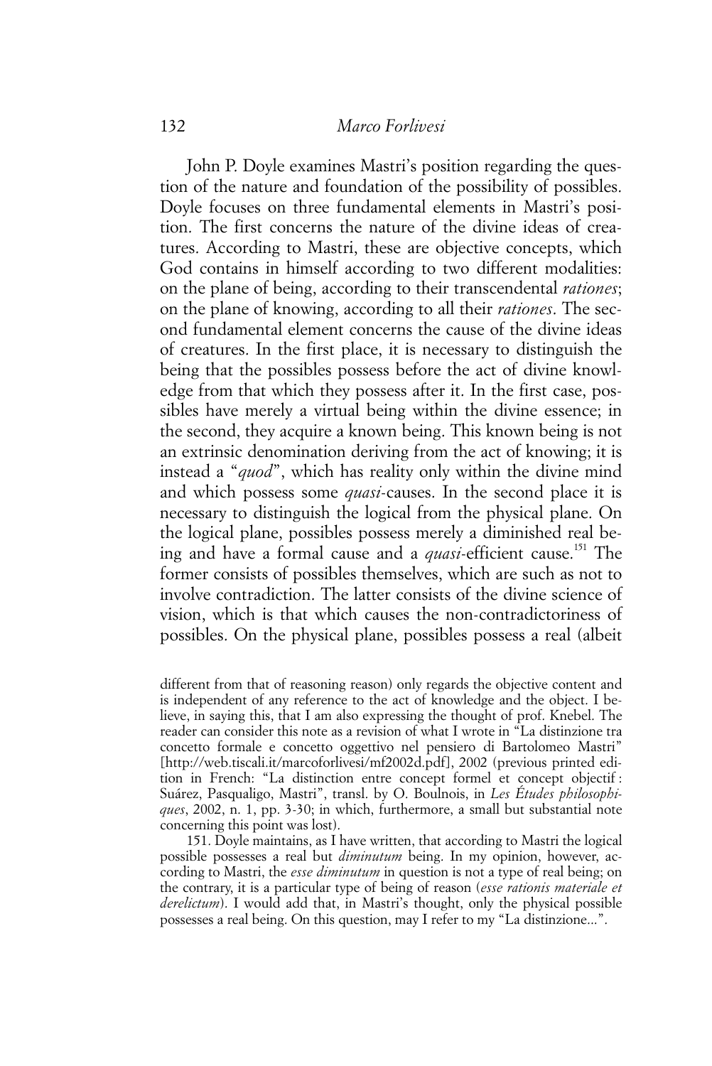John P. Doyle examines Mastri's position regarding the question of the nature and foundation of the possibility of possibles. Doyle focuses on three fundamental elements in Mastri's position. The first concerns the nature of the divine ideas of creatures. According to Mastri, these are objective concepts, which God contains in himself according to two different modalities: on the plane of being, according to their transcendental *rationes*; on the plane of knowing, according to all their *rationes*. The second fundamental element concerns the cause of the divine ideas of creatures. In the first place, it is necessary to distinguish the being that the possibles possess before the act of divine knowledge from that which they possess after it. In the first case, possibles have merely a virtual being within the divine essence; in the second, they acquire a known being. This known being is not an extrinsic denomination deriving from the act of knowing; it is instead a "*quod*", which has reality only within the divine mind and which possess some *quasi*-causes. In the second place it is necessary to distinguish the logical from the physical plane. On the logical plane, possibles possess merely a diminished real being and have a formal cause and a *quasi*-efficient cause.[151] The former consists of possibles themselves, which are such as not to involve contradiction. The latter consists of the divine science of vision, which is that which causes the non-contradictoriness of possibles. On the physical plane, possibles possess a real (albeit

different from that of reasoning reason) only regards the objective content and is independent of any reference to the act of knowledge and the object. I believe, in saying this, that I am also expressing the thought of prof. Knebel. The reader can consider this note as a revision of what I wrote in "La distinzione tra concetto formale e concetto oggettivo nel pensiero di Bartolomeo Mastri" [http://web.tiscali.it/marcoforlivesi/mf2002d.pdf], 2002 (previous printed edition in French: "La distinction entre concept formel et concept objectif : Suárez, Pasqualigo, Mastri", transl. by O. Boulnois, in *Les Études philosophiques*, 2002, n. 1, pp. 3-30; in which, furthermore, a small but substantial note concerning this point was lost).

151. Doyle maintains, as I have written, that according to Mastri the logical possible possesses a real but *diminutum* being. In my opinion, however, according to Mastri, the *esse diminutum* in question is not a type of real being; on the contrary, it is a particular type of being of reason (*esse rationis materiale et derelictum*). I would add that, in Mastri's thought, only the physical possible possesses a real being. On this question, may I refer to my "La distinzione...".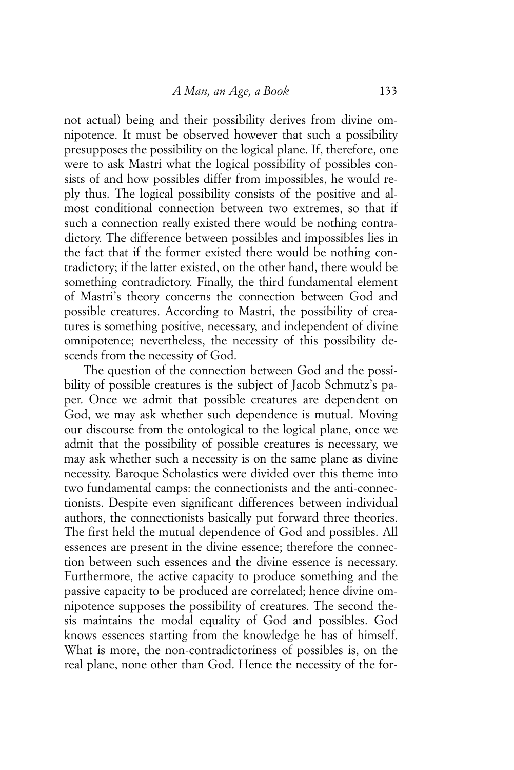not actual) being and their possibility derives from divine omnipotence. It must be observed however that such a possibility presupposes the possibility on the logical plane. If, therefore, one were to ask Mastri what the logical possibility of possibles consists of and how possibles differ from impossibles, he would reply thus. The logical possibility consists of the positive and almost conditional connection between two extremes, so that if such a connection really existed there would be nothing contradictory. The difference between possibles and impossibles lies in the fact that if the former existed there would be nothing contradictory; if the latter existed, on the other hand, there would be something contradictory. Finally, the third fundamental element of Mastri's theory concerns the connection between God and possible creatures. According to Mastri, the possibility of creatures is something positive, necessary, and independent of divine omnipotence; nevertheless, the necessity of this possibility descends from the necessity of God.

The question of the connection between God and the possibility of possible creatures is the subject of Jacob Schmutz's paper. Once we admit that possible creatures are dependent on God, we may ask whether such dependence is mutual. Moving our discourse from the ontological to the logical plane, once we admit that the possibility of possible creatures is necessary, we may ask whether such a necessity is on the same plane as divine necessity. Baroque Scholastics were divided over this theme into two fundamental camps: the connectionists and the anti-connectionists. Despite even significant differences between individual authors, the connectionists basically put forward three theories. The first held the mutual dependence of God and possibles. All essences are present in the divine essence; therefore the connection between such essences and the divine essence is necessary. Furthermore, the active capacity to produce something and the passive capacity to be produced are correlated; hence divine omnipotence supposes the possibility of creatures. The second thesis maintains the modal equality of God and possibles. God knows essences starting from the knowledge he has of himself. What is more, the non-contradictoriness of possibles is, on the real plane, none other than God. Hence the necessity of the for-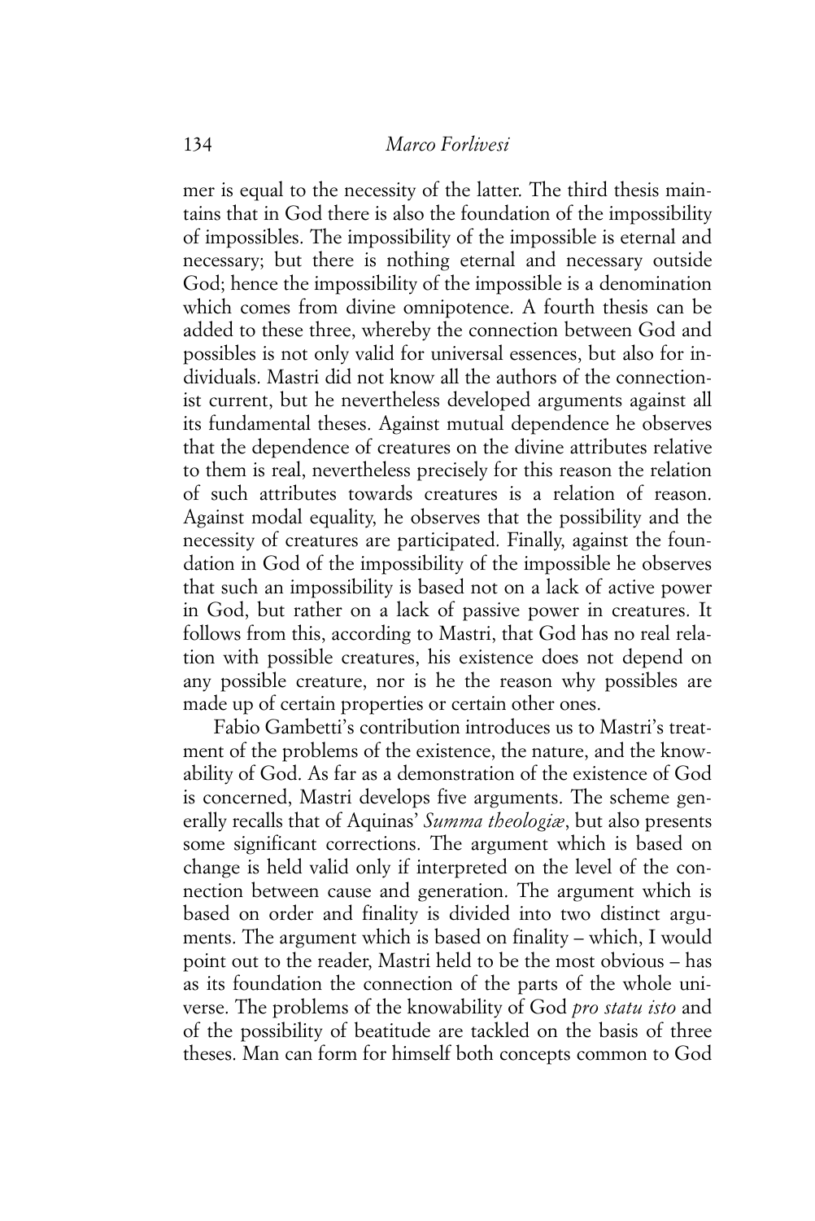mer is equal to the necessity of the latter. The third thesis maintains that in God there is also the foundation of the impossibility of impossibles. The impossibility of the impossible is eternal and necessary; but there is nothing eternal and necessary outside God; hence the impossibility of the impossible is a denomination which comes from divine omnipotence. A fourth thesis can be added to these three, whereby the connection between God and possibles is not only valid for universal essences, but also for individuals. Mastri did not know all the authors of the connectionist current, but he nevertheless developed arguments against all its fundamental theses. Against mutual dependence he observes that the dependence of creatures on the divine attributes relative to them is real, nevertheless precisely for this reason the relation of such attributes towards creatures is a relation of reason. Against modal equality, he observes that the possibility and the necessity of creatures are participated. Finally, against the foundation in God of the impossibility of the impossible he observes that such an impossibility is based not on a lack of active power in God, but rather on a lack of passive power in creatures. It follows from this, according to Mastri, that God has no real relation with possible creatures, his existence does not depend on any possible creature, nor is he the reason why possibles are made up of certain properties or certain other ones.

Fabio Gambetti's contribution introduces us to Mastri's treatment of the problems of the existence, the nature, and the knowability of God. As far as a demonstration of the existence of God is concerned, Mastri develops five arguments. The scheme generally recalls that of Aquinas' *Summa theologiæ*, but also presents some significant corrections. The argument which is based on change is held valid only if interpreted on the level of the connection between cause and generation. The argument which is based on order and finality is divided into two distinct arguments. The argument which is based on finality – which, I would point out to the reader, Mastri held to be the most obvious – has as its foundation the connection of the parts of the whole universe. The problems of the knowability of God *pro statu isto* and of the possibility of beatitude are tackled on the basis of three theses. Man can form for himself both concepts common to God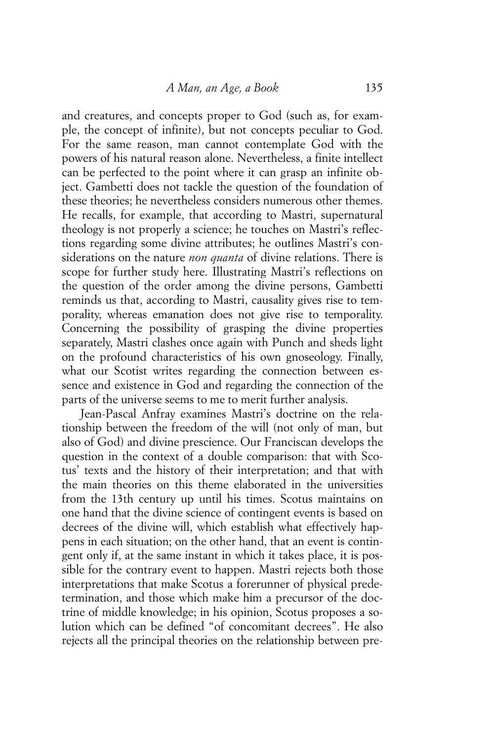and creatures, and concepts proper to God (such as, for example, the concept of infinite), but not concepts peculiar to God. For the same reason, man cannot contemplate God with the powers of his natural reason alone. Nevertheless, a finite intellect can be perfected to the point where it can grasp an infinite object. Gambetti does not tackle the question of the foundation of these theories; he nevertheless considers numerous other themes. He recalls, for example, that according to Mastri, supernatural theology is not properly a science; he touches on Mastri's reflections regarding some divine attributes; he outlines Mastri's considerations on the nature *non quanta* of divine relations. There is scope for further study here. Illustrating Mastri's reflections on the question of the order among the divine persons, Gambetti reminds us that, according to Mastri, causality gives rise to temporality, whereas emanation does not give rise to temporality. Concerning the possibility of grasping the divine properties separately, Mastri clashes once again with Punch and sheds light on the profound characteristics of his own gnoseology. Finally, what our Scotist writes regarding the connection between essence and existence in God and regarding the connection of the parts of the universe seems to me to merit further analysis.

Jean-Pascal Anfray examines Mastri's doctrine on the relationship between the freedom of the will (not only of man, but also of God) and divine prescience. Our Franciscan develops the question in the context of a double comparison: that with Scotus' texts and the history of their interpretation; and that with the main theories on this theme elaborated in the universities from the 13th century up until his times. Scotus maintains on one hand that the divine science of contingent events is based on decrees of the divine will, which establish what effectively happens in each situation; on the other hand, that an event is contingent only if, at the same instant in which it takes place, it is possible for the contrary event to happen. Mastri rejects both those interpretations that make Scotus a forerunner of physical predetermination, and those which make him a precursor of the doctrine of middle knowledge; in his opinion, Scotus proposes a solution which can be defined "of concomitant decrees". He also rejects all the principal theories on the relationship between pre-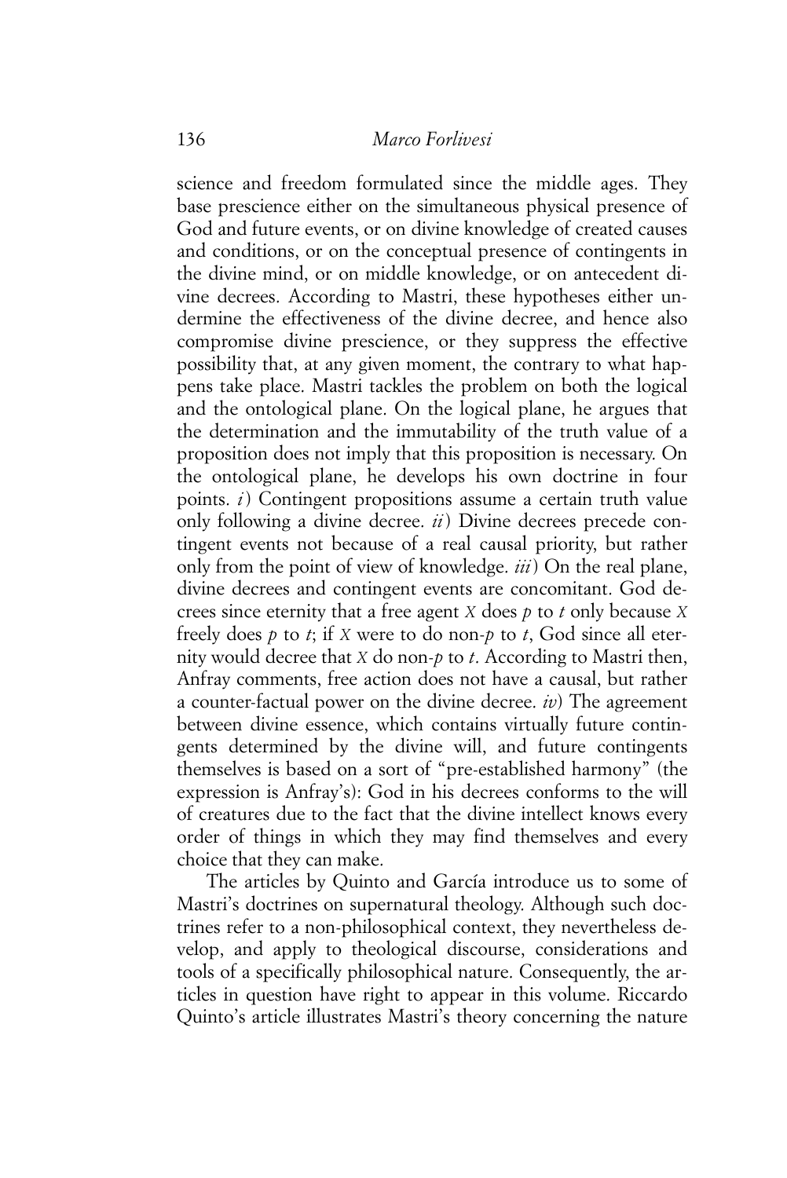science and freedom formulated since the middle ages. They base prescience either on the simultaneous physical presence of God and future events, or on divine knowledge of created causes and conditions, or on the conceptual presence of contingents in the divine mind, or on middle knowledge, or on antecedent divine decrees. According to Mastri, these hypotheses either undermine the effectiveness of the divine decree, and hence also compromise divine prescience, or they suppress the effective possibility that, at any given moment, the contrary to what happens take place. Mastri tackles the problem on both the logical and the ontological plane. On the logical plane, he argues that the determination and the immutability of the truth value of a proposition does not imply that this proposition is necessary. On the ontological plane, he develops his own doctrine in four points. *i*) Contingent propositions assume a certain truth value only following a divine decree. *ii*) Divine decrees precede contingent events not because of a real causal priority, but rather only from the point of view of knowledge. *iii*) On the real plane, divine decrees and contingent events are concomitant. God decrees since eternity that a free agent *X* does *p* to *t* only because *X* freely does *p* to *t*; if *X* were to do non-*p* to *t*, God since all eternity would decree that *X* do non-*p* to *t*. According to Mastri then, Anfray comments, free action does not have a causal, but rather a counter-factual power on the divine decree. *iv*) The agreement between divine essence, which contains virtually future contingents determined by the divine will, and future contingents themselves is based on a sort of "pre-established harmony" (the expression is Anfray's): God in his decrees conforms to the will of creatures due to the fact that the divine intellect knows every order of things in which they may find themselves and every choice that they can make.

The articles by Quinto and García introduce us to some of Mastri's doctrines on supernatural theology. Although such doctrines refer to a non-philosophical context, they nevertheless develop, and apply to theological discourse, considerations and tools of a specifically philosophical nature. Consequently, the articles in question have right to appear in this volume. Riccardo Quinto's article illustrates Mastri's theory concerning the nature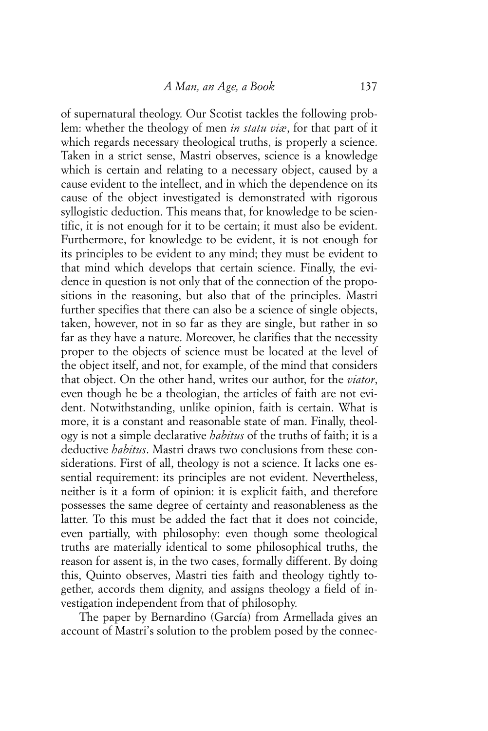of supernatural theology. Our Scotist tackles the following problem: whether the theology of men *in statu viæ*, for that part of it which regards necessary theological truths, is properly a science. Taken in a strict sense, Mastri observes, science is a knowledge which is certain and relating to a necessary object, caused by a cause evident to the intellect, and in which the dependence on its cause of the object investigated is demonstrated with rigorous syllogistic deduction. This means that, for knowledge to be scientific, it is not enough for it to be certain; it must also be evident. Furthermore, for knowledge to be evident, it is not enough for its principles to be evident to any mind; they must be evident to that mind which develops that certain science. Finally, the evidence in question is not only that of the connection of the propositions in the reasoning, but also that of the principles. Mastri further specifies that there can also be a science of single objects, taken, however, not in so far as they are single, but rather in so far as they have a nature. Moreover, he clarifies that the necessity proper to the objects of science must be located at the level of the object itself, and not, for example, of the mind that considers that object. On the other hand, writes our author, for the *viator*, even though he be a theologian, the articles of faith are not evident. Notwithstanding, unlike opinion, faith is certain. What is more, it is a constant and reasonable state of man. Finally, theology is not a simple declarative *habitus* of the truths of faith; it is a deductive *habitus*. Mastri draws two conclusions from these considerations. First of all, theology is not a science. It lacks one essential requirement: its principles are not evident. Nevertheless, neither is it a form of opinion: it is explicit faith, and therefore possesses the same degree of certainty and reasonableness as the latter. To this must be added the fact that it does not coincide, even partially, with philosophy: even though some theological truths are materially identical to some philosophical truths, the reason for assent is, in the two cases, formally different. By doing this, Quinto observes, Mastri ties faith and theology tightly together, accords them dignity, and assigns theology a field of investigation independent from that of philosophy.

The paper by Bernardino (García) from Armellada gives an account of Mastri's solution to the problem posed by the connec-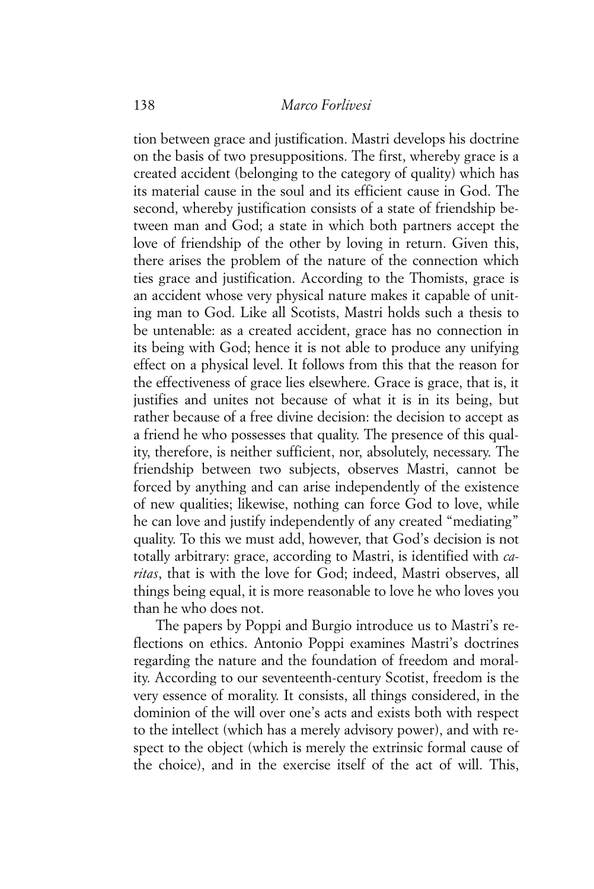tion between grace and justification. Mastri develops his doctrine on the basis of two presuppositions. The first, whereby grace is a created accident (belonging to the category of quality) which has its material cause in the soul and its efficient cause in God. The second, whereby justification consists of a state of friendship between man and God; a state in which both partners accept the love of friendship of the other by loving in return. Given this, there arises the problem of the nature of the connection which ties grace and justification. According to the Thomists, grace is an accident whose very physical nature makes it capable of uniting man to God. Like all Scotists, Mastri holds such a thesis to be untenable: as a created accident, grace has no connection in its being with God; hence it is not able to produce any unifying effect on a physical level. It follows from this that the reason for the effectiveness of grace lies elsewhere. Grace is grace, that is, it justifies and unites not because of what it is in its being, but rather because of a free divine decision: the decision to accept as a friend he who possesses that quality. The presence of this quality, therefore, is neither sufficient, nor, absolutely, necessary. The friendship between two subjects, observes Mastri, cannot be forced by anything and can arise independently of the existence of new qualities; likewise, nothing can force God to love, while he can love and justify independently of any created "mediating" quality. To this we must add, however, that God's decision is not totally arbitrary: grace, according to Mastri, is identified with *caritas*, that is with the love for God; indeed, Mastri observes, all things being equal, it is more reasonable to love he who loves you than he who does not.

The papers by Poppi and Burgio introduce us to Mastri's reflections on ethics. Antonio Poppi examines Mastri's doctrines regarding the nature and the foundation of freedom and morality. According to our seventeenth-century Scotist, freedom is the very essence of morality. It consists, all things considered, in the dominion of the will over one's acts and exists both with respect to the intellect (which has a merely advisory power), and with respect to the object (which is merely the extrinsic formal cause of the choice), and in the exercise itself of the act of will. This,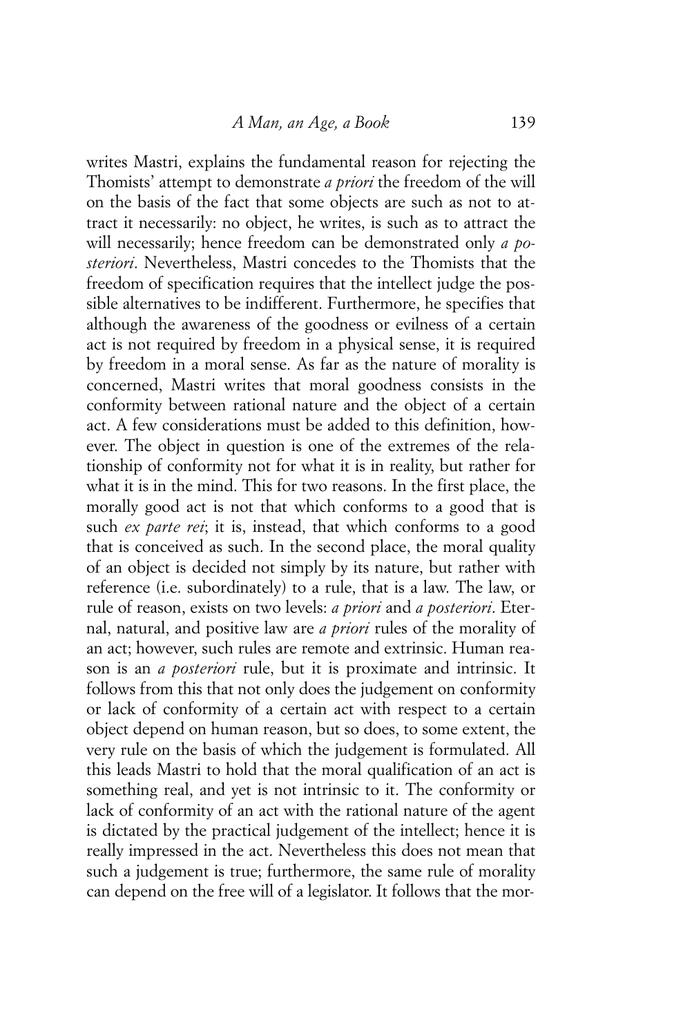writes Mastri, explains the fundamental reason for rejecting the Thomists' attempt to demonstrate *a priori* the freedom of the will on the basis of the fact that some objects are such as not to attract it necessarily: no object, he writes, is such as to attract the will necessarily; hence freedom can be demonstrated only *a posteriori*. Nevertheless, Mastri concedes to the Thomists that the freedom of specification requires that the intellect judge the possible alternatives to be indifferent. Furthermore, he specifies that although the awareness of the goodness or evilness of a certain act is not required by freedom in a physical sense, it is required by freedom in a moral sense. As far as the nature of morality is concerned, Mastri writes that moral goodness consists in the conformity between rational nature and the object of a certain act. A few considerations must be added to this definition, however. The object in question is one of the extremes of the relationship of conformity not for what it is in reality, but rather for what it is in the mind. This for two reasons. In the first place, the morally good act is not that which conforms to a good that is such *ex parte rei*; it is, instead, that which conforms to a good that is conceived as such. In the second place, the moral quality of an object is decided not simply by its nature, but rather with reference (i.e. subordinately) to a rule, that is a law. The law, or rule of reason, exists on two levels: *a priori* and *a posteriori*. Eternal, natural, and positive law are *a priori* rules of the morality of an act; however, such rules are remote and extrinsic. Human reason is an *a posteriori* rule, but it is proximate and intrinsic. It follows from this that not only does the judgement on conformity or lack of conformity of a certain act with respect to a certain object depend on human reason, but so does, to some extent, the very rule on the basis of which the judgement is formulated. All this leads Mastri to hold that the moral qualification of an act is something real, and yet is not intrinsic to it. The conformity or lack of conformity of an act with the rational nature of the agent is dictated by the practical judgement of the intellect; hence it is really impressed in the act. Nevertheless this does not mean that such a judgement is true; furthermore, the same rule of morality can depend on the free will of a legislator. It follows that the mor-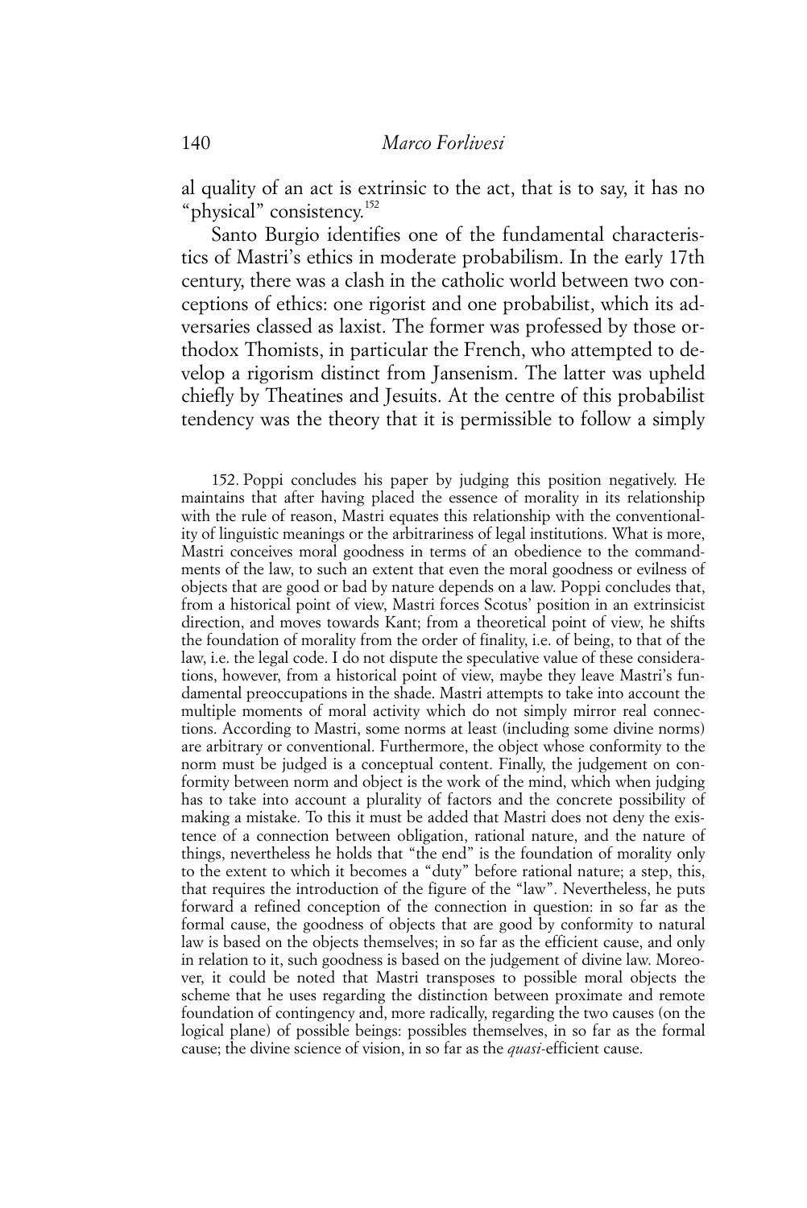al quality of an act is extrinsic to the act, that is to say, it has no "physical" consistency.[152]

Santo Burgio identifies one of the fundamental characteristics of Mastri's ethics in moderate probabilism. In the early 17th century, there was a clash in the catholic world between two conceptions of ethics: one rigorist and one probabilist, which its adversaries classed as laxist. The former was professed by those orthodox Thomists, in particular the French, who attempted to develop a rigorism distinct from Jansenism. The latter was upheld chiefly by Theatines and Jesuits. At the centre of this probabilist tendency was the theory that it is permissible to follow a simply

152. Poppi concludes his paper by judging this position negatively. He maintains that after having placed the essence of morality in its relationship with the rule of reason, Mastri equates this relationship with the conventionality of linguistic meanings or the arbitrariness of legal institutions. What is more, Mastri conceives moral goodness in terms of an obedience to the commandments of the law, to such an extent that even the moral goodness or evilness of objects that are good or bad by nature depends on a law. Poppi concludes that, from a historical point of view, Mastri forces Scotus' position in an extrinsicist direction, and moves towards Kant; from a theoretical point of view, he shifts the foundation of morality from the order of finality, i.e. of being, to that of the law, i.e. the legal code. I do not dispute the speculative value of these considerations, however, from a historical point of view, maybe they leave Mastri's fundamental preoccupations in the shade. Mastri attempts to take into account the multiple moments of moral activity which do not simply mirror real connections. According to Mastri, some norms at least (including some divine norms) are arbitrary or conventional. Furthermore, the object whose conformity to the norm must be judged is a conceptual content. Finally, the judgement on conformity between norm and object is the work of the mind, which when judging has to take into account a plurality of factors and the concrete possibility of making a mistake. To this it must be added that Mastri does not deny the existence of a connection between obligation, rational nature, and the nature of things, nevertheless he holds that "the end" is the foundation of morality only to the extent to which it becomes a "duty" before rational nature; a step, this, that requires the introduction of the figure of the "law". Nevertheless, he puts forward a refined conception of the connection in question: in so far as the formal cause, the goodness of objects that are good by conformity to natural law is based on the objects themselves; in so far as the efficient cause, and only in relation to it, such goodness is based on the judgement of divine law. Moreover, it could be noted that Mastri transposes to possible moral objects the scheme that he uses regarding the distinction between proximate and remote foundation of contingency and, more radically, regarding the two causes (on the logical plane) of possible beings: possibles themselves, in so far as the formal cause; the divine science of vision, in so far as the *quasi*-efficient cause.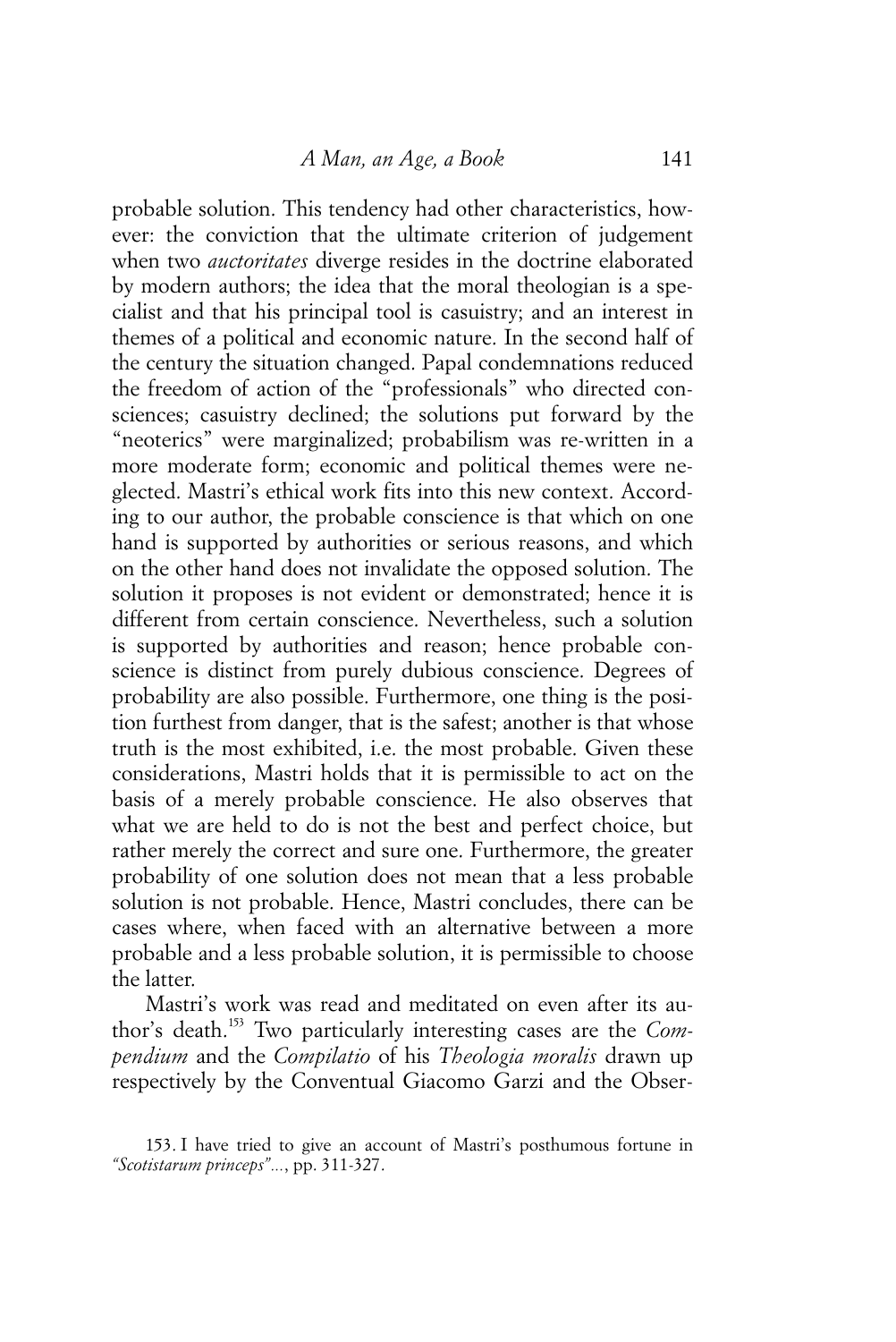probable solution. This tendency had other characteristics, however: the conviction that the ultimate criterion of judgement when two *auctoritates* diverge resides in the doctrine elaborated by modern authors; the idea that the moral theologian is a specialist and that his principal tool is casuistry; and an interest in themes of a political and economic nature. In the second half of the century the situation changed. Papal condemnations reduced the freedom of action of the "professionals" who directed consciences; casuistry declined; the solutions put forward by the "neoterics" were marginalized; probabilism was re-written in a more moderate form; economic and political themes were neglected. Mastri's ethical work fits into this new context. According to our author, the probable conscience is that which on one hand is supported by authorities or serious reasons, and which on the other hand does not invalidate the opposed solution. The solution it proposes is not evident or demonstrated; hence it is different from certain conscience. Nevertheless, such a solution is supported by authorities and reason; hence probable conscience is distinct from purely dubious conscience. Degrees of probability are also possible. Furthermore, one thing is the position furthest from danger, that is the safest; another is that whose truth is the most exhibited, i.e. the most probable. Given these considerations, Mastri holds that it is permissible to act on the basis of a merely probable conscience. He also observes that what we are held to do is not the best and perfect choice, but rather merely the correct and sure one. Furthermore, the greater probability of one solution does not mean that a less probable solution is not probable. Hence, Mastri concludes, there can be cases where, when faced with an alternative between a more probable and a less probable solution, it is permissible to choose the latter.

Mastri's work was read and meditated on even after its author's death.[153] Two particularly interesting cases are the *Compendium* and the *Compilatio* of his *Theologia moralis* drawn up respectively by the Conventual Giacomo Garzi and the Obser-

153. I have tried to give an account of Mastri's posthumous fortune in *"Scotistarum princeps"...*, pp. 311-327.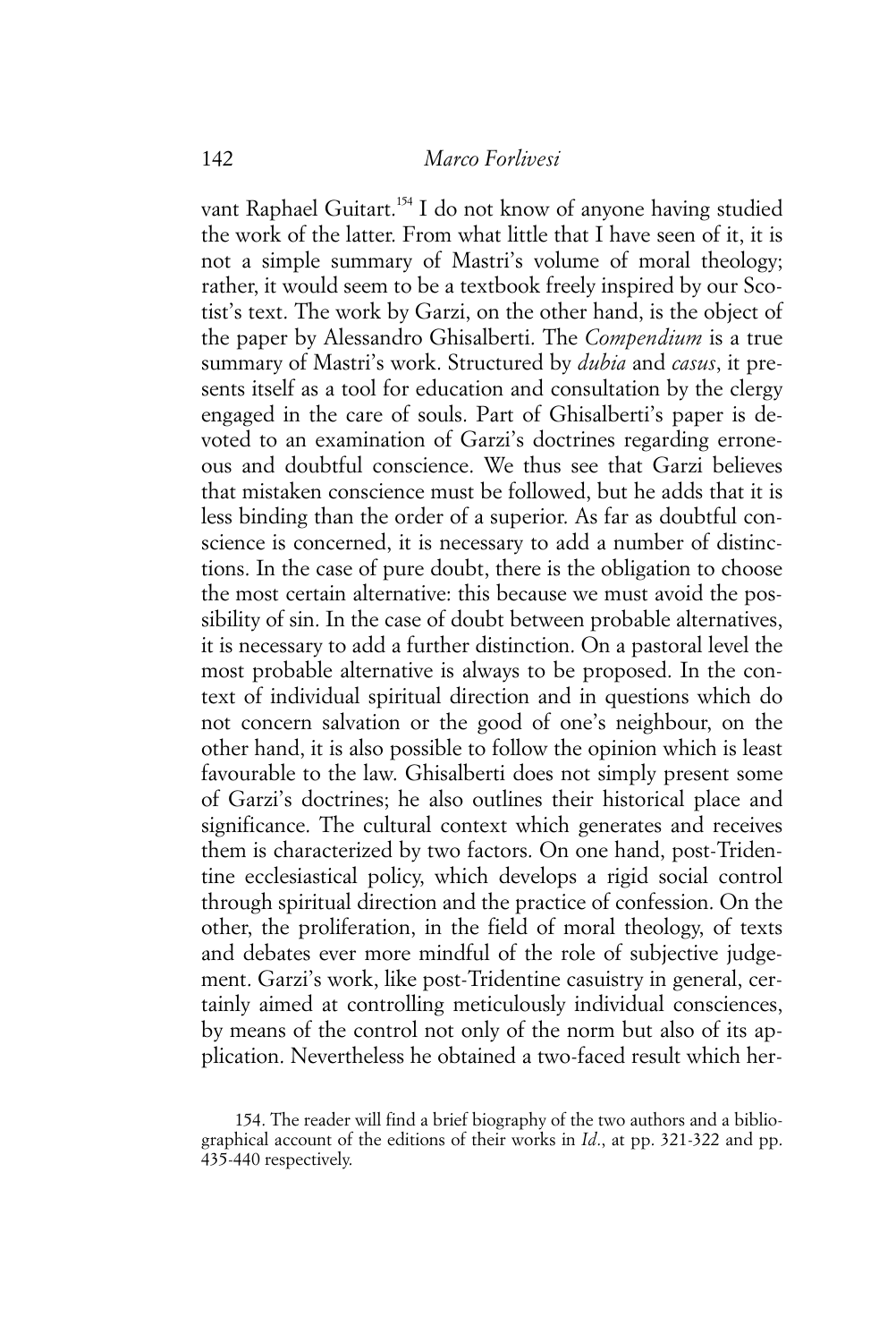vant Raphael Guitart.[154] I do not know of anyone having studied the work of the latter. From what little that I have seen of it, it is not a simple summary of Mastri's volume of moral theology; rather, it would seem to be a textbook freely inspired by our Scotist's text. The work by Garzi, on the other hand, is the object of the paper by Alessandro Ghisalberti. The *Compendium* is a true summary of Mastri's work. Structured by *dubia* and *casus*, it presents itself as a tool for education and consultation by the clergy engaged in the care of souls. Part of Ghisalberti's paper is devoted to an examination of Garzi's doctrines regarding erroneous and doubtful conscience. We thus see that Garzi believes that mistaken conscience must be followed, but he adds that it is less binding than the order of a superior. As far as doubtful conscience is concerned, it is necessary to add a number of distinctions. In the case of pure doubt, there is the obligation to choose the most certain alternative: this because we must avoid the possibility of sin. In the case of doubt between probable alternatives, it is necessary to add a further distinction. On a pastoral level the most probable alternative is always to be proposed. In the context of individual spiritual direction and in questions which do not concern salvation or the good of one's neighbour, on the other hand, it is also possible to follow the opinion which is least favourable to the law. Ghisalberti does not simply present some of Garzi's doctrines; he also outlines their historical place and significance. The cultural context which generates and receives them is characterized by two factors. On one hand, post-Tridentine ecclesiastical policy, which develops a rigid social control through spiritual direction and the practice of confession. On the other, the proliferation, in the field of moral theology, of texts and debates ever more mindful of the role of subjective judgement. Garzi's work, like post-Tridentine casuistry in general, certainly aimed at controlling meticulously individual consciences, by means of the control not only of the norm but also of its application. Nevertheless he obtained a two-faced result which her-

154. The reader will find a brief biography of the two authors and a bibliographical account of the editions of their works in *Id*., at pp. 321-322 and pp. 435-440 respectively.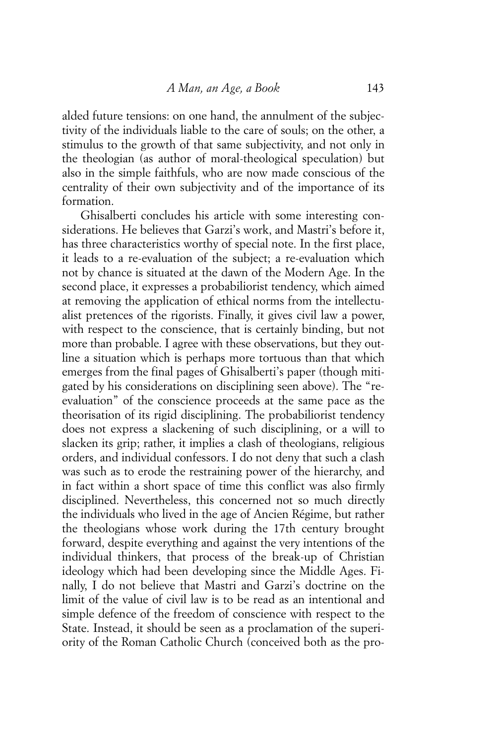alded future tensions: on one hand, the annulment of the subjectivity of the individuals liable to the care of souls; on the other, a stimulus to the growth of that same subjectivity, and not only in the theologian (as author of moral-theological speculation) but also in the simple faithfuls, who are now made conscious of the centrality of their own subjectivity and of the importance of its formation.

Ghisalberti concludes his article with some interesting considerations. He believes that Garzi's work, and Mastri's before it, has three characteristics worthy of special note. In the first place, it leads to a re-evaluation of the subject; a re-evaluation which not by chance is situated at the dawn of the Modern Age. In the second place, it expresses a probabiliorist tendency, which aimed at removing the application of ethical norms from the intellectualist pretences of the rigorists. Finally, it gives civil law a power, with respect to the conscience, that is certainly binding, but not more than probable. I agree with these observations, but they outline a situation which is perhaps more tortuous than that which emerges from the final pages of Ghisalberti's paper (though mitigated by his considerations on disciplining seen above). The "re-evaluation" of the conscience proceeds at the same pace as the theorisation of its rigid disciplining. The probabiliorist tendency does not express a slackening of such disciplining, or a will to slacken its grip; rather, it implies a clash of theologians, religious orders, and individual confessors. I do not deny that such a clash was such as to erode the restraining power of the hierarchy, and in fact within a short space of time this conflict was also firmly disciplined. Nevertheless, this concerned not so much directly the individuals who lived in the age of Ancien Régime, but rather the theologians whose work during the 17th century brought forward, despite everything and against the very intentions of the individual thinkers, that process of the break-up of Christian ideology which had been developing since the Middle Ages. Finally, I do not believe that Mastri and Garzi's doctrine on the limit of the value of civil law is to be read as an intentional and simple defence of the freedom of conscience with respect to the State. Instead, it should be seen as a proclamation of the superiority of the Roman Catholic Church (conceived both as the pro-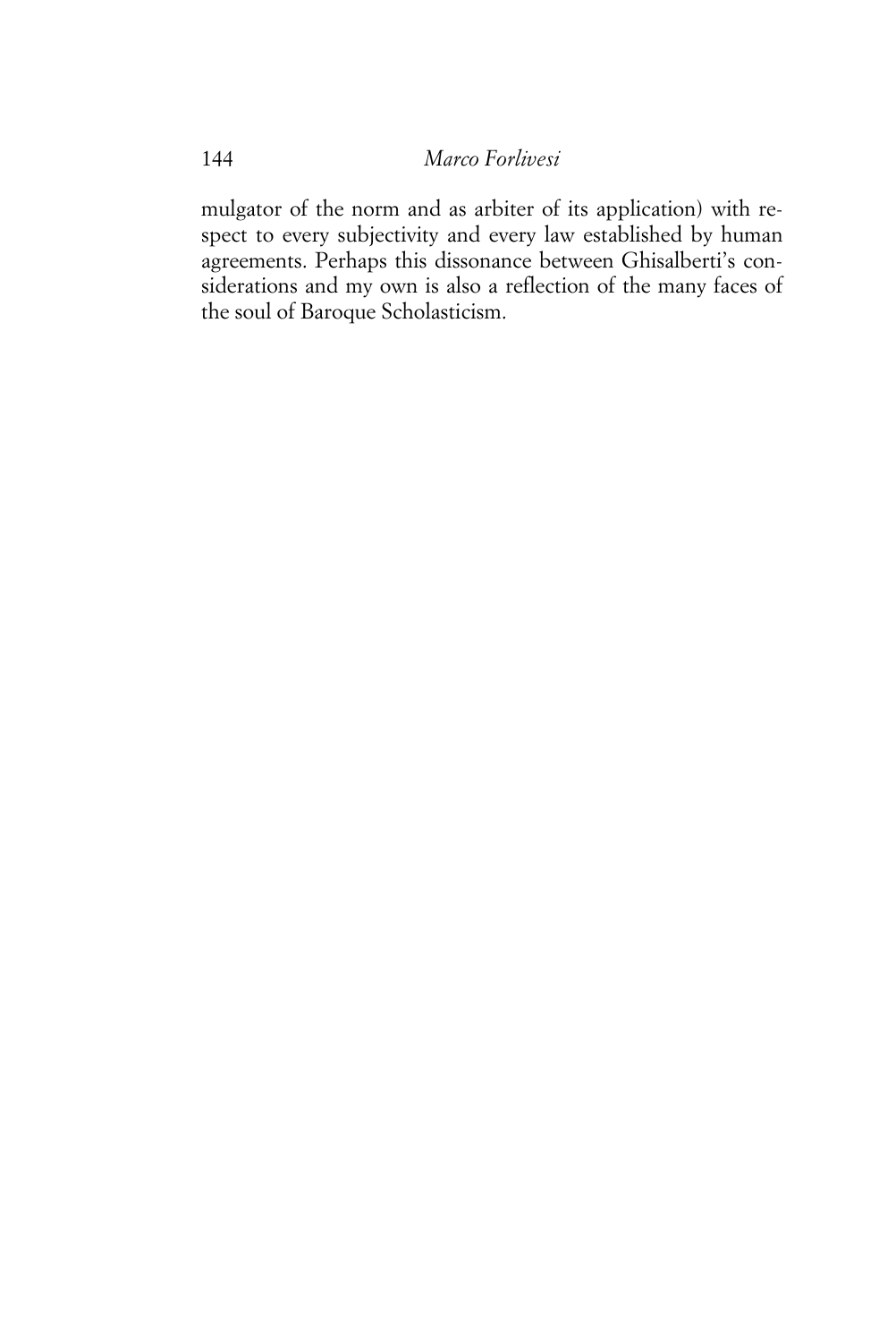mulgator of the norm and as arbiter of its application) with respect to every subjectivity and every law established by human agreements. Perhaps this dissonance between Ghisalberti's considerations and my own is also a reflection of the many faces of the soul of Baroque Scholasticism.